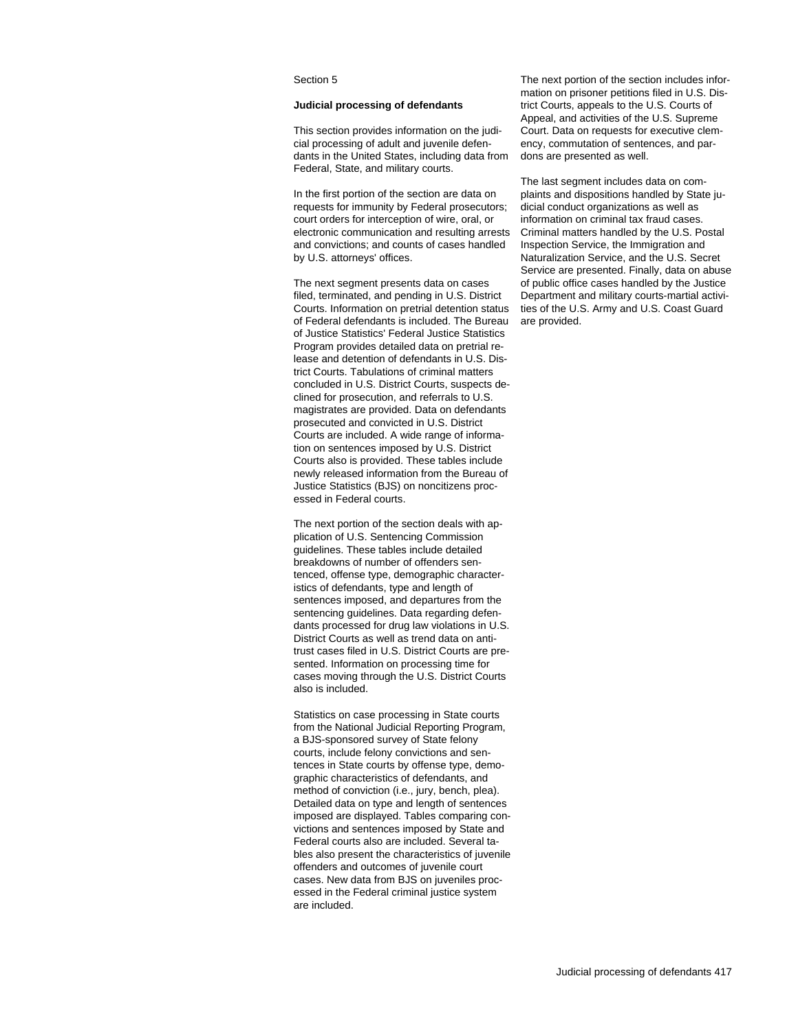Section 5

## Judicial processing of defendants

This section provides information on the judicial processing of adult and juvenile defendants in the United States, including data from Federal, State, and military courts.

In the first portion of the section are data on requests for immunity by Federal prosecutors; court orders for interception of wire, oral, or electronic communication and resulting arrests and convictions; and counts of cases handled by U.S. attorneys' offices.

The next segment presents data on cases filed, terminated, and pending in U.S. District Courts. Information on pretrial detention status of Federal defendants is included. The Bureau of Justice Statistics' Federal Justice Statistics Program provides detailed data on pretrial release and detention of defendants in U.S. District Courts. Tabulations of criminal matters concluded in U.S. District Courts, suspects declined for prosecution, and referrals to U.S. magistrates are provided. Data on defendants prosecuted and convicted in U.S. District Courts are included. A wide range of information on sentences imposed by U.S. District Courts also is provided. These tables include newly released information from the Bureau of Justice Statistics (BJS) on noncitizens processed in Federal courts.

The next portion of the section deals with application of U.S. Sentencing Commission guidelines. These tables include detailed breakdowns of number of offenders sentenced, offense type, demographic characteristics of defendants, type and length of sentences imposed, and departures from the sentencing guidelines. Data regarding defendants processed for drug law violations in U.S. District Courts as well as trend data on antitrust cases filed in U.S. District Courts are presented. Information on processing time for cases moving through the U.S. District Courts also is included.

Statistics on case processing in State courts from the National Judicial Reporting Program, a BJS-sponsored survey of State felony courts, include felony convictions and sentences in State courts by offense type, demographic characteristics of defendants, and method of conviction (i.e., jury, bench, plea). Detailed data on type and length of sentences imposed are displayed. Tables comparing convictions and sentences imposed by State and Federal courts also are included. Several tables also present the characteristics of juvenile offenders and outcomes of juvenile court cases. New data from BJS on juveniles processed in the Federal criminal justice system are included.

The next portion of the section includes information on prisoner petitions filed in U.S. District Courts, appeals to the U.S. Courts of Appeal, and activities of the U.S. Supreme Court. Data on requests for executive clemency, commutation of sentences, and pardons are presented as well.

The last segment includes data on complaints and dispositions handled by State judicial conduct organizations as well as information on criminal tax fraud cases. Criminal matters handled by the U.S. Postal Inspection Service, the Immigration and Naturalization Service, and the U.S. Secret Service are presented. Finally, data on abuse of public office cases handled by the Justice Department and military courts-martial activities of the U.S. Army and U.S. Coast Guard are provided.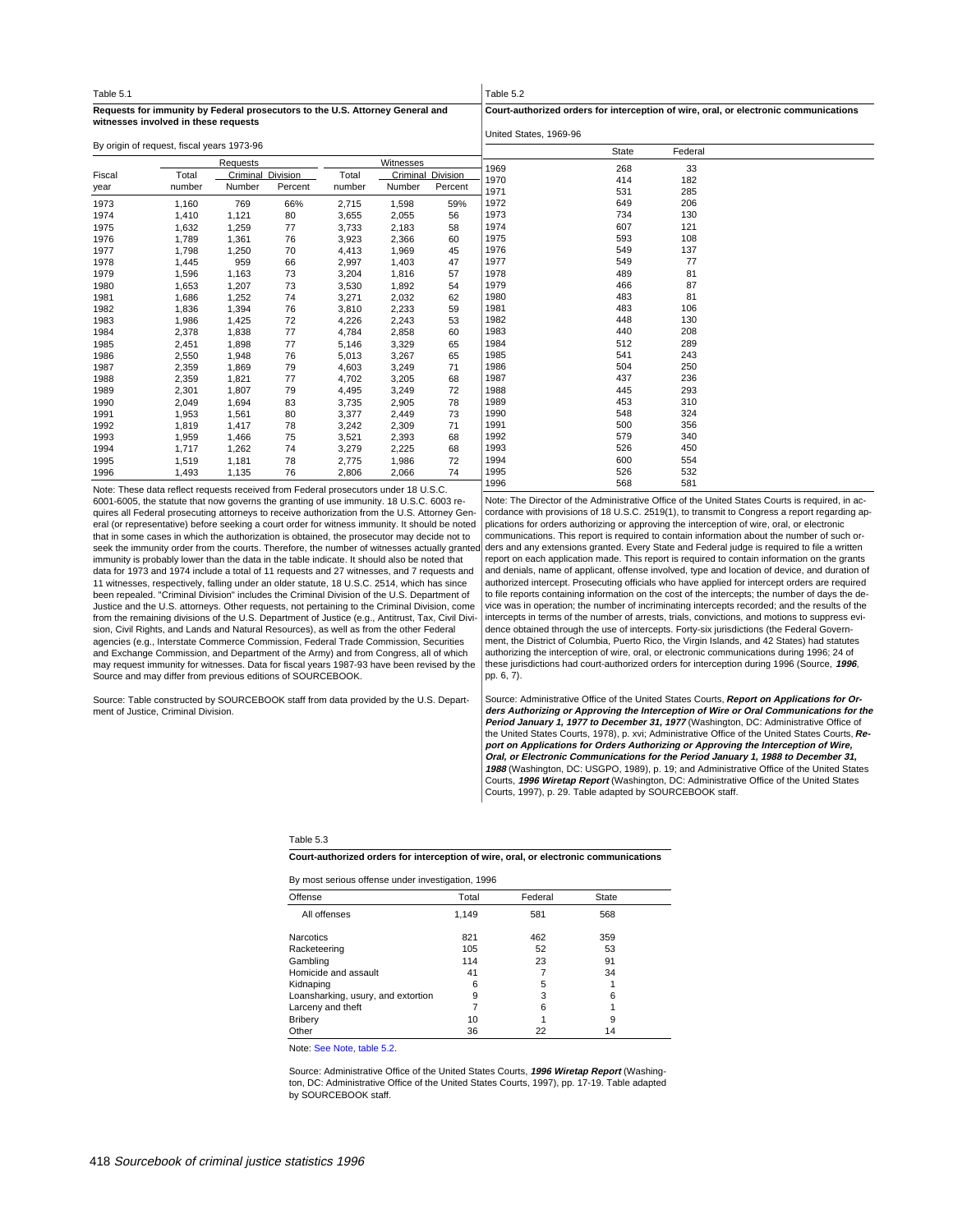Table 5.1

**Requests for immunity by Federal prosecutors to the U.S. Attorney General and witnesses involved in these requests**

By origin of request, fiscal years 1973-96

| | Requests | | | Witnesses | | |
|---|---|---|---|---|---|---|
| | | Criminal Division | | | Criminal Division | |
| Fiscal year | Total number | Number | Percent | Total number | Number | Percent |
| 1973 | 1,160 | 769 | 66% | 2,715 | 1,598 | 59% |
| 1974 | 1,410 | 1,121 | 80 | 3,655 | 2,055 | 56 |
| 1975 | 1,632 | 1,259 | 77 | 3,733 | 2,183 | 58 |
| 1976 | 1,789 | 1,361 | 76 | 3,923 | 2,366 | 60 |
| 1977 | 1,798 | 1,250 | 70 | 4,413 | 1,969 | 45 |
| 1978 | 1,445 | 959 | 66 | 2,997 | 1,403 | 47 |
| 1979 | 1,596 | 1,163 | 73 | 3,204 | 1,816 | 57 |
| 1980 | 1,653 | 1,207 | 73 | 3,530 | 1,892 | 54 |
| 1981 | 1,686 | 1,252 | 74 | 3,271 | 2,032 | 62 |
| 1982 | 1,836 | 1,394 | 76 | 3,810 | 2,233 | 59 |
| 1983 | 1,986 | 1,425 | 72 | 4,226 | 2,243 | 53 |
| 1984 | 2,378 | 1,838 | 77 | 4,784 | 2,858 | 60 |
| 1985 | 2,451 | 1,898 | 77 | 5,146 | 3,329 | 65 |
| 1986 | 2,550 | 1,948 | 76 | 5,013 | 3,267 | 65 |
| 1987 | 2,359 | 1,869 | 79 | 4,603 | 3,249 | 71 |
| 1988 | 2,359 | 1,821 | 77 | 4,702 | 3,205 | 68 |
| 1989 | 2,301 | 1,807 | 79 | 4,495 | 3,249 | 72 |
| 1990 | 2,049 | 1,694 | 83 | 3,735 | 2,905 | 78 |
| 1991 | 1,953 | 1,561 | 80 | 3,377 | 2,449 | 73 |
| 1992 | 1,819 | 1,417 | 78 | 3,242 | 2,309 | 71 |
| 1993 | 1,959 | 1,466 | 75 | 3,521 | 2,393 | 68 |
| 1994 | 1,717 | 1,262 | 74 | 3,279 | 2,225 | 68 |
| 1995 | 1,519 | 1,181 | 78 | 2,775 | 1,986 | 72 |
| 1996 | 1,493 | 1,135 | 76 | 2,806 | 2,066 | 74 |

Note: These data reflect requests received from Federal prosecutors under 18 U.S.C. 6001-6005, the statute that now governs the granting of use immunity. 18 U.S.C. 6003 requires all Federal prosecuting attorneys to receive authorization from the U.S. Attorney General (or representative) before seeking a court order for witness immunity. It should be noted that in some cases in which the authorization is obtained, the prosecutor may decide not to seek the immunity order from the courts. Therefore, the number of witnesses actually granted immunity is probably lower than the data in the table indicate. It should also be noted that data for 1973 and 1974 include a total of 11 requests and 27 witnesses, and 7 requests and 11 witnesses, respectively, falling under an older statute, 18 U.S.C. 2514, which has since been repealed. "Criminal Division" includes the Criminal Division of the U.S. Department of Justice and the U.S. attorneys. Other requests, not pertaining to the Criminal Division, come from the remaining divisions of the U.S. Department of Justice (e.g., Antitrust, Tax, Civil Division, Civil Rights, and Lands and Natural Resources), as well as from the other Federal agencies (e.g., Interstate Commerce Commission, Federal Trade Commission, Securities and Exchange Commission, and Department of the Army) and from Congress, all of which may request immunity for witnesses. Data for fiscal years 1987-93 have been revised by the Source and may differ from previous editions of SOURCEBOOK.

Source: Table constructed by SOURCEBOOK staff from data provided by the U.S. Department of Justice, Criminal Division.

Table 5.2

**Court-authorized orders for interception of wire, oral, or electronic communications**

United States, 1969-96

| | State | Federal |
|---|---|---|
| 1969 | 268 | 33 |
| 1970 | 414 | 182 |
| 1971 | 531 | 285 |
| 1972 | 649 | 206 |
| 1973 | 734 | 130 |
| 1974 | 607 | 121 |
| 1975 | 593 | 108 |
| 1976 | 549 | 137 |
| 1977 | 549 | 77 |
| 1978 | 489 | 81 |
| 1979 | 466 | 87 |
| 1980 | 483 | 81 |
| 1981 | 483 | 106 |
| 1982 | 448 | 130 |
| 1983 | 440 | 208 |
| 1984 | 512 | 289 |
| 1985 | 541 | 243 |
| 1986 | 504 | 250 |
| 1987 | 437 | 236 |
| 1988 | 445 | 293 |
| 1989 | 453 | 310 |
| 1990 | 548 | 324 |
| 1991 | 500 | 356 |
| 1992 | 579 | 340 |
| 1993 | 526 | 450 |
| 1994 | 600 | 554 |
| 1995 | 526 | 532 |
| 1996 | 568 | 581 |

Note: The Director of the Administrative Office of the United States Courts is required, in accordance with provisions of 18 U.S.C. 2519(1), to transmit to Congress a report regarding applications for orders authorizing or approving the interception of wire, oral, or electronic communications. This report is required to contain information about the number of such orders and any extensions granted. Every State and Federal judge is required to file a written report on each application made. This report is required to contain information on the grants and denials, name of applicant, offense involved, type and location of device, and duration of authorized intercept. Prosecuting officials who have applied for intercept orders are required to file reports containing information on the cost of the intercepts; the number of days the device was in operation; the number of incriminating intercepts recorded; and the results of the intercepts in terms of the number of arrests, trials, convictions, and motions to suppress evidence obtained through the use of intercepts. Forty-six jurisdictions (the Federal Government, the District of Columbia, Puerto Rico, the Virgin Islands, and 42 States) had statutes authorizing the interception of wire, oral, or electronic communications during 1996; 24 of these jurisdictions had court-authorized orders for interception during 1996 (Source, ***1996***, pp. 6, 7).

Source: Administrative Office of the United States Courts, ***Report on Applications for Orders Authorizing or Approving the Interception of Wire or Oral Communications for the Period January 1, 1977 to December 31, 1977*** (Washington, DC: Administrative Office of the United States Courts, 1978), p. xvi; Administrative Office of the United States Courts, ***Report on Applications for Orders Authorizing or Approving the Interception of Wire, Oral, or Electronic Communications for the Period January 1, 1988 to December 31, 1988*** (Washington, DC: USGPO, 1989), p. 19; and Administrative Office of the United States Courts, ***1996 Wiretap Report*** (Washington, DC: Administrative Office of the United States Courts, 1997), p. 29. Table adapted by SOURCEBOOK staff.

Table 5.3

**Court-authorized orders for interception of wire, oral, or electronic communications**

By most serious offense under investigation, 1996

| Offense | Total | Federal | State |
|---|---|---|---|
| All offenses | 1,149 | 581 | 568 |
| Narcotics | 821 | 462 | 359 |
| Racketeering | 105 | 52 | 53 |
| Gambling | 114 | 23 | 91 |
| Homicide and assault | 41 | 7 | 34 |
| Kidnaping | 6 | 5 | 1 |
| Loansharking, usury, and extortion | 9 | 3 | 6 |
| Larceny and theft | 7 | 6 | 1 |
| Bribery | 10 | 1 | 9 |
| Other | 36 | 22 | 14 |

Note: See Note, table 5.2.

Source: Administrative Office of the United States Courts, ***1996 Wiretap Report*** (Washington, DC: Administrative Office of the United States Courts, 1997), pp. 17-19. Table adapted by SOURCEBOOK staff.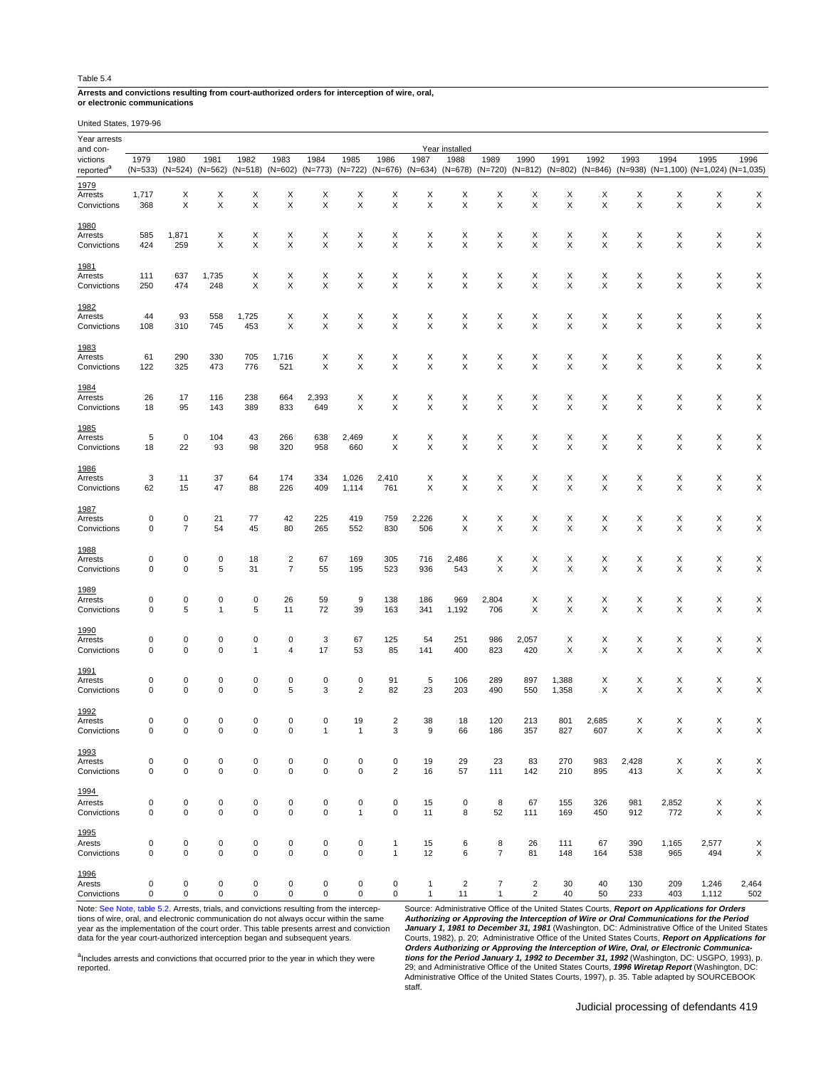Table 5.4

**Arrests and convictions resulting from court-authorized orders for interception of wire, oral, or electronic communications**

United States, 1979-96

| Year arrests and convictions reported[a] | 1979 (N=533) | 1980 (N=524) | 1981 (N=562) | 1982 (N=518) | 1983 (N=602) | 1984 (N=773) | 1985 (N=722) | 1986 (N=676) | 1987 (N=634) | 1988 (N=678) | 1989 (N=720) | 1990 (N=812) | 1991 (N=802) | 1992 (N=846) | 1993 (N=938) | 1994 (N=1,100) | 1995 (N=1,024) | 1996 (N=1,035) |
|---|---|---|---|---|---|---|---|---|---|---|---|---|---|---|---|---|---|---|
| | Year installed | | | | | | | | | | | | | | | | | |
| **1979** | | | | | | | | | | | | | | | | | | |
| Arrests | 1,717 | X | X | X | X | X | X | X | X | X | X | X | X | X | X | X | X | X |
| Convictions | 368 | X | X | X | X | X | X | X | X | X | X | X | X | X | X | X | X | X |
| **1980** | | | | | | | | | | | | | | | | | | |
| Arrests | 585 | 1,871 | X | X | X | X | X | X | X | X | X | X | X | X | X | X | X | X |
| Convictions | 424 | 259 | X | X | X | X | X | X | X | X | X | X | X | X | X | X | X | X |
| **1981** | | | | | | | | | | | | | | | | | | |
| Arrests | 111 | 637 | 1,735 | X | X | X | X | X | X | X | X | X | X | X | X | X | X | X |
| Convictions | 250 | 474 | 248 | X | X | X | X | X | X | X | X | X | X | X | X | X | X | X |
| **1982** | | | | | | | | | | | | | | | | | | |
| Arrests | 44 | 93 | 558 | 1,725 | X | X | X | X | X | X | X | X | X | X | X | X | X | X |
| Convictions | 108 | 310 | 745 | 453 | X | X | X | X | X | X | X | X | X | X | X | X | X | X |
| **1983** | | | | | | | | | | | | | | | | | | |
| Arrests | 61 | 290 | 330 | 705 | 1,716 | X | X | X | X | X | X | X | X | X | X | X | X | X |
| Convictions | 122 | 325 | 473 | 776 | 521 | X | X | X | X | X | X | X | X | X | X | X | X | X |
| **1984** | | | | | | | | | | | | | | | | | | |
| Arrests | 26 | 17 | 116 | 238 | 664 | 2,393 | X | X | X | X | X | X | X | X | X | X | X | X |
| Convictions | 18 | 95 | 143 | 389 | 833 | 649 | X | X | X | X | X | X | X | X | X | X | X | X |
| **1985** | | | | | | | | | | | | | | | | | | |
| Arrests | 5 | 0 | 104 | 43 | 266 | 638 | 2,469 | X | X | X | X | X | X | X | X | X | X | X |
| Convictions | 18 | 22 | 93 | 98 | 320 | 958 | 660 | X | X | X | X | X | X | X | X | X | X | X |
| **1986** | | | | | | | | | | | | | | | | | | |
| Arrests | 3 | 11 | 37 | 64 | 174 | 334 | 1,026 | 2,410 | X | X | X | X | X | X | X | X | X | X |
| Convictions | 62 | 15 | 47 | 88 | 226 | 409 | 1,114 | 761 | X | X | X | X | X | X | X | X | X | X |
| **1987** | | | | | | | | | | | | | | | | | | |
| Arrests | 0 | 0 | 21 | 77 | 42 | 225 | 419 | 759 | 2,226 | X | X | X | X | X | X | X | X | X |
| Convictions | 0 | 7 | 54 | 45 | 80 | 265 | 552 | 830 | 506 | X | X | X | X | X | X | X | X | X |
| **1988** | | | | | | | | | | | | | | | | | | |
| Arrests | 0 | 0 | 0 | 18 | 2 | 67 | 169 | 305 | 716 | 2,486 | X | X | X | X | X | X | X | X |
| Convictions | 0 | 0 | 5 | 31 | 7 | 55 | 195 | 523 | 936 | 543 | X | X | X | X | X | X | X | X |
| **1989** | | | | | | | | | | | | | | | | | | |
| Arrests | 0 | 0 | 0 | 0 | 26 | 59 | 9 | 138 | 186 | 969 | 2,804 | X | X | X | X | X | X | X |
| Convictions | 0 | 5 | 1 | 5 | 11 | 72 | 39 | 163 | 341 | 1,192 | 706 | X | X | X | X | X | X | X |
| **1990** | | | | | | | | | | | | | | | | | | |
| Arrests | 0 | 0 | 0 | 0 | 0 | 3 | 67 | 125 | 54 | 251 | 986 | 2,057 | X | X | X | X | X | X |
| Convictions | 0 | 0 | 0 | 1 | 4 | 17 | 53 | 85 | 141 | 400 | 823 | 420 | X | X | X | X | X | X |
| **1991** | | | | | | | | | | | | | | | | | | |
| Arrests | 0 | 0 | 0 | 0 | 0 | 0 | 0 | 91 | 5 | 106 | 289 | 897 | 1,388 | X | X | X | X | X |
| Convictions | 0 | 0 | 0 | 0 | 5 | 3 | 2 | 82 | 23 | 203 | 490 | 550 | 1,358 | X | X | X | X | X |
| **1992** | | | | | | | | | | | | | | | | | | |
| Arrests | 0 | 0 | 0 | 0 | 0 | 0 | 19 | 2 | 38 | 18 | 120 | 213 | 801 | 2,685 | X | X | X | X |
| Convictions | 0 | 0 | 0 | 0 | 0 | 1 | 1 | 3 | 9 | 66 | 186 | 357 | 827 | 607 | X | X | X | X |
| **1993** | | | | | | | | | | | | | | | | | | |
| Arrests | 0 | 0 | 0 | 0 | 0 | 0 | 0 | 0 | 19 | 29 | 23 | 83 | 270 | 983 | 2,428 | X | X | X |
| Convictions | 0 | 0 | 0 | 0 | 0 | 0 | 0 | 2 | 16 | 57 | 111 | 142 | 210 | 895 | 413 | X | X | X |
| **1994** | | | | | | | | | | | | | | | | | | |
| Arrests | 0 | 0 | 0 | 0 | 0 | 0 | 0 | 0 | 15 | 0 | 8 | 67 | 155 | 326 | 981 | 2,852 | X | X |
| Convictions | 0 | 0 | 0 | 0 | 0 | 0 | 1 | 0 | 11 | 8 | 52 | 111 | 169 | 450 | 912 | 772 | X | X |
| **1995** | | | | | | | | | | | | | | | | | | |
| Arests | 0 | 0 | 0 | 0 | 0 | 0 | 0 | 1 | 15 | 6 | 8 | 26 | 111 | 67 | 390 | 1,165 | 2,577 | X |
| Convictions | 0 | 0 | 0 | 0 | 0 | 0 | 0 | 1 | 12 | 6 | 7 | 81 | 148 | 164 | 538 | 965 | 494 | X |
| **1996** | | | | | | | | | | | | | | | | | | |
| Arests | 0 | 0 | 0 | 0 | 0 | 0 | 0 | 0 | 1 | 2 | 7 | 2 | 30 | 40 | 130 | 209 | 1,246 | 2,464 |
| Convictions | 0 | 0 | 0 | 0 | 0 | 0 | 0 | 0 | 1 | 11 | 1 | 2 | 40 | 50 | 233 | 403 | 1,112 | 502 |

Note: See Note, table 5.2. Arrests, trials, and convictions resulting from the interceptions of wire, oral, and electronic communication do not always occur within the same year as the implementation of the court order. This table presents arrest and conviction data for the year court-authorized interception began and subsequent years.

[a]Includes arrests and convictions that occurred prior to the year in which they were reported.

Source: Administrative Office of the United States Courts, ***Report on Applications for Orders Authorizing or Approving the Interception of Wire or Oral Communications for the Period January 1, 1981 to December 31, 1981*** (Washington, DC: Administrative Office of the United States Courts, 1982), p. 20; Administrative Office of the United States Courts, ***Report on Applications for Orders Authorizing or Approving the Interception of Wire, Oral, or Electronic Communications for the Period January 1, 1992 to December 31, 1992*** (Washington, DC: USGPO, 1993), p. 29; and Administrative Office of the United States Courts, ***1996 Wiretap Report*** (Washington, DC: Administrative Office of the United States Courts, 1997), p. 35. Table adapted by SOURCEBOOK staff.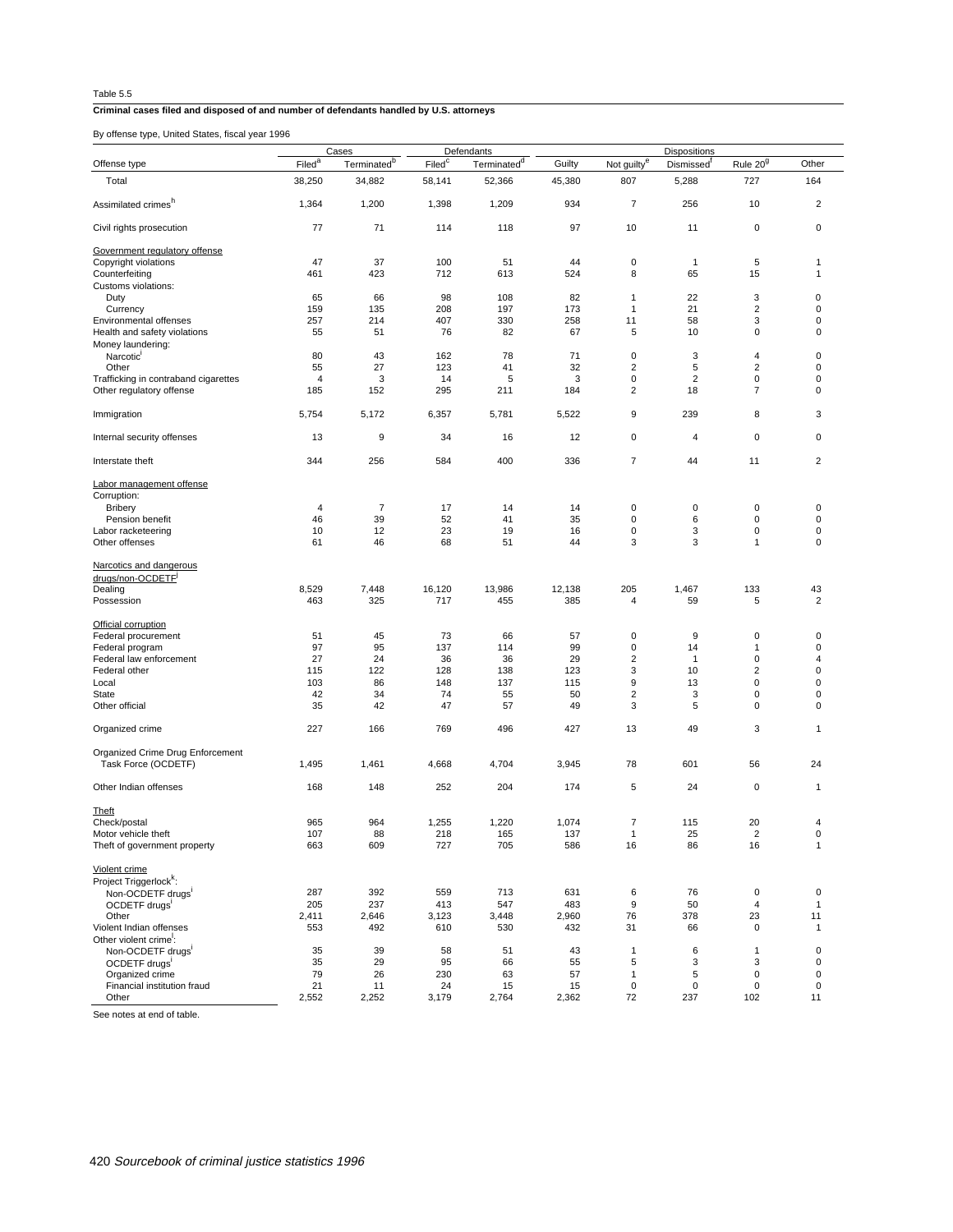Table 5.5

**Criminal cases filed and disposed of and number of defendants handled by U.S. attorneys**

By offense type, United States, fiscal year 1996

| | Cases | | Defendants | | Dispositions | | | | |
|---|---|---|---|---|---|---|---|---|---|
| Offense type | Filed[a] | Terminated[b] | Filed[c] | Terminated[d] | Guilty | Not guilty[e] | Dismissed[f] | Rule 20[g] | Other |
| Total | 38,250 | 34,882 | 58,141 | 52,366 | 45,380 | 807 | 5,288 | 727 | 164 |
| Assimilated crimes[h] | 1,364 | 1,200 | 1,398 | 1,209 | 934 | 7 | 256 | 10 | 2 |
| Civil rights prosecution | 77 | 71 | 114 | 118 | 97 | 10 | 11 | 0 | 0 |
| Government regulatory offense | | | | | | | | | |
| Copyright violations | 47 | 37 | 100 | 51 | 44 | 0 | 1 | 5 | 1 |
| Counterfeiting | 461 | 423 | 712 | 613 | 524 | 8 | 65 | 15 | 1 |
| Customs violations: | | | | | | | | | |
| Duty | 65 | 66 | 98 | 108 | 82 | 1 | 22 | 3 | 0 |
| Currency | 159 | 135 | 208 | 197 | 173 | 1 | 21 | 2 | 0 |
| Environmental offenses | 257 | 214 | 407 | 330 | 258 | 11 | 58 | 3 | 0 |
| Health and safety violations | 55 | 51 | 76 | 82 | 67 | 5 | 10 | 0 | 0 |
| Money laundering: | | | | | | | | | |
| Narcotic[i] | 80 | 43 | 162 | 78 | 71 | 0 | 3 | 4 | 0 |
| Other | 55 | 27 | 123 | 41 | 32 | 2 | 5 | 2 | 0 |
| Trafficking in contraband cigarettes | 4 | 3 | 14 | 5 | 3 | 0 | 2 | 0 | 0 |
| Other regulatory offense | 185 | 152 | 295 | 211 | 184 | 2 | 18 | 7 | 0 |
| Immigration | 5,754 | 5,172 | 6,357 | 5,781 | 5,522 | 9 | 239 | 8 | 3 |
| Internal security offenses | 13 | 9 | 34 | 16 | 12 | 0 | 4 | 0 | 0 |
| Interstate theft | 344 | 256 | 584 | 400 | 336 | 7 | 44 | 11 | 2 |
| Labor management offense | | | | | | | | | |
| Corruption: | | | | | | | | | |
| Bribery | 4 | 7 | 17 | 14 | 14 | 0 | 0 | 0 | 0 |
| Pension benefit | 46 | 39 | 52 | 41 | 35 | 0 | 6 | 0 | 0 |
| Labor racketeering | 10 | 12 | 23 | 19 | 16 | 0 | 3 | 0 | 0 |
| Other offenses | 61 | 46 | 68 | 51 | 44 | 3 | 3 | 1 | 0 |
| Narcotics and dangerous drugs/non-OCDETF[j] | | | | | | | | | |
| Dealing | 8,529 | 7,448 | 16,120 | 13,986 | 12,138 | 205 | 1,467 | 133 | 43 |
| Possession | 463 | 325 | 717 | 455 | 385 | 4 | 59 | 5 | 2 |
| Official corruption | | | | | | | | | |
| Federal procurement | 51 | 45 | 73 | 66 | 57 | 0 | 9 | 0 | 0 |
| Federal program | 97 | 95 | 137 | 114 | 99 | 0 | 14 | 1 | 0 |
| Federal law enforcement | 27 | 24 | 36 | 36 | 29 | 2 | 1 | 0 | 4 |
| Federal other | 115 | 122 | 128 | 138 | 123 | 3 | 10 | 2 | 0 |
| Local | 103 | 86 | 148 | 137 | 115 | 9 | 13 | 0 | 0 |
| State | 42 | 34 | 74 | 55 | 50 | 2 | 3 | 0 | 0 |
| Other official | 35 | 42 | 47 | 57 | 49 | 3 | 5 | 0 | 0 |
| Organized crime | 227 | 166 | 769 | 496 | 427 | 13 | 49 | 3 | 1 |
| Organized Crime Drug Enforcement Task Force (OCDETF) | 1,495 | 1,461 | 4,668 | 4,704 | 3,945 | 78 | 601 | 56 | 24 |
| Other Indian offenses | 168 | 148 | 252 | 204 | 174 | 5 | 24 | 0 | 1 |
| Theft | | | | | | | | | |
| Check/postal | 965 | 964 | 1,255 | 1,220 | 1,074 | 7 | 115 | 20 | 4 |
| Motor vehicle theft | 107 | 88 | 218 | 165 | 137 | 1 | 25 | 2 | 0 |
| Theft of government property | 663 | 609 | 727 | 705 | 586 | 16 | 86 | 16 | 1 |
| Violent crime | | | | | | | | | |
| Project Triggerlock[k]: | | | | | | | | | |
| Non-OCDETF drugs[j] | 287 | 392 | 559 | 713 | 631 | 6 | 76 | 0 | 0 |
| OCDETF drugs[j] | 205 | 237 | 413 | 547 | 483 | 9 | 50 | 4 | 1 |
| Other | 2,411 | 2,646 | 3,123 | 3,448 | 2,960 | 76 | 378 | 23 | 11 |
| Violent Indian offenses | 553 | 492 | 610 | 530 | 432 | 31 | 66 | 0 | 1 |
| Other violent crime[l]: | | | | | | | | | |
| Non-OCDETF drugs[j] | 35 | 39 | 58 | 51 | 43 | 1 | 6 | 1 | 0 |
| OCDETF drugs[j] | 35 | 29 | 95 | 66 | 55 | 5 | 3 | 3 | 0 |
| Organized crime | 79 | 26 | 230 | 63 | 57 | 1 | 5 | 0 | 0 |
| Financial institution fraud | 21 | 11 | 24 | 15 | 15 | 0 | 0 | 0 | 0 |
| Other | 2,552 | 2,252 | 3,179 | 2,764 | 2,362 | 72 | 237 | 102 | 11 |

See notes at end of table.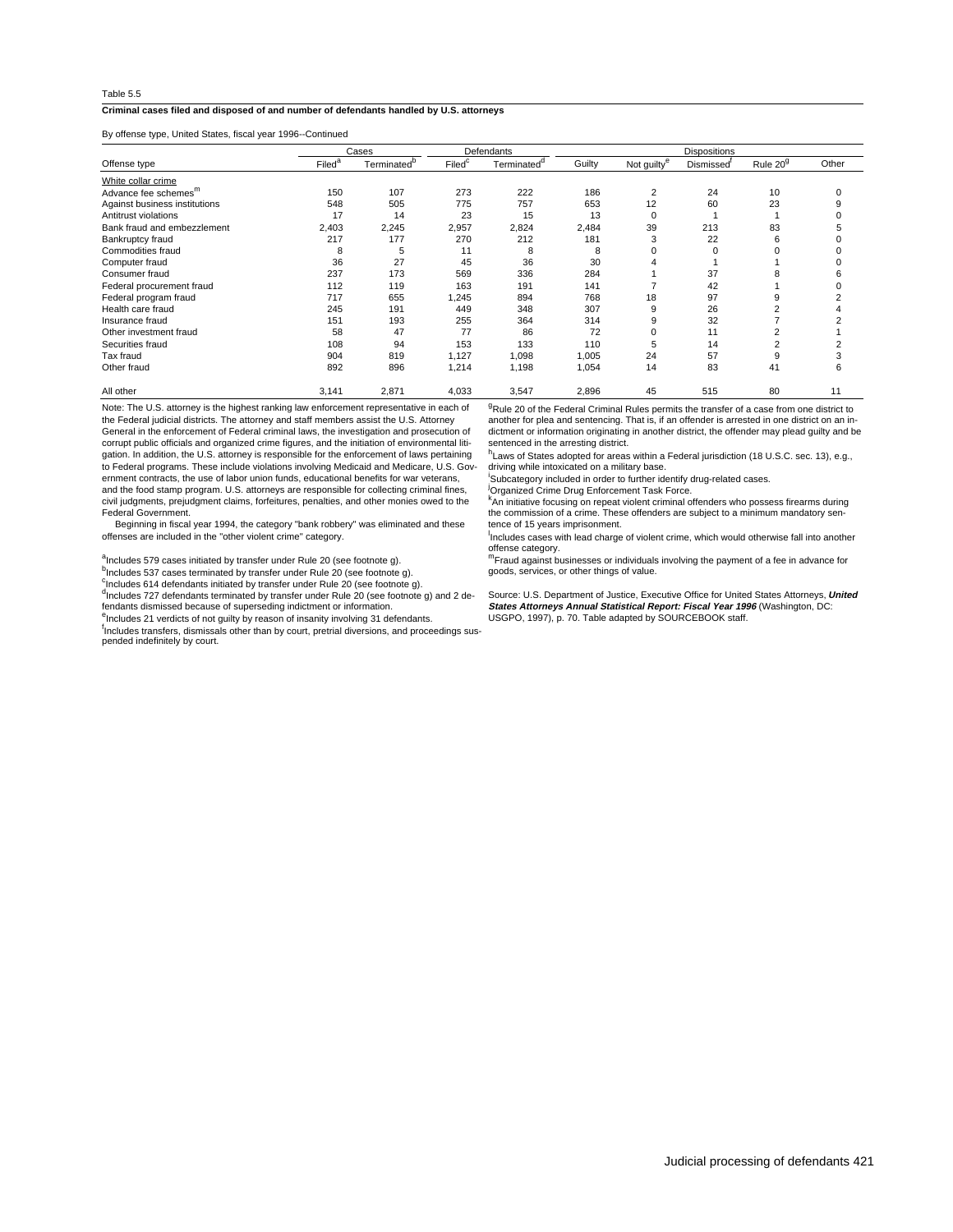Table 5.5

**Criminal cases filed and disposed of and number of defendants handled by U.S. attorneys**

By offense type, United States, fiscal year 1996--Continued

| | Cases | | Defendants | | Dispositions | | | | |
|---|---|---|---|---|---|---|---|---|---|
| Offense type | Filed[a] | Terminated[b] | Filed[c] | Terminated[d] | Guilty | Not guilty[e] | Dismissed[f] | Rule 20[g] | Other |
| White collar crime | | | | | | | | | |
| Advance fee schemes[m] | 150 | 107 | 273 | 222 | 186 | 2 | 24 | 10 | 0 |
| Against business institutions | 548 | 505 | 775 | 757 | 653 | 12 | 60 | 23 | 9 |
| Antitrust violations | 17 | 14 | 23 | 15 | 13 | 0 | 1 | 1 | 0 |
| Bank fraud and embezzlement | 2,403 | 2,245 | 2,957 | 2,824 | 2,484 | 39 | 213 | 83 | 5 |
| Bankruptcy fraud | 217 | 177 | 270 | 212 | 181 | 3 | 22 | 6 | 0 |
| Commodities fraud | 8 | 5 | 11 | 8 | 8 | 0 | 0 | 0 | 0 |
| Computer fraud | 36 | 27 | 45 | 36 | 30 | 4 | 1 | 1 | 0 |
| Consumer fraud | 237 | 173 | 569 | 336 | 284 | 1 | 37 | 8 | 6 |
| Federal procurement fraud | 112 | 119 | 163 | 191 | 141 | 7 | 42 | 1 | 0 |
| Federal program fraud | 717 | 655 | 1,245 | 894 | 768 | 18 | 97 | 9 | 2 |
| Health care fraud | 245 | 191 | 449 | 348 | 307 | 9 | 26 | 2 | 4 |
| Insurance fraud | 151 | 193 | 255 | 364 | 314 | 9 | 32 | 7 | 2 |
| Other investment fraud | 58 | 47 | 77 | 86 | 72 | 0 | 11 | 2 | 1 |
| Securities fraud | 108 | 94 | 153 | 133 | 110 | 5 | 14 | 2 | 2 |
| Tax fraud | 904 | 819 | 1,127 | 1,098 | 1,005 | 24 | 57 | 9 | 3 |
| Other fraud | 892 | 896 | 1,214 | 1,198 | 1,054 | 14 | 83 | 41 | 6 |
| All other | 3,141 | 2,871 | 4,033 | 3,547 | 2,896 | 45 | 515 | 80 | 11 |

Note: The U.S. attorney is the highest ranking law enforcement representative in each of the Federal judicial districts. The attorney and staff members assist the U.S. Attorney General in the enforcement of Federal criminal laws, the investigation and prosecution of corrupt public officials and organized crime figures, and the initiation of environmental litigation. In addition, the U.S. attorney is responsible for the enforcement of laws pertaining to Federal programs. These include violations involving Medicaid and Medicare, U.S. Government contracts, the use of labor union funds, educational benefits for war veterans, and the food stamp program. U.S. attorneys are responsible for collecting criminal fines, civil judgments, prejudgment claims, forfeitures, penalties, and other monies owed to the Federal Government.

Beginning in fiscal year 1994, the category "bank robbery" was eliminated and these offenses are included in the "other violent crime" category.

[a]Includes 579 cases initiated by transfer under Rule 20 (see footnote g).
[b]Includes 537 cases terminated by transfer under Rule 20 (see footnote g).
[c]Includes 614 defendants initiated by transfer under Rule 20 (see footnote g).
[d]Includes 727 defendants terminated by transfer under Rule 20 (see footnote g) and 2 defendants dismissed because of superseding indictment or information.
[e]Includes 21 verdicts of not guilty by reason of insanity involving 31 defendants.
[f]Includes transfers, dismissals other than by court, pretrial diversions, and proceedings suspended indefinitely by court.
[g]Rule 20 of the Federal Criminal Rules permits the transfer of a case from one district to another for plea and sentencing. That is, if an offender is arrested in one district on an indictment or information originating in another district, the offender may plead guilty and be sentenced in the arresting district.
[h]Laws of States adopted for areas within a Federal jurisdiction (18 U.S.C. sec. 13), e.g., driving while intoxicated on a military base.
[i]Subcategory included in order to further identify drug-related cases.
[j]Organized Crime Drug Enforcement Task Force.
[k]An initiative focusing on repeat violent criminal offenders who possess firearms during the commission of a crime. These offenders are subject to a minimum mandatory sentence of 15 years imprisonment.
[l]Includes cases with lead charge of violent crime, which would otherwise fall into another offense category.
[m]Fraud against businesses or individuals involving the payment of a fee in advance for goods, services, or other things of value.

Source: U.S. Department of Justice, Executive Office for United States Attorneys, ***United States Attorneys Annual Statistical Report: Fiscal Year 1996*** (Washington, DC: USGPO, 1997), p. 70. Table adapted by SOURCEBOOK staff.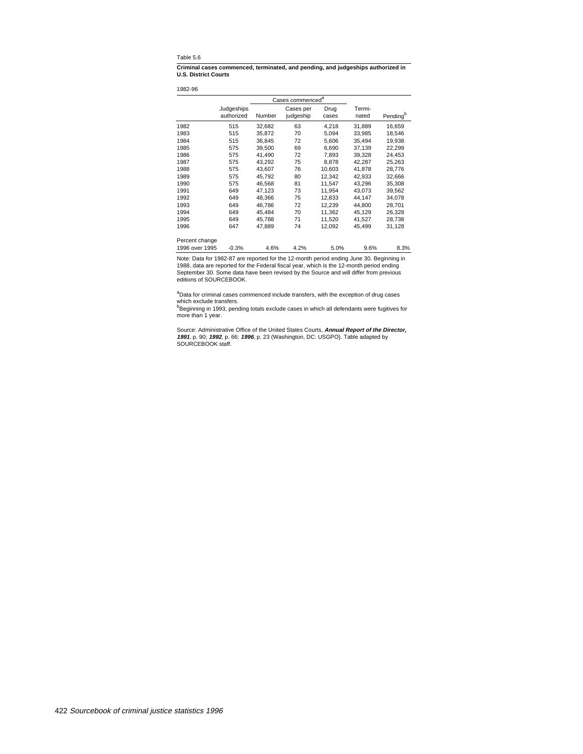Table 5.6

**Criminal cases commenced, terminated, and pending, and judgeships authorized in U.S. District Courts**

1982-96

| | Judgeships authorized | Cases commenced[a] | | | Terminated | Pending[b] |
|---|---|---|---|---|---|---|
| | | Number | Cases per judgeship | Drug cases | | |
| 1982 | 515 | 32,682 | 63 | 4,218 | 31,889 | 16,659 |
| 1983 | 515 | 35,872 | 70 | 5,094 | 33,985 | 18,546 |
| 1984 | 515 | 36,845 | 72 | 5,606 | 35,494 | 19,938 |
| 1985 | 575 | 39,500 | 69 | 6,690 | 37,139 | 22,299 |
| 1986 | 575 | 41,490 | 72 | 7,893 | 39,328 | 24,453 |
| 1987 | 575 | 43,292 | 75 | 8,878 | 42,287 | 25,263 |
| 1988 | 575 | 43,607 | 76 | 10,603 | 41,878 | 28,776 |
| 1989 | 575 | 45,792 | 80 | 12,342 | 42,933 | 32,666 |
| 1990 | 575 | 46,568 | 81 | 11,547 | 43,296 | 35,308 |
| 1991 | 649 | 47,123 | 73 | 11,954 | 43,073 | 39,562 |
| 1992 | 649 | 48,366 | 75 | 12,833 | 44,147 | 34,078 |
| 1993 | 649 | 46,786 | 72 | 12,239 | 44,800 | 28,701 |
| 1994 | 649 | 45,484 | 70 | 11,362 | 45,129 | 26,328 |
| 1995 | 649 | 45,788 | 71 | 11,520 | 41,527 | 28,738 |
| 1996 | 647 | 47,889 | 74 | 12,092 | 45,499 | 31,128 |
| Percent change 1996 over 1995 | -0.3% | 4.6% | 4.2% | 5.0% | 9.6% | 8.3% |

Note: Data for 1982-87 are reported for the 12-month period ending June 30. Beginning in 1988, data are reported for the Federal fiscal year, which is the 12-month period ending September 30. Some data have been revised by the Source and will differ from previous editions of SOURCEBOOK.

[a]Data for criminal cases commenced include transfers, with the exception of drug cases which exclude transfers.
[b]Beginning in 1993, pending totals exclude cases in which all defendants were fugitives for more than 1 year.

Source: Administrative Office of the United States Courts, ***Annual Report of the Director, 1991***, p. 90; ***1992***, p. 66; ***1996***, p. 23 (Washington, DC: USGPO). Table adapted by SOURCEBOOK staff.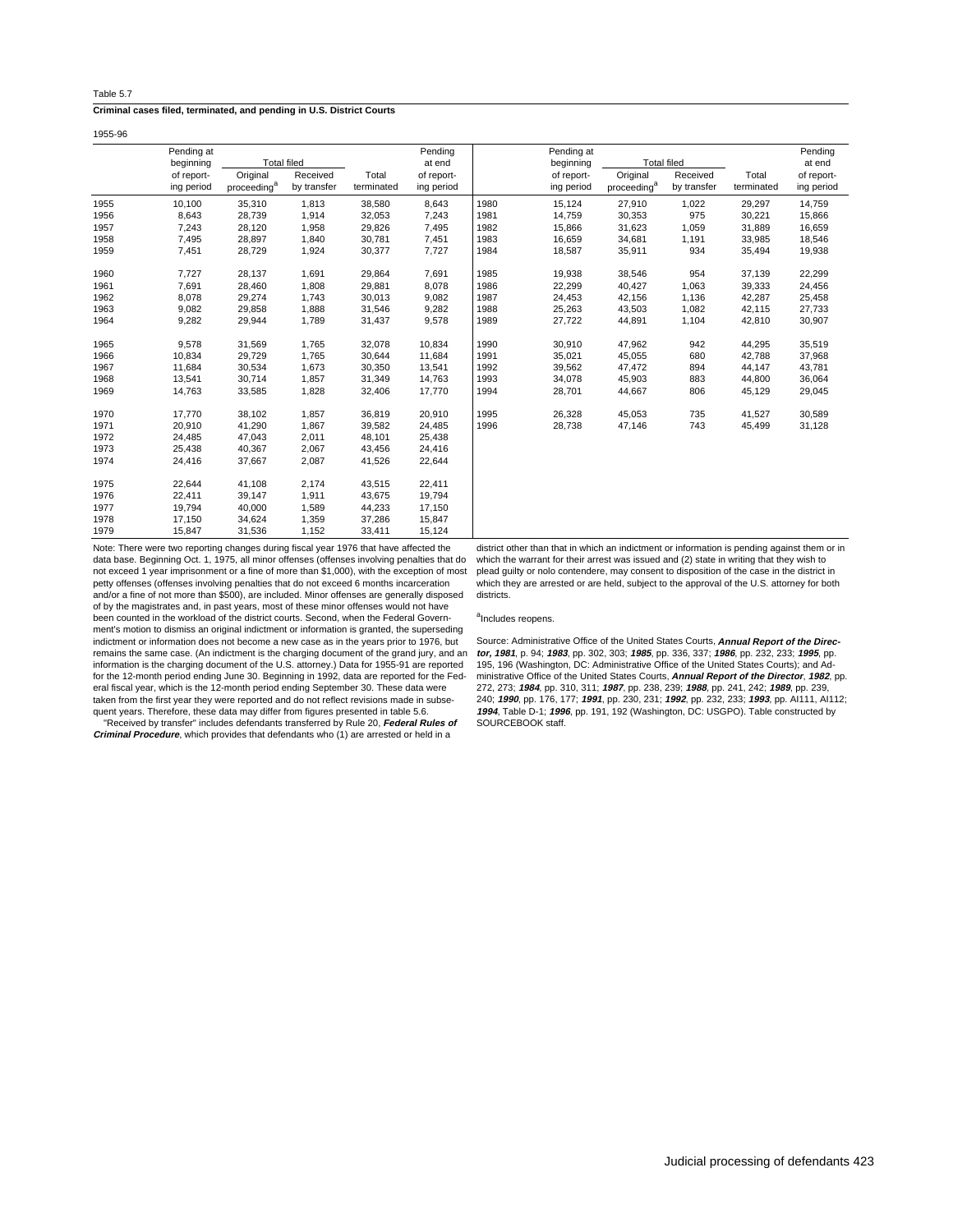Table 5.7

**Criminal cases filed, terminated, and pending in U.S. District Courts**

1955-96

| | Pending at beginning of report-ing period | Total filed | | Total terminated | Pending at end of report-ing period | | Pending at beginning of report-ing period | Total filed | | Total terminated | Pending at end of report-ing period |
|---|---|---|---|---|---|---|---|---|---|---|---|
| | | Original proceeding[a] | Received by transfer | | | | | Original proceeding[a] | Received by transfer | | |
| 1955 | 10,100 | 35,310 | 1,813 | 38,580 | 8,643 | 1980 | 15,124 | 27,910 | 1,022 | 29,297 | 14,759 |
| 1956 | 8,643 | 28,739 | 1,914 | 32,053 | 7,243 | 1981 | 14,759 | 30,353 | 975 | 30,221 | 15,866 |
| 1957 | 7,243 | 28,120 | 1,958 | 29,826 | 7,495 | 1982 | 15,866 | 31,623 | 1,059 | 31,889 | 16,659 |
| 1958 | 7,495 | 28,897 | 1,840 | 30,781 | 7,451 | 1983 | 16,659 | 34,681 | 1,191 | 33,985 | 18,546 |
| 1959 | 7,451 | 28,729 | 1,924 | 30,377 | 7,727 | 1984 | 18,587 | 35,911 | 934 | 35,494 | 19,938 |
| 1960 | 7,727 | 28,137 | 1,691 | 29,864 | 7,691 | 1985 | 19,938 | 38,546 | 954 | 37,139 | 22,299 |
| 1961 | 7,691 | 28,460 | 1,808 | 29,881 | 8,078 | 1986 | 22,299 | 40,427 | 1,063 | 39,333 | 24,456 |
| 1962 | 8,078 | 29,274 | 1,743 | 30,013 | 9,082 | 1987 | 24,453 | 42,156 | 1,136 | 42,287 | 25,458 |
| 1963 | 9,082 | 29,858 | 1,888 | 31,546 | 9,282 | 1988 | 25,263 | 43,503 | 1,082 | 42,115 | 27,733 |
| 1964 | 9,282 | 29,944 | 1,789 | 31,437 | 9,578 | 1989 | 27,722 | 44,891 | 1,104 | 42,810 | 30,907 |
| 1965 | 9,578 | 31,569 | 1,765 | 32,078 | 10,834 | 1990 | 30,910 | 47,962 | 942 | 44,295 | 35,519 |
| 1966 | 10,834 | 29,729 | 1,765 | 30,644 | 11,684 | 1991 | 35,021 | 45,055 | 680 | 42,788 | 37,968 |
| 1967 | 11,684 | 30,534 | 1,673 | 30,350 | 13,541 | 1992 | 39,562 | 47,472 | 894 | 44,147 | 43,781 |
| 1968 | 13,541 | 30,714 | 1,857 | 31,349 | 14,763 | 1993 | 34,078 | 45,903 | 883 | 44,800 | 36,064 |
| 1969 | 14,763 | 33,585 | 1,828 | 32,406 | 17,770 | 1994 | 28,701 | 44,667 | 806 | 45,129 | 29,045 |
| 1970 | 17,770 | 38,102 | 1,857 | 36,819 | 20,910 | 1995 | 26,328 | 45,053 | 735 | 41,527 | 30,589 |
| 1971 | 20,910 | 41,290 | 1,867 | 39,582 | 24,485 | 1996 | 28,738 | 47,146 | 743 | 45,499 | 31,128 |
| 1972 | 24,485 | 47,043 | 2,011 | 48,101 | 25,438 | | | | | | |
| 1973 | 25,438 | 40,367 | 2,067 | 43,456 | 24,416 | | | | | | |
| 1974 | 24,416 | 37,667 | 2,087 | 41,526 | 22,644 | | | | | | |
| 1975 | 22,644 | 41,108 | 2,174 | 43,515 | 22,411 | | | | | | |
| 1976 | 22,411 | 39,147 | 1,911 | 43,675 | 19,794 | | | | | | |
| 1977 | 19,794 | 40,000 | 1,589 | 44,233 | 17,150 | | | | | | |
| 1978 | 17,150 | 34,624 | 1,359 | 37,286 | 15,847 | | | | | | |
| 1979 | 15,847 | 31,536 | 1,152 | 33,411 | 15,124 | | | | | | |

Note: There were two reporting changes during fiscal year 1976 that have affected the data base. Beginning Oct. 1, 1975, all minor offenses (offenses involving penalties that do not exceed 1 year imprisonment or a fine of more than $1,000), with the exception of most petty offenses (offenses involving penalties that do not exceed 6 months incarceration and/or a fine of not more than $500), are included. Minor offenses are generally disposed of by the magistrates and, in past years, most of these minor offenses would not have been counted in the workload of the district courts. Second, when the Federal Government's motion to dismiss an original indictment or information is granted, the superseding indictment or information does not become a new case as in the years prior to 1976, but remains the same case. (An indictment is the charging document of the grand jury, and an information is the charging document of the U.S. attorney.) Data for 1955-91 are reported for the 12-month period ending June 30. Beginning in 1992, data are reported for the Federal fiscal year, which is the 12-month period ending September 30. These data were taken from the first year they were reported and do not reflect revisions made in subsequent years. Therefore, these data may differ from figures presented in table 5.6.

"Received by transfer" includes defendants transferred by Rule 20, ***Federal Rules of Criminal Procedure***, which provides that defendants who (1) are arrested or held in a district other than that in which an indictment or information is pending against them or in which the warrant for their arrest was issued and (2) state in writing that they wish to plead guilty or nolo contendere, may consent to disposition of the case in the district in which they are arrested or are held, subject to the approval of the U.S. attorney for both districts.

[a]Includes reopens.

Source: Administrative Office of the United States Courts, ***Annual Report of the Director, 1981***, p. 94; ***1983***, pp. 302, 303; ***1985***, pp. 336, 337; ***1986***, pp. 232, 233; ***1995***, pp. 195, 196 (Washington, DC: Administrative Office of the United States Courts); and Administrative Office of the United States Courts, ***Annual Report of the Director***, ***1982***, pp. 272, 273; ***1984***, pp. 310, 311; ***1987***, pp. 238, 239; ***1988***, pp. 241, 242; ***1989***, pp. 239, 240; ***1990***, pp. 176, 177; ***1991***, pp. 230, 231; ***1992***, pp. 232, 233; ***1993***, pp. AI111, AI112; ***1994***, Table D-1; ***1996***, pp. 191, 192 (Washington, DC: USGPO). Table constructed by SOURCEBOOK staff.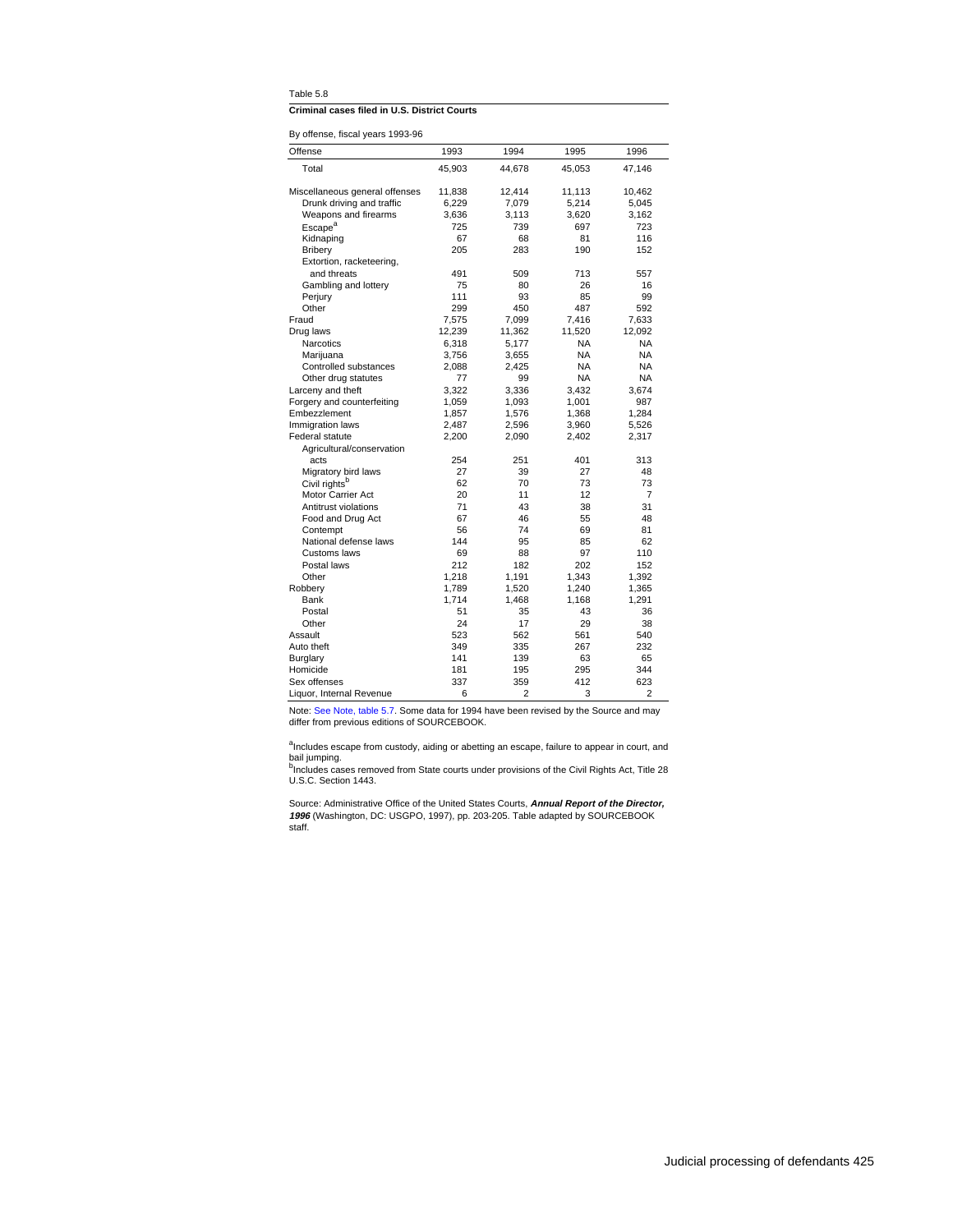Table 5.8

**Criminal cases filed in U.S. District Courts**

By offense, fiscal years 1993-96

| Offense | 1993 | 1994 | 1995 | 1996 |
|---|---|---|---|---|
| Total | 45,903 | 44,678 | 45,053 | 47,146 |
| | | | | |
| Miscellaneous general offenses | 11,838 | 12,414 | 11,113 | 10,462 |
| Drunk driving and traffic | 6,229 | 7,079 | 5,214 | 5,045 |
| Weapons and firearms | 3,636 | 3,113 | 3,620 | 3,162 |
| Escape[a] | 725 | 739 | 697 | 723 |
| Kidnaping | 67 | 68 | 81 | 116 |
| Bribery | 205 | 283 | 190 | 152 |
| Extortion, racketeering, and threats | 491 | 509 | 713 | 557 |
| Gambling and lottery | 75 | 80 | 26 | 16 |
| Perjury | 111 | 93 | 85 | 99 |
| Other | 299 | 450 | 487 | 592 |
| Fraud | 7,575 | 7,099 | 7,416 | 7,633 |
| Drug laws | 12,239 | 11,362 | 11,520 | 12,092 |
| Narcotics | 6,318 | 5,177 | NA | NA |
| Marijuana | 3,756 | 3,655 | NA | NA |
| Controlled substances | 2,088 | 2,425 | NA | NA |
| Other drug statutes | 77 | 99 | NA | NA |
| Larceny and theft | 3,322 | 3,336 | 3,432 | 3,674 |
| Forgery and counterfeiting | 1,059 | 1,093 | 1,001 | 987 |
| Embezzlement | 1,857 | 1,576 | 1,368 | 1,284 |
| Immigration laws | 2,487 | 2,596 | 3,960 | 5,526 |
| Federal statute | 2,200 | 2,090 | 2,402 | 2,317 |
| Agricultural/conservation acts | 254 | 251 | 401 | 313 |
| Migratory bird laws | 27 | 39 | 27 | 48 |
| Civil rights[b] | 62 | 70 | 73 | 73 |
| Motor Carrier Act | 20 | 11 | 12 | 7 |
| Antitrust violations | 71 | 43 | 38 | 31 |
| Food and Drug Act | 67 | 46 | 55 | 48 |
| Contempt | 56 | 74 | 69 | 81 |
| National defense laws | 144 | 95 | 85 | 62 |
| Customs laws | 69 | 88 | 97 | 110 |
| Postal laws | 212 | 182 | 202 | 152 |
| Other | 1,218 | 1,191 | 1,343 | 1,392 |
| Robbery | 1,789 | 1,520 | 1,240 | 1,365 |
| Bank | 1,714 | 1,468 | 1,168 | 1,291 |
| Postal | 51 | 35 | 43 | 36 |
| Other | 24 | 17 | 29 | 38 |
| Assault | 523 | 562 | 561 | 540 |
| Auto theft | 349 | 335 | 267 | 232 |
| Burglary | 141 | 139 | 63 | 65 |
| Homicide | 181 | 195 | 295 | 344 |
| Sex offenses | 337 | 359 | 412 | 623 |
| Liquor, Internal Revenue | 6 | 2 | 3 | 2 |

Note: See Note, table 5.7. Some data for 1994 have been revised by the Source and may differ from previous editions of SOURCEBOOK.

[a]Includes escape from custody, aiding or abetting an escape, failure to appear in court, and bail jumping.
[b]Includes cases removed from State courts under provisions of the Civil Rights Act, Title 28 U.S.C. Section 1443.

Source: Administrative Office of the United States Courts, ***Annual Report of the Director, 1996*** (Washington, DC: USGPO, 1997), pp. 203-205. Table adapted by SOURCEBOOK staff.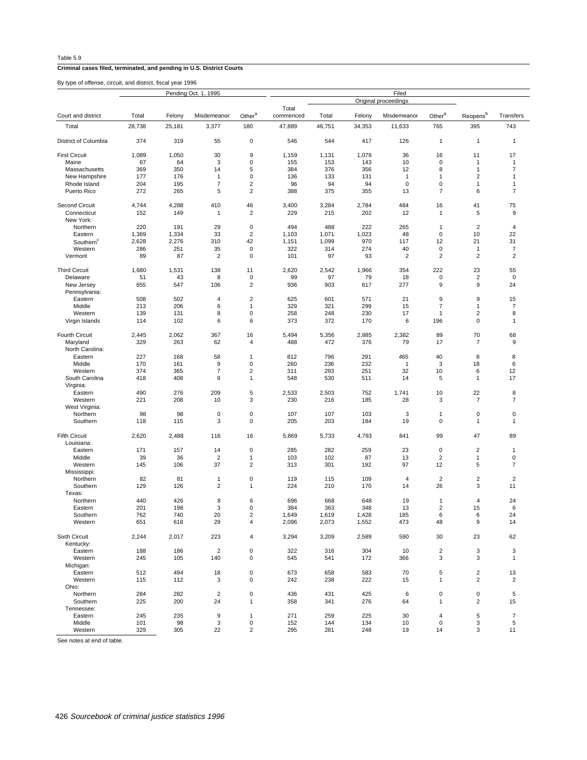Table 5.9

**Criminal cases filed, terminated, and pending in U.S. District Courts**

By type of offense, circuit, and district, fiscal year 1996

| Court and district | Pending Oct. 1, 1995 | | | | Filed | | | | | | |
|---|---|---|---|---|---|---|---|---|---|---|---|
| | | | | | | Original proceedings | | | | | |
| | Total | Felony | Misdemeanor | Other[a] | Total commenced | Total | Felony | Misdemeanor | Other[a] | Reopens[b] | Transfers |
| Total | 28,738 | 25,181 | 3,377 | 180 | 47,889 | 46,751 | 34,353 | 11,633 | 765 | 395 | 743 |
| District of Columbia | 374 | 319 | 55 | 0 | 546 | 544 | 417 | 126 | 1 | 1 | 1 |
| First Circuit | 1,089 | 1,050 | 30 | 9 | 1,159 | 1,131 | 1,079 | 36 | 16 | 11 | 17 |
| Maine | 67 | 64 | 3 | 0 | 155 | 153 | 143 | 10 | 0 | 1 | 1 |
| Massachusetts | 369 | 350 | 14 | 5 | 384 | 376 | 356 | 12 | 8 | 1 | 7 |
| New Hampshire | 177 | 176 | 1 | 0 | 136 | 133 | 131 | 1 | 1 | 2 | 1 |
| Rhode Island | 204 | 195 | 7 | 2 | 96 | 94 | 94 | 0 | 0 | 1 | 1 |
| Puerto Rico | 272 | 265 | 5 | 2 | 388 | 375 | 355 | 13 | 7 | 6 | 7 |
| Second Circuit | 4,744 | 4,288 | 410 | 46 | 3,400 | 3,284 | 2,784 | 484 | 16 | 41 | 75 |
| Connecticut | 152 | 149 | 1 | 2 | 229 | 215 | 202 | 12 | 1 | 5 | 9 |
| New York: | | | | | | | | | | | |
| Northern | 220 | 191 | 29 | 0 | 494 | 488 | 222 | 265 | 1 | 2 | 4 |
| Eastern | 1,369 | 1,334 | 33 | 2 | 1,103 | 1,071 | 1,023 | 48 | 0 | 10 | 22 |
| Southern[c] | 2,628 | 2,276 | 310 | 42 | 1,151 | 1,099 | 970 | 117 | 12 | 21 | 31 |
| Western | 286 | 251 | 35 | 0 | 322 | 314 | 274 | 40 | 0 | 1 | 7 |
| Vermont | 89 | 87 | 2 | 0 | 101 | 97 | 93 | 2 | 2 | 2 | 2 |
| Third Circuit | 1,680 | 1,531 | 138 | 11 | 2,620 | 2,542 | 1,966 | 354 | 222 | 23 | 55 |
| Delaware | 51 | 43 | 8 | 0 | 99 | 97 | 79 | 18 | 0 | 2 | 0 |
| New Jersey | 655 | 547 | 106 | 2 | 936 | 903 | 617 | 277 | 9 | 9 | 24 |
| Pennsylvania: | | | | | | | | | | | |
| Eastern | 508 | 502 | 4 | 2 | 625 | 601 | 571 | 21 | 9 | 9 | 15 |
| Middle | 213 | 206 | 6 | 1 | 329 | 321 | 299 | 15 | 7 | 1 | 7 |
| Western | 139 | 131 | 8 | 0 | 258 | 248 | 230 | 17 | 1 | 2 | 8 |
| Virgin Islands | 114 | 102 | 6 | 6 | 373 | 372 | 170 | 6 | 196 | 0 | 1 |
| Fourth Circuit | 2,445 | 2,062 | 367 | 16 | 5,494 | 5,356 | 2,885 | 2,382 | 89 | 70 | 68 |
| Maryland | 329 | 263 | 62 | 4 | 488 | 472 | 376 | 79 | 17 | 7 | 9 |
| North Carolina: | | | | | | | | | | | |
| Eastern | 227 | 168 | 58 | 1 | 812 | 796 | 291 | 465 | 40 | 8 | 8 |
| Middle | 170 | 161 | 9 | 0 | 260 | 236 | 232 | 1 | 3 | 18 | 6 |
| Western | 374 | 365 | 7 | 2 | 311 | 293 | 251 | 32 | 10 | 6 | 12 |
| South Carolina | 418 | 408 | 9 | 1 | 548 | 530 | 511 | 14 | 5 | 1 | 17 |
| Virginia: | | | | | | | | | | | |
| Eastern | 490 | 276 | 209 | 5 | 2,533 | 2,503 | 752 | 1,741 | 10 | 22 | 8 |
| Western | 221 | 208 | 10 | 3 | 230 | 216 | 185 | 28 | 3 | 7 | 7 |
| West Virginia: | | | | | | | | | | | |
| Northern | 98 | 98 | 0 | 0 | 107 | 107 | 103 | 3 | 1 | 0 | 0 |
| Southern | 118 | 115 | 3 | 0 | 205 | 203 | 184 | 19 | 0 | 1 | 1 |
| Fifth Circuit | 2,620 | 2,488 | 116 | 16 | 5,869 | 5,733 | 4,793 | 841 | 99 | 47 | 89 |
| Louisiana: | | | | | | | | | | | |
| Eastern | 171 | 157 | 14 | 0 | 285 | 282 | 259 | 23 | 0 | 2 | 1 |
| Middle | 39 | 36 | 2 | 1 | 103 | 102 | 87 | 13 | 2 | 1 | 0 |
| Western | 145 | 106 | 37 | 2 | 313 | 301 | 192 | 97 | 12 | 5 | 7 |
| Mississippi: | | | | | | | | | | | |
| Northern | 82 | 81 | 1 | 0 | 119 | 115 | 109 | 4 | 2 | 2 | 2 |
| Southern | 129 | 126 | 2 | 1 | 224 | 210 | 170 | 14 | 26 | 3 | 11 |
| Texas: | | | | | | | | | | | |
| Northern | 440 | 426 | 8 | 6 | 696 | 668 | 648 | 19 | 1 | 4 | 24 |
| Eastern | 201 | 198 | 3 | 0 | 384 | 363 | 348 | 13 | 2 | 15 | 6 |
| Southern | 762 | 740 | 20 | 2 | 1,649 | 1,619 | 1,428 | 185 | 6 | 6 | 24 |
| Western | 651 | 618 | 29 | 4 | 2,096 | 2,073 | 1,552 | 473 | 48 | 9 | 14 |
| Sixth Circuit | 2,244 | 2,017 | 223 | 4 | 3,294 | 3,209 | 2,589 | 590 | 30 | 23 | 62 |
| Kentucky: | | | | | | | | | | | |
| Eastern | 188 | 186 | 2 | 0 | 322 | 316 | 304 | 10 | 2 | 3 | 3 |
| Western | 245 | 105 | 140 | 0 | 545 | 541 | 172 | 366 | 3 | 3 | 1 |
| Michigan: | | | | | | | | | | | |
| Eastern | 512 | 494 | 18 | 0 | 673 | 658 | 583 | 70 | 5 | 2 | 13 |
| Western | 115 | 112 | 3 | 0 | 242 | 238 | 222 | 15 | 1 | 2 | 2 |
| Ohio: | | | | | | | | | | | |
| Northern | 284 | 282 | 2 | 0 | 436 | 431 | 425 | 6 | 0 | 0 | 5 |
| Southern | 225 | 200 | 24 | 1 | 358 | 341 | 276 | 64 | 1 | 2 | 15 |
| Tennessee: | | | | | | | | | | | |
| Eastern | 245 | 235 | 9 | 1 | 271 | 259 | 225 | 30 | 4 | 5 | 7 |
| Middle | 101 | 98 | 3 | 0 | 152 | 144 | 134 | 10 | 0 | 3 | 5 |
| Western | 329 | 305 | 22 | 2 | 295 | 281 | 248 | 19 | 14 | 3 | 11 |

See notes at end of table.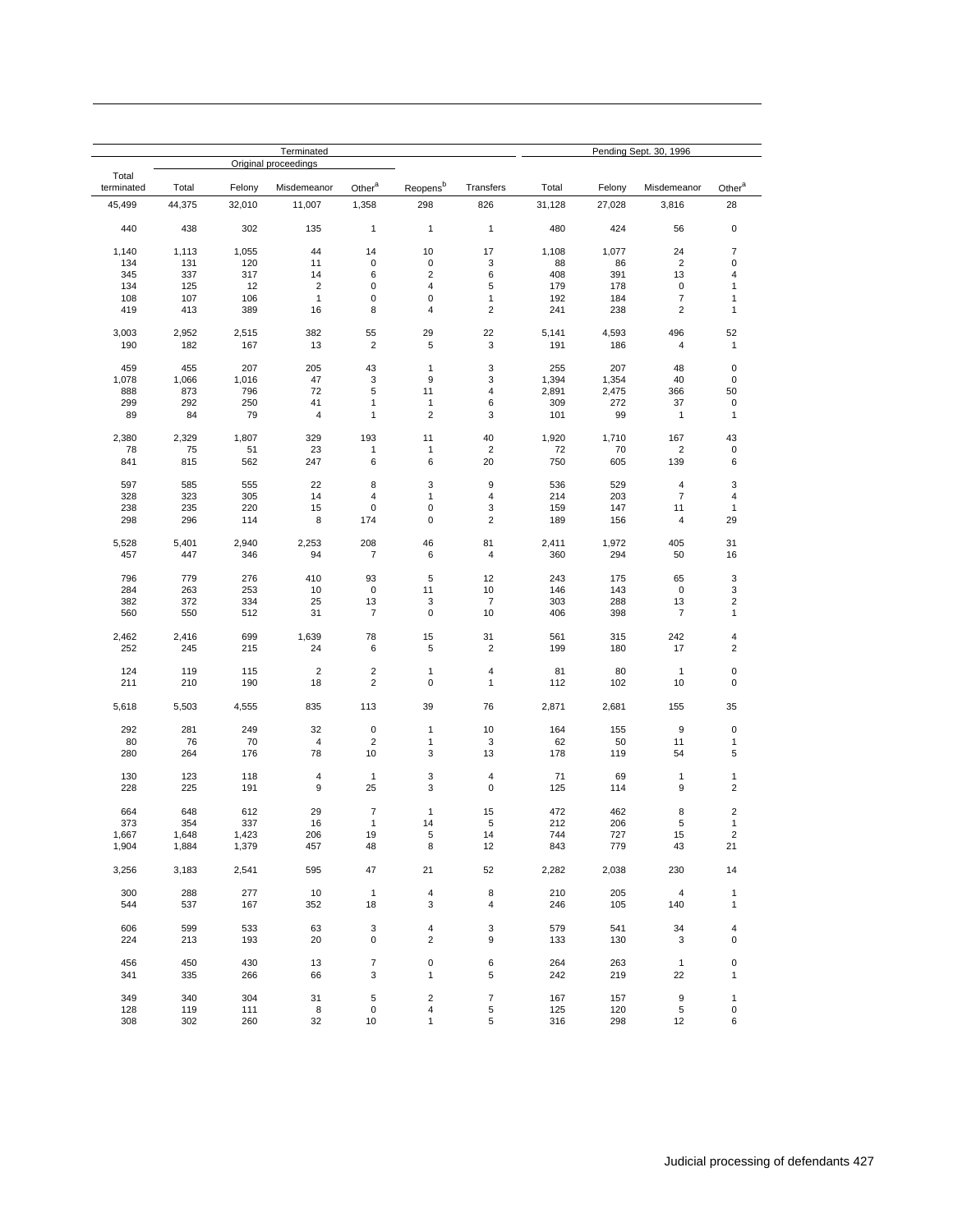| Terminated | | | | | | | Pending Sept. 30, 1996 | | | |
|---|---|---|---|---|---|---|---|---|---|---|
| | Original proceedings | | | | | | | | | |
| Total terminated | Total | Felony | Misdemeanor | Other[a] | Reopens[b] | Transfers | Total | Felony | Misdemeanor | Other[a] |
| 45,499 | 44,375 | 32,010 | 11,007 | 1,358 | 298 | 826 | 31,128 | 27,028 | 3,816 | 28 |
| | | | | | | | | | | |
| 440 | 438 | 302 | 135 | 1 | 1 | 1 | 480 | 424 | 56 | 0 |
| | | | | | | | | | | |
| 1,140 | 1,113 | 1,055 | 44 | 14 | 10 | 17 | 1,108 | 1,077 | 24 | 7 |
| 134 | 131 | 120 | 11 | 0 | 0 | 3 | 88 | 86 | 2 | 0 |
| 345 | 337 | 317 | 14 | 6 | 2 | 6 | 408 | 391 | 13 | 4 |
| 134 | 125 | 12 | 2 | 0 | 4 | 5 | 179 | 178 | 0 | 1 |
| 108 | 107 | 106 | 1 | 0 | 0 | 1 | 192 | 184 | 7 | 1 |
| 419 | 413 | 389 | 16 | 8 | 4 | 2 | 241 | 238 | 2 | 1 |
| | | | | | | | | | | |
| 3,003 | 2,952 | 2,515 | 382 | 55 | 29 | 22 | 5,141 | 4,593 | 496 | 52 |
| 190 | 182 | 167 | 13 | 2 | 5 | 3 | 191 | 186 | 4 | 1 |
| | | | | | | | | | | |
| 459 | 455 | 207 | 205 | 43 | 1 | 3 | 255 | 207 | 48 | 0 |
| 1,078 | 1,066 | 1,016 | 47 | 3 | 9 | 3 | 1,394 | 1,354 | 40 | 0 |
| 888 | 873 | 796 | 72 | 5 | 11 | 4 | 2,891 | 2,475 | 366 | 50 |
| 299 | 292 | 250 | 41 | 1 | 1 | 6 | 309 | 272 | 37 | 0 |
| 89 | 84 | 79 | 4 | 1 | 2 | 3 | 101 | 99 | 1 | 1 |
| | | | | | | | | | | |
| 2,380 | 2,329 | 1,807 | 329 | 193 | 11 | 40 | 1,920 | 1,710 | 167 | 43 |
| 78 | 75 | 51 | 23 | 1 | 1 | 2 | 72 | 70 | 2 | 0 |
| 841 | 815 | 562 | 247 | 6 | 6 | 20 | 750 | 605 | 139 | 6 |
| | | | | | | | | | | |
| 597 | 585 | 555 | 22 | 8 | 3 | 9 | 536 | 529 | 4 | 3 |
| 328 | 323 | 305 | 14 | 4 | 1 | 4 | 214 | 203 | 7 | 4 |
| 238 | 235 | 220 | 15 | 0 | 0 | 3 | 159 | 147 | 11 | 1 |
| 298 | 296 | 114 | 8 | 174 | 0 | 2 | 189 | 156 | 4 | 29 |
| | | | | | | | | | | |
| 5,528 | 5,401 | 2,940 | 2,253 | 208 | 46 | 81 | 2,411 | 1,972 | 405 | 31 |
| 457 | 447 | 346 | 94 | 7 | 6 | 4 | 360 | 294 | 50 | 16 |
| | | | | | | | | | | |
| 796 | 779 | 276 | 410 | 93 | 5 | 12 | 243 | 175 | 65 | 3 |
| 284 | 263 | 253 | 10 | 0 | 11 | 10 | 146 | 143 | 0 | 3 |
| 382 | 372 | 334 | 25 | 13 | 3 | 7 | 303 | 288 | 13 | 2 |
| 560 | 550 | 512 | 31 | 7 | 0 | 10 | 406 | 398 | 7 | 1 |
| | | | | | | | | | | |
| 2,462 | 2,416 | 699 | 1,639 | 78 | 15 | 31 | 561 | 315 | 242 | 4 |
| 252 | 245 | 215 | 24 | 6 | 5 | 2 | 199 | 180 | 17 | 2 |
| | | | | | | | | | | |
| 124 | 119 | 115 | 2 | 2 | 1 | 4 | 81 | 80 | 1 | 0 |
| 211 | 210 | 190 | 18 | 2 | 0 | 1 | 112 | 102 | 10 | 0 |
| | | | | | | | | | | |
| 5,618 | 5,503 | 4,555 | 835 | 113 | 39 | 76 | 2,871 | 2,681 | 155 | 35 |
| | | | | | | | | | | |
| 292 | 281 | 249 | 32 | 0 | 1 | 10 | 164 | 155 | 9 | 0 |
| 80 | 76 | 70 | 4 | 2 | 1 | 3 | 62 | 50 | 11 | 1 |
| 280 | 264 | 176 | 78 | 10 | 3 | 13 | 178 | 119 | 54 | 5 |
| | | | | | | | | | | |
| 130 | 123 | 118 | 4 | 1 | 3 | 4 | 71 | 69 | 1 | 1 |
| 228 | 225 | 191 | 9 | 25 | 3 | 0 | 125 | 114 | 9 | 2 |
| | | | | | | | | | | |
| 664 | 648 | 612 | 29 | 7 | 1 | 15 | 472 | 462 | 8 | 2 |
| 373 | 354 | 337 | 16 | 1 | 14 | 5 | 212 | 206 | 5 | 1 |
| 1,667 | 1,648 | 1,423 | 206 | 19 | 5 | 14 | 744 | 727 | 15 | 2 |
| 1,904 | 1,884 | 1,379 | 457 | 48 | 8 | 12 | 843 | 779 | 43 | 21 |
| | | | | | | | | | | |
| 3,256 | 3,183 | 2,541 | 595 | 47 | 21 | 52 | 2,282 | 2,038 | 230 | 14 |
| | | | | | | | | | | |
| 300 | 288 | 277 | 10 | 1 | 4 | 8 | 210 | 205 | 4 | 1 |
| 544 | 537 | 167 | 352 | 18 | 3 | 4 | 246 | 105 | 140 | 1 |
| | | | | | | | | | | |
| 606 | 599 | 533 | 63 | 3 | 4 | 3 | 579 | 541 | 34 | 4 |
| 224 | 213 | 193 | 20 | 0 | 2 | 9 | 133 | 130 | 3 | 0 |
| | | | | | | | | | | |
| 456 | 450 | 430 | 13 | 7 | 0 | 6 | 264 | 263 | 1 | 0 |
| 341 | 335 | 266 | 66 | 3 | 1 | 5 | 242 | 219 | 22 | 1 |
| | | | | | | | | | | |
| 349 | 340 | 304 | 31 | 5 | 2 | 7 | 167 | 157 | 9 | 1 |
| 128 | 119 | 111 | 8 | 0 | 4 | 5 | 125 | 120 | 5 | 0 |
| 308 | 302 | 260 | 32 | 10 | 1 | 5 | 316 | 298 | 12 | 6 |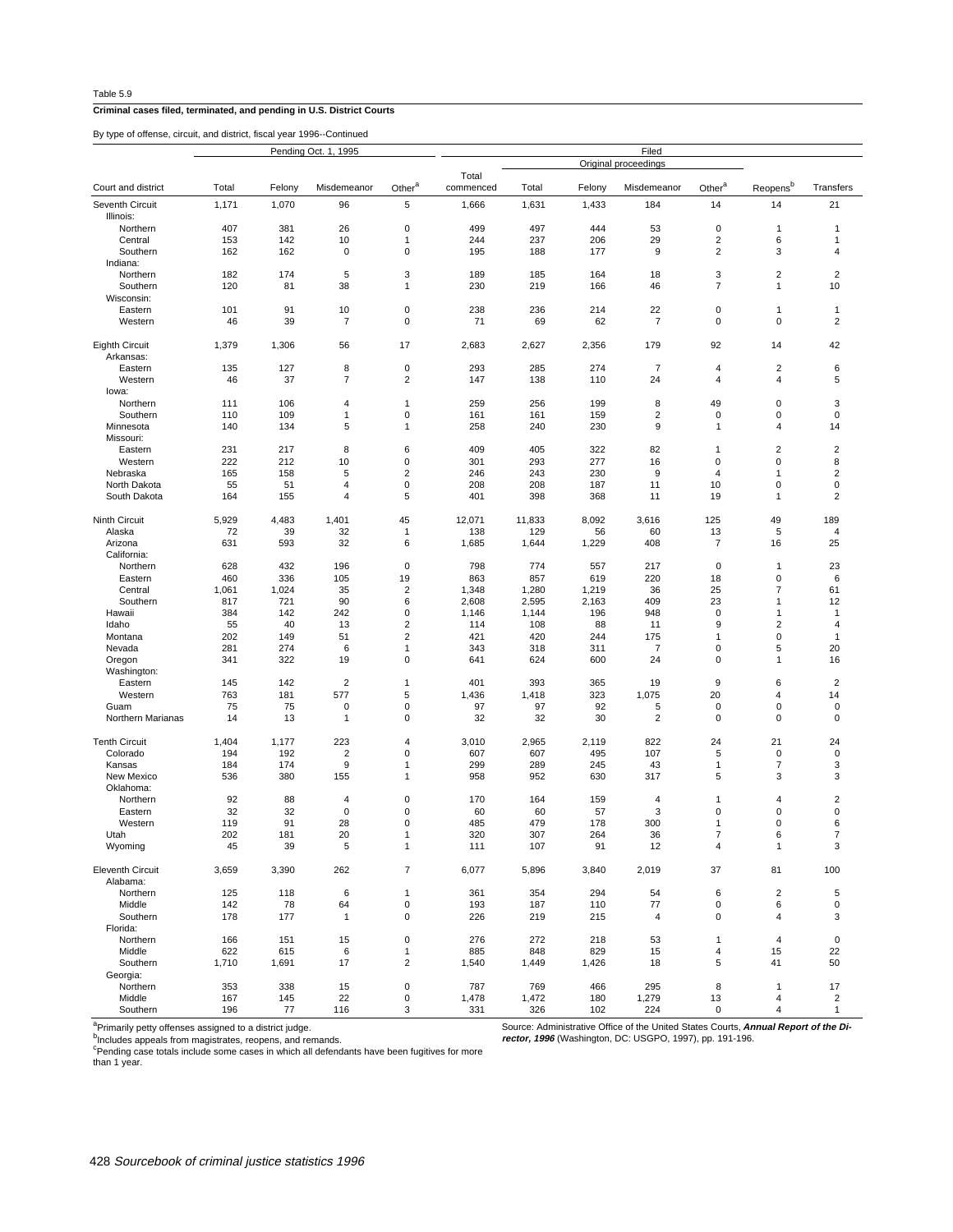Table 5.9

**Criminal cases filed, terminated, and pending in U.S. District Courts**

By type of offense, circuit, and district, fiscal year 1996--Continued

| Court and district | Pending Oct. 1, 1995 | | | | Filed | | | | | | |
|---|---|---|---|---|---|---|---|---|---|---|---|
| | | | | | | Original proceedings | | | | | |
| | Total | Felony | Misdemeanor | Other[a] | Total commenced | Total | Felony | Misdemeanor | Other[a] | Reopens[b] | Transfers |
| Seventh Circuit | 1,171 | 1,070 | 96 | 5 | 1,666 | 1,631 | 1,433 | 184 | 14 | 14 | 21 |
| Illinois: | | | | | | | | | | | |
| Northern | 407 | 381 | 26 | 0 | 499 | 497 | 444 | 53 | 0 | 1 | 1 |
| Central | 153 | 142 | 10 | 1 | 244 | 237 | 206 | 29 | 2 | 6 | 1 |
| Southern | 162 | 162 | 0 | 0 | 195 | 188 | 177 | 9 | 2 | 3 | 4 |
| Indiana: | | | | | | | | | | | |
| Northern | 182 | 174 | 5 | 3 | 189 | 185 | 164 | 18 | 3 | 2 | 2 |
| Southern | 120 | 81 | 38 | 1 | 230 | 219 | 166 | 46 | 7 | 1 | 10 |
| Wisconsin: | | | | | | | | | | | |
| Eastern | 101 | 91 | 10 | 0 | 238 | 236 | 214 | 22 | 0 | 1 | 1 |
| Western | 46 | 39 | 7 | 0 | 71 | 69 | 62 | 7 | 0 | 0 | 2 |
| Eighth Circuit | 1,379 | 1,306 | 56 | 17 | 2,683 | 2,627 | 2,356 | 179 | 92 | 14 | 42 |
| Arkansas: | | | | | | | | | | | |
| Eastern | 135 | 127 | 8 | 0 | 293 | 285 | 274 | 7 | 4 | 2 | 6 |
| Western | 46 | 37 | 7 | 2 | 147 | 138 | 110 | 24 | 4 | 4 | 5 |
| Iowa: | | | | | | | | | | | |
| Northern | 111 | 106 | 4 | 1 | 259 | 256 | 199 | 8 | 49 | 0 | 3 |
| Southern | 110 | 109 | 1 | 0 | 161 | 161 | 159 | 2 | 0 | 0 | 0 |
| Minnesota | 140 | 134 | 5 | 1 | 258 | 240 | 230 | 9 | 1 | 4 | 14 |
| Missouri: | | | | | | | | | | | |
| Eastern | 231 | 217 | 8 | 6 | 409 | 405 | 322 | 82 | 1 | 2 | 2 |
| Western | 222 | 212 | 10 | 0 | 301 | 293 | 277 | 16 | 0 | 0 | 8 |
| Nebraska | 165 | 158 | 5 | 2 | 246 | 243 | 230 | 9 | 4 | 1 | 2 |
| North Dakota | 55 | 51 | 4 | 0 | 208 | 208 | 187 | 11 | 10 | 0 | 0 |
| South Dakota | 164 | 155 | 4 | 5 | 401 | 398 | 368 | 11 | 19 | 1 | 2 |
| Ninth Circuit | 5,929 | 4,483 | 1,401 | 45 | 12,071 | 11,833 | 8,092 | 3,616 | 125 | 49 | 189 |
| Alaska | 72 | 39 | 32 | 1 | 138 | 129 | 56 | 60 | 13 | 5 | 4 |
| Arizona | 631 | 593 | 32 | 6 | 1,685 | 1,644 | 1,229 | 408 | 7 | 16 | 25 |
| California: | | | | | | | | | | | |
| Northern | 628 | 432 | 196 | 0 | 798 | 774 | 557 | 217 | 0 | 1 | 23 |
| Eastern | 460 | 336 | 105 | 19 | 863 | 857 | 619 | 220 | 18 | 0 | 6 |
| Central | 1,061 | 1,024 | 35 | 2 | 1,348 | 1,280 | 1,219 | 36 | 25 | 7 | 61 |
| Southern | 817 | 721 | 90 | 6 | 2,608 | 2,595 | 2,163 | 409 | 23 | 1 | 12 |
| Hawaii | 384 | 142 | 242 | 0 | 1,146 | 1,144 | 196 | 948 | 0 | 1 | 1 |
| Idaho | 55 | 40 | 13 | 2 | 114 | 108 | 88 | 11 | 9 | 2 | 4 |
| Montana | 202 | 149 | 51 | 2 | 421 | 420 | 244 | 175 | 1 | 0 | 1 |
| Nevada | 281 | 274 | 6 | 1 | 343 | 318 | 311 | 7 | 0 | 5 | 20 |
| Oregon | 341 | 322 | 19 | 0 | 641 | 624 | 600 | 24 | 0 | 1 | 16 |
| Washington: | | | | | | | | | | | |
| Eastern | 145 | 142 | 2 | 1 | 401 | 393 | 365 | 19 | 9 | 6 | 2 |
| Western | 763 | 181 | 577 | 5 | 1,436 | 1,418 | 323 | 1,075 | 20 | 4 | 14 |
| Guam | 75 | 75 | 0 | 0 | 97 | 97 | 92 | 5 | 0 | 0 | 0 |
| Northern Marianas | 14 | 13 | 1 | 0 | 32 | 32 | 30 | 2 | 0 | 0 | 0 |
| Tenth Circuit | 1,404 | 1,177 | 223 | 4 | 3,010 | 2,965 | 2,119 | 822 | 24 | 21 | 24 |
| Colorado | 194 | 192 | 2 | 0 | 607 | 607 | 495 | 107 | 5 | 0 | 0 |
| Kansas | 184 | 174 | 9 | 1 | 299 | 289 | 245 | 43 | 1 | 7 | 3 |
| New Mexico | 536 | 380 | 155 | 1 | 958 | 952 | 630 | 317 | 5 | 3 | 3 |
| Oklahoma: | | | | | | | | | | | |
| Northern | 92 | 88 | 4 | 0 | 170 | 164 | 159 | 4 | 1 | 4 | 2 |
| Eastern | 32 | 32 | 0 | 0 | 60 | 60 | 57 | 3 | 0 | 0 | 0 |
| Western | 119 | 91 | 28 | 0 | 485 | 479 | 178 | 300 | 1 | 0 | 6 |
| Utah | 202 | 181 | 20 | 1 | 320 | 307 | 264 | 36 | 7 | 6 | 7 |
| Wyoming | 45 | 39 | 5 | 1 | 111 | 107 | 91 | 12 | 4 | 1 | 3 |
| Eleventh Circuit | 3,659 | 3,390 | 262 | 7 | 6,077 | 5,896 | 3,840 | 2,019 | 37 | 81 | 100 |
| Alabama: | | | | | | | | | | | |
| Northern | 125 | 118 | 6 | 1 | 361 | 354 | 294 | 54 | 6 | 2 | 5 |
| Middle | 142 | 78 | 64 | 0 | 193 | 187 | 110 | 77 | 0 | 6 | 0 |
| Southern | 178 | 177 | 1 | 0 | 226 | 219 | 215 | 4 | 0 | 4 | 3 |
| Florida: | | | | | | | | | | | |
| Northern | 166 | 151 | 15 | 0 | 276 | 272 | 218 | 53 | 1 | 4 | 0 |
| Middle | 622 | 615 | 6 | 1 | 885 | 848 | 829 | 15 | 4 | 15 | 22 |
| Southern | 1,710 | 1,691 | 17 | 2 | 1,540 | 1,449 | 1,426 | 18 | 5 | 41 | 50 |
| Georgia: | | | | | | | | | | | |
| Northern | 353 | 338 | 15 | 0 | 787 | 769 | 466 | 295 | 8 | 1 | 17 |
| Middle | 167 | 145 | 22 | 0 | 1,478 | 1,472 | 180 | 1,279 | 13 | 4 | 2 |
| Southern | 196 | 77 | 116 | 3 | 331 | 326 | 102 | 224 | 0 | 4 | 1 |

[a]Primarily petty offenses assigned to a district judge.
[b]Includes appeals from magistrates, reopens, and remands.
[c]Pending case totals include some cases in which all defendants have been fugitives for more than 1 year.

Source: Administrative Office of the United States Courts, ***Annual Report of the Director, 1996*** (Washington, DC: USGPO, 1997), pp. 191-196.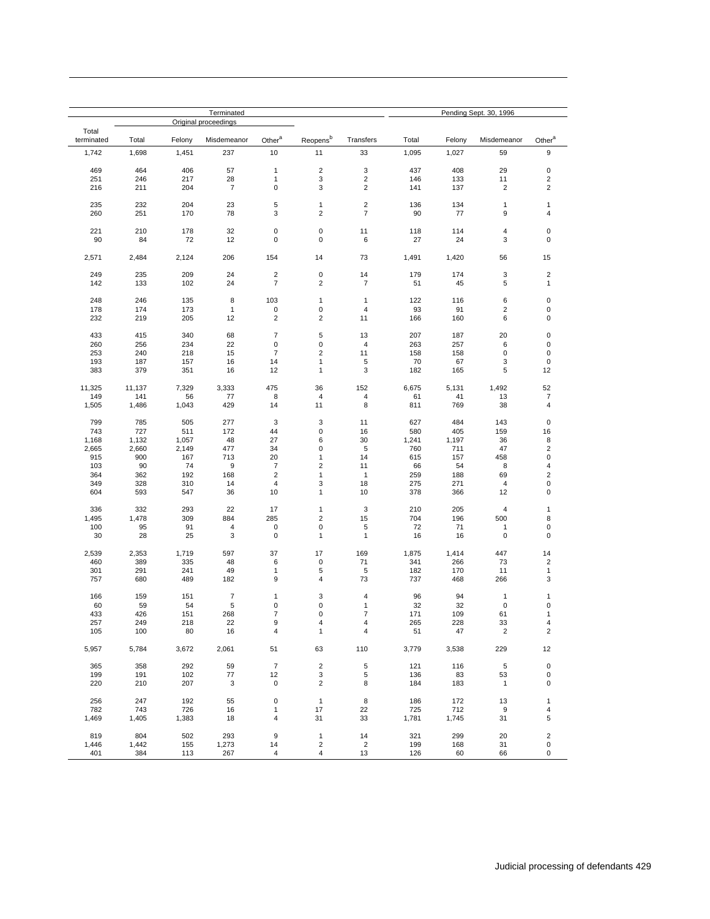| Terminated | | | | | | | Pending Sept. 30, 1996 | | | |
|---|---|---|---|---|---|---|---|---|---|---|
| | Original proceedings | | | | | | | | | |
| Total terminated | Total | Felony | Misdemeanor | Other[a] | Reopens[b] | Transfers | Total | Felony | Misdemeanor | Other[a] |
| 1,742 | 1,698 | 1,451 | 237 | 10 | 11 | 33 | 1,095 | 1,027 | 59 | 9 |
| 469 | 464 | 406 | 57 | 1 | 2 | 3 | 437 | 408 | 29 | 0 |
| 251 | 246 | 217 | 28 | 1 | 3 | 2 | 146 | 133 | 11 | 2 |
| 216 | 211 | 204 | 7 | 0 | 3 | 2 | 141 | 137 | 2 | 2 |
| 235 | 232 | 204 | 23 | 5 | 1 | 2 | 136 | 134 | 1 | 1 |
| 260 | 251 | 170 | 78 | 3 | 2 | 7 | 90 | 77 | 9 | 4 |
| 221 | 210 | 178 | 32 | 0 | 0 | 11 | 118 | 114 | 4 | 0 |
| 90 | 84 | 72 | 12 | 0 | 0 | 6 | 27 | 24 | 3 | 0 |
| 2,571 | 2,484 | 2,124 | 206 | 154 | 14 | 73 | 1,491 | 1,420 | 56 | 15 |
| 249 | 235 | 209 | 24 | 2 | 0 | 14 | 179 | 174 | 3 | 2 |
| 142 | 133 | 102 | 24 | 7 | 2 | 7 | 51 | 45 | 5 | 1 |
| 248 | 246 | 135 | 8 | 103 | 1 | 1 | 122 | 116 | 6 | 0 |
| 178 | 174 | 173 | 1 | 0 | 0 | 4 | 93 | 91 | 2 | 0 |
| 232 | 219 | 205 | 12 | 2 | 2 | 11 | 166 | 160 | 6 | 0 |
| 433 | 415 | 340 | 68 | 7 | 5 | 13 | 207 | 187 | 20 | 0 |
| 260 | 256 | 234 | 22 | 0 | 0 | 4 | 263 | 257 | 6 | 0 |
| 253 | 240 | 218 | 15 | 7 | 2 | 11 | 158 | 158 | 0 | 0 |
| 193 | 187 | 157 | 16 | 14 | 1 | 5 | 70 | 67 | 3 | 0 |
| 383 | 379 | 351 | 16 | 12 | 1 | 3 | 182 | 165 | 5 | 12 |
| 11,325 | 11,137 | 7,329 | 3,333 | 475 | 36 | 152 | 6,675 | 5,131 | 1,492 | 52 |
| 149 | 141 | 56 | 77 | 8 | 4 | 4 | 61 | 41 | 13 | 7 |
| 1,505 | 1,486 | 1,043 | 429 | 14 | 11 | 8 | 811 | 769 | 38 | 4 |
| 799 | 785 | 505 | 277 | 3 | 3 | 11 | 627 | 484 | 143 | 0 |
| 743 | 727 | 511 | 172 | 44 | 0 | 16 | 580 | 405 | 159 | 16 |
| 1,168 | 1,132 | 1,057 | 48 | 27 | 6 | 30 | 1,241 | 1,197 | 36 | 8 |
| 2,665 | 2,660 | 2,149 | 477 | 34 | 0 | 5 | 760 | 711 | 47 | 2 |
| 915 | 900 | 167 | 713 | 20 | 1 | 14 | 615 | 157 | 458 | 0 |
| 103 | 90 | 74 | 9 | 7 | 2 | 11 | 66 | 54 | 8 | 4 |
| 364 | 362 | 192 | 168 | 2 | 1 | 1 | 259 | 188 | 69 | 2 |
| 349 | 328 | 310 | 14 | 4 | 3 | 18 | 275 | 271 | 4 | 0 |
| 604 | 593 | 547 | 36 | 10 | 1 | 10 | 378 | 366 | 12 | 0 |
| 336 | 332 | 293 | 22 | 17 | 1 | 3 | 210 | 205 | 4 | 1 |
| 1,495 | 1,478 | 309 | 884 | 285 | 2 | 15 | 704 | 196 | 500 | 8 |
| 100 | 95 | 91 | 4 | 0 | 0 | 5 | 72 | 71 | 1 | 0 |
| 30 | 28 | 25 | 3 | 0 | 1 | 1 | 16 | 16 | 0 | 0 |
| 2,539 | 2,353 | 1,719 | 597 | 37 | 17 | 169 | 1,875 | 1,414 | 447 | 14 |
| 460 | 389 | 335 | 48 | 6 | 0 | 71 | 341 | 266 | 73 | 2 |
| 301 | 291 | 241 | 49 | 1 | 5 | 5 | 182 | 170 | 11 | 1 |
| 757 | 680 | 489 | 182 | 9 | 4 | 73 | 737 | 468 | 266 | 3 |
| 166 | 159 | 151 | 7 | 1 | 3 | 4 | 96 | 94 | 1 | 1 |
| 60 | 59 | 54 | 5 | 0 | 0 | 1 | 32 | 32 | 0 | 0 |
| 433 | 426 | 151 | 268 | 7 | 0 | 7 | 171 | 109 | 61 | 1 |
| 257 | 249 | 218 | 22 | 9 | 4 | 4 | 265 | 228 | 33 | 4 |
| 105 | 100 | 80 | 16 | 4 | 1 | 4 | 51 | 47 | 2 | 2 |
| 5,957 | 5,784 | 3,672 | 2,061 | 51 | 63 | 110 | 3,779 | 3,538 | 229 | 12 |
| 365 | 358 | 292 | 59 | 7 | 2 | 5 | 121 | 116 | 5 | 0 |
| 199 | 191 | 102 | 77 | 12 | 3 | 5 | 136 | 83 | 53 | 0 |
| 220 | 210 | 207 | 3 | 0 | 2 | 8 | 184 | 183 | 1 | 0 |
| 256 | 247 | 192 | 55 | 0 | 1 | 8 | 186 | 172 | 13 | 1 |
| 782 | 743 | 726 | 16 | 1 | 17 | 22 | 725 | 712 | 9 | 4 |
| 1,469 | 1,405 | 1,383 | 18 | 4 | 31 | 33 | 1,781 | 1,745 | 31 | 5 |
| 819 | 804 | 502 | 293 | 9 | 1 | 14 | 321 | 299 | 20 | 2 |
| 1,446 | 1,442 | 155 | 1,273 | 14 | 2 | 2 | 199 | 168 | 31 | 0 |
| 401 | 384 | 113 | 267 | 4 | 4 | 13 | 126 | 60 | 66 | 0 |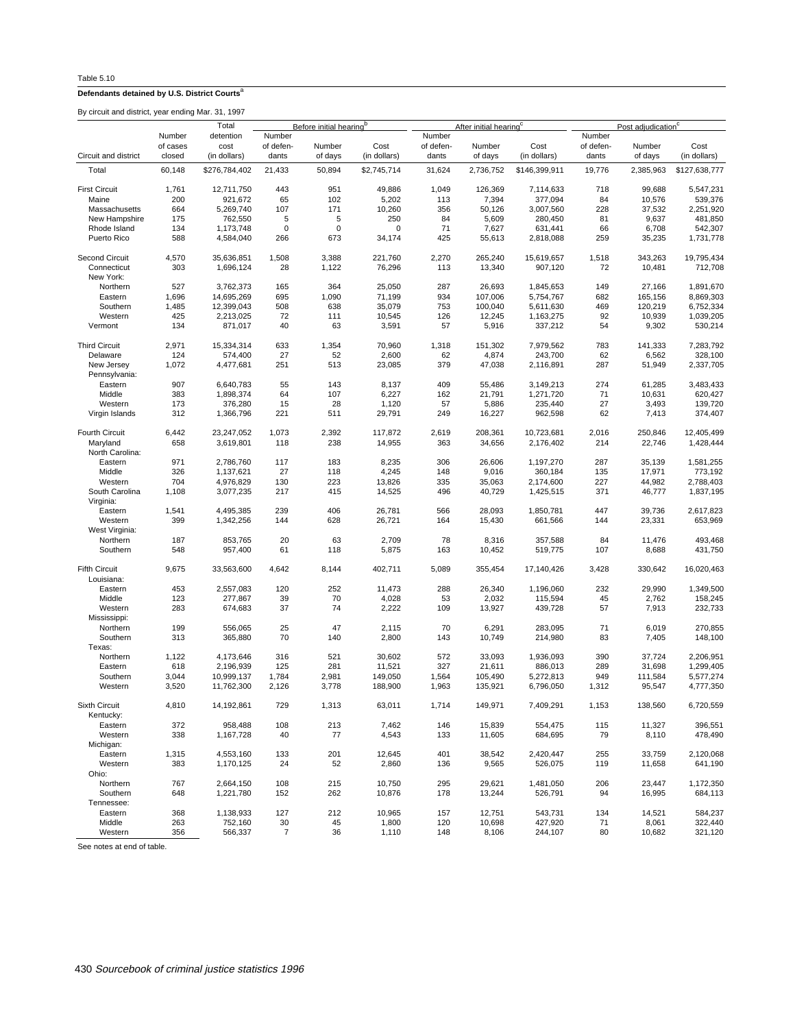Table 5.10

**Defendants detained by U.S. District Courts[a]**

By circuit and district, year ending Mar. 31, 1997

| Circuit and district | Number of cases closed | Total detention cost (in dollars) | Before initial hearing[b] | | | After initial hearing[c] | | | Post adjudication[c] | | |
|---|---|---|---|---|---|---|---|---|---|---|---|
| | | | Number of defendants | Number of days | Cost (in dollars) | Number of defendants | Number of days | Cost (in dollars) | Number of defendants | Number of days | Cost (in dollars) |
| Total | 60,148 | $276,784,402 | 21,433 | 50,894 | $2,745,714 | 31,624 | 2,736,752 | $146,399,911 | 19,776 | 2,385,963 | $127,638,777 |
| First Circuit | 1,761 | 12,711,750 | 443 | 951 | 49,886 | 1,049 | 126,369 | 7,114,633 | 718 | 99,688 | 5,547,231 |
| Maine | 200 | 921,672 | 65 | 102 | 5,202 | 113 | 7,394 | 377,094 | 84 | 10,576 | 539,376 |
| Massachusetts | 664 | 5,269,740 | 107 | 171 | 10,260 | 356 | 50,126 | 3,007,560 | 228 | 37,532 | 2,251,920 |
| New Hampshire | 175 | 762,550 | 5 | 5 | 250 | 84 | 5,609 | 280,450 | 81 | 9,637 | 481,850 |
| Rhode Island | 134 | 1,173,748 | 0 | 0 | 0 | 71 | 7,627 | 631,441 | 66 | 6,708 | 542,307 |
| Puerto Rico | 588 | 4,584,040 | 266 | 673 | 34,174 | 425 | 55,613 | 2,818,088 | 259 | 35,235 | 1,731,778 |
| Second Circuit | 4,570 | 35,636,851 | 1,508 | 3,388 | 221,760 | 2,270 | 265,240 | 15,619,657 | 1,518 | 343,263 | 19,795,434 |
| Connecticut | 303 | 1,696,124 | 28 | 1,122 | 76,296 | 113 | 13,340 | 907,120 | 72 | 10,481 | 712,708 |
| New York: | | | | | | | | | | | |
| Northern | 527 | 3,762,373 | 165 | 364 | 25,050 | 287 | 26,693 | 1,845,653 | 149 | 27,166 | 1,891,670 |
| Eastern | 1,696 | 14,695,269 | 695 | 1,090 | 71,199 | 934 | 107,006 | 5,754,767 | 682 | 165,156 | 8,869,303 |
| Southern | 1,485 | 12,399,043 | 508 | 638 | 35,079 | 753 | 100,040 | 5,611,630 | 469 | 120,219 | 6,752,334 |
| Western | 425 | 2,213,025 | 72 | 111 | 10,545 | 126 | 12,245 | 1,163,275 | 92 | 10,939 | 1,039,205 |
| Vermont | 134 | 871,017 | 40 | 63 | 3,591 | 57 | 5,916 | 337,212 | 54 | 9,302 | 530,214 |
| Third Circuit | 2,971 | 15,334,314 | 633 | 1,354 | 70,960 | 1,318 | 151,302 | 7,979,562 | 783 | 141,333 | 7,283,792 |
| Delaware | 124 | 574,400 | 27 | 52 | 2,600 | 62 | 4,874 | 243,700 | 62 | 6,562 | 328,100 |
| New Jersey | 1,072 | 4,477,681 | 251 | 513 | 23,085 | 379 | 47,038 | 2,116,891 | 287 | 51,949 | 2,337,705 |
| Pennsylvania: | | | | | | | | | | | |
| Eastern | 907 | 6,640,783 | 55 | 143 | 8,137 | 409 | 55,486 | 3,149,213 | 274 | 61,285 | 3,483,433 |
| Middle | 383 | 1,898,374 | 64 | 107 | 6,227 | 162 | 21,791 | 1,271,720 | 71 | 10,631 | 620,427 |
| Western | 173 | 376,280 | 15 | 28 | 1,120 | 57 | 5,886 | 235,440 | 27 | 3,493 | 139,720 |
| Virgin Islands | 312 | 1,366,796 | 221 | 511 | 29,791 | 249 | 16,227 | 962,598 | 62 | 7,413 | 374,407 |
| Fourth Circuit | 6,442 | 23,247,052 | 1,073 | 2,392 | 117,872 | 2,619 | 208,361 | 10,723,681 | 2,016 | 250,846 | 12,405,499 |
| Maryland | 658 | 3,619,801 | 118 | 238 | 14,955 | 363 | 34,656 | 2,176,402 | 214 | 22,746 | 1,428,444 |
| North Carolina: | | | | | | | | | | | |
| Eastern | 971 | 2,786,760 | 117 | 183 | 8,235 | 306 | 26,606 | 1,197,270 | 287 | 35,139 | 1,581,255 |
| Middle | 326 | 1,137,621 | 27 | 118 | 4,245 | 148 | 9,016 | 360,184 | 135 | 17,971 | 773,192 |
| Western | 704 | 4,976,829 | 130 | 223 | 13,826 | 335 | 35,063 | 2,174,600 | 227 | 44,982 | 2,788,403 |
| South Carolina | 1,108 | 3,077,235 | 217 | 415 | 14,525 | 496 | 40,729 | 1,425,515 | 371 | 46,777 | 1,837,195 |
| Virginia: | | | | | | | | | | | |
| Eastern | 1,541 | 4,495,385 | 239 | 406 | 26,781 | 566 | 28,093 | 1,850,781 | 447 | 39,736 | 2,617,823 |
| Western | 399 | 1,342,256 | 144 | 628 | 26,721 | 164 | 15,430 | 661,566 | 144 | 23,331 | 653,969 |
| West Virginia: | | | | | | | | | | | |
| Northern | 187 | 853,765 | 20 | 63 | 2,709 | 78 | 8,316 | 357,588 | 84 | 11,476 | 493,468 |
| Southern | 548 | 957,400 | 61 | 118 | 5,875 | 163 | 10,452 | 519,775 | 107 | 8,688 | 431,750 |
| Fifth Circuit | 9,675 | 33,563,600 | 4,642 | 8,144 | 402,711 | 5,089 | 355,454 | 17,140,426 | 3,428 | 330,642 | 16,020,463 |
| Louisiana: | | | | | | | | | | | |
| Eastern | 453 | 2,557,083 | 120 | 252 | 11,473 | 288 | 26,340 | 1,196,060 | 232 | 29,990 | 1,349,500 |
| Middle | 123 | 277,867 | 39 | 70 | 4,028 | 53 | 2,032 | 115,594 | 45 | 2,762 | 158,245 |
| Western | 283 | 674,683 | 37 | 74 | 2,222 | 109 | 13,927 | 439,728 | 57 | 7,913 | 232,733 |
| Mississippi: | | | | | | | | | | | |
| Northern | 199 | 556,065 | 25 | 47 | 2,115 | 70 | 6,291 | 283,095 | 71 | 6,019 | 270,855 |
| Southern | 313 | 365,880 | 70 | 140 | 2,800 | 143 | 10,749 | 214,980 | 83 | 7,405 | 148,100 |
| Texas: | | | | | | | | | | | |
| Northern | 1,122 | 4,173,646 | 316 | 521 | 30,602 | 572 | 33,093 | 1,936,093 | 390 | 37,724 | 2,206,951 |
| Eastern | 618 | 2,196,939 | 125 | 281 | 11,521 | 327 | 21,611 | 886,013 | 289 | 31,698 | 1,299,405 |
| Southern | 3,044 | 10,999,137 | 1,784 | 2,981 | 149,050 | 1,564 | 105,490 | 5,272,813 | 949 | 111,584 | 5,577,274 |
| Western | 3,520 | 11,762,300 | 2,126 | 3,778 | 188,900 | 1,963 | 135,921 | 6,796,050 | 1,312 | 95,547 | 4,777,350 |
| Sixth Circuit | 4,810 | 14,192,861 | 729 | 1,313 | 63,011 | 1,714 | 149,971 | 7,409,291 | 1,153 | 138,560 | 6,720,559 |
| Kentucky: | | | | | | | | | | | |
| Eastern | 372 | 958,488 | 108 | 213 | 7,462 | 146 | 15,839 | 554,475 | 115 | 11,327 | 396,551 |
| Western | 338 | 1,167,728 | 40 | 77 | 4,543 | 133 | 11,605 | 684,695 | 79 | 8,110 | 478,490 |
| Michigan: | | | | | | | | | | | |
| Eastern | 1,315 | 4,553,160 | 133 | 201 | 12,645 | 401 | 38,542 | 2,420,447 | 255 | 33,759 | 2,120,068 |
| Western | 383 | 1,170,125 | 24 | 52 | 2,860 | 136 | 9,565 | 526,075 | 119 | 11,658 | 641,190 |
| Ohio: | | | | | | | | | | | |
| Northern | 767 | 2,664,150 | 108 | 215 | 10,750 | 295 | 29,621 | 1,481,050 | 206 | 23,447 | 1,172,350 |
| Southern | 648 | 1,221,780 | 152 | 262 | 10,876 | 178 | 13,244 | 526,791 | 94 | 16,995 | 684,113 |
| Tennessee: | | | | | | | | | | | |
| Eastern | 368 | 1,138,933 | 127 | 212 | 10,965 | 157 | 12,751 | 543,731 | 134 | 14,521 | 584,237 |
| Middle | 263 | 752,160 | 30 | 45 | 1,800 | 120 | 10,698 | 427,920 | 71 | 8,061 | 322,440 |
| Western | 356 | 566,337 | 7 | 36 | 1,110 | 148 | 8,106 | 244,107 | 80 | 10,682 | 321,120 |

See notes at end of table.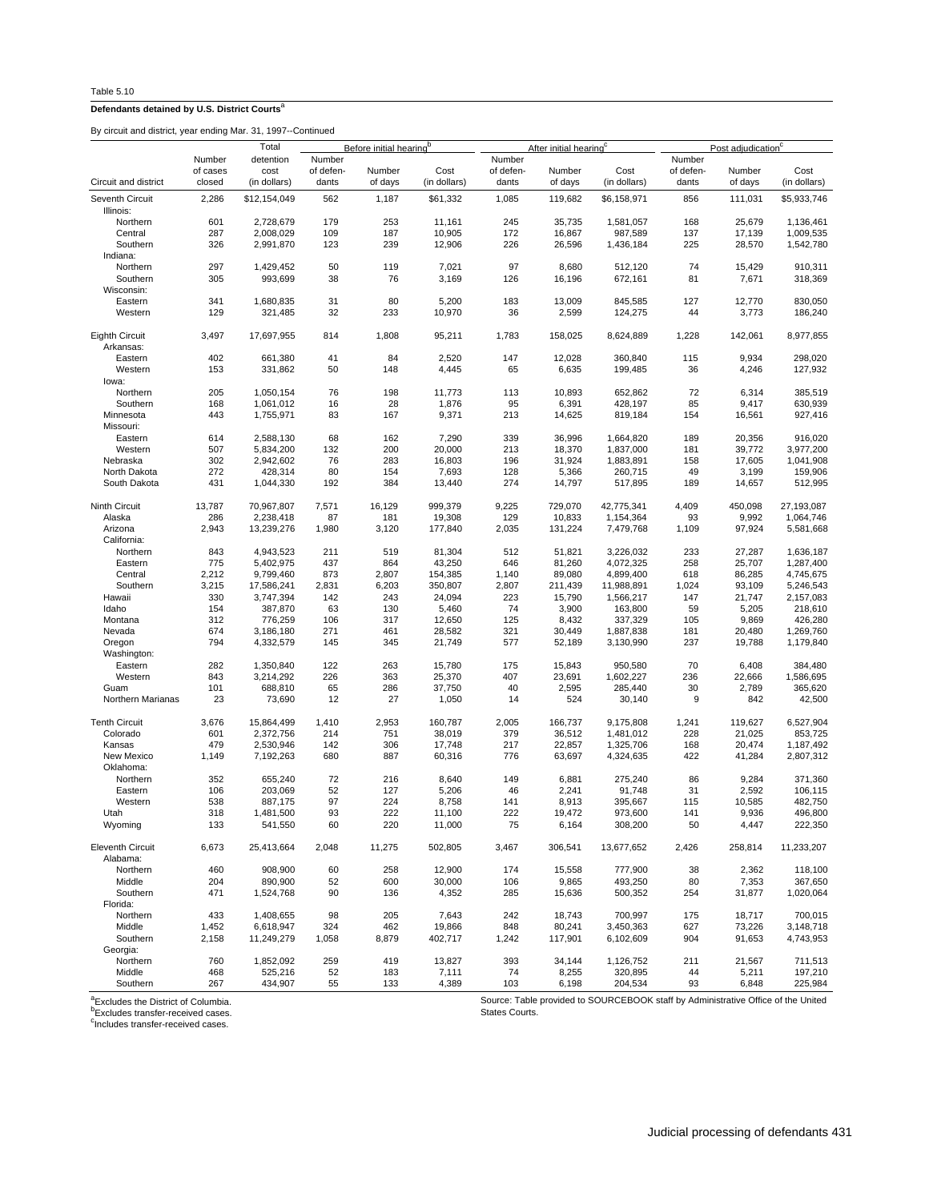Table 5.10

**Defendants detained by U.S. District Courts**[a]

By circuit and district, year ending Mar. 31, 1997--Continued

| Circuit and district | Number of cases closed | Total detention cost (in dollars) | Before initial hearing[b] Number of defendants | Before initial hearing[b] Number of days | Before initial hearing[b] Cost (in dollars) | After initial hearing[c] Number of defendants | After initial hearing[c] Number of days | After initial hearing[c] Cost (in dollars) | Post adjudication[c] Number of defendants | Post adjudication[c] Number of days | Post adjudication[c] Cost (in dollars) |
|---|---|---|---|---|---|---|---|---|---|---|---|
| Seventh Circuit | 2,286 | $12,154,049 | 562 | 1,187 | $61,332 | 1,085 | 119,682 | $6,158,971 | 856 | 111,031 | $5,933,746 |
| Illinois: | | | | | | | | | | | |
| Northern | 601 | 2,728,679 | 179 | 253 | 11,161 | 245 | 35,735 | 1,581,057 | 168 | 25,679 | 1,136,461 |
| Central | 287 | 2,008,029 | 109 | 187 | 10,905 | 172 | 16,867 | 987,589 | 137 | 17,139 | 1,009,535 |
| Southern | 326 | 2,991,870 | 123 | 239 | 12,906 | 226 | 26,596 | 1,436,184 | 225 | 28,570 | 1,542,780 |
| Indiana: | | | | | | | | | | | |
| Northern | 297 | 1,429,452 | 50 | 119 | 7,021 | 97 | 8,680 | 512,120 | 74 | 15,429 | 910,311 |
| Southern | 305 | 993,699 | 38 | 76 | 3,169 | 126 | 16,196 | 672,161 | 81 | 7,671 | 318,369 |
| Wisconsin: | | | | | | | | | | | |
| Eastern | 341 | 1,680,835 | 31 | 80 | 5,200 | 183 | 13,009 | 845,585 | 127 | 12,770 | 830,050 |
| Western | 129 | 321,485 | 32 | 233 | 10,970 | 36 | 2,599 | 124,275 | 44 | 3,773 | 186,240 |
| Eighth Circuit | 3,497 | 17,697,955 | 814 | 1,808 | 95,211 | 1,783 | 158,025 | 8,624,889 | 1,228 | 142,061 | 8,977,855 |
| Arkansas: | | | | | | | | | | | |
| Eastern | 402 | 661,380 | 41 | 84 | 2,520 | 147 | 12,028 | 360,840 | 115 | 9,934 | 298,020 |
| Western | 153 | 331,862 | 50 | 148 | 4,445 | 65 | 6,635 | 199,485 | 36 | 4,246 | 127,932 |
| Iowa: | | | | | | | | | | | |
| Northern | 205 | 1,050,154 | 76 | 198 | 11,773 | 113 | 10,893 | 652,862 | 72 | 6,314 | 385,519 |
| Southern | 168 | 1,061,012 | 16 | 28 | 1,876 | 95 | 6,391 | 428,197 | 85 | 9,417 | 630,939 |
| Minnesota | 443 | 1,755,971 | 83 | 167 | 9,371 | 213 | 14,625 | 819,184 | 154 | 16,561 | 927,416 |
| Missouri: | | | | | | | | | | | |
| Eastern | 614 | 2,588,130 | 68 | 162 | 7,290 | 339 | 36,996 | 1,664,820 | 189 | 20,356 | 916,020 |
| Western | 507 | 5,834,200 | 132 | 200 | 20,000 | 213 | 18,370 | 1,837,000 | 181 | 39,772 | 3,977,200 |
| Nebraska | 302 | 2,942,602 | 76 | 283 | 16,803 | 196 | 31,924 | 1,883,891 | 158 | 17,605 | 1,041,908 |
| North Dakota | 272 | 428,314 | 80 | 154 | 7,693 | 128 | 5,366 | 260,715 | 49 | 3,199 | 159,906 |
| South Dakota | 431 | 1,044,330 | 192 | 384 | 13,440 | 274 | 14,797 | 517,895 | 189 | 14,657 | 512,995 |
| Ninth Circuit | 13,787 | 70,967,807 | 7,571 | 16,129 | 999,379 | 9,225 | 729,070 | 42,775,341 | 4,409 | 450,098 | 27,193,087 |
| Alaska | 286 | 2,238,418 | 87 | 181 | 19,308 | 129 | 10,833 | 1,154,364 | 93 | 9,992 | 1,064,746 |
| Arizona | 2,943 | 13,239,276 | 1,980 | 3,120 | 177,840 | 2,035 | 131,224 | 7,479,768 | 1,109 | 97,924 | 5,581,668 |
| California: | | | | | | | | | | | |
| Northern | 843 | 4,943,523 | 211 | 519 | 81,304 | 512 | 51,821 | 3,226,032 | 233 | 27,287 | 1,636,187 |
| Eastern | 775 | 5,402,975 | 437 | 864 | 43,250 | 646 | 81,260 | 4,072,325 | 258 | 25,707 | 1,287,400 |
| Central | 2,212 | 9,799,460 | 873 | 2,807 | 154,385 | 1,140 | 89,080 | 4,899,400 | 618 | 86,285 | 4,745,675 |
| Southern | 3,215 | 17,586,241 | 2,831 | 6,203 | 350,807 | 2,807 | 211,439 | 11,988,891 | 1,024 | 93,109 | 5,246,543 |
| Hawaii | 330 | 3,747,394 | 142 | 243 | 24,094 | 223 | 15,790 | 1,566,217 | 147 | 21,747 | 2,157,083 |
| Idaho | 154 | 387,870 | 63 | 130 | 5,460 | 74 | 3,900 | 163,800 | 59 | 5,205 | 218,610 |
| Montana | 312 | 776,259 | 106 | 317 | 12,650 | 125 | 8,432 | 337,329 | 105 | 9,869 | 426,280 |
| Nevada | 674 | 3,186,180 | 271 | 461 | 28,582 | 321 | 30,449 | 1,887,838 | 181 | 20,480 | 1,269,760 |
| Oregon | 794 | 4,332,579 | 145 | 345 | 21,749 | 577 | 52,189 | 3,130,990 | 237 | 19,788 | 1,179,840 |
| Washington: | | | | | | | | | | | |
| Eastern | 282 | 1,350,840 | 122 | 263 | 15,780 | 175 | 15,843 | 950,580 | 70 | 6,408 | 384,480 |
| Western | 843 | 3,214,292 | 226 | 363 | 25,370 | 407 | 23,691 | 1,602,227 | 236 | 22,666 | 1,586,695 |
| Guam | 101 | 688,810 | 65 | 286 | 37,750 | 40 | 2,595 | 285,440 | 30 | 2,789 | 365,620 |
| Northern Marianas | 23 | 73,690 | 12 | 27 | 1,050 | 14 | 524 | 30,140 | 9 | 842 | 42,500 |
| Tenth Circuit | 3,676 | 15,864,499 | 1,410 | 2,953 | 160,787 | 2,005 | 166,737 | 9,175,808 | 1,241 | 119,627 | 6,527,904 |
| Colorado | 601 | 2,372,756 | 214 | 751 | 38,019 | 379 | 36,512 | 1,481,012 | 228 | 21,025 | 853,725 |
| Kansas | 479 | 2,530,946 | 142 | 306 | 17,748 | 217 | 22,857 | 1,325,706 | 168 | 20,474 | 1,187,492 |
| New Mexico | 1,149 | 7,192,263 | 680 | 887 | 60,316 | 776 | 63,697 | 4,324,635 | 422 | 41,284 | 2,807,312 |
| Oklahoma: | | | | | | | | | | | |
| Northern | 352 | 655,240 | 72 | 216 | 8,640 | 149 | 6,881 | 275,240 | 86 | 9,284 | 371,360 |
| Eastern | 106 | 203,069 | 52 | 127 | 5,206 | 46 | 2,241 | 91,748 | 31 | 2,592 | 106,115 |
| Western | 538 | 887,175 | 97 | 224 | 8,758 | 141 | 8,913 | 395,667 | 115 | 10,585 | 482,750 |
| Utah | 318 | 1,481,500 | 93 | 222 | 11,100 | 222 | 19,472 | 973,600 | 141 | 9,936 | 496,800 |
| Wyoming | 133 | 541,550 | 60 | 220 | 11,000 | 75 | 6,164 | 308,200 | 50 | 4,447 | 222,350 |
| Eleventh Circuit | 6,673 | 25,413,664 | 2,048 | 11,275 | 502,805 | 3,467 | 306,541 | 13,677,652 | 2,426 | 258,814 | 11,233,207 |
| Alabama: | | | | | | | | | | | |
| Northern | 460 | 908,900 | 60 | 258 | 12,900 | 174 | 15,558 | 777,900 | 38 | 2,362 | 118,100 |
| Middle | 204 | 890,900 | 52 | 600 | 30,000 | 106 | 9,865 | 493,250 | 80 | 7,353 | 367,650 |
| Southern | 471 | 1,524,768 | 90 | 136 | 4,352 | 285 | 15,636 | 500,352 | 254 | 31,877 | 1,020,064 |
| Florida: | | | | | | | | | | | |
| Northern | 433 | 1,408,655 | 98 | 205 | 7,643 | 242 | 18,743 | 700,997 | 175 | 18,717 | 700,015 |
| Middle | 1,452 | 6,618,947 | 324 | 462 | 19,866 | 848 | 80,241 | 3,450,363 | 627 | 73,226 | 3,148,718 |
| Southern | 2,158 | 11,249,279 | 1,058 | 8,879 | 402,717 | 1,242 | 117,901 | 6,102,609 | 904 | 91,653 | 4,743,953 |
| Georgia: | | | | | | | | | | | |
| Northern | 760 | 1,852,092 | 259 | 419 | 13,827 | 393 | 34,144 | 1,126,752 | 211 | 21,567 | 711,513 |
| Middle | 468 | 525,216 | 52 | 183 | 7,111 | 74 | 8,255 | 320,895 | 44 | 5,211 | 197,210 |
| Southern | 267 | 434,907 | 55 | 133 | 4,389 | 103 | 6,198 | 204,534 | 93 | 6,848 | 225,984 |

[a]Excludes the District of Columbia.
[b]Excludes transfer-received cases.
[c]Includes transfer-received cases.

Source: Table provided to SOURCEBOOK staff by Administrative Office of the United States Courts.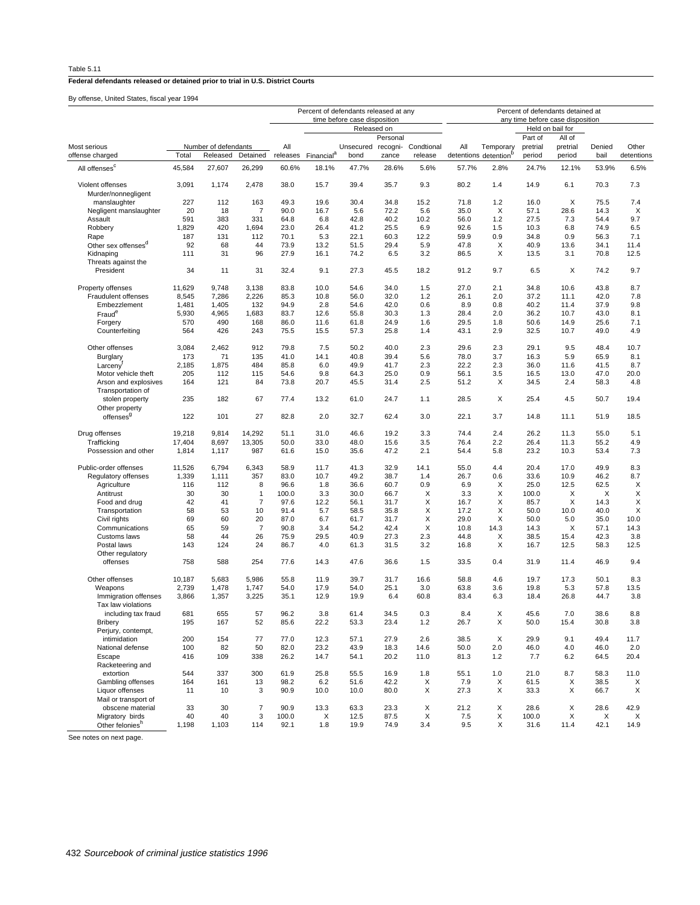Table 5.11

**Federal defendants released or detained prior to trial in U.S. District Courts**

By offense, United States, fiscal year 1994

| Most serious offense charged | Number of defendants | | | Percent of defendants released at any time before case disposition | | | | | Percent of defendants detained at any time before case disposition | | | | | |
|---|---|---|---|---|---|---|---|---|---|---|---|---|---|---|
| | | | | | | Released on | | | | | Held on bail for | | | |
| | Total | Released | Detained | All releases | Financial[a] | Unsecured bond | Personal recogni-zance | Condtional release | All detentions | Temporary detention[b] | Part of pretrial period | All of pretrial period | Denied bail | Other detentions |
| All offenses[c] | 45,584 | 27,607 | 26,299 | 60.6% | 18.1% | 47.7% | 28.6% | 5.6% | 57.7% | 2.8% | 24.7% | 12.1% | 53.9% | 6.5% |
| Violent offenses | 3,091 | 1,174 | 2,478 | 38.0 | 15.7 | 39.4 | 35.7 | 9.3 | 80.2 | 1.4 | 14.9 | 6.1 | 70.3 | 7.3 |
| Murder/nonnegligent manslaughter | 227 | 112 | 163 | 49.3 | 19.6 | 30.4 | 34.8 | 15.2 | 71.8 | 1.2 | 16.0 | X | 75.5 | 7.4 |
| Negligent manslaughter | 20 | 18 | 7 | 90.0 | 16.7 | 5.6 | 72.2 | 5.6 | 35.0 | X | 57.1 | 28.6 | 14.3 | X |
| Assault | 591 | 383 | 331 | 64.8 | 6.8 | 42.8 | 40.2 | 10.2 | 56.0 | 1.2 | 27.5 | 7.3 | 54.4 | 9.7 |
| Robbery | 1,829 | 420 | 1,694 | 23.0 | 26.4 | 41.2 | 25.5 | 6.9 | 92.6 | 1.5 | 10.3 | 6.8 | 74.9 | 6.5 |
| Rape | 187 | 131 | 112 | 70.1 | 5.3 | 22.1 | 60.3 | 12.2 | 59.9 | 0.9 | 34.8 | 0.9 | 56.3 | 7.1 |
| Other sex offenses[d] | 92 | 68 | 44 | 73.9 | 13.2 | 51.5 | 29.4 | 5.9 | 47.8 | X | 40.9 | 13.6 | 34.1 | 11.4 |
| Kidnaping | 111 | 31 | 96 | 27.9 | 16.1 | 74.2 | 6.5 | 3.2 | 86.5 | X | 13.5 | 3.1 | 70.8 | 12.5 |
| Threats against the President | 34 | 11 | 31 | 32.4 | 9.1 | 27.3 | 45.5 | 18.2 | 91.2 | 9.7 | 6.5 | X | 74.2 | 9.7 |
| Property offenses | 11,629 | 9,748 | 3,138 | 83.8 | 10.0 | 54.6 | 34.0 | 1.5 | 27.0 | 2.1 | 34.8 | 10.6 | 43.8 | 8.7 |
| Fraudulent offenses | 8,545 | 7,286 | 2,226 | 85.3 | 10.8 | 56.0 | 32.0 | 1.2 | 26.1 | 2.0 | 37.2 | 11.1 | 42.0 | 7.8 |
| Embezzlement | 1,481 | 1,405 | 132 | 94.9 | 2.8 | 54.6 | 42.0 | 0.6 | 8.9 | 0.8 | 40.2 | 11.4 | 37.9 | 9.8 |
| Fraud[e] | 5,930 | 4,965 | 1,683 | 83.7 | 12.6 | 55.8 | 30.3 | 1.3 | 28.4 | 2.0 | 36.2 | 10.7 | 43.0 | 8.1 |
| Forgery | 570 | 490 | 168 | 86.0 | 11.6 | 61.8 | 24.9 | 1.6 | 29.5 | 1.8 | 50.6 | 14.9 | 25.6 | 7.1 |
| Counterfeiting | 564 | 426 | 243 | 75.5 | 15.5 | 57.3 | 25.8 | 1.4 | 43.1 | 2.9 | 32.5 | 10.7 | 49.0 | 4.9 |
| Other offenses | 3,084 | 2,462 | 912 | 79.8 | 7.5 | 50.2 | 40.0 | 2.3 | 29.6 | 2.3 | 29.1 | 9.5 | 48.4 | 10.7 |
| Burglary | 173 | 71 | 135 | 41.0 | 14.1 | 40.8 | 39.4 | 5.6 | 78.0 | 3.7 | 16.3 | 5.9 | 65.9 | 8.1 |
| Larceny[f] | 2,185 | 1,875 | 484 | 85.8 | 6.0 | 49.9 | 41.7 | 2.3 | 22.2 | 2.3 | 36.0 | 11.6 | 41.5 | 8.7 |
| Motor vehicle theft | 205 | 112 | 115 | 54.6 | 9.8 | 64.3 | 25.0 | 0.9 | 56.1 | 3.5 | 16.5 | 13.0 | 47.0 | 20.0 |
| Arson and explosives | 164 | 121 | 84 | 73.8 | 20.7 | 45.5 | 31.4 | 2.5 | 51.2 | X | 34.5 | 2.4 | 58.3 | 4.8 |
| Transportation of stolen property | 235 | 182 | 67 | 77.4 | 13.2 | 61.0 | 24.7 | 1.1 | 28.5 | X | 25.4 | 4.5 | 50.7 | 19.4 |
| Other property offenses[g] | 122 | 101 | 27 | 82.8 | 2.0 | 32.7 | 62.4 | 3.0 | 22.1 | 3.7 | 14.8 | 11.1 | 51.9 | 18.5 |
| Drug offenses | 19,218 | 9,814 | 14,292 | 51.1 | 31.0 | 46.6 | 19.2 | 3.3 | 74.4 | 2.4 | 26.2 | 11.3 | 55.0 | 5.1 |
| Trafficking | 17,404 | 8,697 | 13,305 | 50.0 | 33.0 | 48.0 | 15.6 | 3.5 | 76.4 | 2.2 | 26.4 | 11.3 | 55.2 | 4.9 |
| Possession and other | 1,814 | 1,117 | 987 | 61.6 | 15.0 | 35.6 | 47.2 | 2.1 | 54.4 | 5.8 | 23.2 | 10.3 | 53.4 | 7.3 |
| Public-order offenses | 11,526 | 6,794 | 6,343 | 58.9 | 11.7 | 41.3 | 32.9 | 14.1 | 55.0 | 4.4 | 20.4 | 17.0 | 49.9 | 8.3 |
| Regulatory offenses | 1,339 | 1,111 | 357 | 83.0 | 10.7 | 49.2 | 38.7 | 1.4 | 26.7 | 0.6 | 33.6 | 10.9 | 46.2 | 8.7 |
| Agriculture | 116 | 112 | 8 | 96.6 | 1.8 | 36.6 | 60.7 | 0.9 | 6.9 | X | 25.0 | 12.5 | 62.5 | X |
| Antitrust | 30 | 30 | 1 | 100.0 | 3.3 | 30.0 | 66.7 | X | 3.3 | X | 100.0 | X | X | X |
| Food and drug | 42 | 41 | 7 | 97.6 | 12.2 | 56.1 | 31.7 | X | 16.7 | X | 85.7 | X | 14.3 | X |
| Transportation | 58 | 53 | 10 | 91.4 | 5.7 | 58.5 | 35.8 | X | 17.2 | X | 50.0 | 10.0 | 40.0 | X |
| Civil rights | 69 | 60 | 20 | 87.0 | 6.7 | 61.7 | 31.7 | X | 29.0 | X | 50.0 | 5.0 | 35.0 | 10.0 |
| Communications | 65 | 59 | 7 | 90.8 | 3.4 | 54.2 | 42.4 | X | 10.8 | 14.3 | 14.3 | X | 57.1 | 14.3 |
| Customs laws | 58 | 44 | 26 | 75.9 | 29.5 | 40.9 | 27.3 | 2.3 | 44.8 | X | 38.5 | 15.4 | 42.3 | 3.8 |
| Postal laws | 143 | 124 | 24 | 86.7 | 4.0 | 61.3 | 31.5 | 3.2 | 16.8 | X | 16.7 | 12.5 | 58.3 | 12.5 |
| Other regulatory offenses | 758 | 588 | 254 | 77.6 | 14.3 | 47.6 | 36.6 | 1.5 | 33.5 | 0.4 | 31.9 | 11.4 | 46.9 | 9.4 |
| Other offenses | 10,187 | 5,683 | 5,986 | 55.8 | 11.9 | 39.7 | 31.7 | 16.6 | 58.8 | 4.6 | 19.7 | 17.3 | 50.1 | 8.3 |
| Weapons | 2,739 | 1,478 | 1,747 | 54.0 | 17.9 | 54.0 | 25.1 | 3.0 | 63.8 | 3.6 | 19.8 | 5.3 | 57.8 | 13.5 |
| Immigration offenses | 3,866 | 1,357 | 3,225 | 35.1 | 12.9 | 19.9 | 6.4 | 60.8 | 83.4 | 6.3 | 18.4 | 26.8 | 44.7 | 3.8 |
| Tax law violations including tax fraud | 681 | 655 | 57 | 96.2 | 3.8 | 61.4 | 34.5 | 0.3 | 8.4 | X | 45.6 | 7.0 | 38.6 | 8.8 |
| Bribery | 195 | 167 | 52 | 85.6 | 22.2 | 53.3 | 23.4 | 1.2 | 26.7 | X | 50.0 | 15.4 | 30.8 | 3.8 |
| Perjury, contempt, intimidation | 200 | 154 | 77 | 77.0 | 12.3 | 57.1 | 27.9 | 2.6 | 38.5 | X | 29.9 | 9.1 | 49.4 | 11.7 |
| National defense | 100 | 82 | 50 | 82.0 | 23.2 | 43.9 | 18.3 | 14.6 | 50.0 | 2.0 | 46.0 | 4.0 | 46.0 | 2.0 |
| Escape | 416 | 109 | 338 | 26.2 | 14.7 | 54.1 | 20.2 | 11.0 | 81.3 | 1.2 | 7.7 | 6.2 | 64.5 | 20.4 |
| Racketeering and extortion | 544 | 337 | 300 | 61.9 | 25.8 | 55.5 | 16.9 | 1.8 | 55.1 | 1.0 | 21.0 | 8.7 | 58.3 | 11.0 |
| Gambling offenses | 164 | 161 | 13 | 98.2 | 6.2 | 51.6 | 42.2 | X | 7.9 | X | 61.5 | X | 38.5 | X |
| Liquor offenses | 11 | 10 | 3 | 90.9 | 10.0 | 10.0 | 80.0 | X | 27.3 | X | 33.3 | X | 66.7 | X |
| Mail or transport of obscene material | 33 | 30 | 7 | 90.9 | 13.3 | 63.3 | 23.3 | X | 21.2 | X | 28.6 | X | 28.6 | 42.9 |
| Migratory birds | 40 | 40 | 3 | 100.0 | X | 12.5 | 87.5 | X | 7.5 | X | 100.0 | X | X | X |
| Other felonies[h] | 1,198 | 1,103 | 114 | 92.1 | 1.8 | 19.9 | 74.9 | 3.4 | 9.5 | X | 31.6 | 11.4 | 42.1 | 14.9 |

See notes on next page.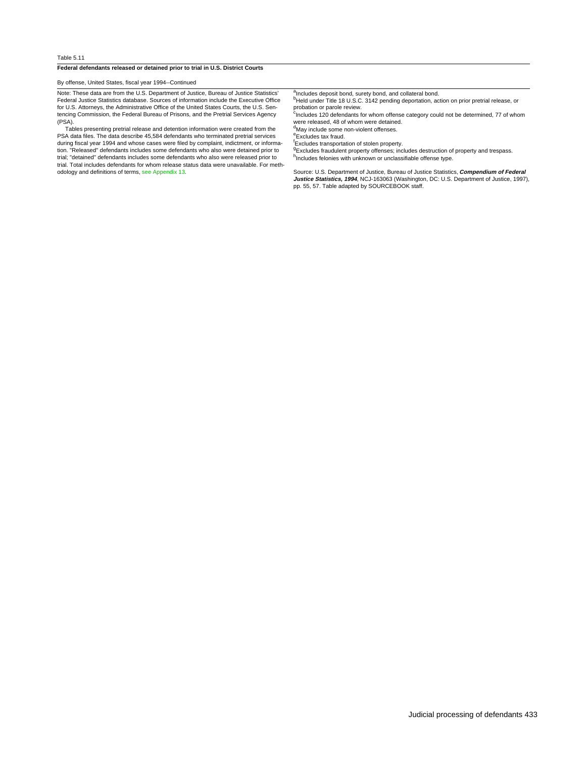Table 5.11

**Federal defendants released or detained prior to trial in U.S. District Courts**

By offense, United States, fiscal year 1994--Continued

Note: These data are from the U.S. Department of Justice, Bureau of Justice Statistics' Federal Justice Statistics database. Sources of information include the Executive Office for U.S. Attorneys, the Administrative Office of the United States Courts, the U.S. Sentencing Commission, the Federal Bureau of Prisons, and the Pretrial Services Agency (PSA).

Tables presenting pretrial release and detention information were created from the PSA data files. The data describe 45,584 defendants who terminated pretrial services during fiscal year 1994 and whose cases were filed by complaint, indictment, or information. "Released" defendants includes some defendants who also were detained prior to trial; "detained" defendants includes some defendants who also were released prior to trial. Total includes defendants for whom release status data were unavailable. For methodology and definitions of terms, see Appendix 13.

[a]Includes deposit bond, surety bond, and collateral bond.
[b]Held under Title 18 U.S.C. 3142 pending deportation, action on prior pretrial release, or probation or parole review.
[c]Includes 120 defendants for whom offense category could not be determined, 77 of whom were released, 48 of whom were detained.
[d]May include some non-violent offenses.
[e]Excludes tax fraud.
[f]Excludes transportation of stolen property.
[g]Excludes fraudulent property offenses; includes destruction of property and trespass.
[h]Includes felonies with unknown or unclassifiable offense type.

Source: U.S. Department of Justice, Bureau of Justice Statistics, ***Compendium of Federal Justice Statistics, 1994***, NCJ-163063 (Washington, DC: U.S. Department of Justice, 1997), pp. 55, 57. Table adapted by SOURCEBOOK staff.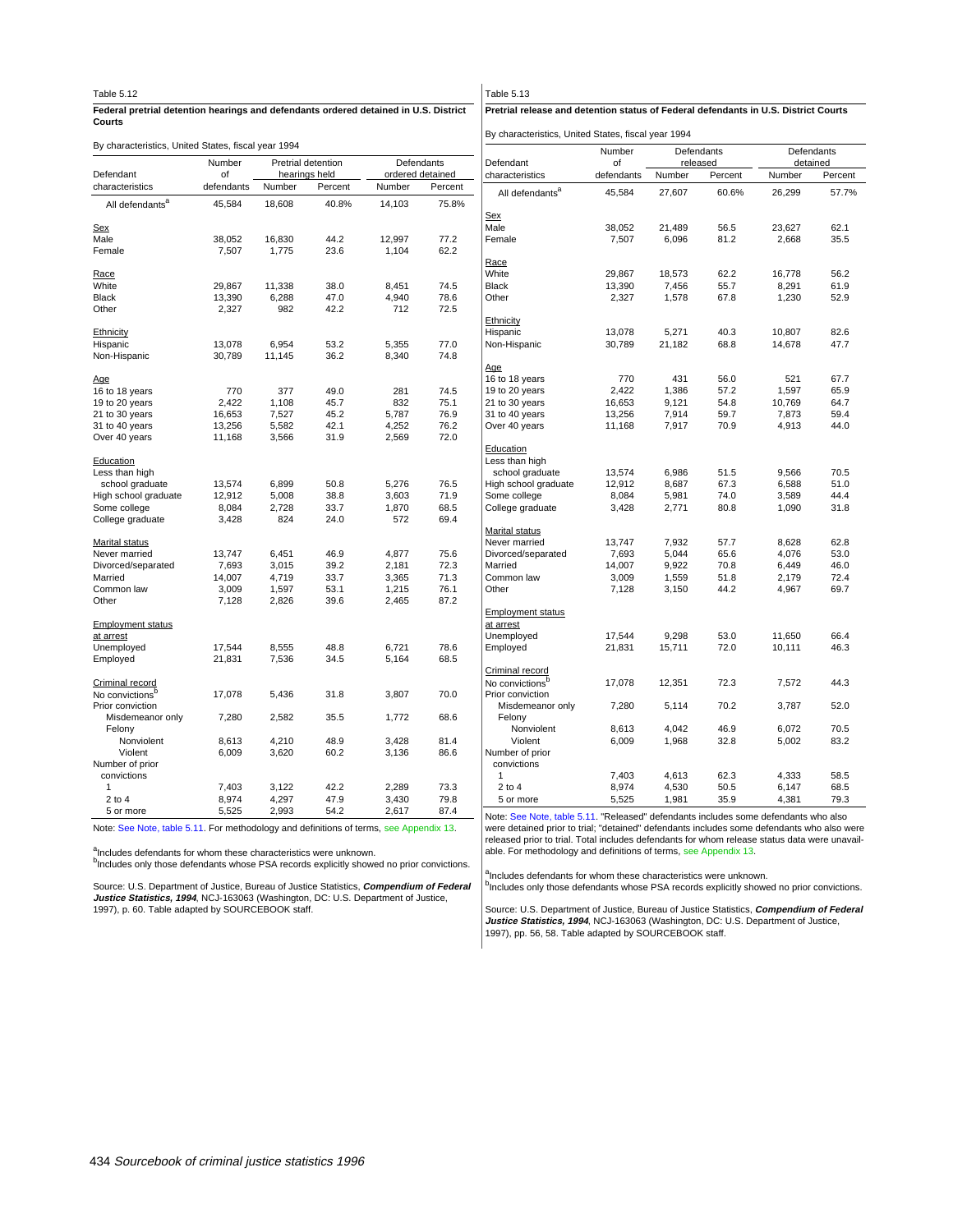Table 5.12

**Federal pretrial detention hearings and defendants ordered detained in U.S. District Courts**

By characteristics, United States, fiscal year 1994

| Defendant characteristics | Number of defendants | Pretrial detention hearings held | | Defendants ordered detained | |
|---|---|---|---|---|---|
| | | Number | Percent | Number | Percent |
| All defendants[a] | 45,584 | 18,608 | 40.8% | 14,103 | 75.8% |
| Sex | | | | | |
| Male | 38,052 | 16,830 | 44.2 | 12,997 | 77.2 |
| Female | 7,507 | 1,775 | 23.6 | 1,104 | 62.2 |
| Race | | | | | |
| White | 29,867 | 11,338 | 38.0 | 8,451 | 74.5 |
| Black | 13,390 | 6,288 | 47.0 | 4,940 | 78.6 |
| Other | 2,327 | 982 | 42.2 | 712 | 72.5 |
| Ethnicity | | | | | |
| Hispanic | 13,078 | 6,954 | 53.2 | 5,355 | 77.0 |
| Non-Hispanic | 30,789 | 11,145 | 36.2 | 8,340 | 74.8 |
| Age | | | | | |
| 16 to 18 years | 770 | 377 | 49.0 | 281 | 74.5 |
| 19 to 20 years | 2,422 | 1,108 | 45.7 | 832 | 75.1 |
| 21 to 30 years | 16,653 | 7,527 | 45.2 | 5,787 | 76.9 |
| 31 to 40 years | 13,256 | 5,582 | 42.1 | 4,252 | 76.2 |
| Over 40 years | 11,168 | 3,566 | 31.9 | 2,569 | 72.0 |
| Education | | | | | |
| Less than high school graduate | 13,574 | 6,899 | 50.8 | 5,276 | 76.5 |
| High school graduate | 12,912 | 5,008 | 38.8 | 3,603 | 71.9 |
| Some college | 8,084 | 2,728 | 33.7 | 1,870 | 68.5 |
| College graduate | 3,428 | 824 | 24.0 | 572 | 69.4 |
| Marital status | | | | | |
| Never married | 13,747 | 6,451 | 46.9 | 4,877 | 75.6 |
| Divorced/separated | 7,693 | 3,015 | 39.2 | 2,181 | 72.3 |
| Married | 14,007 | 4,719 | 33.7 | 3,365 | 71.3 |
| Common law | 3,009 | 1,597 | 53.1 | 1,215 | 76.1 |
| Other | 7,128 | 2,826 | 39.6 | 2,465 | 87.2 |
| Employment status at arrest | | | | | |
| Unemployed | 17,544 | 8,555 | 48.8 | 6,721 | 78.6 |
| Employed | 21,831 | 7,536 | 34.5 | 5,164 | 68.5 |
| Criminal record | | | | | |
| No convictions[b] | 17,078 | 5,436 | 31.8 | 3,807 | 70.0 |
| Prior conviction | | | | | |
| Misdemeanor only | 7,280 | 2,582 | 35.5 | 1,772 | 68.6 |
| Felony | | | | | |
| Nonviolent | 8,613 | 4,210 | 48.9 | 3,428 | 81.4 |
| Violent | 6,009 | 3,620 | 60.2 | 3,136 | 86.6 |
| Number of prior convictions | | | | | |
| 1 | 7,403 | 3,122 | 42.2 | 2,289 | 73.3 |
| 2 to 4 | 8,974 | 4,297 | 47.9 | 3,430 | 79.8 |
| 5 or more | 5,525 | 2,993 | 54.2 | 2,617 | 87.4 |

Note: See Note, table 5.11. For methodology and definitions of terms, see Appendix 13.

[a]Includes defendants for whom these characteristics were unknown.
[b]Includes only those defendants whose PSA records explicitly showed no prior convictions.

Source: U.S. Department of Justice, Bureau of Justice Statistics, ***Compendium of Federal Justice Statistics, 1994***, NCJ-163063 (Washington, DC: U.S. Department of Justice, 1997), p. 60. Table adapted by SOURCEBOOK staff.

Table 5.13

**Pretrial release and detention status of Federal defendants in U.S. District Courts**

By characteristics, United States, fiscal year 1994

| Defendant characteristics | Number of defendants | Defendants released | | Defendants detained | |
|---|---|---|---|---|---|
| | | Number | Percent | Number | Percent |
| All defendants[a] | 45,584 | 27,607 | 60.6% | 26,299 | 57.7% |
| Sex | | | | | |
| Male | 38,052 | 21,489 | 56.5 | 23,627 | 62.1 |
| Female | 7,507 | 6,096 | 81.2 | 2,668 | 35.5 |
| Race | | | | | |
| White | 29,867 | 18,573 | 62.2 | 16,778 | 56.2 |
| Black | 13,390 | 7,456 | 55.7 | 8,291 | 61.9 |
| Other | 2,327 | 1,578 | 67.8 | 1,230 | 52.9 |
| Ethnicity | | | | | |
| Hispanic | 13,078 | 5,271 | 40.3 | 10,807 | 82.6 |
| Non-Hispanic | 30,789 | 21,182 | 68.8 | 14,678 | 47.7 |
| Age | | | | | |
| 16 to 18 years | 770 | 431 | 56.0 | 521 | 67.7 |
| 19 to 20 years | 2,422 | 1,386 | 57.2 | 1,597 | 65.9 |
| 21 to 30 years | 16,653 | 9,121 | 54.8 | 10,769 | 64.7 |
| 31 to 40 years | 13,256 | 7,914 | 59.7 | 7,873 | 59.4 |
| Over 40 years | 11,168 | 7,917 | 70.9 | 4,913 | 44.0 |
| Education | | | | | |
| Less than high school graduate | 13,574 | 6,986 | 51.5 | 9,566 | 70.5 |
| High school graduate | 12,912 | 8,687 | 67.3 | 6,588 | 51.0 |
| Some college | 8,084 | 5,981 | 74.0 | 3,589 | 44.4 |
| College graduate | 3,428 | 2,771 | 80.8 | 1,090 | 31.8 |
| Marital status | | | | | |
| Never married | 13,747 | 7,932 | 57.7 | 8,628 | 62.8 |
| Divorced/separated | 7,693 | 5,044 | 65.6 | 4,076 | 53.0 |
| Married | 14,007 | 9,922 | 70.8 | 6,449 | 46.0 |
| Common law | 3,009 | 1,559 | 51.8 | 2,179 | 72.4 |
| Other | 7,128 | 3,150 | 44.2 | 4,967 | 69.7 |
| Employment status at arrest | | | | | |
| Unemployed | 17,544 | 9,298 | 53.0 | 11,650 | 66.4 |
| Employed | 21,831 | 15,711 | 72.0 | 10,111 | 46.3 |
| Criminal record | | | | | |
| No convictions[b] | 17,078 | 12,351 | 72.3 | 7,572 | 44.3 |
| Prior conviction | | | | | |
| Misdemeanor only | 7,280 | 5,114 | 70.2 | 3,787 | 52.0 |
| Felony | | | | | |
| Nonviolent | 8,613 | 4,042 | 46.9 | 6,072 | 70.5 |
| Violent | 6,009 | 1,968 | 32.8 | 5,002 | 83.2 |
| Number of prior convictions | | | | | |
| 1 | 7,403 | 4,613 | 62.3 | 4,333 | 58.5 |
| 2 to 4 | 8,974 | 4,530 | 50.5 | 6,147 | 68.5 |
| 5 or more | 5,525 | 1,981 | 35.9 | 4,381 | 79.3 |

Note: See Note, table 5.11. "Released" defendants includes some defendants who also were detained prior to trial; "detained" defendants includes some defendants who also were released prior to trial. Total includes defendants for whom release status data were unavailable. For methodology and definitions of terms, see Appendix 13.

[a]Includes defendants for whom these characteristics were unknown.
[b]Includes only those defendants whose PSA records explicitly showed no prior convictions.

Source: U.S. Department of Justice, Bureau of Justice Statistics, ***Compendium of Federal Justice Statistics, 1994***, NCJ-163063 (Washington, DC: U.S. Department of Justice, 1997), pp. 56, 58. Table adapted by SOURCEBOOK staff.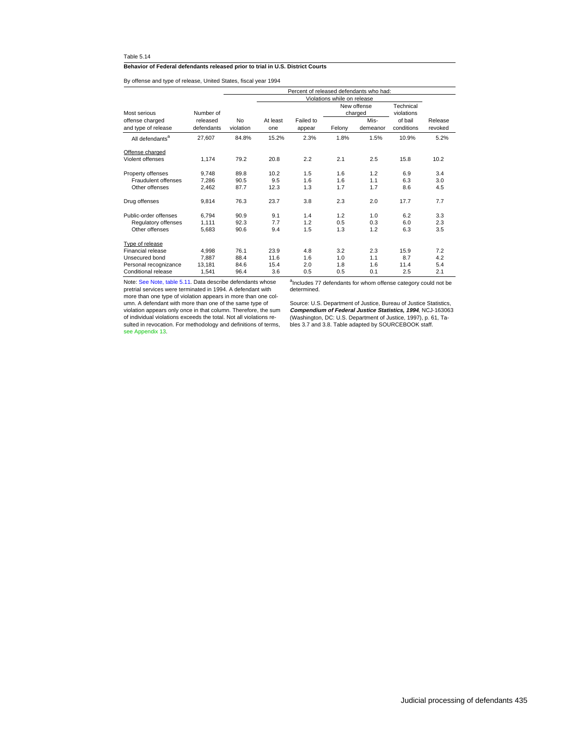Table 5.14

**Behavior of Federal defendants released prior to trial in U.S. District Courts**

By offense and type of release, United States, fiscal year 1994

| Most serious offense charged and type of release | Number of released defendants | Percent of released defendants who had: No violation | Violations while on release: At least one | Failed to appear | New offense charged: Felony | New offense charged: Misdemeanor | Technical violations of bail conditions | Release revoked |
|---|---|---|---|---|---|---|---|---|
| All defendants[a] | 27,607 | 84.8% | 15.2% | 2.3% | 1.8% | 1.5% | 10.9% | 5.2% |
| Offense charged | | | | | | | | |
| Violent offenses | 1,174 | 79.2 | 20.8 | 2.2 | 2.1 | 2.5 | 15.8 | 10.2 |
| Property offenses | 9,748 | 89.8 | 10.2 | 1.5 | 1.6 | 1.2 | 6.9 | 3.4 |
| Fraudulent offenses | 7,286 | 90.5 | 9.5 | 1.6 | 1.6 | 1.1 | 6.3 | 3.0 |
| Other offenses | 2,462 | 87.7 | 12.3 | 1.3 | 1.7 | 1.7 | 8.6 | 4.5 |
| Drug offenses | 9,814 | 76.3 | 23.7 | 3.8 | 2.3 | 2.0 | 17.7 | 7.7 |
| Public-order offenses | 6,794 | 90.9 | 9.1 | 1.4 | 1.2 | 1.0 | 6.2 | 3.3 |
| Regulatory offenses | 1,111 | 92.3 | 7.7 | 1.2 | 0.5 | 0.3 | 6.0 | 2.3 |
| Other offenses | 5,683 | 90.6 | 9.4 | 1.5 | 1.3 | 1.2 | 6.3 | 3.5 |
| Type of release | | | | | | | | |
| Financial release | 4,998 | 76.1 | 23.9 | 4.8 | 3.2 | 2.3 | 15.9 | 7.2 |
| Unsecured bond | 7,887 | 88.4 | 11.6 | 1.6 | 1.0 | 1.1 | 8.7 | 4.2 |
| Personal recognizance | 13,181 | 84.6 | 15.4 | 2.0 | 1.8 | 1.6 | 11.4 | 5.4 |
| Conditional release | 1,541 | 96.4 | 3.6 | 0.5 | 0.5 | 0.1 | 2.5 | 2.1 |

Note: See Note, table 5.11. Data describe defendants whose pretrial services were terminated in 1994. A defendant with more than one type of violation appears in more than one column. A defendant with more than one of the same type of violation appears only once in that column. Therefore, the sum of individual violations exceeds the total. Not all violations resulted in revocation. For methodology and definitions of terms, see Appendix 13.

[a]Includes 77 defendants for whom offense category could not be determined.

Source: U.S. Department of Justice, Bureau of Justice Statistics, ***Compendium of Federal Justice Statistics, 1994***, NCJ-163063 (Washington, DC: U.S. Department of Justice, 1997), p. 61, Tables 3.7 and 3.8. Table adapted by SOURCEBOOK staff.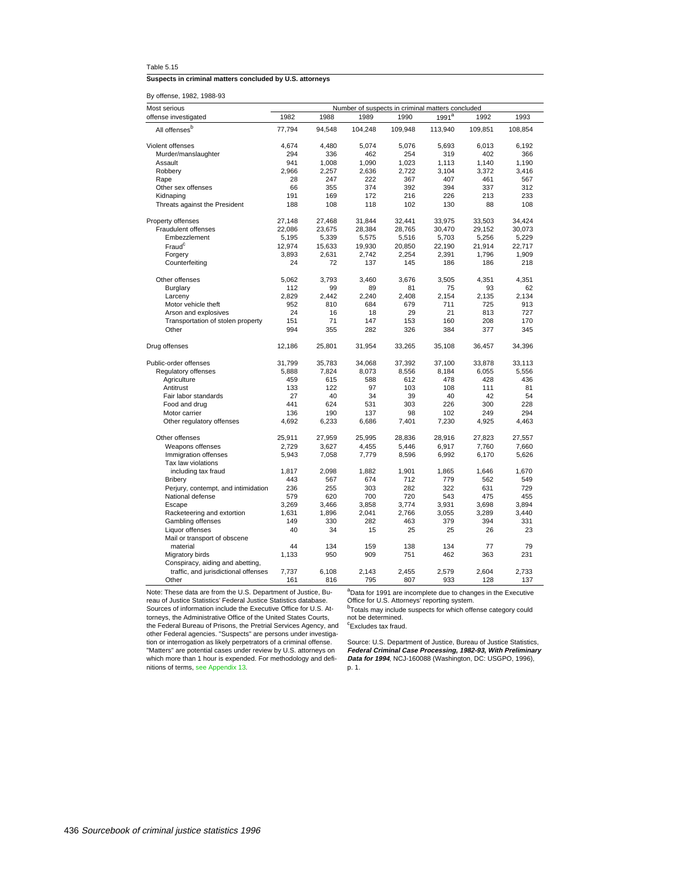Table 5.15

**Suspects in criminal matters concluded by U.S. attorneys**

By offense, 1982, 1988-93

| Most serious offense investigated | Number of suspects in criminal matters concluded | | | | | | |
|---|---|---|---|---|---|---|---|
| | 1982 | 1988 | 1989 | 1990 | 1991[a] | 1992 | 1993 |
| All offenses[b] | 77,794 | 94,548 | 104,248 | 109,948 | 113,940 | 109,851 | 108,854 |
| Violent offenses | 4,674 | 4,480 | 5,074 | 5,076 | 5,693 | 6,013 | 6,192 |
| Murder/manslaughter | 294 | 336 | 462 | 254 | 319 | 402 | 366 |
| Assault | 941 | 1,008 | 1,090 | 1,023 | 1,113 | 1,140 | 1,190 |
| Robbery | 2,966 | 2,257 | 2,636 | 2,722 | 3,104 | 3,372 | 3,416 |
| Rape | 28 | 247 | 222 | 367 | 407 | 461 | 567 |
| Other sex offenses | 66 | 355 | 374 | 392 | 394 | 337 | 312 |
| Kidnaping | 191 | 169 | 172 | 216 | 226 | 213 | 233 |
| Threats against the President | 188 | 108 | 118 | 102 | 130 | 88 | 108 |
| Property offenses | 27,148 | 27,468 | 31,844 | 32,441 | 33,975 | 33,503 | 34,424 |
| Fraudulent offenses | 22,086 | 23,675 | 28,384 | 28,765 | 30,470 | 29,152 | 30,073 |
| Embezzlement | 5,195 | 5,339 | 5,575 | 5,516 | 5,703 | 5,256 | 5,229 |
| Fraud[c] | 12,974 | 15,633 | 19,930 | 20,850 | 22,190 | 21,914 | 22,717 |
| Forgery | 3,893 | 2,631 | 2,742 | 2,254 | 2,391 | 1,796 | 1,909 |
| Counterfeiting | 24 | 72 | 137 | 145 | 186 | 186 | 218 |
| Other offenses | 5,062 | 3,793 | 3,460 | 3,676 | 3,505 | 4,351 | 4,351 |
| Burglary | 112 | 99 | 89 | 81 | 75 | 93 | 62 |
| Larceny | 2,829 | 2,442 | 2,240 | 2,408 | 2,154 | 2,135 | 2,134 |
| Motor vehicle theft | 952 | 810 | 684 | 679 | 711 | 725 | 913 |
| Arson and explosives | 24 | 16 | 18 | 29 | 21 | 813 | 727 |
| Transportation of stolen property | 151 | 71 | 147 | 153 | 160 | 208 | 170 |
| Other | 994 | 355 | 282 | 326 | 384 | 377 | 345 |
| Drug offenses | 12,186 | 25,801 | 31,954 | 33,265 | 35,108 | 36,457 | 34,396 |
| Public-order offenses | 31,799 | 35,783 | 34,068 | 37,392 | 37,100 | 33,878 | 33,113 |
| Regulatory offenses | 5,888 | 7,824 | 8,073 | 8,556 | 8,184 | 6,055 | 5,556 |
| Agriculture | 459 | 615 | 588 | 612 | 478 | 428 | 436 |
| Antitrust | 133 | 122 | 97 | 103 | 108 | 111 | 81 |
| Fair labor standards | 27 | 40 | 34 | 39 | 40 | 42 | 54 |
| Food and drug | 441 | 624 | 531 | 303 | 226 | 300 | 228 |
| Motor carrier | 136 | 190 | 137 | 98 | 102 | 249 | 294 |
| Other regulatory offenses | 4,692 | 6,233 | 6,686 | 7,401 | 7,230 | 4,925 | 4,463 |
| Other offenses | 25,911 | 27,959 | 25,995 | 28,836 | 28,916 | 27,823 | 27,557 |
| Weapons offenses | 2,729 | 3,627 | 4,455 | 5,446 | 6,917 | 7,760 | 7,660 |
| Immigration offenses | 5,943 | 7,058 | 7,779 | 8,596 | 6,992 | 6,170 | 5,626 |
| Tax law violations including tax fraud | 1,817 | 2,098 | 1,882 | 1,901 | 1,865 | 1,646 | 1,670 |
| Bribery | 443 | 567 | 674 | 712 | 779 | 562 | 549 |
| Perjury, contempt, and intimidation | 236 | 255 | 303 | 282 | 322 | 631 | 729 |
| National defense | 579 | 620 | 700 | 720 | 543 | 475 | 455 |
| Escape | 3,269 | 3,466 | 3,858 | 3,774 | 3,931 | 3,698 | 3,894 |
| Racketeering and extortion | 1,631 | 1,896 | 2,041 | 2,766 | 3,055 | 3,289 | 3,440 |
| Gambling offenses | 149 | 330 | 282 | 463 | 379 | 394 | 331 |
| Liquor offenses | 40 | 34 | 15 | 25 | 25 | 26 | 23 |
| Mail or transport of obscene material | 44 | 134 | 159 | 138 | 134 | 77 | 79 |
| Migratory birds | 1,133 | 950 | 909 | 751 | 462 | 363 | 231 |
| Conspiracy, aiding and abetting, traffic, and jurisdictional offenses | 7,737 | 6,108 | 2,143 | 2,455 | 2,579 | 2,604 | 2,733 |
| Other | 161 | 816 | 795 | 807 | 933 | 128 | 137 |

Note: These data are from the U.S. Department of Justice, Bureau of Justice Statistics' Federal Justice Statistics database. Sources of information include the Executive Office for U.S. Attorneys, the Administrative Office of the United States Courts, the Federal Bureau of Prisons, the Pretrial Services Agency, and other Federal agencies. "Suspects" are persons under investigation or interrogation as likely perpetrators of a criminal offense. "Matters" are potential cases under review by U.S. attorneys on which more than 1 hour is expended. For methodology and definitions of terms, see Appendix 13.

[a]Data for 1991 are incomplete due to changes in the Executive Office for U.S. Attorneys' reporting system.
[b]Totals may include suspects for which offense category could not be determined.
[c]Excludes tax fraud.

Source: U.S. Department of Justice, Bureau of Justice Statistics, ***Federal Criminal Case Processing, 1982-93, With Preliminary Data for 1994***, NCJ-160088 (Washington, DC: USGPO, 1996), p. 1.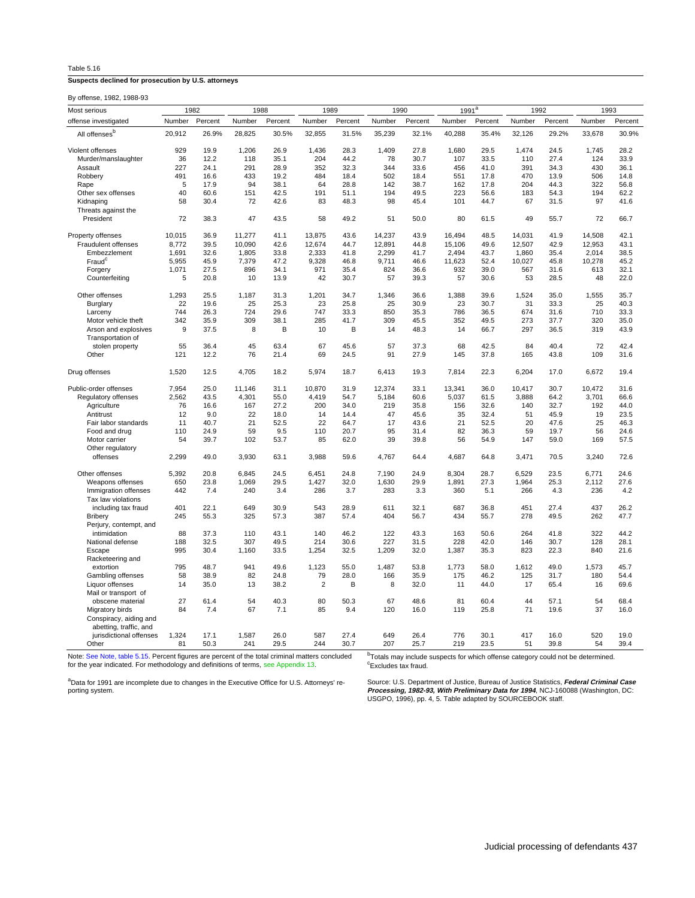Table 5.16

**Suspects declined for prosecution by U.S. attorneys**

By offense, 1982, 1988-93

| Most serious | 1982 | | 1988 | | 1989 | | 1990 | | 1991[a] | | 1992 | | 1993 | |
|---|---|---|---|---|---|---|---|---|---|---|---|---|---|---|
| offense investigated | Number | Percent | Number | Percent | Number | Percent | Number | Percent | Number | Percent | Number | Percent | Number | Percent |
| All offenses[b] | 20,912 | 26.9% | 28,825 | 30.5% | 32,855 | 31.5% | 35,239 | 32.1% | 40,288 | 35.4% | 32,126 | 29.2% | 33,678 | 30.9% |
| Violent offenses | 929 | 19.9 | 1,206 | 26.9 | 1,436 | 28.3 | 1,409 | 27.8 | 1,680 | 29.5 | 1,474 | 24.5 | 1,745 | 28.2 |
| Murder/manslaughter | 36 | 12.2 | 118 | 35.1 | 204 | 44.2 | 78 | 30.7 | 107 | 33.5 | 110 | 27.4 | 124 | 33.9 |
| Assault | 227 | 24.1 | 291 | 28.9 | 352 | 32.3 | 344 | 33.6 | 456 | 41.0 | 391 | 34.3 | 430 | 36.1 |
| Robbery | 491 | 16.6 | 433 | 19.2 | 484 | 18.4 | 502 | 18.4 | 551 | 17.8 | 470 | 13.9 | 506 | 14.8 |
| Rape | 5 | 17.9 | 94 | 38.1 | 64 | 28.8 | 142 | 38.7 | 162 | 17.8 | 204 | 44.3 | 322 | 56.8 |
| Other sex offenses | 40 | 60.6 | 151 | 42.5 | 191 | 51.1 | 194 | 49.5 | 223 | 56.6 | 183 | 54.3 | 194 | 62.2 |
| Kidnaping | 58 | 30.4 | 72 | 42.6 | 83 | 48.3 | 98 | 45.4 | 101 | 44.7 | 67 | 31.5 | 97 | 41.6 |
| Threats against the President | 72 | 38.3 | 47 | 43.5 | 58 | 49.2 | 51 | 50.0 | 80 | 61.5 | 49 | 55.7 | 72 | 66.7 |
| Property offenses | 10,015 | 36.9 | 11,277 | 41.1 | 13,875 | 43.6 | 14,237 | 43.9 | 16,494 | 48.5 | 14,031 | 41.9 | 14,508 | 42.1 |
| Fraudulent offenses | 8,772 | 39.5 | 10,090 | 42.6 | 12,674 | 44.7 | 12,891 | 44.8 | 15,106 | 49.6 | 12,507 | 42.9 | 12,953 | 43.1 |
| Embezzlement | 1,691 | 32.6 | 1,805 | 33.8 | 2,333 | 41.8 | 2,299 | 41.7 | 2,494 | 43.7 | 1,860 | 35.4 | 2,014 | 38.5 |
| Fraud[c] | 5,955 | 45.9 | 7,379 | 47.2 | 9,328 | 46.8 | 9,711 | 46.6 | 11,623 | 52.4 | 10,027 | 45.8 | 10,278 | 45.2 |
| Forgery | 1,071 | 27.5 | 896 | 34.1 | 971 | 35.4 | 824 | 36.6 | 932 | 39.0 | 567 | 31.6 | 613 | 32.1 |
| Counterfeiting | 5 | 20.8 | 10 | 13.9 | 42 | 30.7 | 57 | 39.3 | 57 | 30.6 | 53 | 28.5 | 48 | 22.0 |
| Other offenses | 1,293 | 25.5 | 1,187 | 31.3 | 1,201 | 34.7 | 1,346 | 36.6 | 1,388 | 39.6 | 1,524 | 35.0 | 1,555 | 35.7 |
| Burglary | 22 | 19.6 | 25 | 25.3 | 23 | 25.8 | 25 | 30.9 | 23 | 30.7 | 31 | 33.3 | 25 | 40.3 |
| Larceny | 744 | 26.3 | 724 | 29.6 | 747 | 33.3 | 850 | 35.3 | 786 | 36.5 | 674 | 31.6 | 710 | 33.3 |
| Motor vehicle theft | 342 | 35.9 | 309 | 38.1 | 285 | 41.7 | 309 | 45.5 | 352 | 49.5 | 273 | 37.7 | 320 | 35.0 |
| Arson and explosives | 9 | 37.5 | 8 | B | 10 | B | 14 | 48.3 | 14 | 66.7 | 297 | 36.5 | 319 | 43.9 |
| Transportation of stolen property | 55 | 36.4 | 45 | 63.4 | 67 | 45.6 | 57 | 37.3 | 68 | 42.5 | 84 | 40.4 | 72 | 42.4 |
| Other | 121 | 12.2 | 76 | 21.4 | 69 | 24.5 | 91 | 27.9 | 145 | 37.8 | 165 | 43.8 | 109 | 31.6 |
| Drug offenses | 1,520 | 12.5 | 4,705 | 18.2 | 5,974 | 18.7 | 6,413 | 19.3 | 7,814 | 22.3 | 6,204 | 17.0 | 6,672 | 19.4 |
| Public-order offenses | 7,954 | 25.0 | 11,146 | 31.1 | 10,870 | 31.9 | 12,374 | 33.1 | 13,341 | 36.0 | 10,417 | 30.7 | 10,472 | 31.6 |
| Regulatory offenses | 2,562 | 43.5 | 4,301 | 55.0 | 4,419 | 54.7 | 5,184 | 60.6 | 5,037 | 61.5 | 3,888 | 64.2 | 3,701 | 66.6 |
| Agriculture | 76 | 16.6 | 167 | 27.2 | 200 | 34.0 | 219 | 35.8 | 156 | 32.6 | 140 | 32.7 | 192 | 44.0 |
| Antitrust | 12 | 9.0 | 22 | 18.0 | 14 | 14.4 | 47 | 45.6 | 35 | 32.4 | 51 | 45.9 | 19 | 23.5 |
| Fair labor standards | 11 | 40.7 | 21 | 52.5 | 22 | 64.7 | 17 | 43.6 | 21 | 52.5 | 20 | 47.6 | 25 | 46.3 |
| Food and drug | 110 | 24.9 | 59 | 9.5 | 110 | 20.7 | 95 | 31.4 | 82 | 36.3 | 59 | 19.7 | 56 | 24.6 |
| Motor carrier | 54 | 39.7 | 102 | 53.7 | 85 | 62.0 | 39 | 39.8 | 56 | 54.9 | 147 | 59.0 | 169 | 57.5 |
| Other regulatory offenses | 2,299 | 49.0 | 3,930 | 63.1 | 3,988 | 59.6 | 4,767 | 64.4 | 4,687 | 64.8 | 3,471 | 70.5 | 3,240 | 72.6 |
| Other offenses | 5,392 | 20.8 | 6,845 | 24.5 | 6,451 | 24.8 | 7,190 | 24.9 | 8,304 | 28.7 | 6,529 | 23.5 | 6,771 | 24.6 |
| Weapons offenses | 650 | 23.8 | 1,069 | 29.5 | 1,427 | 32.0 | 1,630 | 29.9 | 1,891 | 27.3 | 1,964 | 25.3 | 2,112 | 27.6 |
| Immigration offenses | 442 | 7.4 | 240 | 3.4 | 286 | 3.7 | 283 | 3.3 | 360 | 5.1 | 266 | 4.3 | 236 | 4.2 |
| Tax law violations including tax fraud | 401 | 22.1 | 649 | 30.9 | 543 | 28.9 | 611 | 32.1 | 687 | 36.8 | 451 | 27.4 | 437 | 26.2 |
| Bribery | 245 | 55.3 | 325 | 57.3 | 387 | 57.4 | 404 | 56.7 | 434 | 55.7 | 278 | 49.5 | 262 | 47.7 |
| Perjury, contempt, and intimidation | 88 | 37.3 | 110 | 43.1 | 140 | 46.2 | 122 | 43.3 | 163 | 50.6 | 264 | 41.8 | 322 | 44.2 |
| National defense | 188 | 32.5 | 307 | 49.5 | 214 | 30.6 | 227 | 31.5 | 228 | 42.0 | 146 | 30.7 | 128 | 28.1 |
| Escape | 995 | 30.4 | 1,160 | 33.5 | 1,254 | 32.5 | 1,209 | 32.0 | 1,387 | 35.3 | 823 | 22.3 | 840 | 21.6 |
| Racketeering and extortion | 795 | 48.7 | 941 | 49.6 | 1,123 | 55.0 | 1,487 | 53.8 | 1,773 | 58.0 | 1,612 | 49.0 | 1,573 | 45.7 |
| Gambling offenses | 58 | 38.9 | 82 | 24.8 | 79 | 28.0 | 166 | 35.9 | 175 | 46.2 | 125 | 31.7 | 180 | 54.4 |
| Liquor offenses | 14 | 35.0 | 13 | 38.2 | 2 | B | 8 | 32.0 | 11 | 44.0 | 17 | 65.4 | 16 | 69.6 |
| Mail or transport of obscene material | 27 | 61.4 | 54 | 40.3 | 80 | 50.3 | 67 | 48.6 | 81 | 60.4 | 44 | 57.1 | 54 | 68.4 |
| Migratory birds | 84 | 7.4 | 67 | 7.1 | 85 | 9.4 | 120 | 16.0 | 119 | 25.8 | 71 | 19.6 | 37 | 16.0 |
| Conspiracy, aiding and abetting, traffic, and jurisdictional offenses | 1,324 | 17.1 | 1,587 | 26.0 | 587 | 27.4 | 649 | 26.4 | 776 | 30.1 | 417 | 16.0 | 520 | 19.0 |
| Other | 81 | 50.3 | 241 | 29.5 | 244 | 30.7 | 207 | 25.7 | 219 | 23.5 | 51 | 39.8 | 54 | 39.4 |

Note: See Note, table 5.15. Percent figures are percent of the total criminal matters concluded for the year indicated. For methodology and definitions of terms, see Appendix 13.

[a]Data for 1991 are incomplete due to changes in the Executive Office for U.S. Attorneys' reporting system.

[b]Totals may include suspects for which offense category could not be determined.
[c]Excludes tax fraud.

Source: U.S. Department of Justice, Bureau of Justice Statistics, ***Federal Criminal Case Processing, 1982-93, With Preliminary Data for 1994***, NCJ-160088 (Washington, DC: USGPO, 1996), pp. 4, 5. Table adapted by SOURCEBOOK staff.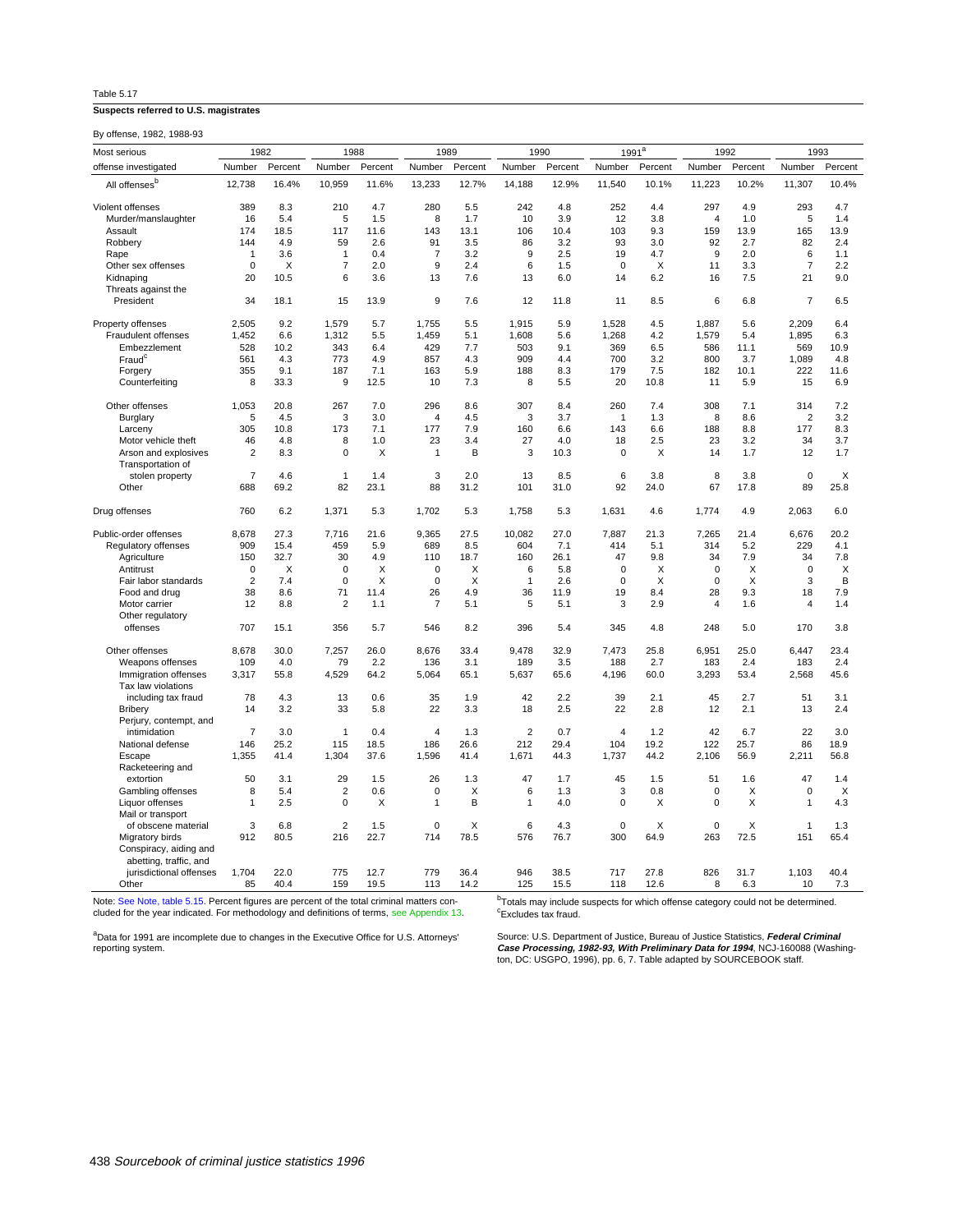Table 5.17

**Suspects referred to U.S. magistrates**

By offense, 1982, 1988-93

| Most serious | 1982 | | 1988 | | 1989 | | 1990 | | 1991[a] | | 1992 | | 1993 | |
|---|---|---|---|---|---|---|---|---|---|---|---|---|---|---|
| offense investigated | Number | Percent | Number | Percent | Number | Percent | Number | Percent | Number | Percent | Number | Percent | Number | Percent |
| All offenses[b] | 12,738 | 16.4% | 10,959 | 11.6% | 13,233 | 12.7% | 14,188 | 12.9% | 11,540 | 10.1% | 11,223 | 10.2% | 11,307 | 10.4% |
| Violent offenses | 389 | 8.3 | 210 | 4.7 | 280 | 5.5 | 242 | 4.8 | 252 | 4.4 | 297 | 4.9 | 293 | 4.7 |
| Murder/manslaughter | 16 | 5.4 | 5 | 1.5 | 8 | 1.7 | 10 | 3.9 | 12 | 3.8 | 4 | 1.0 | 5 | 1.4 |
| Assault | 174 | 18.5 | 117 | 11.6 | 143 | 13.1 | 106 | 10.4 | 103 | 9.3 | 159 | 13.9 | 165 | 13.9 |
| Robbery | 144 | 4.9 | 59 | 2.6 | 91 | 3.5 | 86 | 3.2 | 93 | 3.0 | 92 | 2.7 | 82 | 2.4 |
| Rape | 1 | 3.6 | 1 | 0.4 | 7 | 3.2 | 9 | 2.5 | 19 | 4.7 | 9 | 2.0 | 6 | 1.1 |
| Other sex offenses | 0 | X | 7 | 2.0 | 9 | 2.4 | 6 | 1.5 | 0 | X | 11 | 3.3 | 7 | 2.2 |
| Kidnaping | 20 | 10.5 | 6 | 3.6 | 13 | 7.6 | 13 | 6.0 | 14 | 6.2 | 16 | 7.5 | 21 | 9.0 |
| Threats against the President | 34 | 18.1 | 15 | 13.9 | 9 | 7.6 | 12 | 11.8 | 11 | 8.5 | 6 | 6.8 | 7 | 6.5 |
| Property offenses | 2,505 | 9.2 | 1,579 | 5.7 | 1,755 | 5.5 | 1,915 | 5.9 | 1,528 | 4.5 | 1,887 | 5.6 | 2,209 | 6.4 |
| Fraudulent offenses | 1,452 | 6.6 | 1,312 | 5.5 | 1,459 | 5.1 | 1,608 | 5.6 | 1,268 | 4.2 | 1,579 | 5.4 | 1,895 | 6.3 |
| Embezzlement | 528 | 10.2 | 343 | 6.4 | 429 | 7.7 | 503 | 9.1 | 369 | 6.5 | 586 | 11.1 | 569 | 10.9 |
| Fraud[c] | 561 | 4.3 | 773 | 4.9 | 857 | 4.3 | 909 | 4.4 | 700 | 3.2 | 800 | 3.7 | 1,089 | 4.8 |
| Forgery | 355 | 9.1 | 187 | 7.1 | 163 | 5.9 | 188 | 8.3 | 179 | 7.5 | 182 | 10.1 | 222 | 11.6 |
| Counterfeiting | 8 | 33.3 | 9 | 12.5 | 10 | 7.3 | 8 | 5.5 | 20 | 10.8 | 11 | 5.9 | 15 | 6.9 |
| Other offenses | 1,053 | 20.8 | 267 | 7.0 | 296 | 8.6 | 307 | 8.4 | 260 | 7.4 | 308 | 7.1 | 314 | 7.2 |
| Burglary | 5 | 4.5 | 3 | 3.0 | 4 | 4.5 | 3 | 3.7 | 1 | 1.3 | 8 | 8.6 | 2 | 3.2 |
| Larceny | 305 | 10.8 | 173 | 7.1 | 177 | 7.9 | 160 | 6.6 | 143 | 6.6 | 188 | 8.8 | 177 | 8.3 |
| Motor vehicle theft | 46 | 4.8 | 8 | 1.0 | 23 | 3.4 | 27 | 4.0 | 18 | 2.5 | 23 | 3.2 | 34 | 3.7 |
| Arson and explosives | 2 | 8.3 | 0 | X | 1 | B | 3 | 10.3 | 0 | X | 14 | 1.7 | 12 | 1.7 |
| Transportation of stolen property | 7 | 4.6 | 1 | 1.4 | 3 | 2.0 | 13 | 8.5 | 6 | 3.8 | 8 | 3.8 | 0 | X |
| Other | 688 | 69.2 | 82 | 23.1 | 88 | 31.2 | 101 | 31.0 | 92 | 24.0 | 67 | 17.8 | 89 | 25.8 |
| Drug offenses | 760 | 6.2 | 1,371 | 5.3 | 1,702 | 5.3 | 1,758 | 5.3 | 1,631 | 4.6 | 1,774 | 4.9 | 2,063 | 6.0 |
| Public-order offenses | 8,678 | 27.3 | 7,716 | 21.6 | 9,365 | 27.5 | 10,082 | 27.0 | 7,887 | 21.3 | 7,265 | 21.4 | 6,676 | 20.2 |
| Regulatory offenses | 909 | 15.4 | 459 | 5.9 | 689 | 8.5 | 604 | 7.1 | 414 | 5.1 | 314 | 5.2 | 229 | 4.1 |
| Agriculture | 150 | 32.7 | 30 | 4.9 | 110 | 18.7 | 160 | 26.1 | 47 | 9.8 | 34 | 7.9 | 34 | 7.8 |
| Antitrust | 0 | X | 0 | X | 0 | X | 6 | 5.8 | 0 | X | 0 | X | 0 | X |
| Fair labor standards | 2 | 7.4 | 0 | X | 0 | X | 1 | 2.6 | 0 | X | 0 | X | 3 | B |
| Food and drug | 38 | 8.6 | 71 | 11.4 | 26 | 4.9 | 36 | 11.9 | 19 | 8.4 | 28 | 9.3 | 18 | 7.9 |
| Motor carrier | 12 | 8.8 | 2 | 1.1 | 7 | 5.1 | 5 | 5.1 | 3 | 2.9 | 4 | 1.6 | 4 | 1.4 |
| Other regulatory offenses | 707 | 15.1 | 356 | 5.7 | 546 | 8.2 | 396 | 5.4 | 345 | 4.8 | 248 | 5.0 | 170 | 3.8 |
| Other offenses | 8,678 | 30.0 | 7,257 | 26.0 | 8,676 | 33.4 | 9,478 | 32.9 | 7,473 | 25.8 | 6,951 | 25.0 | 6,447 | 23.4 |
| Weapons offenses | 109 | 4.0 | 79 | 2.2 | 136 | 3.1 | 189 | 3.5 | 188 | 2.7 | 183 | 2.4 | 183 | 2.4 |
| Immigration offenses | 3,317 | 55.8 | 4,529 | 64.2 | 5,064 | 65.1 | 5,637 | 65.6 | 4,196 | 60.0 | 3,293 | 53.4 | 2,568 | 45.6 |
| Tax law violations including tax fraud | 78 | 4.3 | 13 | 0.6 | 35 | 1.9 | 42 | 2.2 | 39 | 2.1 | 45 | 2.7 | 51 | 3.1 |
| Bribery | 14 | 3.2 | 33 | 5.8 | 22 | 3.3 | 18 | 2.5 | 22 | 2.8 | 12 | 2.1 | 13 | 2.4 |
| Perjury, contempt, and intimidation | 7 | 3.0 | 1 | 0.4 | 4 | 1.3 | 2 | 0.7 | 4 | 1.2 | 42 | 6.7 | 22 | 3.0 |
| National defense | 146 | 25.2 | 115 | 18.5 | 186 | 26.6 | 212 | 29.4 | 104 | 19.2 | 122 | 25.7 | 86 | 18.9 |
| Escape | 1,355 | 41.4 | 1,304 | 37.6 | 1,596 | 41.4 | 1,671 | 44.3 | 1,737 | 44.2 | 2,106 | 56.9 | 2,211 | 56.8 |
| Racketeering and extortion | 50 | 3.1 | 29 | 1.5 | 26 | 1.3 | 47 | 1.7 | 45 | 1.5 | 51 | 1.6 | 47 | 1.4 |
| Gambling offenses | 8 | 5.4 | 2 | 0.6 | 0 | X | 6 | 1.3 | 3 | 0.8 | 0 | X | 0 | X |
| Liquor offenses | 1 | 2.5 | 0 | X | 1 | B | 1 | 4.0 | 0 | X | 0 | X | 1 | 4.3 |
| Mail or transport of obscene material | 3 | 6.8 | 2 | 1.5 | 0 | X | 6 | 4.3 | 0 | X | 0 | X | 1 | 1.3 |
| Migratory birds | 912 | 80.5 | 216 | 22.7 | 714 | 78.5 | 576 | 76.7 | 300 | 64.9 | 263 | 72.5 | 151 | 65.4 |
| Conspiracy, aiding and abetting, traffic, and jurisdictional offenses | 1,704 | 22.0 | 775 | 12.7 | 779 | 36.4 | 946 | 38.5 | 717 | 27.8 | 826 | 31.7 | 1,103 | 40.4 |
| Other | 85 | 40.4 | 159 | 19.5 | 113 | 14.2 | 125 | 15.5 | 118 | 12.6 | 8 | 6.3 | 10 | 7.3 |

Note: See Note, table 5.15. Percent figures are percent of the total criminal matters concluded for the year indicated. For methodology and definitions of terms, see Appendix 13.

[a]Data for 1991 are incomplete due to changes in the Executive Office for U.S. Attorneys' reporting system.

[b]Totals may include suspects for which offense category could not be determined.
[c]Excludes tax fraud.

Source: U.S. Department of Justice, Bureau of Justice Statistics, ***Federal Criminal Case Processing, 1982-93, With Preliminary Data for 1994***, NCJ-160088 (Washington, DC: USGPO, 1996), pp. 6, 7. Table adapted by SOURCEBOOK staff.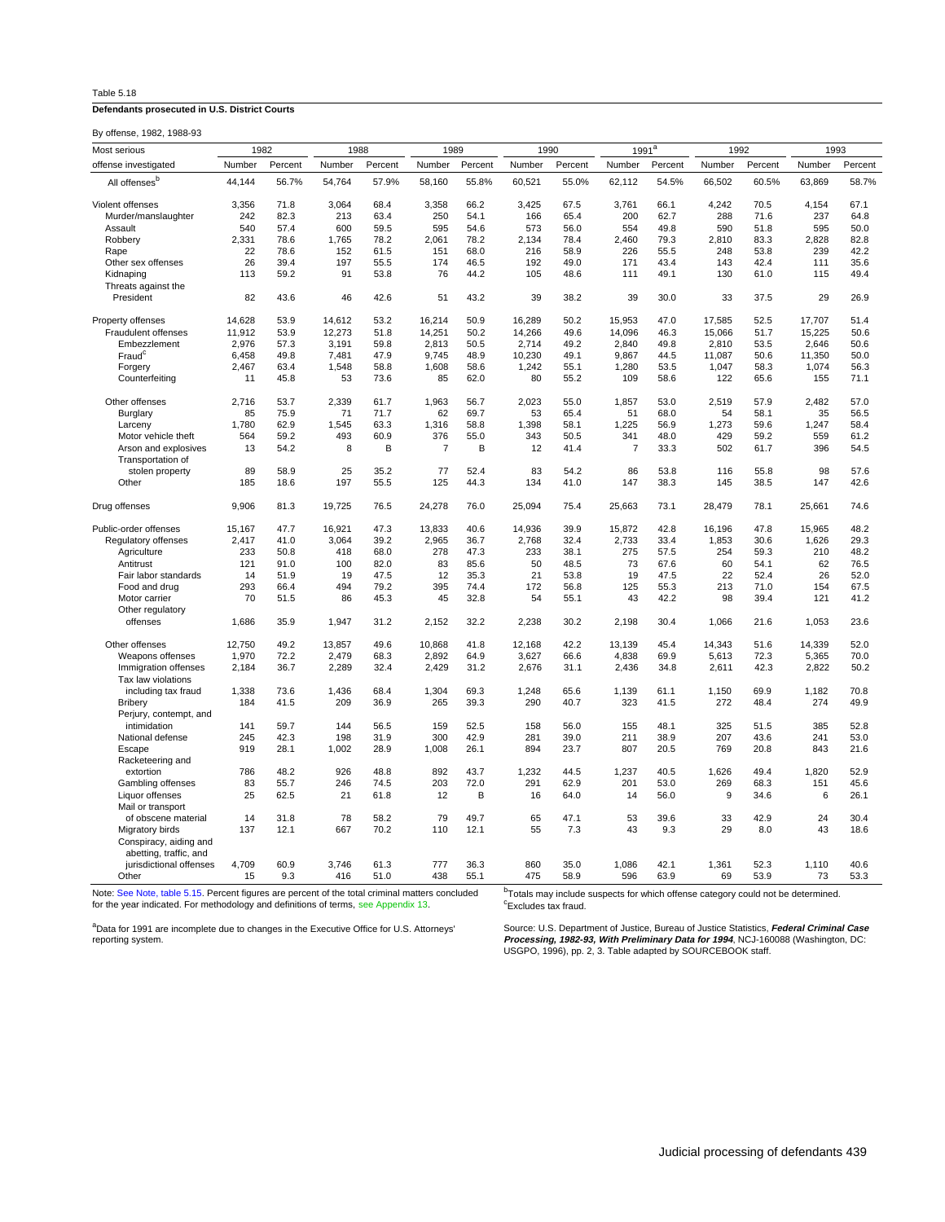Table 5.18

**Defendants prosecuted in U.S. District Courts**

By offense, 1982, 1988-93

| Most serious | 1982 | | 1988 | | 1989 | | 1990 | | 1991[a] | | 1992 | | 1993 | |
|---|---|---|---|---|---|---|---|---|---|---|---|---|---|---|
| offense investigated | Number | Percent | Number | Percent | Number | Percent | Number | Percent | Number | Percent | Number | Percent | Number | Percent |
| All offenses[b] | 44,144 | 56.7% | 54,764 | 57.9% | 58,160 | 55.8% | 60,521 | 55.0% | 62,112 | 54.5% | 66,502 | 60.5% | 63,869 | 58.7% |
| Violent offenses | 3,356 | 71.8 | 3,064 | 68.4 | 3,358 | 66.2 | 3,425 | 67.5 | 3,761 | 66.1 | 4,242 | 70.5 | 4,154 | 67.1 |
| Murder/manslaughter | 242 | 82.3 | 213 | 63.4 | 250 | 54.1 | 166 | 65.4 | 200 | 62.7 | 288 | 71.6 | 237 | 64.8 |
| Assault | 540 | 57.4 | 600 | 59.5 | 595 | 54.6 | 573 | 56.0 | 554 | 49.8 | 590 | 51.8 | 595 | 50.0 |
| Robbery | 2,331 | 78.6 | 1,765 | 78.2 | 2,061 | 78.2 | 2,134 | 78.4 | 2,460 | 79.3 | 2,810 | 83.3 | 2,828 | 82.8 |
| Rape | 22 | 78.6 | 152 | 61.5 | 151 | 68.0 | 216 | 58.9 | 226 | 55.5 | 248 | 53.8 | 239 | 42.2 |
| Other sex offenses | 26 | 39.4 | 197 | 55.5 | 174 | 46.5 | 192 | 49.0 | 171 | 43.4 | 143 | 42.4 | 111 | 35.6 |
| Kidnaping | 113 | 59.2 | 91 | 53.8 | 76 | 44.2 | 105 | 48.6 | 111 | 49.1 | 130 | 61.0 | 115 | 49.4 |
| Threats against the President | 82 | 43.6 | 46 | 42.6 | 51 | 43.2 | 39 | 38.2 | 39 | 30.0 | 33 | 37.5 | 29 | 26.9 |
| Property offenses | 14,628 | 53.9 | 14,612 | 53.2 | 16,214 | 50.9 | 16,289 | 50.2 | 15,953 | 47.0 | 17,585 | 52.5 | 17,707 | 51.4 |
| Fraudulent offenses | 11,912 | 53.9 | 12,273 | 51.8 | 14,251 | 50.2 | 14,266 | 49.6 | 14,096 | 46.3 | 15,066 | 51.7 | 15,225 | 50.6 |
| Embezzlement | 2,976 | 57.3 | 3,191 | 59.8 | 2,813 | 50.5 | 2,714 | 49.2 | 2,840 | 49.8 | 2,810 | 53.5 | 2,646 | 50.6 |
| Fraud[c] | 6,458 | 49.8 | 7,481 | 47.9 | 9,745 | 48.9 | 10,230 | 49.1 | 9,867 | 44.5 | 11,087 | 50.6 | 11,350 | 50.0 |
| Forgery | 2,467 | 63.4 | 1,548 | 58.8 | 1,608 | 58.6 | 1,242 | 55.1 | 1,280 | 53.5 | 1,047 | 58.3 | 1,074 | 56.3 |
| Counterfeiting | 11 | 45.8 | 53 | 73.6 | 85 | 62.0 | 80 | 55.2 | 109 | 58.6 | 122 | 65.6 | 155 | 71.1 |
| Other offenses | 2,716 | 53.7 | 2,339 | 61.7 | 1,963 | 56.7 | 2,023 | 55.0 | 1,857 | 53.0 | 2,519 | 57.9 | 2,482 | 57.0 |
| Burglary | 85 | 75.9 | 71 | 71.7 | 62 | 69.7 | 53 | 65.4 | 51 | 68.0 | 54 | 58.1 | 35 | 56.5 |
| Larceny | 1,780 | 62.9 | 1,545 | 63.3 | 1,316 | 58.8 | 1,398 | 58.1 | 1,225 | 56.9 | 1,273 | 59.6 | 1,247 | 58.4 |
| Motor vehicle theft | 564 | 59.2 | 493 | 60.9 | 376 | 55.0 | 343 | 50.5 | 341 | 48.0 | 429 | 59.2 | 559 | 61.2 |
| Arson and explosives | 13 | 54.2 | 8 | B | 7 | B | 12 | 41.4 | 7 | 33.3 | 502 | 61.7 | 396 | 54.5 |
| Transportation of stolen property | 89 | 58.9 | 25 | 35.2 | 77 | 52.4 | 83 | 54.2 | 86 | 53.8 | 116 | 55.8 | 98 | 57.6 |
| Other | 185 | 18.6 | 197 | 55.5 | 125 | 44.3 | 134 | 41.0 | 147 | 38.3 | 145 | 38.5 | 147 | 42.6 |
| Drug offenses | 9,906 | 81.3 | 19,725 | 76.5 | 24,278 | 76.0 | 25,094 | 75.4 | 25,663 | 73.1 | 28,479 | 78.1 | 25,661 | 74.6 |
| Public-order offenses | 15,167 | 47.7 | 16,921 | 47.3 | 13,833 | 40.6 | 14,936 | 39.9 | 15,872 | 42.8 | 16,196 | 47.8 | 15,965 | 48.2 |
| Regulatory offenses | 2,417 | 41.0 | 3,064 | 39.2 | 2,965 | 36.7 | 2,768 | 32.4 | 2,733 | 33.4 | 1,853 | 30.6 | 1,626 | 29.3 |
| Agriculture | 233 | 50.8 | 418 | 68.0 | 278 | 47.3 | 233 | 38.1 | 275 | 57.5 | 254 | 59.3 | 210 | 48.2 |
| Antitrust | 121 | 91.0 | 100 | 82.0 | 83 | 85.6 | 50 | 48.5 | 73 | 67.6 | 60 | 54.1 | 62 | 76.5 |
| Fair labor standards | 14 | 51.9 | 19 | 47.5 | 12 | 35.3 | 21 | 53.8 | 19 | 47.5 | 22 | 52.4 | 26 | 52.0 |
| Food and drug | 293 | 66.4 | 494 | 79.2 | 395 | 74.4 | 172 | 56.8 | 125 | 55.3 | 213 | 71.0 | 154 | 67.5 |
| Motor carrier | 70 | 51.5 | 86 | 45.3 | 45 | 32.8 | 54 | 55.1 | 43 | 42.2 | 98 | 39.4 | 121 | 41.2 |
| Other regulatory offenses | 1,686 | 35.9 | 1,947 | 31.2 | 2,152 | 32.2 | 2,238 | 30.2 | 2,198 | 30.4 | 1,066 | 21.6 | 1,053 | 23.6 |
| Other offenses | 12,750 | 49.2 | 13,857 | 49.6 | 10,868 | 41.8 | 12,168 | 42.2 | 13,139 | 45.4 | 14,343 | 51.6 | 14,339 | 52.0 |
| Weapons offenses | 1,970 | 72.2 | 2,479 | 68.3 | 2,892 | 64.9 | 3,627 | 66.6 | 4,838 | 69.9 | 5,613 | 72.3 | 5,365 | 70.0 |
| Immigration offenses | 2,184 | 36.7 | 2,289 | 32.4 | 2,429 | 31.2 | 2,676 | 31.1 | 2,436 | 34.8 | 2,611 | 42.3 | 2,822 | 50.2 |
| Tax law violations including tax fraud | 1,338 | 73.6 | 1,436 | 68.4 | 1,304 | 69.3 | 1,248 | 65.6 | 1,139 | 61.1 | 1,150 | 69.9 | 1,182 | 70.8 |
| Bribery | 184 | 41.5 | 209 | 36.9 | 265 | 39.3 | 290 | 40.7 | 323 | 41.5 | 272 | 48.4 | 274 | 49.9 |
| Perjury, contempt, and intimidation | 141 | 59.7 | 144 | 56.5 | 159 | 52.5 | 158 | 56.0 | 155 | 48.1 | 325 | 51.5 | 385 | 52.8 |
| National defense | 245 | 42.3 | 198 | 31.9 | 300 | 42.9 | 281 | 39.0 | 211 | 38.9 | 207 | 43.6 | 241 | 53.0 |
| Escape | 919 | 28.1 | 1,002 | 28.9 | 1,008 | 26.1 | 894 | 23.7 | 807 | 20.5 | 769 | 20.8 | 843 | 21.6 |
| Racketeering and extortion | 786 | 48.2 | 926 | 48.8 | 892 | 43.7 | 1,232 | 44.5 | 1,237 | 40.5 | 1,626 | 49.4 | 1,820 | 52.9 |
| Gambling offenses | 83 | 55.7 | 246 | 74.5 | 203 | 72.0 | 291 | 62.9 | 201 | 53.0 | 269 | 68.3 | 151 | 45.6 |
| Liquor offenses | 25 | 62.5 | 21 | 61.8 | 12 | B | 16 | 64.0 | 14 | 56.0 | 9 | 34.6 | 6 | 26.1 |
| Mail or transport of obscene material | 14 | 31.8 | 78 | 58.2 | 79 | 49.7 | 65 | 47.1 | 53 | 39.6 | 33 | 42.9 | 24 | 30.4 |
| Migratory birds | 137 | 12.1 | 667 | 70.2 | 110 | 12.1 | 55 | 7.3 | 43 | 9.3 | 29 | 8.0 | 43 | 18.6 |
| Conspiracy, aiding and abetting, traffic, and jurisdictional offenses | 4,709 | 60.9 | 3,746 | 61.3 | 777 | 36.3 | 860 | 35.0 | 1,086 | 42.1 | 1,361 | 52.3 | 1,110 | 40.6 |
| Other | 15 | 9.3 | 416 | 51.0 | 438 | 55.1 | 475 | 58.9 | 596 | 63.9 | 69 | 53.9 | 73 | 53.3 |

Note: See Note, table 5.15. Percent figures are percent of the total criminal matters concluded for the year indicated. For methodology and definitions of terms, see Appendix 13.

[a]Data for 1991 are incomplete due to changes in the Executive Office for U.S. Attorneys' reporting system.

[b]Totals may include suspects for which offense category could not be determined.
[c]Excludes tax fraud.

Source: U.S. Department of Justice, Bureau of Justice Statistics, ***Federal Criminal Case Processing, 1982-93, With Preliminary Data for 1994***, NCJ-160088 (Washington, DC: USGPO, 1996), pp. 2, 3. Table adapted by SOURCEBOOK staff.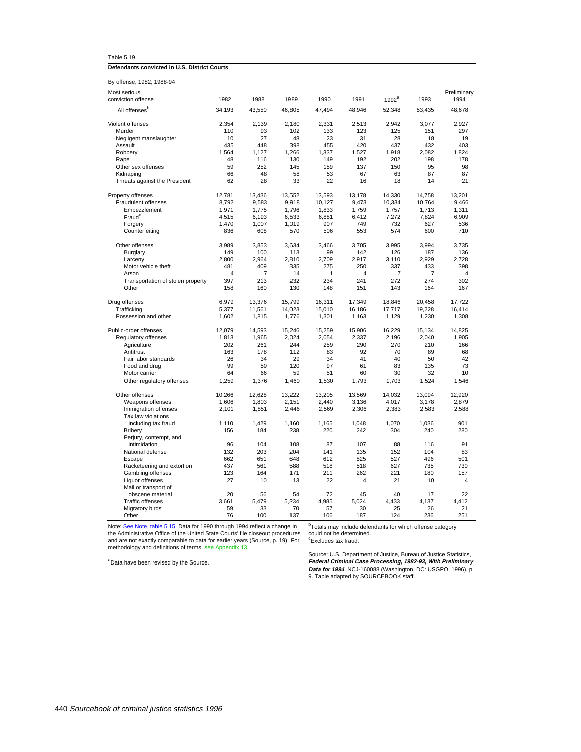Table 5.19

**Defendants convicted in U.S. District Courts**

By offense, 1982, 1988-94

| Most serious conviction offense | 1982 | 1988 | 1989 | 1990 | 1991 | 1992[a] | 1993 | Preliminary 1994 |
|---|---|---|---|---|---|---|---|---|
| All offenses[b] | 34,193 | 43,550 | 46,805 | 47,494 | 48,946 | 52,348 | 53,435 | 48,678 |
| Violent offenses | 2,354 | 2,139 | 2,180 | 2,331 | 2,513 | 2,942 | 3,077 | 2,927 |
| Murder | 110 | 93 | 102 | 133 | 123 | 125 | 151 | 297 |
| Negligent manslaughter | 10 | 27 | 48 | 23 | 31 | 28 | 18 | 19 |
| Assault | 435 | 448 | 398 | 455 | 420 | 437 | 432 | 403 |
| Robbery | 1,564 | 1,127 | 1,266 | 1,337 | 1,527 | 1,918 | 2,082 | 1,824 |
| Rape | 48 | 116 | 130 | 149 | 192 | 202 | 198 | 178 |
| Other sex offenses | 59 | 252 | 145 | 159 | 137 | 150 | 95 | 98 |
| Kidnaping | 66 | 48 | 58 | 53 | 67 | 63 | 87 | 87 |
| Threats against the President | 62 | 28 | 33 | 22 | 16 | 18 | 14 | 21 |
| Property offenses | 12,781 | 13,436 | 13,552 | 13,593 | 13,178 | 14,330 | 14,758 | 13,201 |
| Fraudulent offenses | 8,792 | 9,583 | 9,918 | 10,127 | 9,473 | 10,334 | 10,764 | 9,466 |
| Embezzlement | 1,971 | 1,775 | 1,796 | 1,833 | 1,759 | 1,757 | 1,713 | 1,311 |
| Fraud[c] | 4,515 | 6,193 | 6,533 | 6,881 | 6,412 | 7,272 | 7,824 | 6,909 |
| Forgery | 1,470 | 1,007 | 1,019 | 907 | 749 | 732 | 627 | 536 |
| Counterfeiting | 836 | 608 | 570 | 506 | 553 | 574 | 600 | 710 |
| Other offenses | 3,989 | 3,853 | 3,634 | 3,466 | 3,705 | 3,995 | 3,994 | 3,735 |
| Burglary | 149 | 100 | 113 | 99 | 142 | 126 | 187 | 136 |
| Larceny | 2,800 | 2,964 | 2,810 | 2,709 | 2,917 | 3,110 | 2,929 | 2,728 |
| Motor vehicle theft | 481 | 409 | 335 | 275 | 250 | 337 | 433 | 398 |
| Arson | 4 | 7 | 14 | 1 | 4 | 7 | 7 | 4 |
| Transportation of stolen property | 397 | 213 | 232 | 234 | 241 | 272 | 274 | 302 |
| Other | 158 | 160 | 130 | 148 | 151 | 143 | 164 | 167 |
| Drug offenses | 6,979 | 13,376 | 15,799 | 16,311 | 17,349 | 18,846 | 20,458 | 17,722 |
| Trafficking | 5,377 | 11,561 | 14,023 | 15,010 | 16,186 | 17,717 | 19,228 | 16,414 |
| Possession and other | 1,602 | 1,815 | 1,776 | 1,301 | 1,163 | 1,129 | 1,230 | 1,308 |
| Public-order offenses | 12,079 | 14,593 | 15,246 | 15,259 | 15,906 | 16,229 | 15,134 | 14,825 |
| Regulatory offenses | 1,813 | 1,965 | 2,024 | 2,054 | 2,337 | 2,196 | 2,040 | 1,905 |
| Agriculture | 202 | 261 | 244 | 259 | 290 | 270 | 210 | 166 |
| Antitrust | 163 | 178 | 112 | 83 | 92 | 70 | 89 | 68 |
| Fair labor standards | 26 | 34 | 29 | 34 | 41 | 40 | 50 | 42 |
| Food and drug | 99 | 50 | 120 | 97 | 61 | 83 | 135 | 73 |
| Motor carrier | 64 | 66 | 59 | 51 | 60 | 30 | 32 | 10 |
| Other regulatory offenses | 1,259 | 1,376 | 1,460 | 1,530 | 1,793 | 1,703 | 1,524 | 1,546 |
| Other offenses | 10,266 | 12,628 | 13,222 | 13,205 | 13,569 | 14,032 | 13,094 | 12,920 |
| Weapons offenses | 1,606 | 1,803 | 2,151 | 2,440 | 3,136 | 4,017 | 3,178 | 2,879 |
| Immigration offenses | 2,101 | 1,851 | 2,446 | 2,569 | 2,306 | 2,383 | 2,583 | 2,588 |
| Tax law violations including tax fraud | 1,110 | 1,429 | 1,160 | 1,165 | 1,048 | 1,070 | 1,036 | 901 |
| Bribery | 156 | 184 | 238 | 220 | 242 | 304 | 240 | 280 |
| Perjury, contempt, and intimidation | 96 | 104 | 108 | 87 | 107 | 88 | 116 | 91 |
| National defense | 132 | 203 | 204 | 141 | 135 | 152 | 104 | 83 |
| Escape | 662 | 651 | 648 | 612 | 525 | 527 | 496 | 501 |
| Racketeering and extortion | 437 | 561 | 588 | 518 | 518 | 627 | 735 | 730 |
| Gambling offenses | 123 | 164 | 171 | 211 | 262 | 221 | 180 | 157 |
| Liquor offenses | 27 | 10 | 13 | 22 | 4 | 21 | 10 | 4 |
| Mail or transport of obscene material | 20 | 56 | 54 | 72 | 45 | 40 | 17 | 22 |
| Traffic offenses | 3,661 | 5,479 | 5,234 | 4,985 | 5,024 | 4,433 | 4,137 | 4,412 |
| Migratory birds | 59 | 33 | 70 | 57 | 30 | 25 | 26 | 21 |
| Other | 76 | 100 | 137 | 106 | 187 | 124 | 236 | 251 |

Note: See Note, table 5.15. Data for 1990 through 1994 reflect a change in the Administrative Office of the United State Courts' file closeout procedures and are not exactly comparable to data for earlier years (Source, p. 19). For methodology and definitions of terms, see Appendix 13.

[a]Data have been revised by the Source.

[b]Totals may include defendants for which offense category could not be determined.

[c]Excludes tax fraud.

Source: U.S. Department of Justice, Bureau of Justice Statistics, ***Federal Criminal Case Processing, 1982-93, With Preliminary Data for 1994***, NCJ-160088 (Washington, DC: USGPO, 1996), p. 9. Table adapted by SOURCEBOOK staff.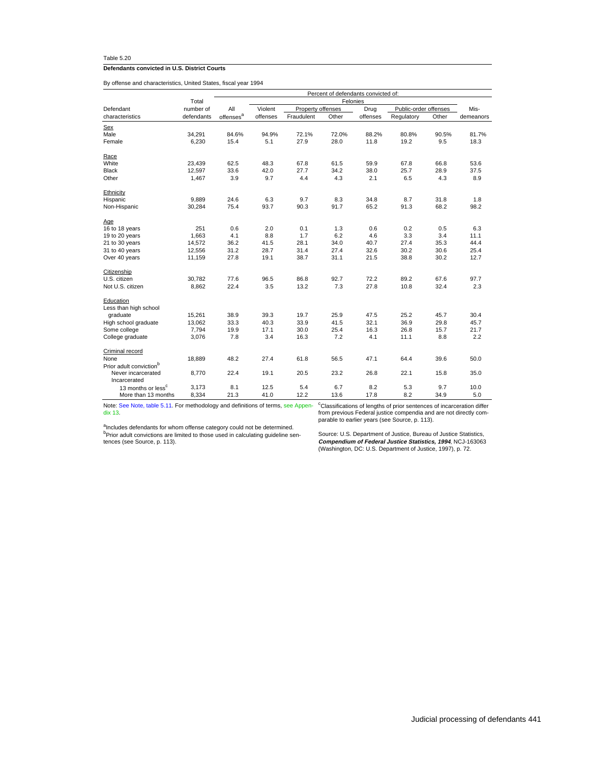Table 5.20

**Defendants convicted in U.S. District Courts**

By offense and characteristics, United States, fiscal year 1994

| Defendant characteristics | Total number of defendants | Percent of defendants convicted of: All offenses[a] | Felonies: Violent offenses | Property offenses: Fraudulent | Property offenses: Other | Drug offenses | Public-order offenses: Regulatory | Public-order offenses: Other | Misdemeanors |
|---|---|---|---|---|---|---|---|---|---|
| Sex | | | | | | | | | |
| Male | 34,291 | 84.6% | 94.9% | 72.1% | 72.0% | 88.2% | 80.8% | 90.5% | 81.7% |
| Female | 6,230 | 15.4 | 5.1 | 27.9 | 28.0 | 11.8 | 19.2 | 9.5 | 18.3 |
| Race | | | | | | | | | |
| White | 23,439 | 62.5 | 48.3 | 67.8 | 61.5 | 59.9 | 67.8 | 66.8 | 53.6 |
| Black | 12,597 | 33.6 | 42.0 | 27.7 | 34.2 | 38.0 | 25.7 | 28.9 | 37.5 |
| Other | 1,467 | 3.9 | 9.7 | 4.4 | 4.3 | 2.1 | 6.5 | 4.3 | 8.9 |
| Ethnicity | | | | | | | | | |
| Hispanic | 9,889 | 24.6 | 6.3 | 9.7 | 8.3 | 34.8 | 8.7 | 31.8 | 1.8 |
| Non-Hispanic | 30,284 | 75.4 | 93.7 | 90.3 | 91.7 | 65.2 | 91.3 | 68.2 | 98.2 |
| Age | | | | | | | | | |
| 16 to 18 years | 251 | 0.6 | 2.0 | 0.1 | 1.3 | 0.6 | 0.2 | 0.5 | 6.3 |
| 19 to 20 years | 1,663 | 4.1 | 8.8 | 1.7 | 6.2 | 4.6 | 3.3 | 3.4 | 11.1 |
| 21 to 30 years | 14,572 | 36.2 | 41.5 | 28.1 | 34.0 | 40.7 | 27.4 | 35.3 | 44.4 |
| 31 to 40 years | 12,556 | 31.2 | 28.7 | 31.4 | 27.4 | 32.6 | 30.2 | 30.6 | 25.4 |
| Over 40 years | 11,159 | 27.8 | 19.1 | 38.7 | 31.1 | 21.5 | 38.8 | 30.2 | 12.7 |
| Citizenship | | | | | | | | | |
| U.S. citizen | 30,782 | 77.6 | 96.5 | 86.8 | 92.7 | 72.2 | 89.2 | 67.6 | 97.7 |
| Not U.S. citizen | 8,862 | 22.4 | 3.5 | 13.2 | 7.3 | 27.8 | 10.8 | 32.4 | 2.3 |
| Education | | | | | | | | | |
| Less than high school graduate | 15,261 | 38.9 | 39.3 | 19.7 | 25.9 | 47.5 | 25.2 | 45.7 | 30.4 |
| High school graduate | 13,062 | 33.3 | 40.3 | 33.9 | 41.5 | 32.1 | 36.9 | 29.8 | 45.7 |
| Some college | 7,794 | 19.9 | 17.1 | 30.0 | 25.4 | 16.3 | 26.8 | 15.7 | 21.7 |
| College graduate | 3,076 | 7.8 | 3.4 | 16.3 | 7.2 | 4.1 | 11.1 | 8.8 | 2.2 |
| Criminal record | | | | | | | | | |
| None | 18,889 | 48.2 | 27.4 | 61.8 | 56.5 | 47.1 | 64.4 | 39.6 | 50.0 |
| Prior adult conviction[b] | | | | | | | | | |
| Never incarcerated | 8,770 | 22.4 | 19.1 | 20.5 | 23.2 | 26.8 | 22.1 | 15.8 | 35.0 |
| Incarcerated 13 months or less[c] | 3,173 | 8.1 | 12.5 | 5.4 | 6.7 | 8.2 | 5.3 | 9.7 | 10.0 |
| Incarcerated more than 13 months | 8,334 | 21.3 | 41.0 | 12.2 | 13.6 | 17.8 | 8.2 | 34.9 | 5.0 |

Note: See Note, table 5.11. For methodology and definitions of terms, see Appendix 13.

[a]Includes defendants for whom offense category could not be determined.
[b]Prior adult convictions are limited to those used in calculating guideline sentences (see Source, p. 113).
[c]Classifications of lengths of prior sentences of incarceration differ from previous Federal justice compendia and are not directly comparable to earlier years (see Source, p. 113).

Source: U.S. Department of Justice, Bureau of Justice Statistics, ***Compendium of Federal Justice Statistics, 1994***, NCJ-163063 (Washington, DC: U.S. Department of Justice, 1997), p. 72.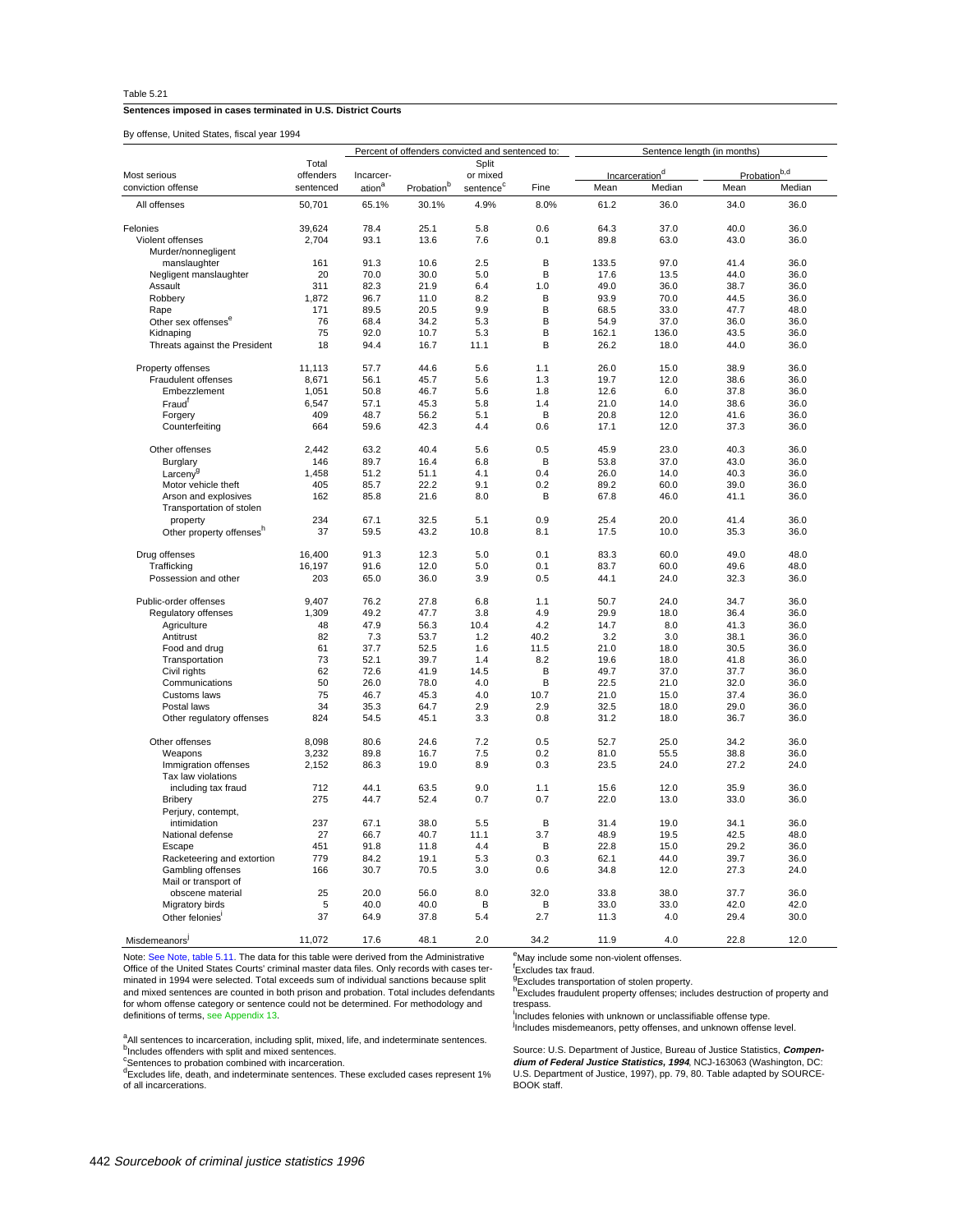Table 5.21

**Sentences imposed in cases terminated in U.S. District Courts**

By offense, United States, fiscal year 1994

| Most serious conviction offense | Total offenders sentenced | Percent of offenders convicted and sentenced to: Incarceration[a] | Probation[b] | Split or mixed sentence[c] | Fine | Sentence length (in months): Incarceration[d] Mean | Incarceration[d] Median | Probation[b,d] Mean | Probation[b,d] Median |
|---|---|---|---|---|---|---|---|---|---|
| All offenses | 50,701 | 65.1% | 30.1% | 4.9% | 8.0% | 61.2 | 36.0 | 34.0 | 36.0 |
| Felonies | 39,624 | 78.4 | 25.1 | 5.8 | 0.6 | 64.3 | 37.0 | 40.0 | 36.0 |
| Violent offenses | 2,704 | 93.1 | 13.6 | 7.6 | 0.1 | 89.8 | 63.0 | 43.0 | 36.0 |
| Murder/nonnegligent manslaughter | 161 | 91.3 | 10.6 | 2.5 | B | 133.5 | 97.0 | 41.4 | 36.0 |
| Negligent manslaughter | 20 | 70.0 | 30.0 | 5.0 | B | 17.6 | 13.5 | 44.0 | 36.0 |
| Assault | 311 | 82.3 | 21.9 | 6.4 | 1.0 | 49.0 | 36.0 | 38.7 | 36.0 |
| Robbery | 1,872 | 96.7 | 11.0 | 8.2 | B | 93.9 | 70.0 | 44.5 | 36.0 |
| Rape | 171 | 89.5 | 20.5 | 9.9 | B | 68.5 | 33.0 | 47.7 | 48.0 |
| Other sex offenses[e] | 76 | 68.4 | 34.2 | 5.3 | B | 54.9 | 37.0 | 36.0 | 36.0 |
| Kidnaping | 75 | 92.0 | 10.7 | 5.3 | B | 162.1 | 136.0 | 43.5 | 36.0 |
| Threats against the President | 18 | 94.4 | 16.7 | 11.1 | B | 26.2 | 18.0 | 44.0 | 36.0 |
| Property offenses | 11,113 | 57.7 | 44.6 | 5.6 | 1.1 | 26.0 | 15.0 | 38.9 | 36.0 |
| Fraudulent offenses | 8,671 | 56.1 | 45.7 | 5.6 | 1.3 | 19.7 | 12.0 | 38.6 | 36.0 |
| Embezzlement | 1,051 | 50.8 | 46.7 | 5.6 | 1.8 | 12.6 | 6.0 | 37.8 | 36.0 |
| Fraud[f] | 6,547 | 57.1 | 45.3 | 5.8 | 1.4 | 21.0 | 14.0 | 38.6 | 36.0 |
| Forgery | 409 | 48.7 | 56.2 | 5.1 | B | 20.8 | 12.0 | 41.6 | 36.0 |
| Counterfeiting | 664 | 59.6 | 42.3 | 4.4 | 0.6 | 17.1 | 12.0 | 37.3 | 36.0 |
| Other offenses | 2,442 | 63.2 | 40.4 | 5.6 | 0.5 | 45.9 | 23.0 | 40.3 | 36.0 |
| Burglary | 146 | 89.7 | 16.4 | 6.8 | B | 53.8 | 37.0 | 43.0 | 36.0 |
| Larceny[g] | 1,458 | 51.2 | 51.1 | 4.1 | 0.4 | 26.0 | 14.0 | 40.3 | 36.0 |
| Motor vehicle theft | 405 | 85.7 | 22.2 | 9.1 | 0.2 | 89.2 | 60.0 | 39.0 | 36.0 |
| Arson and explosives | 162 | 85.8 | 21.6 | 8.0 | B | 67.8 | 46.0 | 41.1 | 36.0 |
| Transportation of stolen property | 234 | 67.1 | 32.5 | 5.1 | 0.9 | 25.4 | 20.0 | 41.4 | 36.0 |
| Other property offenses[h] | 37 | 59.5 | 43.2 | 10.8 | 8.1 | 17.5 | 10.0 | 35.3 | 36.0 |
| Drug offenses | 16,400 | 91.3 | 12.3 | 5.0 | 0.1 | 83.3 | 60.0 | 49.0 | 48.0 |
| Trafficking | 16,197 | 91.6 | 12.0 | 5.0 | 0.1 | 83.7 | 60.0 | 49.6 | 48.0 |
| Possession and other | 203 | 65.0 | 36.0 | 3.9 | 0.5 | 44.1 | 24.0 | 32.3 | 36.0 |
| Public-order offenses | 9,407 | 76.2 | 27.8 | 6.8 | 1.1 | 50.7 | 24.0 | 34.7 | 36.0 |
| Regulatory offenses | 1,309 | 49.2 | 47.7 | 3.8 | 4.9 | 29.9 | 18.0 | 36.4 | 36.0 |
| Agriculture | 48 | 47.9 | 56.3 | 10.4 | 4.2 | 14.7 | 8.0 | 41.3 | 36.0 |
| Antitrust | 82 | 7.3 | 53.7 | 1.2 | 40.2 | 3.2 | 3.0 | 38.1 | 36.0 |
| Food and drug | 61 | 37.7 | 52.5 | 1.6 | 11.5 | 21.0 | 18.0 | 30.5 | 36.0 |
| Transportation | 73 | 52.1 | 39.7 | 1.4 | 8.2 | 19.6 | 18.0 | 41.8 | 36.0 |
| Civil rights | 62 | 72.6 | 41.9 | 14.5 | B | 49.7 | 37.0 | 37.7 | 36.0 |
| Communications | 50 | 26.0 | 78.0 | 4.0 | B | 22.5 | 21.0 | 32.0 | 36.0 |
| Customs laws | 75 | 46.7 | 45.3 | 4.0 | 10.7 | 21.0 | 15.0 | 37.4 | 36.0 |
| Postal laws | 34 | 35.3 | 64.7 | 2.9 | 2.9 | 32.5 | 18.0 | 29.0 | 36.0 |
| Other regulatory offenses | 824 | 54.5 | 45.1 | 3.3 | 0.8 | 31.2 | 18.0 | 36.7 | 36.0 |
| Other offenses | 8,098 | 80.6 | 24.6 | 7.2 | 0.5 | 52.7 | 25.0 | 34.2 | 36.0 |
| Weapons | 3,232 | 89.8 | 16.7 | 7.5 | 0.2 | 81.0 | 55.5 | 38.8 | 36.0 |
| Immigration offenses | 2,152 | 86.3 | 19.0 | 8.9 | 0.3 | 23.5 | 24.0 | 27.2 | 24.0 |
| Tax law violations including tax fraud | 712 | 44.1 | 63.5 | 9.0 | 1.1 | 15.6 | 12.0 | 35.9 | 36.0 |
| Bribery | 275 | 44.7 | 52.4 | 0.7 | 0.7 | 22.0 | 13.0 | 33.0 | 36.0 |
| Perjury, contempt, intimidation | 237 | 67.1 | 38.0 | 5.5 | B | 31.4 | 19.0 | 34.1 | 36.0 |
| National defense | 27 | 66.7 | 40.7 | 11.1 | 3.7 | 48.9 | 19.5 | 42.5 | 48.0 |
| Escape | 451 | 91.8 | 11.8 | 4.4 | B | 22.8 | 15.0 | 29.2 | 36.0 |
| Racketeering and extortion | 779 | 84.2 | 19.1 | 5.3 | 0.3 | 62.1 | 44.0 | 39.7 | 36.0 |
| Gambling offenses | 166 | 30.7 | 70.5 | 3.0 | 0.6 | 34.8 | 12.0 | 27.3 | 24.0 |
| Mail or transport of obscene material | 25 | 20.0 | 56.0 | 8.0 | 32.0 | 33.8 | 38.0 | 37.7 | 36.0 |
| Migratory birds | 5 | 40.0 | 40.0 | B | B | 33.0 | 33.0 | 42.0 | 42.0 |
| Other felonies[i] | 37 | 64.9 | 37.8 | 5.4 | 2.7 | 11.3 | 4.0 | 29.4 | 30.0 |
| Misdemeanors[j] | 11,072 | 17.6 | 48.1 | 2.0 | 34.2 | 11.9 | 4.0 | 22.8 | 12.0 |

Note: See Note, table 5.11. The data for this table were derived from the Administrative Office of the United States Courts' criminal master data files. Only records with cases terminated in 1994 were selected. Total exceeds sum of individual sanctions because split and mixed sentences are counted in both prison and probation. Total includes defendants for whom offense category or sentence could not be determined. For methodology and definitions of terms, see Appendix 13.

[a]All sentences to incarceration, including split, mixed, life, and indeterminate sentences.
[b]Includes offenders with split and mixed sentences.
[c]Sentences to probation combined with incarceration.
[d]Excludes life, death, and indeterminate sentences. These excluded cases represent 1% of all incarcerations.
[e]May include some non-violent offenses.
[f]Excludes tax fraud.
[g]Excludes transportation of stolen property.
[h]Excludes fraudulent property offenses; includes destruction of property and trespass.
[i]Includes felonies with unknown or unclassifiable offense type.
[j]Includes misdemeanors, petty offenses, and unknown offense level.

Source: U.S. Department of Justice, Bureau of Justice Statistics, ***Compendium of Federal Justice Statistics, 1994***, NCJ-163063 (Washington, DC: U.S. Department of Justice, 1997), pp. 79, 80. Table adapted by SOURCEBOOK staff.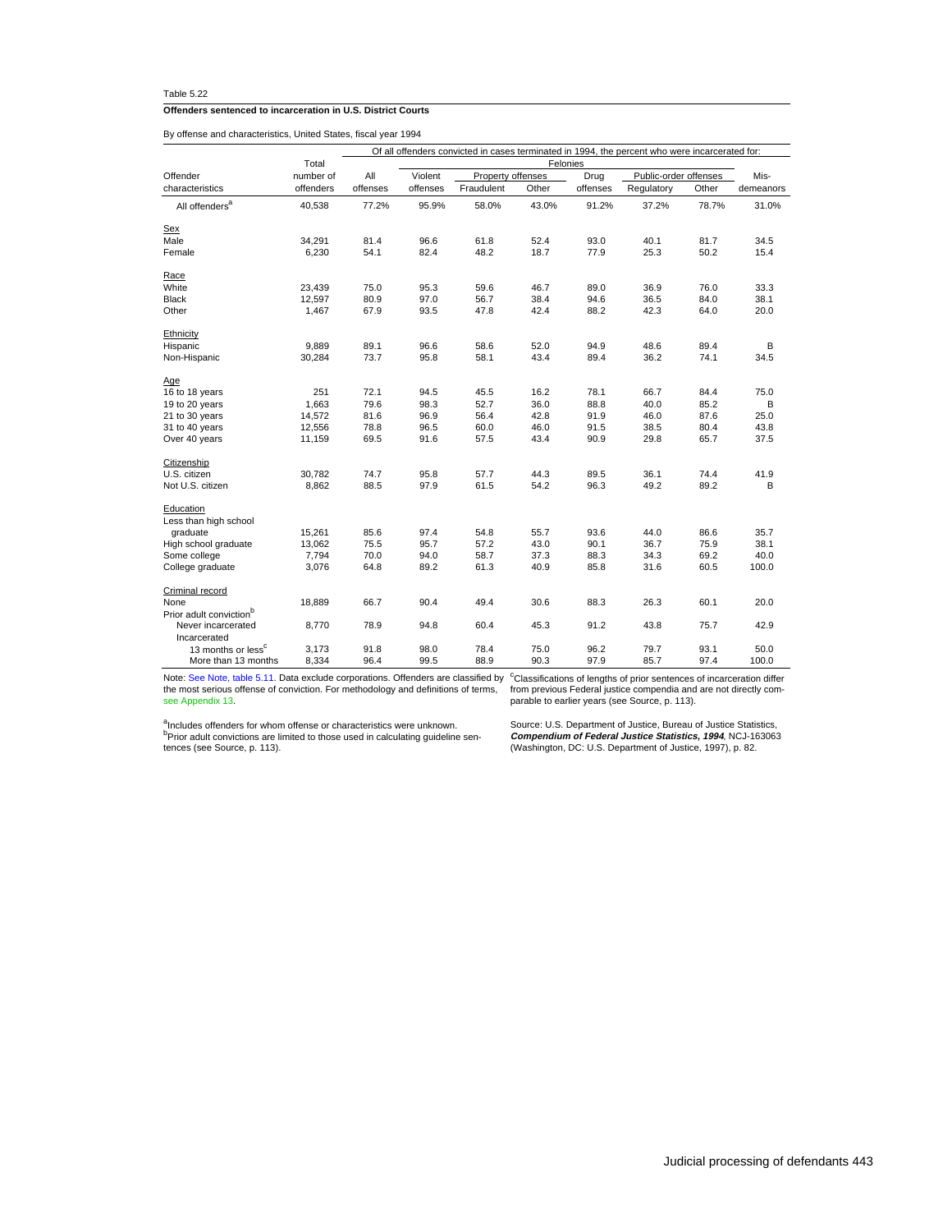Table 5.22

**Offenders sentenced to incarceration in U.S. District Courts**

By offense and characteristics, United States, fiscal year 1994

| Offender characteristics | Total number of offenders | Of all offenders convicted in cases terminated in 1994, the percent who were incarcerated for: | | | | | | | |
|---|---|---|---|---|---|---|---|---|---|
| | | | Felonies | | | | | | |
| | | All offenses | Violent offenses | Property offenses | | Drug offenses | Public-order offenses | | Mis-demeanors |
| | | | | Fraudulent | Other | | Regulatory | Other | |
| All offenders[a] | 40,538 | 77.2% | 95.9% | 58.0% | 43.0% | 91.2% | 37.2% | 78.7% | 31.0% |
| Sex | | | | | | | | | |
| Male | 34,291 | 81.4 | 96.6 | 61.8 | 52.4 | 93.0 | 40.1 | 81.7 | 34.5 |
| Female | 6,230 | 54.1 | 82.4 | 48.2 | 18.7 | 77.9 | 25.3 | 50.2 | 15.4 |
| Race | | | | | | | | | |
| White | 23,439 | 75.0 | 95.3 | 59.6 | 46.7 | 89.0 | 36.9 | 76.0 | 33.3 |
| Black | 12,597 | 80.9 | 97.0 | 56.7 | 38.4 | 94.6 | 36.5 | 84.0 | 38.1 |
| Other | 1,467 | 67.9 | 93.5 | 47.8 | 42.4 | 88.2 | 42.3 | 64.0 | 20.0 |
| Ethnicity | | | | | | | | | |
| Hispanic | 9,889 | 89.1 | 96.6 | 58.6 | 52.0 | 94.9 | 48.6 | 89.4 | B |
| Non-Hispanic | 30,284 | 73.7 | 95.8 | 58.1 | 43.4 | 89.4 | 36.2 | 74.1 | 34.5 |
| Age | | | | | | | | | |
| 16 to 18 years | 251 | 72.1 | 94.5 | 45.5 | 16.2 | 78.1 | 66.7 | 84.4 | 75.0 |
| 19 to 20 years | 1,663 | 79.6 | 98.3 | 52.7 | 36.0 | 88.8 | 40.0 | 85.2 | B |
| 21 to 30 years | 14,572 | 81.6 | 96.9 | 56.4 | 42.8 | 91.9 | 46.0 | 87.6 | 25.0 |
| 31 to 40 years | 12,556 | 78.8 | 96.5 | 60.0 | 46.0 | 91.5 | 38.5 | 80.4 | 43.8 |
| Over 40 years | 11,159 | 69.5 | 91.6 | 57.5 | 43.4 | 90.9 | 29.8 | 65.7 | 37.5 |
| Citizenship | | | | | | | | | |
| U.S. citizen | 30,782 | 74.7 | 95.8 | 57.7 | 44.3 | 89.5 | 36.1 | 74.4 | 41.9 |
| Not U.S. citizen | 8,862 | 88.5 | 97.9 | 61.5 | 54.2 | 96.3 | 49.2 | 89.2 | B |
| Education | | | | | | | | | |
| Less than high school graduate | 15,261 | 85.6 | 97.4 | 54.8 | 55.7 | 93.6 | 44.0 | 86.6 | 35.7 |
| High school graduate | 13,062 | 75.5 | 95.7 | 57.2 | 43.0 | 90.1 | 36.7 | 75.9 | 38.1 |
| Some college | 7,794 | 70.0 | 94.0 | 58.7 | 37.3 | 88.3 | 34.3 | 69.2 | 40.0 |
| College graduate | 3,076 | 64.8 | 89.2 | 61.3 | 40.9 | 85.8 | 31.6 | 60.5 | 100.0 |
| Criminal record | | | | | | | | | |
| None | 18,889 | 66.7 | 90.4 | 49.4 | 30.6 | 88.3 | 26.3 | 60.1 | 20.0 |
| Prior adult conviction[b] | | | | | | | | | |
| Never incarcerated | 8,770 | 78.9 | 94.8 | 60.4 | 45.3 | 91.2 | 43.8 | 75.7 | 42.9 |
| Incarcerated | | | | | | | | | |
| 13 months or less[c] | 3,173 | 91.8 | 98.0 | 78.4 | 75.0 | 96.2 | 79.7 | 93.1 | 50.0 |
| More than 13 months | 8,334 | 96.4 | 99.5 | 88.9 | 90.3 | 97.9 | 85.7 | 97.4 | 100.0 |

Note: See Note, table 5.11. Data exclude corporations. Offenders are classified by the most serious offense of conviction. For methodology and definitions of terms, see Appendix 13.

[a]Includes offenders for whom offense or characteristics were unknown.
[b]Prior adult convictions are limited to those used in calculating guideline sentences (see Source, p. 113).
[c]Classifications of lengths of prior sentences of incarceration differ from previous Federal justice compendia and are not directly comparable to earlier years (see Source, p. 113).

Source: U.S. Department of Justice, Bureau of Justice Statistics, ***Compendium of Federal Justice Statistics, 1994***, NCJ-163063 (Washington, DC: U.S. Department of Justice, 1997), p. 82.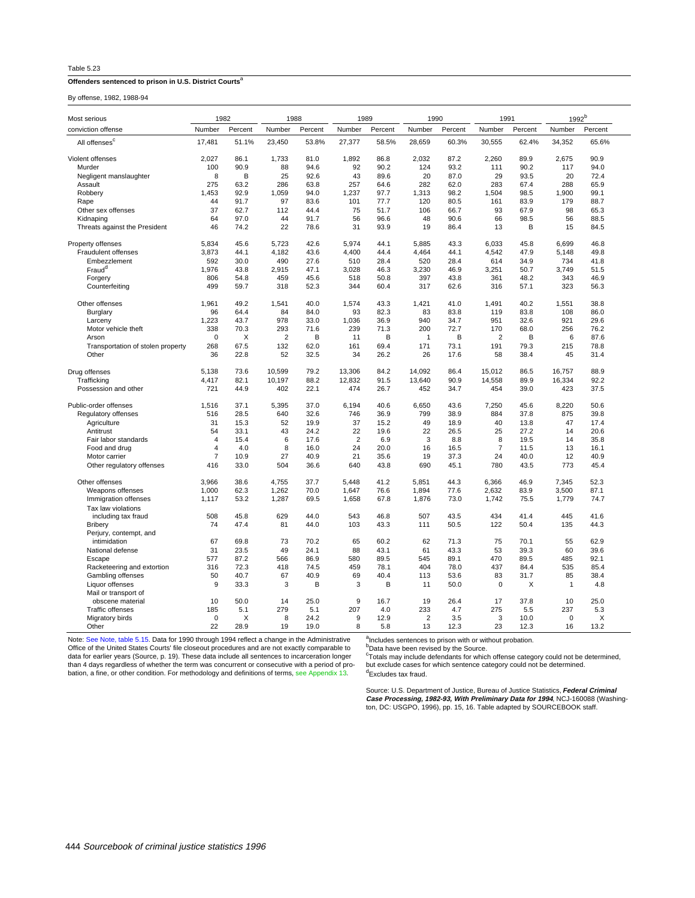Table 5.23

**Offenders sentenced to prison in U.S. District Courts[a]**

By offense, 1982, 1988-94

| Most serious conviction offense | 1982 Number | 1982 Percent | 1988 Number | 1988 Percent | 1989 Number | 1989 Percent | 1990 Number | 1990 Percent | 1991 Number | 1991 Percent | 1992[b] Number | 1992[b] Percent |
|---|---|---|---|---|---|---|---|---|---|---|---|---|
| All offenses[c] | 17,481 | 51.1% | 23,450 | 53.8% | 27,377 | 58.5% | 28,659 | 60.3% | 30,555 | 62.4% | 34,352 | 65.6% |
| Violent offenses | 2,027 | 86.1 | 1,733 | 81.0 | 1,892 | 86.8 | 2,032 | 87.2 | 2,260 | 89.9 | 2,675 | 90.9 |
| Murder | 100 | 90.9 | 88 | 94.6 | 92 | 90.2 | 124 | 93.2 | 111 | 90.2 | 117 | 94.0 |
| Negligent manslaughter | 8 | B | 25 | 92.6 | 43 | 89.6 | 20 | 87.0 | 29 | 93.5 | 20 | 72.4 |
| Assault | 275 | 63.2 | 286 | 63.8 | 257 | 64.6 | 282 | 62.0 | 283 | 67.4 | 288 | 65.9 |
| Robbery | 1,453 | 92.9 | 1,059 | 94.0 | 1,237 | 97.7 | 1,313 | 98.2 | 1,504 | 98.5 | 1,900 | 99.1 |
| Rape | 44 | 91.7 | 97 | 83.6 | 101 | 77.7 | 120 | 80.5 | 161 | 83.9 | 179 | 88.7 |
| Other sex offenses | 37 | 62.7 | 112 | 44.4 | 75 | 51.7 | 106 | 66.7 | 93 | 67.9 | 98 | 65.3 |
| Kidnaping | 64 | 97.0 | 44 | 91.7 | 56 | 96.6 | 48 | 90.6 | 66 | 98.5 | 56 | 88.5 |
| Threats against the President | 46 | 74.2 | 22 | 78.6 | 31 | 93.9 | 19 | 86.4 | 13 | B | 15 | 84.5 |
| Property offenses | 5,834 | 45.6 | 5,723 | 42.6 | 5,974 | 44.1 | 5,885 | 43.3 | 6,033 | 45.8 | 6,699 | 46.8 |
| Fraudulent offenses | 3,873 | 44.1 | 4,182 | 43.6 | 4,400 | 44.4 | 4,464 | 44.1 | 4,542 | 47.9 | 5,148 | 49.8 |
| Embezzlement | 592 | 30.0 | 490 | 27.6 | 510 | 28.4 | 520 | 28.4 | 614 | 34.9 | 734 | 41.8 |
| Fraud[d] | 1,976 | 43.8 | 2,915 | 47.1 | 3,028 | 46.3 | 3,230 | 46.9 | 3,251 | 50.7 | 3,749 | 51.5 |
| Forgery | 806 | 54.8 | 459 | 45.6 | 518 | 50.8 | 397 | 43.8 | 361 | 48.2 | 343 | 46.9 |
| Counterfeiting | 499 | 59.7 | 318 | 52.3 | 344 | 60.4 | 317 | 62.6 | 316 | 57.1 | 323 | 56.3 |
| Other offenses | 1,961 | 49.2 | 1,541 | 40.0 | 1,574 | 43.3 | 1,421 | 41.0 | 1,491 | 40.2 | 1,551 | 38.8 |
| Burglary | 96 | 64.4 | 84 | 84.0 | 93 | 82.3 | 83 | 83.8 | 119 | 83.8 | 108 | 86.0 |
| Larceny | 1,223 | 43.7 | 978 | 33.0 | 1,036 | 36.9 | 940 | 34.7 | 951 | 32.6 | 921 | 29.6 |
| Motor vehicle theft | 338 | 70.3 | 293 | 71.6 | 239 | 71.3 | 200 | 72.7 | 170 | 68.0 | 256 | 76.2 |
| Arson | 0 | X | 2 | B | 11 | B | 1 | B | 2 | B | 6 | 87.6 |
| Transportation of stolen property | 268 | 67.5 | 132 | 62.0 | 161 | 69.4 | 171 | 73.1 | 191 | 79.3 | 215 | 78.8 |
| Other | 36 | 22.8 | 52 | 32.5 | 34 | 26.2 | 26 | 17.6 | 58 | 38.4 | 45 | 31.4 |
| Drug offenses | 5,138 | 73.6 | 10,599 | 79.2 | 13,306 | 84.2 | 14,092 | 86.4 | 15,012 | 86.5 | 16,757 | 88.9 |
| Trafficking | 4,417 | 82.1 | 10,197 | 88.2 | 12,832 | 91.5 | 13,640 | 90.9 | 14,558 | 89.9 | 16,334 | 92.2 |
| Possession and other | 721 | 44.9 | 402 | 22.1 | 474 | 26.7 | 452 | 34.7 | 454 | 39.0 | 423 | 37.5 |
| Public-order offenses | 1,516 | 37.1 | 5,395 | 37.0 | 6,194 | 40.6 | 6,650 | 43.6 | 7,250 | 45.6 | 8,220 | 50.6 |
| Regulatory offenses | 516 | 28.5 | 640 | 32.6 | 746 | 36.9 | 799 | 38.9 | 884 | 37.8 | 875 | 39.8 |
| Agriculture | 31 | 15.3 | 52 | 19.9 | 37 | 15.2 | 49 | 18.9 | 40 | 13.8 | 47 | 17.4 |
| Antitrust | 54 | 33.1 | 43 | 24.2 | 22 | 19.6 | 22 | 26.5 | 25 | 27.2 | 14 | 20.6 |
| Fair labor standards | 4 | 15.4 | 6 | 17.6 | 2 | 6.9 | 3 | 8.8 | 8 | 19.5 | 14 | 35.8 |
| Food and drug | 4 | 4.0 | 8 | 16.0 | 24 | 20.0 | 16 | 16.5 | 7 | 11.5 | 13 | 16.1 |
| Motor carrier | 7 | 10.9 | 27 | 40.9 | 21 | 35.6 | 19 | 37.3 | 24 | 40.0 | 12 | 40.9 |
| Other regulatory offenses | 416 | 33.0 | 504 | 36.6 | 640 | 43.8 | 690 | 45.1 | 780 | 43.5 | 773 | 45.4 |
| Other offenses | 3,966 | 38.6 | 4,755 | 37.7 | 5,448 | 41.2 | 5,851 | 44.3 | 6,366 | 46.9 | 7,345 | 52.3 |
| Weapons offenses | 1,000 | 62.3 | 1,262 | 70.0 | 1,647 | 76.6 | 1,894 | 77.6 | 2,632 | 83.9 | 3,500 | 87.1 |
| Immigration offenses | 1,117 | 53.2 | 1,287 | 69.5 | 1,658 | 67.8 | 1,876 | 73.0 | 1,742 | 75.5 | 1,779 | 74.7 |
| Tax law violations including tax fraud | 508 | 45.8 | 629 | 44.0 | 543 | 46.8 | 507 | 43.5 | 434 | 41.4 | 445 | 41.6 |
| Bribery | 74 | 47.4 | 81 | 44.0 | 103 | 43.3 | 111 | 50.5 | 122 | 50.4 | 135 | 44.3 |
| Perjury, contempt, and intimidation | 67 | 69.8 | 73 | 70.2 | 65 | 60.2 | 62 | 71.3 | 75 | 70.1 | 55 | 62.9 |
| National defense | 31 | 23.5 | 49 | 24.1 | 88 | 43.1 | 61 | 43.3 | 53 | 39.3 | 60 | 39.6 |
| Escape | 577 | 87.2 | 566 | 86.9 | 580 | 89.5 | 545 | 89.1 | 470 | 89.5 | 485 | 92.1 |
| Racketeering and extortion | 316 | 72.3 | 418 | 74.5 | 459 | 78.1 | 404 | 78.0 | 437 | 84.4 | 535 | 85.4 |
| Gambling offenses | 50 | 40.7 | 67 | 40.9 | 69 | 40.4 | 113 | 53.6 | 83 | 31.7 | 85 | 38.4 |
| Liquor offenses | 9 | 33.3 | 3 | B | 3 | B | 11 | 50.0 | 0 | X | 1 | 4.8 |
| Mail or transport of obscene material | 10 | 50.0 | 14 | 25.0 | 9 | 16.7 | 19 | 26.4 | 17 | 37.8 | 10 | 25.0 |
| Traffic offenses | 185 | 5.1 | 279 | 5.1 | 207 | 4.0 | 233 | 4.7 | 275 | 5.5 | 237 | 5.3 |
| Migratory birds | 0 | X | 8 | 24.2 | 9 | 12.9 | 2 | 3.5 | 3 | 10.0 | 0 | X |
| Other | 22 | 28.9 | 19 | 19.0 | 8 | 5.8 | 13 | 12.3 | 23 | 12.3 | 16 | 13.2 |

Note: See Note, table 5.15. Data for 1990 through 1994 reflect a change in the Administrative Office of the United States Courts' file closeout procedures and are not exactly comparable to data for earlier years (Source, p. 19). These data include all sentences to incarceration longer than 4 days regardless of whether the term was concurrent or consecutive with a period of probation, a fine, or other condition. For methodology and definitions of terms, see Appendix 13.

[a]Includes sentences to prison with or without probation.
[b]Data have been revised by the Source.
[c]Totals may include defendants for which offense category could not be determined, but exclude cases for which sentence category could not be determined.
[d]Excludes tax fraud.

Source: U.S. Department of Justice, Bureau of Justice Statistics, ***Federal Criminal Case Processing, 1982-93, With Preliminary Data for 1994***, NCJ-160088 (Washington, DC: USGPO, 1996), pp. 15, 16. Table adapted by SOURCEBOOK staff.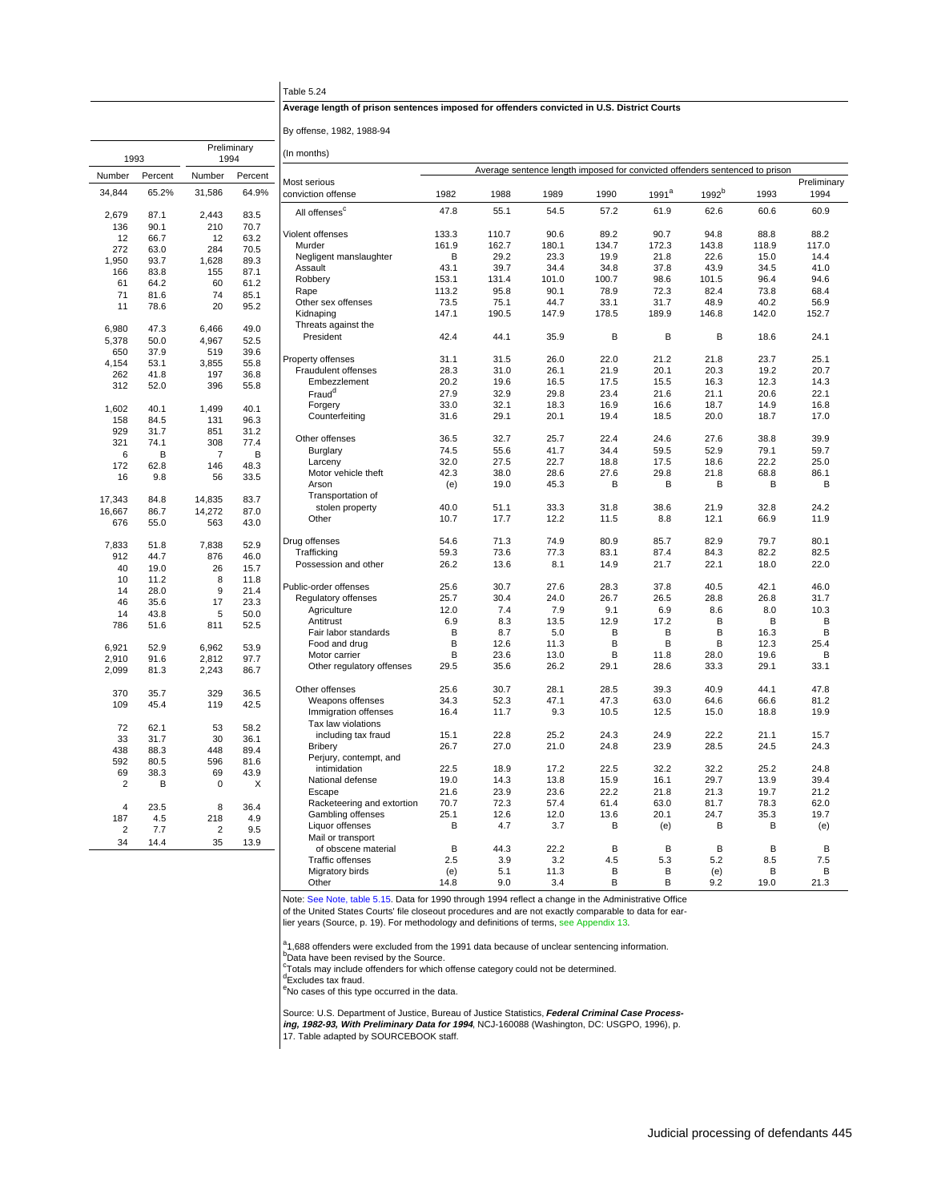| 1993 | | Preliminary 1994 | |
|---|---|---|---|
| Number | Percent | Number | Percent |
| 34,844 | 65.2% | 31,586 | 64.9% |
| 2,679 | 87.1 | 2,443 | 83.5 |
| 136 | 90.1 | 210 | 70.7 |
| 12 | 66.7 | 12 | 63.2 |
| 272 | 63.0 | 284 | 70.5 |
| 1,950 | 93.7 | 1,628 | 89.3 |
| 166 | 83.8 | 155 | 87.1 |
| 61 | 64.2 | 60 | 61.2 |
| 71 | 81.6 | 74 | 85.1 |
| 11 | 78.6 | 20 | 95.2 |
| 6,980 | 47.3 | 6,466 | 49.0 |
| 5,378 | 50.0 | 4,967 | 52.5 |
| 650 | 37.9 | 519 | 39.6 |
| 4,154 | 53.1 | 3,855 | 55.8 |
| 262 | 41.8 | 197 | 36.8 |
| 312 | 52.0 | 396 | 55.8 |
| 1,602 | 40.1 | 1,499 | 40.1 |
| 158 | 84.5 | 131 | 96.3 |
| 929 | 31.7 | 851 | 31.2 |
| 321 | 74.1 | 308 | 77.4 |
| 6 | B | 7 | B |
| 172 | 62.8 | 146 | 48.3 |
| 16 | 9.8 | 56 | 33.5 |
| 17,343 | 84.8 | 14,835 | 83.7 |
| 16,667 | 86.7 | 14,272 | 87.0 |
| 676 | 55.0 | 563 | 43.0 |
| 7,833 | 51.8 | 7,838 | 52.9 |
| 912 | 44.7 | 876 | 46.0 |
| 40 | 19.0 | 26 | 15.7 |
| 10 | 11.2 | 8 | 11.8 |
| 14 | 28.0 | 9 | 21.4 |
| 46 | 35.6 | 17 | 23.3 |
| 14 | 43.8 | 5 | 50.0 |
| 786 | 51.6 | 811 | 52.5 |
| 6,921 | 52.9 | 6,962 | 53.9 |
| 2,910 | 91.6 | 2,812 | 97.7 |
| 2,099 | 81.3 | 2,243 | 86.7 |
| 370 | 35.7 | 329 | 36.5 |
| 109 | 45.4 | 119 | 42.5 |
| 72 | 62.1 | 53 | 58.2 |
| 33 | 31.7 | 30 | 36.1 |
| 438 | 88.3 | 448 | 89.4 |
| 592 | 80.5 | 596 | 81.6 |
| 69 | 38.3 | 69 | 43.9 |
| 2 | B | 0 | X |
| 4 | 23.5 | 8 | 36.4 |
| 187 | 4.5 | 218 | 4.9 |
| 2 | 7.7 | 2 | 9.5 |
| 34 | 14.4 | 35 | 13.9 |

Table 5.24

**Average length of prison sentences imposed for offenders convicted in U.S. District Courts**

By offense, 1982, 1988-94

(In months)

| Most serious conviction offense | Average sentence length imposed for convicted offenders sentenced to prison | | | | | | | |
|---|---|---|---|---|---|---|---|---|
| | 1982 | 1988 | 1989 | 1990 | 1991[a] | 1992[b] | 1993 | Preliminary 1994 |
| All offenses[c] | 47.8 | 55.1 | 54.5 | 57.2 | 61.9 | 62.6 | 60.6 | 60.9 |
| Violent offenses | 133.3 | 110.7 | 90.6 | 89.2 | 90.7 | 94.8 | 88.8 | 88.2 |
| Murder | 161.9 | 162.7 | 180.1 | 134.7 | 172.3 | 143.8 | 118.9 | 117.0 |
| Negligent manslaughter | B | 29.2 | 23.3 | 19.9 | 21.8 | 22.6 | 15.0 | 14.4 |
| Assault | 43.1 | 39.7 | 34.4 | 34.8 | 37.8 | 43.9 | 34.5 | 41.0 |
| Robbery | 153.1 | 131.4 | 101.0 | 100.7 | 98.6 | 101.5 | 96.4 | 94.6 |
| Rape | 113.2 | 95.8 | 90.1 | 78.9 | 72.3 | 82.4 | 73.8 | 68.4 |
| Other sex offenses | 73.5 | 75.1 | 44.7 | 33.1 | 31.7 | 48.9 | 40.2 | 56.9 |
| Kidnaping | 147.1 | 190.5 | 147.9 | 178.5 | 189.9 | 146.8 | 142.0 | 152.7 |
| Threats against the President | 42.4 | 44.1 | 35.9 | B | B | B | 18.6 | 24.1 |
| Property offenses | 31.1 | 31.5 | 26.0 | 22.0 | 21.2 | 21.8 | 23.7 | 25.1 |
| Fraudulent offenses | 28.3 | 31.0 | 26.1 | 21.9 | 20.1 | 20.3 | 19.2 | 20.7 |
| Embezzlement | 20.2 | 19.6 | 16.5 | 17.5 | 15.5 | 16.3 | 12.3 | 14.3 |
| Fraud[d] | 27.9 | 32.9 | 29.8 | 23.4 | 21.6 | 21.1 | 20.6 | 22.1 |
| Forgery | 33.0 | 32.1 | 18.3 | 16.9 | 16.6 | 18.7 | 14.9 | 16.8 |
| Counterfeiting | 31.6 | 29.1 | 20.1 | 19.4 | 18.5 | 20.0 | 18.7 | 17.0 |
| Other offenses | 36.5 | 32.7 | 25.7 | 22.4 | 24.6 | 27.6 | 38.8 | 39.9 |
| Burglary | 74.5 | 55.6 | 41.7 | 34.4 | 59.5 | 52.9 | 79.1 | 59.7 |
| Larceny | 32.0 | 27.5 | 22.7 | 18.8 | 17.5 | 18.6 | 22.2 | 25.0 |
| Motor vehicle theft | 42.3 | 38.0 | 28.6 | 27.6 | 29.8 | 21.8 | 68.8 | 86.1 |
| Arson | (e) | 19.0 | 45.3 | B | B | B | B | B |
| Transportation of stolen property | 40.0 | 51.1 | 33.3 | 31.8 | 38.6 | 21.9 | 32.8 | 24.2 |
| Other | 10.7 | 17.7 | 12.2 | 11.5 | 8.8 | 12.1 | 66.9 | 11.9 |
| Drug offenses | 54.6 | 71.3 | 74.9 | 80.9 | 85.7 | 82.9 | 79.7 | 80.1 |
| Trafficking | 59.3 | 73.6 | 77.3 | 83.1 | 87.4 | 84.3 | 82.2 | 82.5 |
| Possession and other | 26.2 | 13.6 | 8.1 | 14.9 | 21.7 | 22.1 | 18.0 | 22.0 |
| Public-order offenses | 25.6 | 30.7 | 27.6 | 28.3 | 37.8 | 40.5 | 42.1 | 46.0 |
| Regulatory offenses | 25.7 | 30.4 | 24.0 | 26.7 | 26.5 | 28.8 | 26.8 | 31.7 |
| Agriculture | 12.0 | 7.4 | 7.9 | 9.1 | 6.9 | 8.6 | 8.0 | 10.3 |
| Antitrust | 6.9 | 8.3 | 13.5 | 12.9 | 17.2 | B | B | B |
| Fair labor standards | B | 8.7 | 5.0 | B | B | B | 16.3 | B |
| Food and drug | B | 12.6 | 11.3 | B | B | B | 12.3 | 25.4 |
| Motor carrier | B | 23.6 | 13.0 | B | 11.8 | 28.0 | 19.6 | B |
| Other regulatory offenses | 29.5 | 35.6 | 26.2 | 29.1 | 28.6 | 33.3 | 29.1 | 33.1 |
| Other offenses | 25.6 | 30.7 | 28.1 | 28.5 | 39.3 | 40.9 | 44.1 | 47.8 |
| Weapons offenses | 34.3 | 52.3 | 47.1 | 47.3 | 63.0 | 64.6 | 66.6 | 81.2 |
| Immigration offenses | 16.4 | 11.7 | 9.3 | 10.5 | 12.5 | 15.0 | 18.8 | 19.9 |
| Tax law violations including tax fraud | 15.1 | 22.8 | 25.2 | 24.3 | 24.9 | 22.2 | 21.1 | 15.7 |
| Bribery | 26.7 | 27.0 | 21.0 | 24.8 | 23.9 | 28.5 | 24.5 | 24.3 |
| Perjury, contempt, and intimidation | 22.5 | 18.9 | 17.2 | 22.5 | 32.2 | 32.2 | 25.2 | 24.8 |
| National defense | 19.0 | 14.3 | 13.8 | 15.9 | 16.1 | 29.7 | 13.9 | 39.4 |
| Escape | 21.6 | 23.9 | 23.6 | 22.2 | 21.8 | 21.3 | 19.7 | 21.2 |
| Racketeering and extortion | 70.7 | 72.3 | 57.4 | 61.4 | 63.0 | 81.7 | 78.3 | 62.0 |
| Gambling offenses | 25.1 | 12.6 | 12.0 | 13.6 | 20.1 | 24.7 | 35.3 | 19.7 |
| Liquor offenses | B | 4.7 | 3.7 | B | (e) | B | B | (e) |
| Mail or transport of obscene material | B | 44.3 | 22.2 | B | B | B | B | B |
| Traffic offenses | 2.5 | 3.9 | 3.2 | 4.5 | 5.3 | 5.2 | 8.5 | 7.5 |
| Migratory birds | (e) | 5.1 | 11.3 | B | B | (e) | B | B |
| Other | 14.8 | 9.0 | 3.4 | B | B | 9.2 | 19.0 | 21.3 |

Note: See Note, table 5.15. Data for 1990 through 1994 reflect a change in the Administrative Office of the United States Courts' file closeout procedures and are not exactly comparable to data for earlier years (Source, p. 19). For methodology and definitions of terms, see Appendix 13.

[a]1,688 offenders were excluded from the 1991 data because of unclear sentencing information.
[b]Data have been revised by the Source.
[c]Totals may include offenders for which offense category could not be determined.
[d]Excludes tax fraud.
[e]No cases of this type occurred in the data.

Source: U.S. Department of Justice, Bureau of Justice Statistics, ***Federal Criminal Case Processing, 1982-93, With Preliminary Data for 1994***, NCJ-160088 (Washington, DC: USGPO, 1996), p. 17. Table adapted by SOURCEBOOK staff.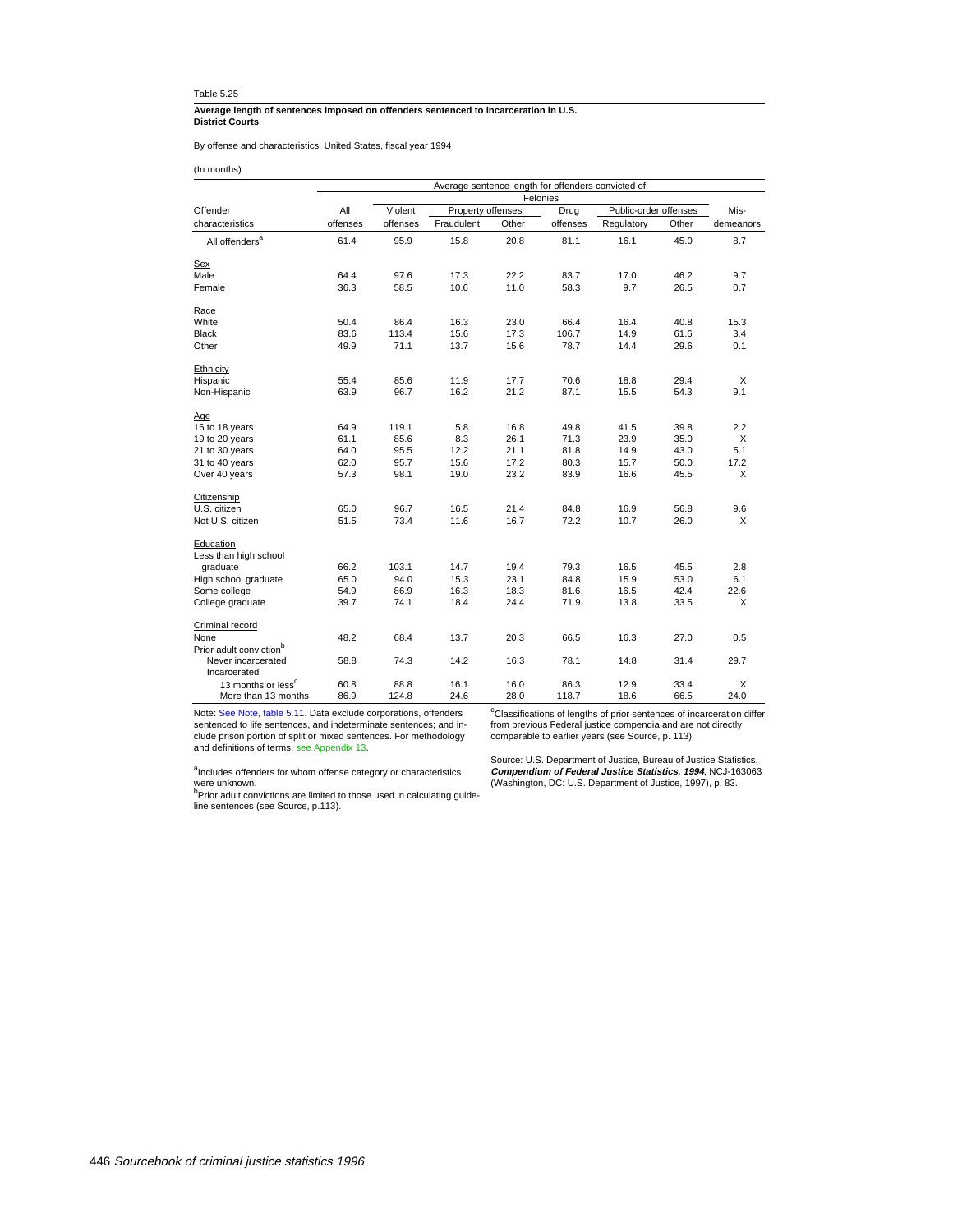Table 5.25

**Average length of sentences imposed on offenders sentenced to incarceration in U.S. District Courts**

By offense and characteristics, United States, fiscal year 1994

(In months)

| | Average sentence length for offenders convicted of: | | | | | | | |
|---|---|---|---|---|---|---|---|---|
| | | Felonies | | | | | | |
| Offender | All | Violent | Property offenses | | Drug | Public-order offenses | | Mis- |
| characteristics | offenses | offenses | Fraudulent | Other | offenses | Regulatory | Other | demeanors |
| All offenders[a] | 61.4 | 95.9 | 15.8 | 20.8 | 81.1 | 16.1 | 45.0 | 8.7 |
| Sex | | | | | | | | |
| Male | 64.4 | 97.6 | 17.3 | 22.2 | 83.7 | 17.0 | 46.2 | 9.7 |
| Female | 36.3 | 58.5 | 10.6 | 11.0 | 58.3 | 9.7 | 26.5 | 0.7 |
| Race | | | | | | | | |
| White | 50.4 | 86.4 | 16.3 | 23.0 | 66.4 | 16.4 | 40.8 | 15.3 |
| Black | 83.6 | 113.4 | 15.6 | 17.3 | 106.7 | 14.9 | 61.6 | 3.4 |
| Other | 49.9 | 71.1 | 13.7 | 15.6 | 78.7 | 14.4 | 29.6 | 0.1 |
| Ethnicity | | | | | | | | |
| Hispanic | 55.4 | 85.6 | 11.9 | 17.7 | 70.6 | 18.8 | 29.4 | X |
| Non-Hispanic | 63.9 | 96.7 | 16.2 | 21.2 | 87.1 | 15.5 | 54.3 | 9.1 |
| Age | | | | | | | | |
| 16 to 18 years | 64.9 | 119.1 | 5.8 | 16.8 | 49.8 | 41.5 | 39.8 | 2.2 |
| 19 to 20 years | 61.1 | 85.6 | 8.3 | 26.1 | 71.3 | 23.9 | 35.0 | X |
| 21 to 30 years | 64.0 | 95.5 | 12.2 | 21.1 | 81.8 | 14.9 | 43.0 | 5.1 |
| 31 to 40 years | 62.0 | 95.7 | 15.6 | 17.2 | 80.3 | 15.7 | 50.0 | 17.2 |
| Over 40 years | 57.3 | 98.1 | 19.0 | 23.2 | 83.9 | 16.6 | 45.5 | X |
| Citizenship | | | | | | | | |
| U.S. citizen | 65.0 | 96.7 | 16.5 | 21.4 | 84.8 | 16.9 | 56.8 | 9.6 |
| Not U.S. citizen | 51.5 | 73.4 | 11.6 | 16.7 | 72.2 | 10.7 | 26.0 | X |
| Education | | | | | | | | |
| Less than high school graduate | 66.2 | 103.1 | 14.7 | 19.4 | 79.3 | 16.5 | 45.5 | 2.8 |
| High school graduate | 65.0 | 94.0 | 15.3 | 23.1 | 84.8 | 15.9 | 53.0 | 6.1 |
| Some college | 54.9 | 86.9 | 16.3 | 18.3 | 81.6 | 16.5 | 42.4 | 22.6 |
| College graduate | 39.7 | 74.1 | 18.4 | 24.4 | 71.9 | 13.8 | 33.5 | X |
| Criminal record | | | | | | | | |
| None | 48.2 | 68.4 | 13.7 | 20.3 | 66.5 | 16.3 | 27.0 | 0.5 |
| Prior adult conviction[b] | | | | | | | | |
| Never incarcerated | 58.8 | 74.3 | 14.2 | 16.3 | 78.1 | 14.8 | 31.4 | 29.7 |
| Incarcerated | | | | | | | | |
| 13 months or less[c] | 60.8 | 88.8 | 16.1 | 16.0 | 86.3 | 12.9 | 33.4 | X |
| More than 13 months | 86.9 | 124.8 | 24.6 | 28.0 | 118.7 | 18.6 | 66.5 | 24.0 |

Note: See Note, table 5.11. Data exclude corporations, offenders sentenced to life sentences, and indeterminate sentences; and include prison portion of split or mixed sentences. For methodology and definitions of terms, see Appendix 13.

[a]Includes offenders for whom offense category or characteristics were unknown.

[b]Prior adult convictions are limited to those used in calculating guideline sentences (see Source, p.113).

[c]Classifications of lengths of prior sentences of incarceration differ from previous Federal justice compendia and are not directly comparable to earlier years (see Source, p. 113).

Source: U.S. Department of Justice, Bureau of Justice Statistics, ***Compendium of Federal Justice Statistics, 1994***, NCJ-163063 (Washington, DC: U.S. Department of Justice, 1997), p. 83.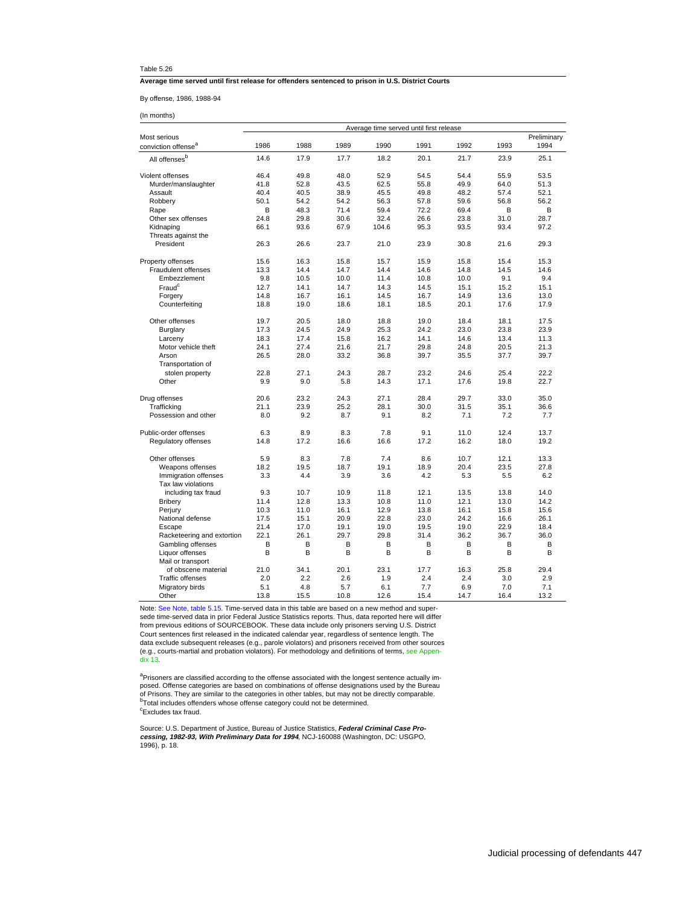Table 5.26

**Average time served until first release for offenders sentenced to prison in U.S. District Courts**

By offense, 1986, 1988-94

(In months)

| Most serious conviction offense[a] | Average time served until first release | | | | | | | |
|---|---|---|---|---|---|---|---|---|
| | 1986 | 1988 | 1989 | 1990 | 1991 | 1992 | 1993 | Preliminary 1994 |
| All offenses[b] | 14.6 | 17.9 | 17.7 | 18.2 | 20.1 | 21.7 | 23.9 | 25.1 |
| Violent offenses | 46.4 | 49.8 | 48.0 | 52.9 | 54.5 | 54.4 | 55.9 | 53.5 |
| Murder/manslaughter | 41.8 | 52.8 | 43.5 | 62.5 | 55.8 | 49.9 | 64.0 | 51.3 |
| Assault | 40.4 | 40.5 | 38.9 | 45.5 | 49.8 | 48.2 | 57.4 | 52.1 |
| Robbery | 50.1 | 54.2 | 54.2 | 56.3 | 57.8 | 59.6 | 56.8 | 56.2 |
| Rape | B | 48.3 | 71.4 | 59.4 | 72.2 | 69.4 | B | B |
| Other sex offenses | 24.8 | 29.8 | 30.6 | 32.4 | 26.6 | 23.8 | 31.0 | 28.7 |
| Kidnaping | 66.1 | 93.6 | 67.9 | 104.6 | 95.3 | 93.5 | 93.4 | 97.2 |
| Threats against the President | 26.3 | 26.6 | 23.7 | 21.0 | 23.9 | 30.8 | 21.6 | 29.3 |
| Property offenses | 15.6 | 16.3 | 15.8 | 15.7 | 15.9 | 15.8 | 15.4 | 15.3 |
| Fraudulent offenses | 13.3 | 14.4 | 14.7 | 14.4 | 14.6 | 14.8 | 14.5 | 14.6 |
| Embezzlement | 9.8 | 10.5 | 10.0 | 11.4 | 10.8 | 10.0 | 9.1 | 9.4 |
| Fraud[c] | 12.7 | 14.1 | 14.7 | 14.3 | 14.5 | 15.1 | 15.2 | 15.1 |
| Forgery | 14.8 | 16.7 | 16.1 | 14.5 | 16.7 | 14.9 | 13.6 | 13.0 |
| Counterfeiting | 18.8 | 19.0 | 18.6 | 18.1 | 18.5 | 20.1 | 17.6 | 17.9 |
| Other offenses | 19.7 | 20.5 | 18.0 | 18.8 | 19.0 | 18.4 | 18.1 | 17.5 |
| Burglary | 17.3 | 24.5 | 24.9 | 25.3 | 24.2 | 23.0 | 23.8 | 23.9 |
| Larceny | 18.3 | 17.4 | 15.8 | 16.2 | 14.1 | 14.6 | 13.4 | 11.3 |
| Motor vehicle theft | 24.1 | 27.4 | 21.6 | 21.7 | 29.8 | 24.8 | 20.5 | 21.3 |
| Arson | 26.5 | 28.0 | 33.2 | 36.8 | 39.7 | 35.5 | 37.7 | 39.7 |
| Transportation of stolen property | 22.8 | 27.1 | 24.3 | 28.7 | 23.2 | 24.6 | 25.4 | 22.2 |
| Other | 9.9 | 9.0 | 5.8 | 14.3 | 17.1 | 17.6 | 19.8 | 22.7 |
| Drug offenses | 20.6 | 23.2 | 24.3 | 27.1 | 28.4 | 29.7 | 33.0 | 35.0 |
| Trafficking | 21.1 | 23.9 | 25.2 | 28.1 | 30.0 | 31.5 | 35.1 | 36.6 |
| Possession and other | 8.0 | 9.2 | 8.7 | 9.1 | 8.2 | 7.1 | 7.2 | 7.7 |
| Public-order offenses | 6.3 | 8.9 | 8.3 | 7.8 | 9.1 | 11.0 | 12.4 | 13.7 |
| Regulatory offenses | 14.8 | 17.2 | 16.6 | 16.6 | 17.2 | 16.2 | 18.0 | 19.2 |
| Other offenses | 5.9 | 8.3 | 7.8 | 7.4 | 8.6 | 10.7 | 12.1 | 13.3 |
| Weapons offenses | 18.2 | 19.5 | 18.7 | 19.1 | 18.9 | 20.4 | 23.5 | 27.8 |
| Immigration offenses | 3.3 | 4.4 | 3.9 | 3.6 | 4.2 | 5.3 | 5.5 | 6.2 |
| Tax law violations including tax fraud | 9.3 | 10.7 | 10.9 | 11.8 | 12.1 | 13.5 | 13.8 | 14.0 |
| Bribery | 11.4 | 12.8 | 13.3 | 10.8 | 11.0 | 12.1 | 13.0 | 14.2 |
| Perjury | 10.3 | 11.0 | 16.1 | 12.9 | 13.8 | 16.1 | 15.8 | 15.6 |
| National defense | 17.5 | 15.1 | 20.9 | 22.8 | 23.0 | 24.2 | 16.6 | 26.1 |
| Escape | 21.4 | 17.0 | 19.1 | 19.0 | 19.5 | 19.0 | 22.9 | 18.4 |
| Racketeering and extortion | 22.1 | 26.1 | 29.7 | 29.8 | 31.4 | 36.2 | 36.7 | 36.0 |
| Gambling offenses | B | B | B | B | B | B | B | B |
| Liquor offenses | B | B | B | B | B | B | B | B |
| Mail or transport of obscene material | 21.0 | 34.1 | 20.1 | 23.1 | 17.7 | 16.3 | 25.8 | 29.4 |
| Traffic offenses | 2.0 | 2.2 | 2.6 | 1.9 | 2.4 | 2.4 | 3.0 | 2.9 |
| Migratory birds | 5.1 | 4.8 | 5.7 | 6.1 | 7.7 | 6.9 | 7.0 | 7.1 |
| Other | 13.8 | 15.5 | 10.8 | 12.6 | 15.4 | 14.7 | 16.4 | 13.2 |

Note: See Note, table 5.15. Time-served data in this table are based on a new method and supersede time-served data in prior Federal Justice Statistics reports. Thus, data reported here will differ from previous editions of SOURCEBOOK. These data include only prisoners serving U.S. District Court sentences first released in the indicated calendar year, regardless of sentence length. The data exclude subsequent releases (e.g., parole violators) and prisoners received from other sources (e.g., courts-martial and probation violators). For methodology and definitions of terms, see Appendix 13.

[a]Prisoners are classified according to the offense associated with the longest sentence actually imposed. Offense categories are based on combinations of offense designations used by the Bureau of Prisons. They are similar to the categories in other tables, but may not be directly comparable.
[b]Total includes offenders whose offense category could not be determined.
[c]Excludes tax fraud.

Source: U.S. Department of Justice, Bureau of Justice Statistics, ***Federal Criminal Case Processing, 1982-93, With Preliminary Data for 1994***, NCJ-160088 (Washington, DC: USGPO, 1996), p. 18.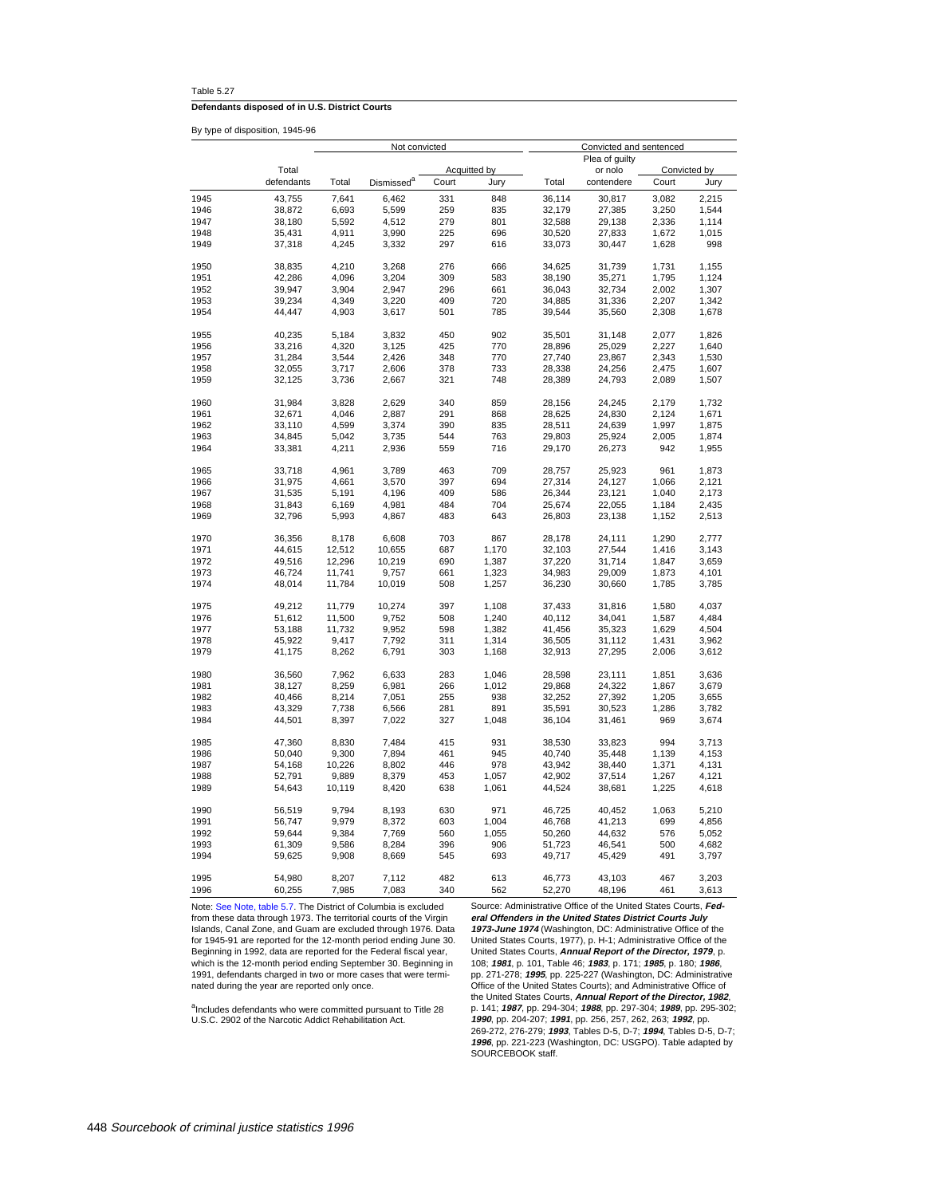Table 5.27

**Defendants disposed of in U.S. District Courts**

By type of disposition, 1945-96

| | | Not convicted | | | | Convicted and sentenced | | | |
|---|---|---|---|---|---|---|---|---|---|
| | | | | Acquitted by | | | Plea of guilty | Convicted by | |
| | Total defendants | Total | Dismissed[a] | Court | Jury | Total | or nolo contendere | Court | Jury |
| 1945 | 43,755 | 7,641 | 6,462 | 331 | 848 | 36,114 | 30,817 | 3,082 | 2,215 |
| 1946 | 38,872 | 6,693 | 5,599 | 259 | 835 | 32,179 | 27,385 | 3,250 | 1,544 |
| 1947 | 38,180 | 5,592 | 4,512 | 279 | 801 | 32,588 | 29,138 | 2,336 | 1,114 |
| 1948 | 35,431 | 4,911 | 3,990 | 225 | 696 | 30,520 | 27,833 | 1,672 | 1,015 |
| 1949 | 37,318 | 4,245 | 3,332 | 297 | 616 | 33,073 | 30,447 | 1,628 | 998 |
| 1950 | 38,835 | 4,210 | 3,268 | 276 | 666 | 34,625 | 31,739 | 1,731 | 1,155 |
| 1951 | 42,286 | 4,096 | 3,204 | 309 | 583 | 38,190 | 35,271 | 1,795 | 1,124 |
| 1952 | 39,947 | 3,904 | 2,947 | 296 | 661 | 36,043 | 32,734 | 2,002 | 1,307 |
| 1953 | 39,234 | 4,349 | 3,220 | 409 | 720 | 34,885 | 31,336 | 2,207 | 1,342 |
| 1954 | 44,447 | 4,903 | 3,617 | 501 | 785 | 39,544 | 35,560 | 2,308 | 1,678 |
| 1955 | 40,235 | 5,184 | 3,832 | 450 | 902 | 35,501 | 31,148 | 2,077 | 1,826 |
| 1956 | 33,216 | 4,320 | 3,125 | 425 | 770 | 28,896 | 25,029 | 2,227 | 1,640 |
| 1957 | 31,284 | 3,544 | 2,426 | 348 | 770 | 27,740 | 23,867 | 2,343 | 1,530 |
| 1958 | 32,055 | 3,717 | 2,606 | 378 | 733 | 28,338 | 24,256 | 2,475 | 1,607 |
| 1959 | 32,125 | 3,736 | 2,667 | 321 | 748 | 28,389 | 24,793 | 2,089 | 1,507 |
| 1960 | 31,984 | 3,828 | 2,629 | 340 | 859 | 28,156 | 24,245 | 2,179 | 1,732 |
| 1961 | 32,671 | 4,046 | 2,887 | 291 | 868 | 28,625 | 24,830 | 2,124 | 1,671 |
| 1962 | 33,110 | 4,599 | 3,374 | 390 | 835 | 28,511 | 24,639 | 1,997 | 1,875 |
| 1963 | 34,845 | 5,042 | 3,735 | 544 | 763 | 29,803 | 25,924 | 2,005 | 1,874 |
| 1964 | 33,381 | 4,211 | 2,936 | 559 | 716 | 29,170 | 26,273 | 942 | 1,955 |
| 1965 | 33,718 | 4,961 | 3,789 | 463 | 709 | 28,757 | 25,923 | 961 | 1,873 |
| 1966 | 31,975 | 4,661 | 3,570 | 397 | 694 | 27,314 | 24,127 | 1,066 | 2,121 |
| 1967 | 31,535 | 5,191 | 4,196 | 409 | 586 | 26,344 | 23,121 | 1,040 | 2,173 |
| 1968 | 31,843 | 6,169 | 4,981 | 484 | 704 | 25,674 | 22,055 | 1,184 | 2,435 |
| 1969 | 32,796 | 5,993 | 4,867 | 483 | 643 | 26,803 | 23,138 | 1,152 | 2,513 |
| 1970 | 36,356 | 8,178 | 6,608 | 703 | 867 | 28,178 | 24,111 | 1,290 | 2,777 |
| 1971 | 44,615 | 12,512 | 10,655 | 687 | 1,170 | 32,103 | 27,544 | 1,416 | 3,143 |
| 1972 | 49,516 | 12,296 | 10,219 | 690 | 1,387 | 37,220 | 31,714 | 1,847 | 3,659 |
| 1973 | 46,724 | 11,741 | 9,757 | 661 | 1,323 | 34,983 | 29,009 | 1,873 | 4,101 |
| 1974 | 48,014 | 11,784 | 10,019 | 508 | 1,257 | 36,230 | 30,660 | 1,785 | 3,785 |
| 1975 | 49,212 | 11,779 | 10,274 | 397 | 1,108 | 37,433 | 31,816 | 1,580 | 4,037 |
| 1976 | 51,612 | 11,500 | 9,752 | 508 | 1,240 | 40,112 | 34,041 | 1,587 | 4,484 |
| 1977 | 53,188 | 11,732 | 9,952 | 598 | 1,382 | 41,456 | 35,323 | 1,629 | 4,504 |
| 1978 | 45,922 | 9,417 | 7,792 | 311 | 1,314 | 36,505 | 31,112 | 1,431 | 3,962 |
| 1979 | 41,175 | 8,262 | 6,791 | 303 | 1,168 | 32,913 | 27,295 | 2,006 | 3,612 |
| 1980 | 36,560 | 7,962 | 6,633 | 283 | 1,046 | 28,598 | 23,111 | 1,851 | 3,636 |
| 1981 | 38,127 | 8,259 | 6,981 | 266 | 1,012 | 29,868 | 24,322 | 1,867 | 3,679 |
| 1982 | 40,466 | 8,214 | 7,051 | 255 | 938 | 32,252 | 27,392 | 1,205 | 3,655 |
| 1983 | 43,329 | 7,738 | 6,566 | 281 | 891 | 35,591 | 30,523 | 1,286 | 3,782 |
| 1984 | 44,501 | 8,397 | 7,022 | 327 | 1,048 | 36,104 | 31,461 | 969 | 3,674 |
| 1985 | 47,360 | 8,830 | 7,484 | 415 | 931 | 38,530 | 33,823 | 994 | 3,713 |
| 1986 | 50,040 | 9,300 | 7,894 | 461 | 945 | 40,740 | 35,448 | 1,139 | 4,153 |
| 1987 | 54,168 | 10,226 | 8,802 | 446 | 978 | 43,942 | 38,440 | 1,371 | 4,131 |
| 1988 | 52,791 | 9,889 | 8,379 | 453 | 1,057 | 42,902 | 37,514 | 1,267 | 4,121 |
| 1989 | 54,643 | 10,119 | 8,420 | 638 | 1,061 | 44,524 | 38,681 | 1,225 | 4,618 |
| 1990 | 56,519 | 9,794 | 8,193 | 630 | 971 | 46,725 | 40,452 | 1,063 | 5,210 |
| 1991 | 56,747 | 9,979 | 8,372 | 603 | 1,004 | 46,768 | 41,213 | 699 | 4,856 |
| 1992 | 59,644 | 9,384 | 7,769 | 560 | 1,055 | 50,260 | 44,632 | 576 | 5,052 |
| 1993 | 61,309 | 9,586 | 8,284 | 396 | 906 | 51,723 | 46,541 | 500 | 4,682 |
| 1994 | 59,625 | 9,908 | 8,669 | 545 | 693 | 49,717 | 45,429 | 491 | 3,797 |
| 1995 | 54,980 | 8,207 | 7,112 | 482 | 613 | 46,773 | 43,103 | 467 | 3,203 |
| 1996 | 60,255 | 7,985 | 7,083 | 340 | 562 | 52,270 | 48,196 | 461 | 3,613 |

Note: See Note, table 5.7. The District of Columbia is excluded from these data through 1973. The territorial courts of the Virgin Islands, Canal Zone, and Guam are excluded through 1976. Data for 1945-91 are reported for the 12-month period ending June 30. Beginning in 1992, data are reported for the Federal fiscal year, which is the 12-month period ending September 30. Beginning in 1991, defendants charged in two or more cases that were terminated during the year are reported only once.

[a]Includes defendants who were committed pursuant to Title 28 U.S.C. 2902 of the Narcotic Addict Rehabilitation Act.

Source: Administrative Office of the United States Courts, ***Federal Offenders in the United States District Courts July 1973-June 1974*** (Washington, DC: Administrative Office of the United States Courts, 1977), p. H-1; Administrative Office of the United States Courts, ***Annual Report of the Director, 1979***, p. 108; ***1981***, p. 101, Table 46; ***1983***, p. 171; ***1985***, p. 180; ***1986***, pp. 271-278; ***1995***, pp. 225-227 (Washington, DC: Administrative Office of the United States Courts); and Administrative Office of the United States Courts, ***Annual Report of the Director, 1982***, p. 141; ***1987***, pp. 294-304; ***1988***, pp. 297-304; ***1989***, pp. 295-302; ***1990***, pp. 204-207; ***1991***, pp. 256, 257, 262, 263; ***1992***, pp. 269-272, 276-279; ***1993***, Tables D-5, D-7; ***1994***, Tables D-5, D-7; ***1996***, pp. 221-223 (Washington, DC: USGPO). Table adapted by SOURCEBOOK staff.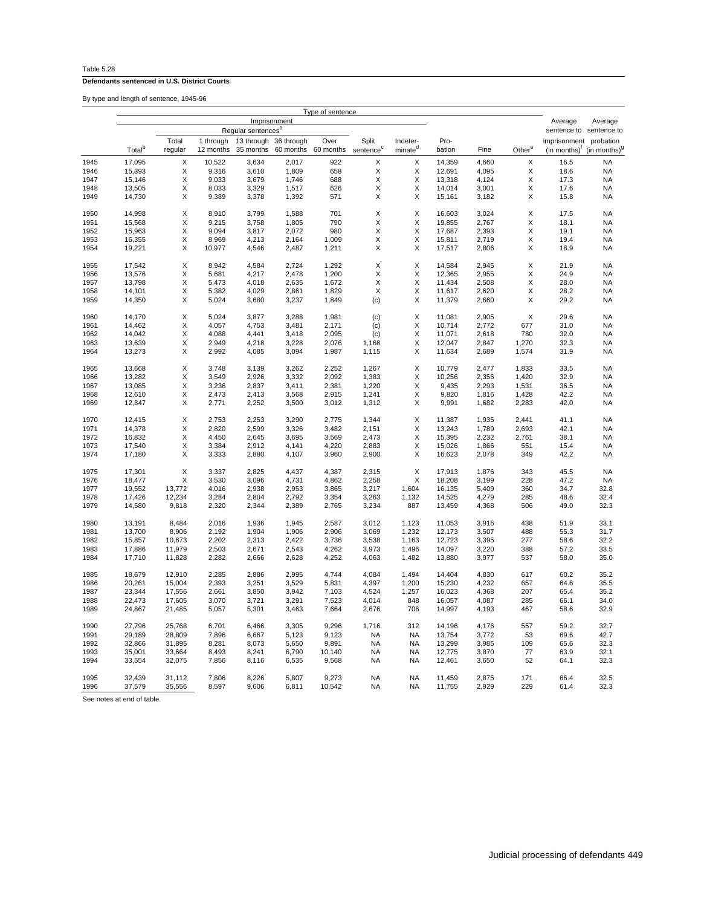Table 5.28

**Defendants sentenced in U.S. District Courts**

By type and length of sentence, 1945-96

| | Type of sentence | | | | | | | | | | | | | |
|---|---|---|---|---|---|---|---|---|---|---|---|---|---|---|
| | Imprisonment | | | | | | | | | | | | Average sentence to imprisonment (in months)[f] | Average sentence to probation (in months)[g] |
| | | Regular sentences[a] | | | | | | | | | | | | |
| | Total[b] | Total regular | 1 through 12 months | 13 through 35 months | 36 through 60 months | Over 60 months | Split sentence[c] | Indeter-minate[d] | Pro-bation | Fine | Other[e] | | | |
| 1945 | 17,095 | X | 10,522 | 3,634 | 2,017 | 922 | X | X | 14,359 | 4,660 | X | | 16.5 | NA |
| 1946 | 15,393 | X | 9,316 | 3,610 | 1,809 | 658 | X | X | 12,691 | 4,095 | X | | 18.6 | NA |
| 1947 | 15,146 | X | 9,033 | 3,679 | 1,746 | 688 | X | X | 13,318 | 4,124 | X | | 17.3 | NA |
| 1948 | 13,505 | X | 8,033 | 3,329 | 1,517 | 626 | X | X | 14,014 | 3,001 | X | | 17.6 | NA |
| 1949 | 14,730 | X | 9,389 | 3,378 | 1,392 | 571 | X | X | 15,161 | 3,182 | X | | 15.8 | NA |
| 1950 | 14,998 | X | 8,910 | 3,799 | 1,588 | 701 | X | X | 16,603 | 3,024 | X | | 17.5 | NA |
| 1951 | 15,568 | X | 9,215 | 3,758 | 1,805 | 790 | X | X | 19,855 | 2,767 | X | | 18.1 | NA |
| 1952 | 15,963 | X | 9,094 | 3,817 | 2,072 | 980 | X | X | 17,687 | 2,393 | X | | 19.1 | NA |
| 1953 | 16,355 | X | 8,969 | 4,213 | 2,164 | 1,009 | X | X | 15,811 | 2,719 | X | | 19.4 | NA |
| 1954 | 19,221 | X | 10,977 | 4,546 | 2,487 | 1,211 | X | X | 17,517 | 2,806 | X | | 18.9 | NA |
| 1955 | 17,542 | X | 8,942 | 4,584 | 2,724 | 1,292 | X | X | 14,584 | 2,945 | X | | 21.9 | NA |
| 1956 | 13,576 | X | 5,681 | 4,217 | 2,478 | 1,200 | X | X | 12,365 | 2,955 | X | | 24.9 | NA |
| 1957 | 13,798 | X | 5,473 | 4,018 | 2,635 | 1,672 | X | X | 11,434 | 2,508 | X | | 28.0 | NA |
| 1958 | 14,101 | X | 5,382 | 4,029 | 2,861 | 1,829 | X | X | 11,617 | 2,620 | X | | 28.2 | NA |
| 1959 | 14,350 | X | 5,024 | 3,680 | 3,237 | 1,849 | (c) | X | 11,379 | 2,660 | X | | 29.2 | NA |
| 1960 | 14,170 | X | 5,024 | 3,877 | 3,288 | 1,981 | (c) | X | 11,081 | 2,905 | X | | 29.6 | NA |
| 1961 | 14,462 | X | 4,057 | 4,753 | 3,481 | 2,171 | (c) | X | 10,714 | 2,772 | 677 | | 31.0 | NA |
| 1962 | 14,042 | X | 4,088 | 4,441 | 3,418 | 2,095 | (c) | X | 11,071 | 2,618 | 780 | | 32.0 | NA |
| 1963 | 13,639 | X | 2,949 | 4,218 | 3,228 | 2,076 | 1,168 | X | 12,047 | 2,847 | 1,270 | | 32.3 | NA |
| 1964 | 13,273 | X | 2,992 | 4,085 | 3,094 | 1,987 | 1,115 | X | 11,634 | 2,689 | 1,574 | | 31.9 | NA |
| 1965 | 13,668 | X | 3,748 | 3,139 | 3,262 | 2,252 | 1,267 | X | 10,779 | 2,477 | 1,833 | | 33.5 | NA |
| 1966 | 13,282 | X | 3,549 | 2,926 | 3,332 | 2,092 | 1,383 | X | 10,256 | 2,356 | 1,420 | | 32.9 | NA |
| 1967 | 13,085 | X | 3,236 | 2,837 | 3,411 | 2,381 | 1,220 | X | 9,435 | 2,293 | 1,531 | | 36.5 | NA |
| 1968 | 12,610 | X | 2,473 | 2,413 | 3,568 | 2,915 | 1,241 | X | 9,820 | 1,816 | 1,428 | | 42.2 | NA |
| 1969 | 12,847 | X | 2,771 | 2,252 | 3,500 | 3,012 | 1,312 | X | 9,991 | 1,682 | 2,283 | | 42.0 | NA |
| 1970 | 12,415 | X | 2,753 | 2,253 | 3,290 | 2,775 | 1,344 | X | 11,387 | 1,935 | 2,441 | | 41.1 | NA |
| 1971 | 14,378 | X | 2,820 | 2,599 | 3,326 | 3,482 | 2,151 | X | 13,243 | 1,789 | 2,693 | | 42.1 | NA |
| 1972 | 16,832 | X | 4,450 | 2,645 | 3,695 | 3,569 | 2,473 | X | 15,395 | 2,232 | 2,761 | | 38.1 | NA |
| 1973 | 17,540 | X | 3,384 | 2,912 | 4,141 | 4,220 | 2,883 | X | 15,026 | 1,866 | 551 | | 15.4 | NA |
| 1974 | 17,180 | X | 3,333 | 2,880 | 4,107 | 3,960 | 2,900 | X | 16,623 | 2,078 | 349 | | 42.2 | NA |
| 1975 | 17,301 | X | 3,337 | 2,825 | 4,437 | 4,387 | 2,315 | X | 17,913 | 1,876 | 343 | | 45.5 | NA |
| 1976 | 18,477 | X | 3,530 | 3,096 | 4,731 | 4,862 | 2,258 | X | 18,208 | 3,199 | 228 | | 47.2 | NA |
| 1977 | 19,552 | 13,772 | 4,016 | 2,938 | 2,953 | 3,865 | 3,217 | 1,604 | 16,135 | 5,409 | 360 | | 34.7 | 32.8 |
| 1978 | 17,426 | 12,234 | 3,284 | 2,804 | 2,792 | 3,354 | 3,263 | 1,132 | 14,525 | 4,279 | 285 | | 48.6 | 32.4 |
| 1979 | 14,580 | 9,818 | 2,320 | 2,344 | 2,389 | 2,765 | 3,234 | 887 | 13,459 | 4,368 | 506 | | 49.0 | 32.3 |
| 1980 | 13,191 | 8,484 | 2,016 | 1,936 | 1,945 | 2,587 | 3,012 | 1,123 | 11,053 | 3,916 | 438 | | 51.9 | 33.1 |
| 1981 | 13,700 | 8,906 | 2,192 | 1,904 | 1,906 | 2,906 | 3,069 | 1,232 | 12,173 | 3,507 | 488 | | 55.3 | 31.7 |
| 1982 | 15,857 | 10,673 | 2,202 | 2,313 | 2,422 | 3,736 | 3,538 | 1,163 | 12,723 | 3,395 | 277 | | 58.6 | 32.2 |
| 1983 | 17,886 | 11,979 | 2,503 | 2,671 | 2,543 | 4,262 | 3,973 | 1,496 | 14,097 | 3,220 | 388 | | 57.2 | 33.5 |
| 1984 | 17,710 | 11,828 | 2,282 | 2,666 | 2,628 | 4,252 | 4,063 | 1,482 | 13,880 | 3,977 | 537 | | 58.0 | 35.0 |
| 1985 | 18,679 | 12,910 | 2,285 | 2,886 | 2,995 | 4,744 | 4,084 | 1,494 | 14,404 | 4,830 | 617 | | 60.2 | 35.2 |
| 1986 | 20,261 | 15,004 | 2,393 | 3,251 | 3,529 | 5,831 | 4,397 | 1,200 | 15,230 | 4,232 | 657 | | 64.6 | 35.5 |
| 1987 | 23,344 | 17,556 | 2,661 | 3,850 | 3,942 | 7,103 | 4,524 | 1,257 | 16,023 | 4,368 | 207 | | 65.4 | 35.2 |
| 1988 | 22,473 | 17,605 | 3,070 | 3,721 | 3,291 | 7,523 | 4,014 | 848 | 16,057 | 4,087 | 285 | | 66.1 | 34.0 |
| 1989 | 24,867 | 21,485 | 5,057 | 5,301 | 3,463 | 7,664 | 2,676 | 706 | 14,997 | 4,193 | 467 | | 58.6 | 32.9 |
| 1990 | 27,796 | 25,768 | 6,701 | 6,466 | 3,305 | 9,296 | 1,716 | 312 | 14,196 | 4,176 | 557 | | 59.2 | 32.7 |
| 1991 | 29,189 | 28,809 | 7,896 | 6,667 | 5,123 | 9,123 | NA | NA | 13,754 | 3,772 | 53 | | 69.6 | 42.7 |
| 1992 | 32,866 | 31,895 | 8,281 | 8,073 | 5,650 | 9,891 | NA | NA | 13,299 | 3,985 | 109 | | 65.6 | 32.3 |
| 1993 | 35,001 | 33,664 | 8,493 | 8,241 | 6,790 | 10,140 | NA | NA | 12,775 | 3,870 | 77 | | 63.9 | 32.1 |
| 1994 | 33,554 | 32,075 | 7,856 | 8,116 | 6,535 | 9,568 | NA | NA | 12,461 | 3,650 | 52 | | 64.1 | 32.3 |
| 1995 | 32,439 | 31,112 | 7,806 | 8,226 | 5,807 | 9,273 | NA | NA | 11,459 | 2,875 | 171 | | 66.4 | 32.5 |
| 1996 | 37,579 | 35,556 | 8,597 | 9,606 | 6,811 | 10,542 | NA | NA | 11,755 | 2,929 | 229 | | 61.4 | 32.3 |

See notes at end of table.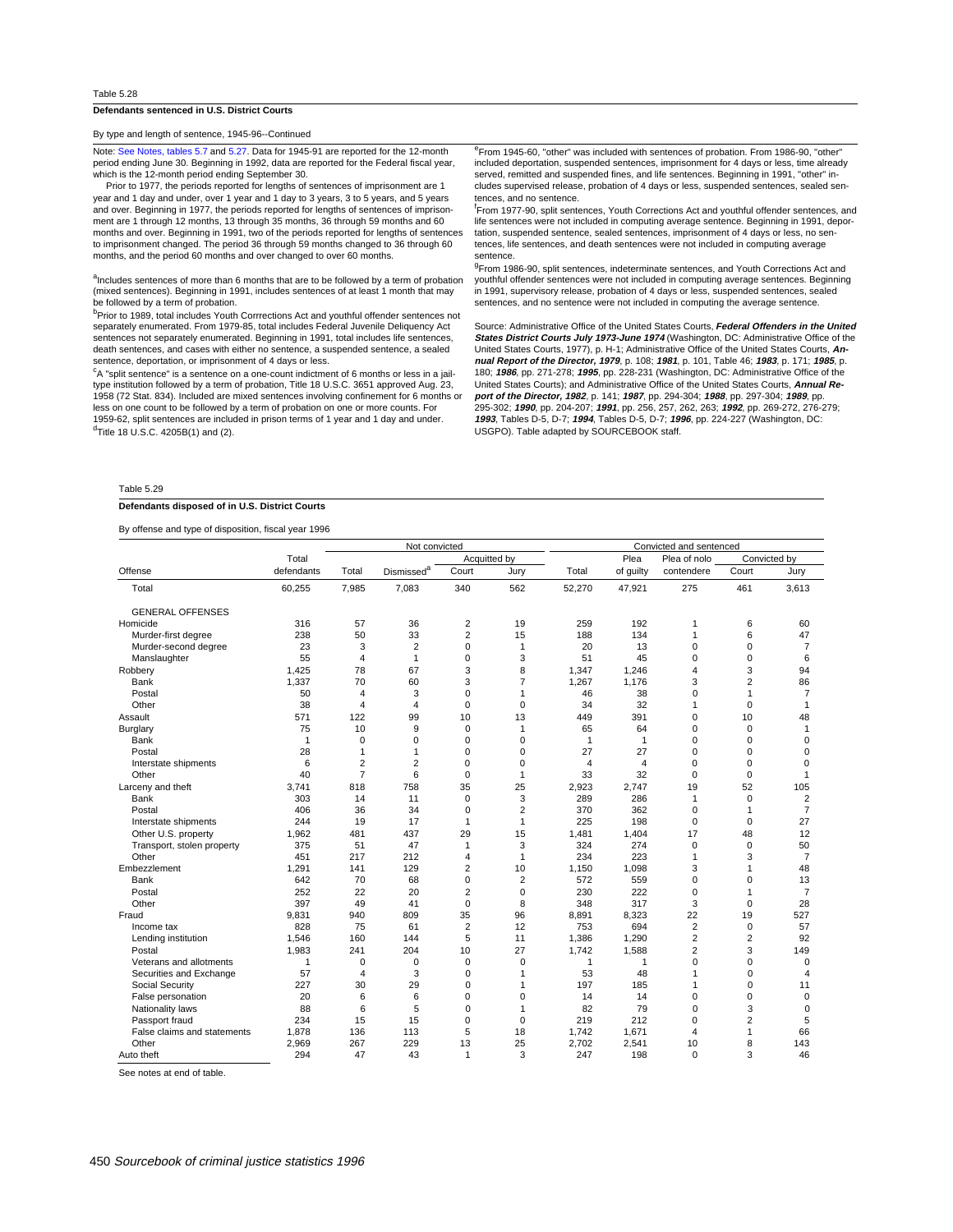Table 5.28

**Defendants sentenced in U.S. District Courts**

By type and length of sentence, 1945-96--Continued

Note: See Notes, tables 5.7 and 5.27. Data for 1945-91 are reported for the 12-month period ending June 30. Beginning in 1992, data are reported for the Federal fiscal year, which is the 12-month period ending September 30.

Prior to 1977, the periods reported for lengths of sentences of imprisonment are 1 year and 1 day and under, over 1 year and 1 day to 3 years, 3 to 5 years, and 5 years and over. Beginning in 1977, the periods reported for lengths of sentences of imprisonment are 1 through 12 months, 13 through 35 months, 36 through 59 months and 60 months and over. Beginning in 1991, two of the periods reported for lengths of sentences to imprisonment changed. The period 36 through 59 months changed to 36 through 60 months, and the period 60 months and over changed to over 60 months.

[a]Includes sentences of more than 6 months that are to be followed by a term of probation (mixed sentences). Beginning in 1991, includes sentences of at least 1 month that may be followed by a term of probation.

[b]Prior to 1989, total includes Youth Corrrections Act and youthful offender sentences not separately enumerated. From 1979-85, total includes Federal Juvenile Deliquency Act sentences not separately enumerated. Beginning in 1991, total includes life sentences, death sentences, and cases with either no sentence, a suspended sentence, a sealed sentence, deportation, or imprisonment of 4 days or less.

[c]A "split sentence" is a sentence on a one-count indictment of 6 months or less in a jail-type institution followed by a term of probation, Title 18 U.S.C. 3651 approved Aug. 23, 1958 (72 Stat. 834). Included are mixed sentences involving confinement for 6 months or less on one count to be followed by a term of probation on one or more counts. For 1959-62, split sentences are included in prison terms of 1 year and 1 day and under.

[d]Title 18 U.S.C. 4205B(1) and (2).

[e]From 1945-60, "other" was included with sentences of probation. From 1986-90, "other" included deportation, suspended sentences, imprisonment for 4 days or less, time already served, remitted and suspended fines, and life sentences. Beginning in 1991, "other" includes supervised release, probation of 4 days or less, suspended sentences, sealed sentences, and no sentence.

[f]From 1977-90, split sentences, Youth Corrections Act and youthful offender sentences, and life sentences were not included in computing average sentence. Beginning in 1991, deportation, suspended sentence, sealed sentences, imprisonment of 4 days or less, no sentences, life sentences, and death sentences were not included in computing average sentence.

[g]From 1986-90, split sentences, indeterminate sentences, and Youth Corrections Act and youthful offender sentences were not included in computing average sentences. Beginning in 1991, supervisory release, probation of 4 days or less, suspended sentences, sealed sentences, and no sentence were not included in computing the average sentence.

Source: Administrative Office of the United States Courts, ***Federal Offenders in the United States District Courts July 1973-June 1974*** (Washington, DC: Administrative Office of the United States Courts, 1977), p. H-1; Administrative Office of the United States Courts, ***Annual Report of the Director, 1979***, p. 108; ***1981***, p. 101, Table 46; ***1983***, p. 171; ***1985***, p. 180; ***1986***, pp. 271-278; ***1995***, pp. 228-231 (Washington, DC: Administrative Office of the United States Courts); and Administrative Office of the United States Courts, ***Annual Report of the Director, 1982***, p. 141; ***1987***, pp. 294-304; ***1988***, pp. 297-304; ***1989***, pp. 295-302; ***1990***, pp. 204-207; ***1991***, pp. 256, 257, 262, 263; ***1992***, pp. 269-272, 276-279; ***1993***, Tables D-5, D-7; ***1994***, Tables D-5, D-7; ***1996***, pp. 224-227 (Washington, DC: USGPO). Table adapted by SOURCEBOOK staff.

Table 5.29

**Defendants disposed of in U.S. District Courts**

By offense and type of disposition, fiscal year 1996

| | | Not convicted | | | | Convicted and sentenced | | | | |
|---|---|---|---|---|---|---|---|---|---|---|
| | Total | | | Acquitted by | | | Plea | Plea of nolo | Convicted by | |
| Offense | defendants | Total | Dismissed[a] | Court | Jury | Total | of guilty | contendere | Court | Jury |
| Total | 60,255 | 7,985 | 7,083 | 340 | 562 | 52,270 | 47,921 | 275 | 461 | 3,613 |
| GENERAL OFFENSES | | | | | | | | | | |
| Homicide | 316 | 57 | 36 | 2 | 19 | 259 | 192 | 1 | 6 | 60 |
| Murder-first degree | 238 | 50 | 33 | 2 | 15 | 188 | 134 | 1 | 6 | 47 |
| Murder-second degree | 23 | 3 | 2 | 0 | 1 | 20 | 13 | 0 | 0 | 7 |
| Manslaughter | 55 | 4 | 1 | 0 | 3 | 51 | 45 | 0 | 0 | 6 |
| Robbery | 1,425 | 78 | 67 | 3 | 8 | 1,347 | 1,246 | 4 | 3 | 94 |
| Bank | 1,337 | 70 | 60 | 3 | 7 | 1,267 | 1,176 | 3 | 2 | 86 |
| Postal | 50 | 4 | 3 | 0 | 1 | 46 | 38 | 0 | 1 | 7 |
| Other | 38 | 4 | 4 | 0 | 0 | 34 | 32 | 1 | 0 | 1 |
| Assault | 571 | 122 | 99 | 10 | 13 | 449 | 391 | 0 | 10 | 48 |
| Burglary | 75 | 10 | 9 | 0 | 1 | 65 | 64 | 0 | 0 | 1 |
| Bank | 1 | 0 | 0 | 0 | 0 | 1 | 1 | 0 | 0 | 0 |
| Postal | 28 | 1 | 1 | 0 | 0 | 27 | 27 | 0 | 0 | 0 |
| Interstate shipments | 6 | 2 | 2 | 0 | 0 | 4 | 4 | 0 | 0 | 0 |
| Other | 40 | 7 | 6 | 0 | 1 | 33 | 32 | 0 | 0 | 1 |
| Larceny and theft | 3,741 | 818 | 758 | 35 | 25 | 2,923 | 2,747 | 19 | 52 | 105 |
| Bank | 303 | 14 | 11 | 0 | 3 | 289 | 286 | 1 | 0 | 2 |
| Postal | 406 | 36 | 34 | 0 | 2 | 370 | 362 | 0 | 1 | 7 |
| Interstate shipments | 244 | 19 | 17 | 1 | 1 | 225 | 198 | 0 | 0 | 27 |
| Other U.S. property | 1,962 | 481 | 437 | 29 | 15 | 1,481 | 1,404 | 17 | 48 | 12 |
| Transport, stolen property | 375 | 51 | 47 | 1 | 3 | 324 | 274 | 0 | 0 | 50 |
| Other | 451 | 217 | 212 | 4 | 1 | 234 | 223 | 1 | 3 | 7 |
| Embezzlement | 1,291 | 141 | 129 | 2 | 10 | 1,150 | 1,098 | 3 | 1 | 48 |
| Bank | 642 | 70 | 68 | 0 | 2 | 572 | 559 | 0 | 0 | 13 |
| Postal | 252 | 22 | 20 | 2 | 0 | 230 | 222 | 0 | 1 | 7 |
| Other | 397 | 49 | 41 | 0 | 8 | 348 | 317 | 3 | 0 | 28 |
| Fraud | 9,831 | 940 | 809 | 35 | 96 | 8,891 | 8,323 | 22 | 19 | 527 |
| Income tax | 828 | 75 | 61 | 2 | 12 | 753 | 694 | 2 | 0 | 57 |
| Lending institution | 1,546 | 160 | 144 | 5 | 11 | 1,386 | 1,290 | 2 | 2 | 92 |
| Postal | 1,983 | 241 | 204 | 10 | 27 | 1,742 | 1,588 | 2 | 3 | 149 |
| Veterans and allotments | 1 | 0 | 0 | 0 | 0 | 1 | 1 | 0 | 0 | 0 |
| Securities and Exchange | 57 | 4 | 3 | 0 | 1 | 53 | 48 | 1 | 0 | 4 |
| Social Security | 227 | 30 | 29 | 0 | 1 | 197 | 185 | 1 | 0 | 11 |
| False personation | 20 | 6 | 6 | 0 | 0 | 14 | 14 | 0 | 0 | 0 |
| Nationality laws | 88 | 6 | 5 | 0 | 1 | 82 | 79 | 0 | 3 | 0 |
| Passport fraud | 234 | 15 | 15 | 0 | 0 | 219 | 212 | 0 | 2 | 5 |
| False claims and statements | 1,878 | 136 | 113 | 5 | 18 | 1,742 | 1,671 | 4 | 1 | 66 |
| Other | 2,969 | 267 | 229 | 13 | 25 | 2,702 | 2,541 | 10 | 8 | 143 |
| Auto theft | 294 | 47 | 43 | 1 | 3 | 247 | 198 | 0 | 3 | 46 |

See notes at end of table.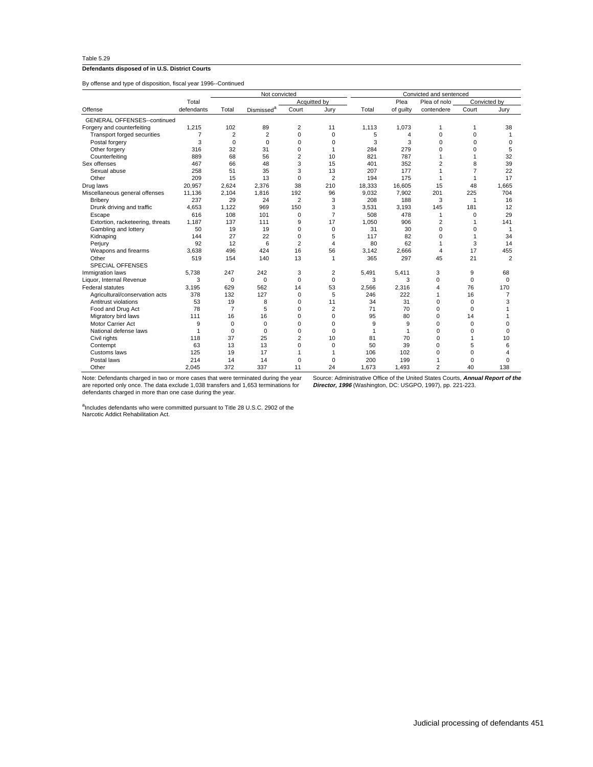Table 5.29

**Defendants disposed of in U.S. District Courts**

By offense and type of disposition, fiscal year 1996--Continued

| Offense | Total defendants | Not convicted | | | | Convicted and sentenced | | | | |
|---|---|---|---|---|---|---|---|---|---|---|
| | | Total | Dismissed[a] | Acquitted by | | Total | Plea of guilty | Plea of nolo contendere | Convicted by | |
| | | | | Court | Jury | | | | Court | Jury |
| GENERAL OFFENSES--continued | | | | | | | | | | |
| Forgery and counterfeiting | 1,215 | 102 | 89 | 2 | 11 | 1,113 | 1,073 | 1 | 1 | 38 |
| Transport forged securities | 7 | 2 | 2 | 0 | 0 | 5 | 4 | 0 | 0 | 1 |
| Postal forgery | 3 | 0 | 0 | 0 | 0 | 3 | 3 | 0 | 0 | 0 |
| Other forgery | 316 | 32 | 31 | 0 | 1 | 284 | 279 | 0 | 0 | 5 |
| Counterfeiting | 889 | 68 | 56 | 2 | 10 | 821 | 787 | 1 | 1 | 32 |
| Sex offenses | 467 | 66 | 48 | 3 | 15 | 401 | 352 | 2 | 8 | 39 |
| Sexual abuse | 258 | 51 | 35 | 3 | 13 | 207 | 177 | 1 | 7 | 22 |
| Other | 209 | 15 | 13 | 0 | 2 | 194 | 175 | 1 | 1 | 17 |
| Drug laws | 20,957 | 2,624 | 2,376 | 38 | 210 | 18,333 | 16,605 | 15 | 48 | 1,665 |
| Miscellaneous general offenses | 11,136 | 2,104 | 1,816 | 192 | 96 | 9,032 | 7,902 | 201 | 225 | 704 |
| Bribery | 237 | 29 | 24 | 2 | 3 | 208 | 188 | 3 | 1 | 16 |
| Drunk driving and traffic | 4,653 | 1,122 | 969 | 150 | 3 | 3,531 | 3,193 | 145 | 181 | 12 |
| Escape | 616 | 108 | 101 | 0 | 7 | 508 | 478 | 1 | 0 | 29 |
| Extortion, racketeering, threats | 1,187 | 137 | 111 | 9 | 17 | 1,050 | 906 | 2 | 1 | 141 |
| Gambling and lottery | 50 | 19 | 19 | 0 | 0 | 31 | 30 | 0 | 0 | 1 |
| Kidnaping | 144 | 27 | 22 | 0 | 5 | 117 | 82 | 0 | 1 | 34 |
| Perjury | 92 | 12 | 6 | 2 | 4 | 80 | 62 | 1 | 3 | 14 |
| Weapons and firearms | 3,638 | 496 | 424 | 16 | 56 | 3,142 | 2,666 | 4 | 17 | 455 |
| Other | 519 | 154 | 140 | 13 | 1 | 365 | 297 | 45 | 21 | 2 |
| SPECIAL OFFENSES | | | | | | | | | | |
| Immigration laws | 5,738 | 247 | 242 | 3 | 2 | 5,491 | 5,411 | 3 | 9 | 68 |
| Liquor, Internal Revenue | 3 | 0 | 0 | 0 | 0 | 3 | 3 | 0 | 0 | 0 |
| Federal statutes | 3,195 | 629 | 562 | 14 | 53 | 2,566 | 2,316 | 4 | 76 | 170 |
| Agricultural/conservation acts | 378 | 132 | 127 | 0 | 5 | 246 | 222 | 1 | 16 | 7 |
| Antitrust violations | 53 | 19 | 8 | 0 | 11 | 34 | 31 | 0 | 0 | 3 |
| Food and Drug Act | 78 | 7 | 5 | 0 | 2 | 71 | 70 | 0 | 0 | 1 |
| Migratory bird laws | 111 | 16 | 16 | 0 | 0 | 95 | 80 | 0 | 14 | 1 |
| Motor Carrier Act | 9 | 0 | 0 | 0 | 0 | 9 | 9 | 0 | 0 | 0 |
| National defense laws | 1 | 0 | 0 | 0 | 0 | 1 | 1 | 0 | 0 | 0 |
| Civil rights | 118 | 37 | 25 | 2 | 10 | 81 | 70 | 0 | 1 | 10 |
| Contempt | 63 | 13 | 13 | 0 | 0 | 50 | 39 | 0 | 5 | 6 |
| Customs laws | 125 | 19 | 17 | 1 | 1 | 106 | 102 | 0 | 0 | 4 |
| Postal laws | 214 | 14 | 14 | 0 | 0 | 200 | 199 | 1 | 0 | 0 |
| Other | 2,045 | 372 | 337 | 11 | 24 | 1,673 | 1,493 | 2 | 40 | 138 |

Note: Defendants charged in two or more cases that were terminated during the year are reported only once. The data exclude 1,038 transfers and 1,653 terminations for defendants charged in more than one case during the year.

[a]Includes defendants who were committed pursuant to Title 28 U.S.C. 2902 of the Narcotic Addict Rehabilitation Act.

Source: Administrative Office of the United States Courts, ***Annual Report of the Director, 1996*** (Washington, DC: USGPO, 1997), pp. 221-223.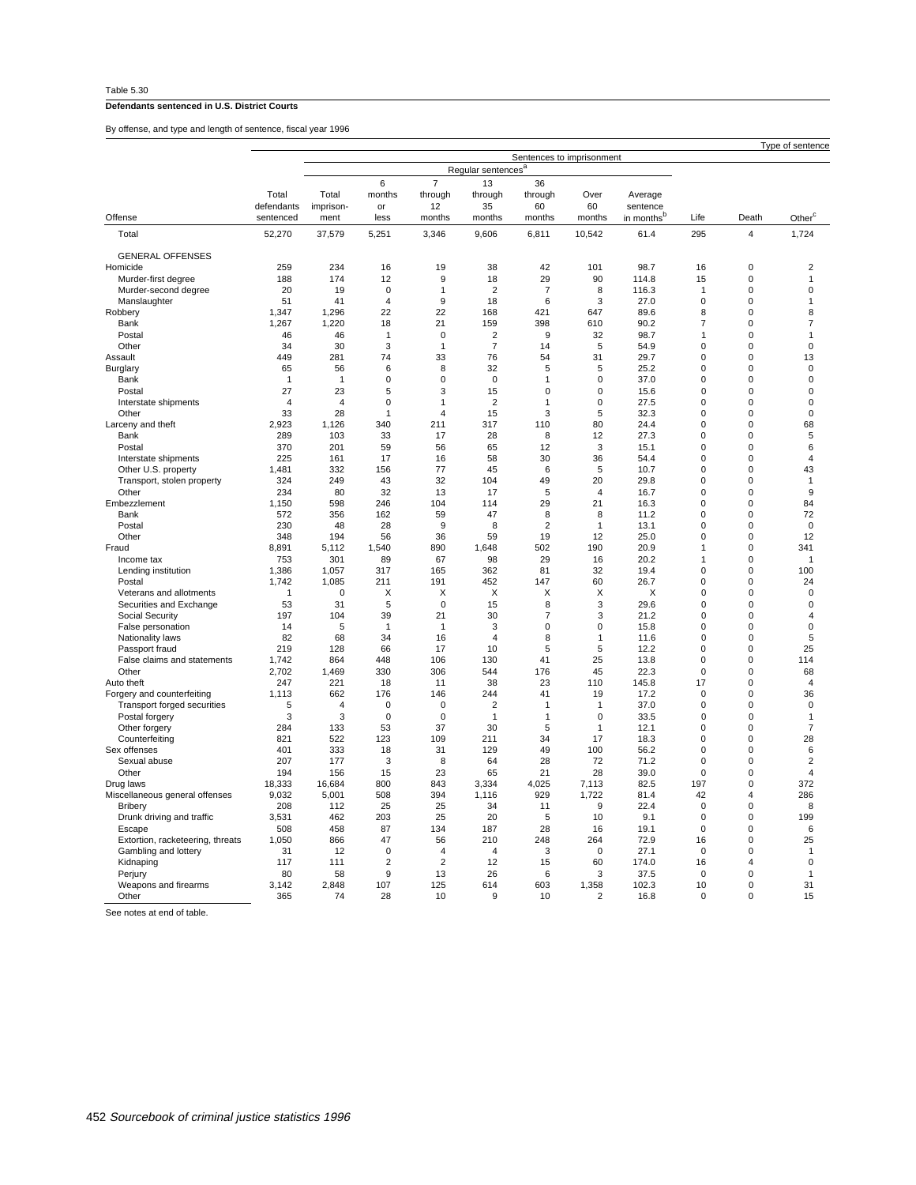Table 5.30

**Defendants sentenced in U.S. District Courts**

By offense, and type and length of sentence, fiscal year 1996

| | | Type of sentence | | | | | | | | | |
|---|---|---|---|---|---|---|---|---|---|---|---|
| | | Sentences to imprisonment | | | | | | | | | |
| | | | Regular sentences[a] | | | | | | | | |
| Offense | Total defendants sentenced | Total imprison-ment | 6 months or less | 7 through 12 months | 13 through 35 months | 36 through 60 months | Over 60 months | Average sentence in months[b] | Life | Death | Other[c] |
| Total | 52,270 | 37,579 | 5,251 | 3,346 | 9,606 | 6,811 | 10,542 | 61.4 | 295 | 4 | 1,724 |
| GENERAL OFFENSES | | | | | | | | | | | |
| Homicide | 259 | 234 | 16 | 19 | 38 | 42 | 101 | 98.7 | 16 | 0 | 2 |
| Murder-first degree | 188 | 174 | 12 | 9 | 18 | 29 | 90 | 114.8 | 15 | 0 | 1 |
| Murder-second degree | 20 | 19 | 0 | 1 | 2 | 7 | 8 | 116.3 | 1 | 0 | 0 |
| Manslaughter | 51 | 41 | 4 | 9 | 18 | 6 | 3 | 27.0 | 0 | 0 | 1 |
| Robbery | 1,347 | 1,296 | 22 | 22 | 168 | 421 | 647 | 89.6 | 8 | 0 | 8 |
| Bank | 1,267 | 1,220 | 18 | 21 | 159 | 398 | 610 | 90.2 | 7 | 0 | 7 |
| Postal | 46 | 46 | 1 | 0 | 2 | 9 | 32 | 98.7 | 1 | 0 | 1 |
| Other | 34 | 30 | 3 | 1 | 7 | 14 | 5 | 54.9 | 0 | 0 | 0 |
| Assault | 449 | 281 | 74 | 33 | 76 | 54 | 31 | 29.7 | 0 | 0 | 13 |
| Burglary | 65 | 56 | 6 | 8 | 32 | 5 | 5 | 25.2 | 0 | 0 | 0 |
| Bank | 1 | 1 | 0 | 0 | 0 | 1 | 0 | 37.0 | 0 | 0 | 0 |
| Postal | 27 | 23 | 5 | 3 | 15 | 0 | 0 | 15.6 | 0 | 0 | 0 |
| Interstate shipments | 4 | 4 | 0 | 1 | 2 | 1 | 0 | 27.5 | 0 | 0 | 0 |
| Other | 33 | 28 | 1 | 4 | 15 | 3 | 5 | 32.3 | 0 | 0 | 0 |
| Larceny and theft | 2,923 | 1,126 | 340 | 211 | 317 | 110 | 80 | 24.4 | 0 | 0 | 68 |
| Bank | 289 | 103 | 33 | 17 | 28 | 8 | 12 | 27.3 | 0 | 0 | 5 |
| Postal | 370 | 201 | 59 | 56 | 65 | 12 | 3 | 15.1 | 0 | 0 | 6 |
| Interstate shipments | 225 | 161 | 17 | 16 | 58 | 30 | 36 | 54.4 | 0 | 0 | 4 |
| Other U.S. property | 1,481 | 332 | 156 | 77 | 45 | 6 | 5 | 10.7 | 0 | 0 | 43 |
| Transport, stolen property | 324 | 249 | 43 | 32 | 104 | 49 | 20 | 29.8 | 0 | 0 | 1 |
| Other | 234 | 80 | 32 | 13 | 17 | 5 | 4 | 16.7 | 0 | 0 | 9 |
| Embezzlement | 1,150 | 598 | 246 | 104 | 114 | 29 | 21 | 16.3 | 0 | 0 | 84 |
| Bank | 572 | 356 | 162 | 59 | 47 | 8 | 8 | 11.2 | 0 | 0 | 72 |
| Postal | 230 | 48 | 28 | 9 | 8 | 2 | 1 | 13.1 | 0 | 0 | 0 |
| Other | 348 | 194 | 56 | 36 | 59 | 19 | 12 | 25.0 | 0 | 0 | 12 |
| Fraud | 8,891 | 5,112 | 1,540 | 890 | 1,648 | 502 | 190 | 20.9 | 1 | 0 | 341 |
| Income tax | 753 | 301 | 89 | 67 | 98 | 29 | 16 | 20.2 | 1 | 0 | 1 |
| Lending institution | 1,386 | 1,057 | 317 | 165 | 362 | 81 | 32 | 19.4 | 0 | 0 | 100 |
| Postal | 1,742 | 1,085 | 211 | 191 | 452 | 147 | 60 | 26.7 | 0 | 0 | 24 |
| Veterans and allotments | 1 | 0 | X | X | X | X | X | X | 0 | 0 | 0 |
| Securities and Exchange | 53 | 31 | 5 | 0 | 15 | 8 | 3 | 29.6 | 0 | 0 | 0 |
| Social Security | 197 | 104 | 39 | 21 | 30 | 7 | 3 | 21.2 | 0 | 0 | 4 |
| False personation | 14 | 5 | 1 | 1 | 3 | 0 | 0 | 15.8 | 0 | 0 | 0 |
| Nationality laws | 82 | 68 | 34 | 16 | 4 | 8 | 1 | 11.6 | 0 | 0 | 5 |
| Passport fraud | 219 | 128 | 66 | 17 | 10 | 5 | 5 | 12.2 | 0 | 0 | 25 |
| False claims and statements | 1,742 | 864 | 448 | 106 | 130 | 41 | 25 | 13.8 | 0 | 0 | 114 |
| Other | 2,702 | 1,469 | 330 | 306 | 544 | 176 | 45 | 22.3 | 0 | 0 | 68 |
| Auto theft | 247 | 221 | 18 | 11 | 38 | 23 | 110 | 145.8 | 17 | 0 | 4 |
| Forgery and counterfeiting | 1,113 | 662 | 176 | 146 | 244 | 41 | 19 | 17.2 | 0 | 0 | 36 |
| Transport forged securities | 5 | 4 | 0 | 0 | 2 | 1 | 1 | 37.0 | 0 | 0 | 0 |
| Postal forgery | 3 | 3 | 0 | 0 | 1 | 1 | 0 | 33.5 | 0 | 0 | 1 |
| Other forgery | 284 | 133 | 53 | 37 | 30 | 5 | 1 | 12.1 | 0 | 0 | 7 |
| Counterfeiting | 821 | 522 | 123 | 109 | 211 | 34 | 17 | 18.3 | 0 | 0 | 28 |
| Sex offenses | 401 | 333 | 18 | 31 | 129 | 49 | 100 | 56.2 | 0 | 0 | 6 |
| Sexual abuse | 207 | 177 | 3 | 8 | 64 | 28 | 72 | 71.2 | 0 | 0 | 2 |
| Other | 194 | 156 | 15 | 23 | 65 | 21 | 28 | 39.0 | 0 | 0 | 4 |
| Drug laws | 18,333 | 16,684 | 800 | 843 | 3,334 | 4,025 | 7,113 | 82.5 | 197 | 0 | 372 |
| Miscellaneous general offenses | 9,032 | 5,001 | 508 | 394 | 1,116 | 929 | 1,722 | 81.4 | 42 | 4 | 286 |
| Bribery | 208 | 112 | 25 | 25 | 34 | 11 | 9 | 22.4 | 0 | 0 | 8 |
| Drunk driving and traffic | 3,531 | 462 | 203 | 25 | 20 | 5 | 10 | 9.1 | 0 | 0 | 199 |
| Escape | 508 | 458 | 87 | 134 | 187 | 28 | 16 | 19.1 | 0 | 0 | 6 |
| Extortion, racketeering, threats | 1,050 | 866 | 47 | 56 | 210 | 248 | 264 | 72.9 | 16 | 0 | 25 |
| Gambling and lottery | 31 | 12 | 0 | 4 | 4 | 3 | 0 | 27.1 | 0 | 0 | 1 |
| Kidnaping | 117 | 111 | 2 | 2 | 12 | 15 | 60 | 174.0 | 16 | 4 | 0 |
| Perjury | 80 | 58 | 9 | 13 | 26 | 6 | 3 | 37.5 | 0 | 0 | 1 |
| Weapons and firearms | 3,142 | 2,848 | 107 | 125 | 614 | 603 | 1,358 | 102.3 | 10 | 0 | 31 |
| Other | 365 | 74 | 28 | 10 | 9 | 10 | 2 | 16.8 | 0 | 0 | 15 |

See notes at end of table.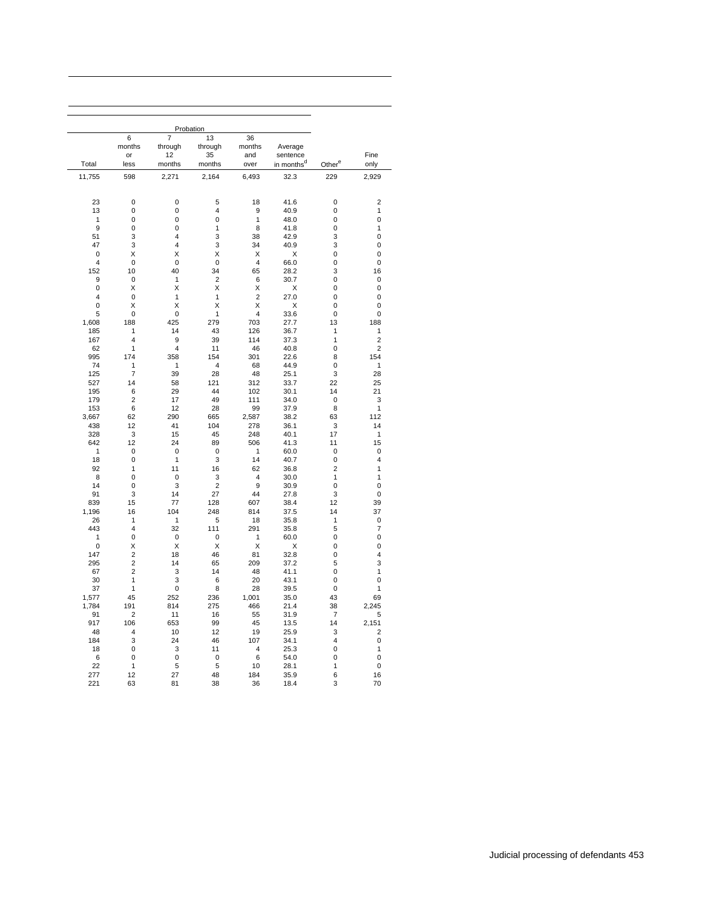| | Probation | | | | | | | |
|---|---|---|---|---|---|---|---|---|
| Total | 6 months or less | 7 through 12 months | 13 through 35 months | 36 months and over | Average sentence in months[d] | Other[e] | Fine only |
| 11,755 | 598 | 2,271 | 2,164 | 6,493 | 32.3 | 229 | 2,929 |
| | | | | | | | |
| 23 | 0 | 0 | 5 | 18 | 41.6 | 0 | 2 |
| 13 | 0 | 0 | 4 | 9 | 40.9 | 0 | 1 |
| 1 | 0 | 0 | 0 | 1 | 48.0 | 0 | 0 |
| 9 | 0 | 0 | 1 | 8 | 41.8 | 0 | 1 |
| 51 | 3 | 4 | 3 | 38 | 42.9 | 3 | 0 |
| 47 | 3 | 4 | 3 | 34 | 40.9 | 3 | 0 |
| 0 | X | X | X | X | X | 0 | 0 |
| 4 | 0 | 0 | 0 | 4 | 66.0 | 0 | 0 |
| 152 | 10 | 40 | 34 | 65 | 28.2 | 3 | 16 |
| 9 | 0 | 1 | 2 | 6 | 30.7 | 0 | 0 |
| 0 | X | X | X | X | X | 0 | 0 |
| 4 | 0 | 1 | 1 | 2 | 27.0 | 0 | 0 |
| 0 | X | X | X | X | X | 0 | 0 |
| 5 | 0 | 0 | 1 | 4 | 33.6 | 0 | 0 |
| 1,608 | 188 | 425 | 279 | 703 | 27.7 | 13 | 188 |
| 185 | 1 | 14 | 43 | 126 | 36.7 | 1 | 1 |
| 167 | 4 | 9 | 39 | 114 | 37.3 | 1 | 2 |
| 62 | 1 | 4 | 11 | 46 | 40.8 | 0 | 2 |
| 995 | 174 | 358 | 154 | 301 | 22.6 | 8 | 154 |
| 74 | 1 | 1 | 4 | 68 | 44.9 | 0 | 1 |
| 125 | 7 | 39 | 28 | 48 | 25.1 | 3 | 28 |
| 527 | 14 | 58 | 121 | 312 | 33.7 | 22 | 25 |
| 195 | 6 | 29 | 44 | 102 | 30.1 | 14 | 21 |
| 179 | 2 | 17 | 49 | 111 | 34.0 | 0 | 3 |
| 153 | 6 | 12 | 28 | 99 | 37.9 | 8 | 1 |
| 3,667 | 62 | 290 | 665 | 2,587 | 38.2 | 63 | 112 |
| 438 | 12 | 41 | 104 | 278 | 36.1 | 3 | 14 |
| 328 | 3 | 15 | 45 | 248 | 40.1 | 17 | 1 |
| 642 | 12 | 24 | 89 | 506 | 41.3 | 11 | 15 |
| 1 | 0 | 0 | 0 | 1 | 60.0 | 0 | 0 |
| 18 | 0 | 1 | 3 | 14 | 40.7 | 0 | 4 |
| 92 | 1 | 11 | 16 | 62 | 36.8 | 2 | 1 |
| 8 | 0 | 0 | 3 | 4 | 30.0 | 1 | 1 |
| 14 | 0 | 3 | 2 | 9 | 30.9 | 0 | 0 |
| 91 | 3 | 14 | 27 | 44 | 27.8 | 3 | 0 |
| 839 | 15 | 77 | 128 | 607 | 38.4 | 12 | 39 |
| 1,196 | 16 | 104 | 248 | 814 | 37.5 | 14 | 37 |
| 26 | 1 | 1 | 5 | 18 | 35.8 | 1 | 0 |
| 443 | 4 | 32 | 111 | 291 | 35.8 | 5 | 7 |
| 1 | 0 | 0 | 0 | 1 | 60.0 | 0 | 0 |
| 0 | X | X | X | X | X | 0 | 0 |
| 147 | 2 | 18 | 46 | 81 | 32.8 | 0 | 4 |
| 295 | 2 | 14 | 65 | 209 | 37.2 | 5 | 3 |
| 67 | 2 | 3 | 14 | 48 | 41.1 | 0 | 1 |
| 30 | 1 | 3 | 6 | 20 | 43.1 | 0 | 0 |
| 37 | 1 | 0 | 8 | 28 | 39.5 | 0 | 1 |
| 1,577 | 45 | 252 | 236 | 1,001 | 35.0 | 43 | 69 |
| 1,784 | 191 | 814 | 275 | 466 | 21.4 | 38 | 2,245 |
| 91 | 2 | 11 | 16 | 55 | 31.9 | 7 | 5 |
| 917 | 106 | 653 | 99 | 45 | 13.5 | 14 | 2,151 |
| 48 | 4 | 10 | 12 | 19 | 25.9 | 3 | 2 |
| 184 | 3 | 24 | 46 | 107 | 34.1 | 4 | 0 |
| 18 | 0 | 3 | 11 | 4 | 25.3 | 0 | 1 |
| 6 | 0 | 0 | 0 | 6 | 54.0 | 0 | 0 |
| 22 | 1 | 5 | 5 | 10 | 28.1 | 1 | 0 |
| 277 | 12 | 27 | 48 | 184 | 35.9 | 6 | 16 |
| 221 | 63 | 81 | 38 | 36 | 18.4 | 3 | 70 |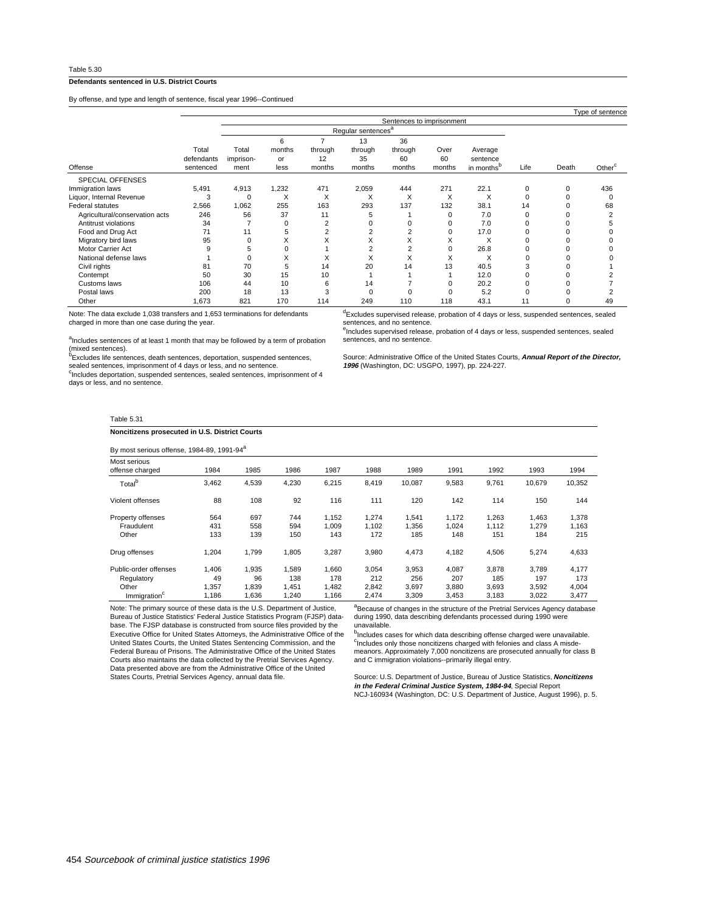Table 5.30

**Defendants sentenced in U.S. District Courts**

By offense, and type and length of sentence, fiscal year 1996--Continued

| | | Type of sentence | | | | | | | | | | |
|---|---|---|---|---|---|---|---|---|---|---|---|---|
| | | Sentences to imprisonment | | | | | | | | | | |
| | | | Regular sentences[a] | | | | | | | | | |
| Offense | Total defendants sentenced | Total imprison-ment | 6 months or less | 7 through 12 months | 13 through 35 months | 36 through 60 months | Over 60 months | Average sentence in months[b] | Life | Death | Other[c] |
| SPECIAL OFFENSES | | | | | | | | | | | |
| Immigration laws | 5,491 | 4,913 | 1,232 | 471 | 2,059 | 444 | 271 | 22.1 | 0 | 0 | 436 |
| Liquor, Internal Revenue | 3 | 0 | X | X | X | X | X | X | 0 | 0 | 0 |
| Federal statutes | 2,566 | 1,062 | 255 | 163 | 293 | 137 | 132 | 38.1 | 14 | 0 | 68 |
| Agricultural/conservation acts | 246 | 56 | 37 | 11 | 5 | 1 | 0 | 7.0 | 0 | 0 | 2 |
| Antitrust violations | 34 | 7 | 0 | 2 | 0 | 0 | 0 | 7.0 | 0 | 0 | 5 |
| Food and Drug Act | 71 | 11 | 5 | 2 | 2 | 2 | 0 | 17.0 | 0 | 0 | 0 |
| Migratory bird laws | 95 | 0 | X | X | X | X | X | X | 0 | 0 | 0 |
| Motor Carrier Act | 9 | 5 | 0 | 1 | 2 | 2 | 0 | 26.8 | 0 | 0 | 0 |
| National defense laws | 1 | 0 | X | X | X | X | X | X | 0 | 0 | 0 |
| Civil rights | 81 | 70 | 5 | 14 | 20 | 14 | 13 | 40.5 | 3 | 0 | 1 |
| Contempt | 50 | 30 | 15 | 10 | 1 | 1 | 1 | 12.0 | 0 | 0 | 2 |
| Customs laws | 106 | 44 | 10 | 6 | 14 | 7 | 0 | 20.2 | 0 | 0 | 7 |
| Postal laws | 200 | 18 | 13 | 3 | 0 | 0 | 0 | 5.2 | 0 | 0 | 2 |
| Other | 1,673 | 821 | 170 | 114 | 249 | 110 | 118 | 43.1 | 11 | 0 | 49 |

Note: The data exclude 1,038 transfers and 1,653 terminations for defendants charged in more than one case during the year.

[a]Includes sentences of at least 1 month that may be followed by a term of probation (mixed sentences).
[b]Excludes life sentences, death sentences, deportation, suspended sentences, sealed sentences, imprisonment of 4 days or less, and no sentence.
[c]Includes deportation, suspended sentences, sealed sentences, imprisonment of 4 days or less, and no sentence.
[d]Excludes supervised release, probation of 4 days or less, suspended sentences, sealed sentences, and no sentence.
[e]Includes supervised release, probation of 4 days or less, suspended sentences, sealed sentences, and no sentence.

Source: Administrative Office of the United States Courts, ***Annual Report of the Director, 1996*** (Washington, DC: USGPO, 1997), pp. 224-227.

Table 5.31

**Noncitizens prosecuted in U.S. District Courts**

By most serious offense, 1984-89, 1991-94[a]

| Most serious offense charged | 1984 | 1985 | 1986 | 1987 | 1988 | 1989 | 1991 | 1992 | 1993 | 1994 |
|---|---|---|---|---|---|---|---|---|---|---|
| Total[b] | 3,462 | 4,539 | 4,230 | 6,215 | 8,419 | 10,087 | 9,583 | 9,761 | 10,679 | 10,352 |
| Violent offenses | 88 | 108 | 92 | 116 | 111 | 120 | 142 | 114 | 150 | 144 |
| Property offenses | 564 | 697 | 744 | 1,152 | 1,274 | 1,541 | 1,172 | 1,263 | 1,463 | 1,378 |
| Fraudulent | 431 | 558 | 594 | 1,009 | 1,102 | 1,356 | 1,024 | 1,112 | 1,279 | 1,163 |
| Other | 133 | 139 | 150 | 143 | 172 | 185 | 148 | 151 | 184 | 215 |
| Drug offenses | 1,204 | 1,799 | 1,805 | 3,287 | 3,980 | 4,473 | 4,182 | 4,506 | 5,274 | 4,633 |
| Public-order offenses | 1,406 | 1,935 | 1,589 | 1,660 | 3,054 | 3,953 | 4,087 | 3,878 | 3,789 | 4,177 |
| Regulatory | 49 | 96 | 138 | 178 | 212 | 256 | 207 | 185 | 197 | 173 |
| Other | 1,357 | 1,839 | 1,451 | 1,482 | 2,842 | 3,697 | 3,880 | 3,693 | 3,592 | 4,004 |
| Immigration[c] | 1,186 | 1,636 | 1,240 | 1,166 | 2,474 | 3,309 | 3,453 | 3,183 | 3,022 | 3,477 |

Note: The primary source of these data is the U.S. Department of Justice, Bureau of Justice Statistics' Federal Justice Statistics Program (FJSP) database. The FJSP database is constructed from source files provided by the Executive Office for United States Attorneys, the Administrative Office of the United States Courts, the United States Sentencing Commission, and the Federal Bureau of Prisons. The Administrative Office of the United States Courts also maintains the data collected by the Pretrial Services Agency. Data presented above are from the Administrative Office of the United States Courts, Pretrial Services Agency, annual data file.

[a]Because of changes in the structure of the Pretrial Services Agency database during 1990, data describing defendants processed during 1990 were unavailable.
[b]Includes cases for which data describing offense charged were unavailable.
[c]Includes only those noncitizens charged with felonies and class A misdemeanors. Approximately 7,000 noncitizens are prosecuted annually for class B and C immigration violations--primarily illegal entry.

Source: U.S. Department of Justice, Bureau of Justice Statistics, ***Noncitizens in the Federal Criminal Justice System, 1984-94***, Special Report NCJ-160934 (Washington, DC: U.S. Department of Justice, August 1996), p. 5.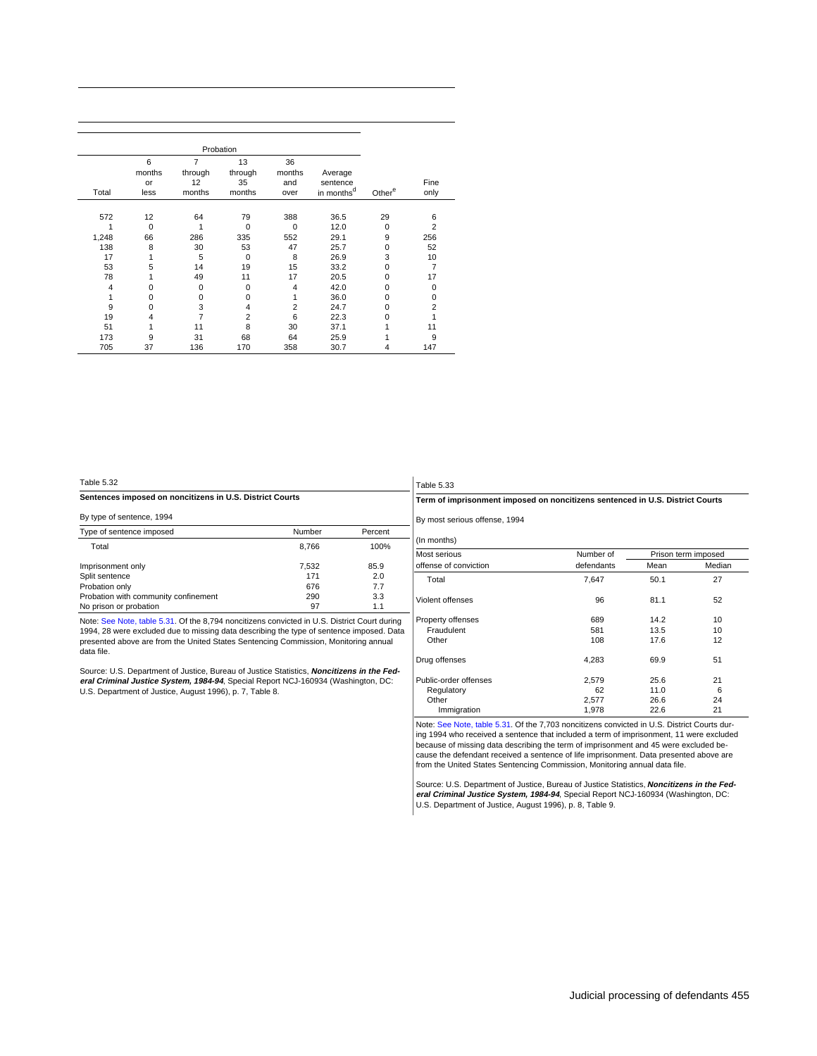| | | | Probation | | | | | |
|---|---|---|---|---|---|---|---|---|
| Total | 6 months or less | 7 through 12 months | 13 through 35 months | 36 months and over | Average sentence in months[d] | Other[e] | Fine only |
| 572 | 12 | 64 | 79 | 388 | 36.5 | 29 | 6 |
| 1 | 0 | 1 | 0 | 0 | 12.0 | 0 | 2 |
| 1,248 | 66 | 286 | 335 | 552 | 29.1 | 9 | 256 |
| 138 | 8 | 30 | 53 | 47 | 25.7 | 0 | 52 |
| 17 | 1 | 5 | 0 | 8 | 26.9 | 3 | 10 |
| 53 | 5 | 14 | 19 | 15 | 33.2 | 0 | 7 |
| 78 | 1 | 49 | 11 | 17 | 20.5 | 0 | 17 |
| 4 | 0 | 0 | 0 | 4 | 42.0 | 0 | 0 |
| 1 | 0 | 0 | 0 | 1 | 36.0 | 0 | 0 |
| 9 | 0 | 3 | 4 | 2 | 24.7 | 0 | 2 |
| 19 | 4 | 7 | 2 | 6 | 22.3 | 0 | 1 |
| 51 | 1 | 11 | 8 | 30 | 37.1 | 1 | 11 |
| 173 | 9 | 31 | 68 | 64 | 25.9 | 1 | 9 |
| 705 | 37 | 136 | 170 | 358 | 30.7 | 4 | 147 |

Table 5.32

**Sentences imposed on noncitizens in U.S. District Courts**

By type of sentence, 1994

| Type of sentence imposed | Number | Percent |
|---|---|---|
| Total | 8,766 | 100% |
| Imprisonment only | 7,532 | 85.9 |
| Split sentence | 171 | 2.0 |
| Probation only | 676 | 7.7 |
| Probation with community confinement | 290 | 3.3 |
| No prison or probation | 97 | 1.1 |

Note: See Note, table 5.31. Of the 8,794 noncitizens convicted in U.S. District Court during 1994, 28 were excluded due to missing data describing the type of sentence imposed. Data presented above are from the United States Sentencing Commission, Monitoring annual data file.

Source: U.S. Department of Justice, Bureau of Justice Statistics, ***Noncitizens in the Federal Criminal Justice System, 1984-94***, Special Report NCJ-160934 (Washington, DC: U.S. Department of Justice, August 1996), p. 7, Table 8.

Table 5.33

**Term of imprisonment imposed on noncitizens sentenced in U.S. District Courts**

By most serious offense, 1994

(In months)

| Most serious offense of conviction | Number of defendants | Prison term imposed | |
|---|---|---|---|
| | | Mean | Median |
| Total | 7,647 | 50.1 | 27 |
| Violent offenses | 96 | 81.1 | 52 |
| Property offenses | 689 | 14.2 | 10 |
| Fraudulent | 581 | 13.5 | 10 |
| Other | 108 | 17.6 | 12 |
| Drug offenses | 4,283 | 69.9 | 51 |
| Public-order offenses | 2,579 | 25.6 | 21 |
| Regulatory | 62 | 11.0 | 6 |
| Other | 2,577 | 26.6 | 24 |
| Immigration | 1,978 | 22.6 | 21 |

Note: See Note, table 5.31. Of the 7,703 noncitizens convicted in U.S. District Courts during 1994 who received a sentence that included a term of imprisonment, 11 were excluded because of missing data describing the term of imprisonment and 45 were excluded because the defendant received a sentence of life imprisonment. Data presented above are from the United States Sentencing Commission, Monitoring annual data file.

Source: U.S. Department of Justice, Bureau of Justice Statistics, ***Noncitizens in the Federal Criminal Justice System, 1984-94***, Special Report NCJ-160934 (Washington, DC: U.S. Department of Justice, August 1996), p. 8, Table 9.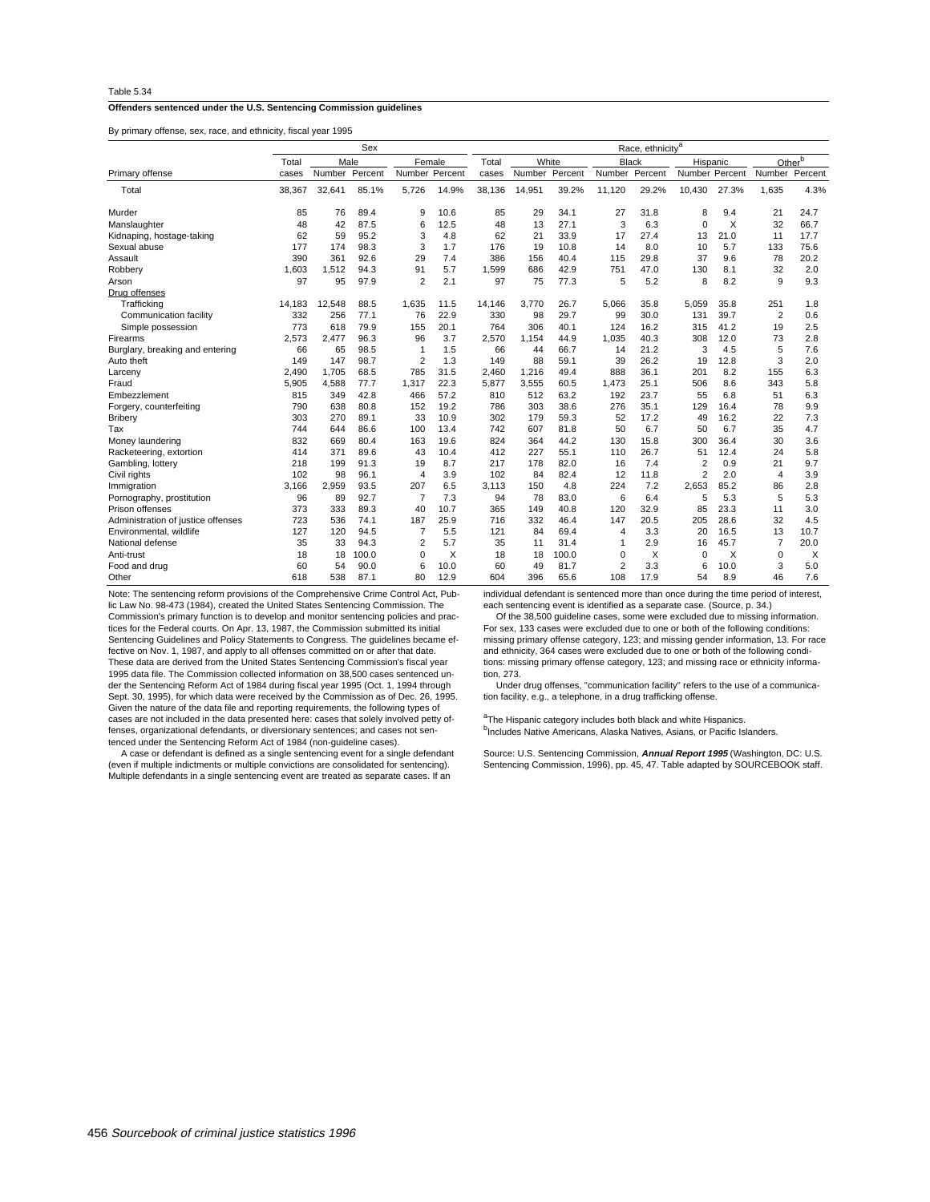Table 5.34

**Offenders sentenced under the U.S. Sentencing Commission guidelines**

By primary offense, sex, race, and ethnicity, fiscal year 1995

| | Sex | | | | | Race, ethnicity[a] | | | | | | | | | | |
|---|---|---|---|---|---|---|---|---|---|---|---|---|---|---|---|---|
| | Total | Male | | Female | | Total | White | | Black | | Hispanic | | Other[b] | |
| Primary offense | cases | Number | Percent | Number | Percent | cases | Number | Percent | Number | Percent | Number | Percent | Number | Percent |
| Total | 38,367 | 32,641 | 85.1% | 5,726 | 14.9% | 38,136 | 14,951 | 39.2% | 11,120 | 29.2% | 10,430 | 27.3% | 1,635 | 4.3% |
| Murder | 85 | 76 | 89.4 | 9 | 10.6 | 85 | 29 | 34.1 | 27 | 31.8 | 8 | 9.4 | 21 | 24.7 |
| Manslaughter | 48 | 42 | 87.5 | 6 | 12.5 | 48 | 13 | 27.1 | 3 | 6.3 | 0 | X | 32 | 66.7 |
| Kidnaping, hostage-taking | 62 | 59 | 95.2 | 3 | 4.8 | 62 | 21 | 33.9 | 17 | 27.4 | 13 | 21.0 | 11 | 17.7 |
| Sexual abuse | 177 | 174 | 98.3 | 3 | 1.7 | 176 | 19 | 10.8 | 14 | 8.0 | 10 | 5.7 | 133 | 75.6 |
| Assault | 390 | 361 | 92.6 | 29 | 7.4 | 386 | 156 | 40.4 | 115 | 29.8 | 37 | 9.6 | 78 | 20.2 |
| Robbery | 1,603 | 1,512 | 94.3 | 91 | 5.7 | 1,599 | 686 | 42.9 | 751 | 47.0 | 130 | 8.1 | 32 | 2.0 |
| Arson | 97 | 95 | 97.9 | 2 | 2.1 | 97 | 75 | 77.3 | 5 | 5.2 | 8 | 8.2 | 9 | 9.3 |
| Drug offenses | | | | | | | | | | | | | | |
| Trafficking | 14,183 | 12,548 | 88.5 | 1,635 | 11.5 | 14,146 | 3,770 | 26.7 | 5,066 | 35.8 | 5,059 | 35.8 | 251 | 1.8 |
| Communication facility | 332 | 256 | 77.1 | 76 | 22.9 | 330 | 98 | 29.7 | 99 | 30.0 | 131 | 39.7 | 2 | 0.6 |
| Simple possession | 773 | 618 | 79.9 | 155 | 20.1 | 764 | 306 | 40.1 | 124 | 16.2 | 315 | 41.2 | 19 | 2.5 |
| Firearms | 2,573 | 2,477 | 96.3 | 96 | 3.7 | 2,570 | 1,154 | 44.9 | 1,035 | 40.3 | 308 | 12.0 | 73 | 2.8 |
| Burglary, breaking and entering | 66 | 65 | 98.5 | 1 | 1.5 | 66 | 44 | 66.7 | 14 | 21.2 | 3 | 4.5 | 5 | 7.6 |
| Auto theft | 149 | 147 | 98.7 | 2 | 1.3 | 149 | 88 | 59.1 | 39 | 26.2 | 19 | 12.8 | 3 | 2.0 |
| Larceny | 2,490 | 1,705 | 68.5 | 785 | 31.5 | 2,460 | 1,216 | 49.4 | 888 | 36.1 | 201 | 8.2 | 155 | 6.3 |
| Fraud | 5,905 | 4,588 | 77.7 | 1,317 | 22.3 | 5,877 | 3,555 | 60.5 | 1,473 | 25.1 | 506 | 8.6 | 343 | 5.8 |
| Embezzlement | 815 | 349 | 42.8 | 466 | 57.2 | 810 | 512 | 63.2 | 192 | 23.7 | 55 | 6.8 | 51 | 6.3 |
| Forgery, counterfeiting | 790 | 638 | 80.8 | 152 | 19.2 | 786 | 303 | 38.6 | 276 | 35.1 | 129 | 16.4 | 78 | 9.9 |
| Bribery | 303 | 270 | 89.1 | 33 | 10.9 | 302 | 179 | 59.3 | 52 | 17.2 | 49 | 16.2 | 22 | 7.3 |
| Tax | 744 | 644 | 86.6 | 100 | 13.4 | 742 | 607 | 81.8 | 50 | 6.7 | 50 | 6.7 | 35 | 4.7 |
| Money laundering | 832 | 669 | 80.4 | 163 | 19.6 | 824 | 364 | 44.2 | 130 | 15.8 | 300 | 36.4 | 30 | 3.6 |
| Racketeering, extortion | 414 | 371 | 89.6 | 43 | 10.4 | 412 | 227 | 55.1 | 110 | 26.7 | 51 | 12.4 | 24 | 5.8 |
| Gambling, lottery | 218 | 199 | 91.3 | 19 | 8.7 | 217 | 178 | 82.0 | 16 | 7.4 | 2 | 0.9 | 21 | 9.7 |
| Civil rights | 102 | 98 | 96.1 | 4 | 3.9 | 102 | 84 | 82.4 | 12 | 11.8 | 2 | 2.0 | 4 | 3.9 |
| Immigration | 3,166 | 2,959 | 93.5 | 207 | 6.5 | 3,113 | 150 | 4.8 | 224 | 7.2 | 2,653 | 85.2 | 86 | 2.8 |
| Pornography, prostitution | 96 | 89 | 92.7 | 7 | 7.3 | 94 | 78 | 83.0 | 6 | 6.4 | 5 | 5.3 | 5 | 5.3 |
| Prison offenses | 373 | 333 | 89.3 | 40 | 10.7 | 365 | 149 | 40.8 | 120 | 32.9 | 85 | 23.3 | 11 | 3.0 |
| Administration of justice offenses | 723 | 536 | 74.1 | 187 | 25.9 | 716 | 332 | 46.4 | 147 | 20.5 | 205 | 28.6 | 32 | 4.5 |
| Environmental, wildlife | 127 | 120 | 94.5 | 7 | 5.5 | 121 | 84 | 69.4 | 4 | 3.3 | 20 | 16.5 | 13 | 10.7 |
| National defense | 35 | 33 | 94.3 | 2 | 5.7 | 35 | 11 | 31.4 | 1 | 2.9 | 16 | 45.7 | 7 | 20.0 |
| Anti-trust | 18 | 18 | 100.0 | 0 | X | 18 | 18 | 100.0 | 0 | X | 0 | X | 0 | X |
| Food and drug | 60 | 54 | 90.0 | 6 | 10.0 | 60 | 49 | 81.7 | 2 | 3.3 | 6 | 10.0 | 3 | 5.0 |
| Other | 618 | 538 | 87.1 | 80 | 12.9 | 604 | 396 | 65.6 | 108 | 17.9 | 54 | 8.9 | 46 | 7.6 |

Note: The sentencing reform provisions of the Comprehensive Crime Control Act, Public Law No. 98-473 (1984), created the United States Sentencing Commission. The Commission's primary function is to develop and monitor sentencing policies and practices for the Federal courts. On Apr. 13, 1987, the Commission submitted its initial Sentencing Guidelines and Policy Statements to Congress. The guidelines became effective on Nov. 1, 1987, and apply to all offenses committed on or after that date. These data are derived from the United States Sentencing Commission's fiscal year 1995 data file. The Commission collected information on 38,500 cases sentenced under the Sentencing Reform Act of 1984 during fiscal year 1995 (Oct. 1, 1994 through Sept. 30, 1995), for which data were received by the Commission as of Dec. 26, 1995. Given the nature of the data file and reporting requirements, the following types of cases are not included in the data presented here: cases that solely involved petty offenses, organizational defendants, or diversionary sentences; and cases not sentenced under the Sentencing Reform Act of 1984 (non-guideline cases).

A case or defendant is defined as a single sentencing event for a single defendant (even if multiple indictments or multiple convictions are consolidated for sentencing). Multiple defendants in a single sentencing event are treated as separate cases. If an individual defendant is sentenced more than once during the time period of interest, each sentencing event is identified as a separate case. (Source, p. 34.)

Of the 38,500 guideline cases, some were excluded due to missing information. For sex, 133 cases were excluded due to one or both of the following conditions: missing primary offense category, 123; and missing gender information, 13. For race and ethnicity, 364 cases were excluded due to one or both of the following conditions: missing primary offense category, 123; and missing race or ethnicity information, 273.

Under drug offenses, "communication facility" refers to the use of a communication facility, e.g., a telephone, in a drug trafficking offense.

[a]The Hispanic category includes both black and white Hispanics.
[b]Includes Native Americans, Alaska Natives, Asians, or Pacific Islanders.

Source: U.S. Sentencing Commission, ***Annual Report 1995*** (Washington, DC: U.S. Sentencing Commission, 1996), pp. 45, 47. Table adapted by SOURCEBOOK staff.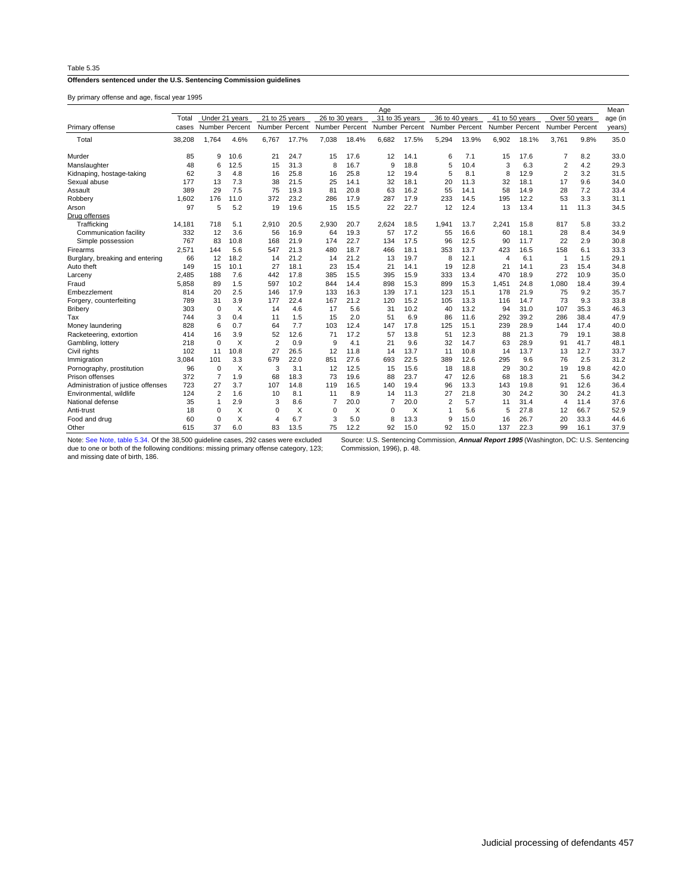Table 5.35

**Offenders sentenced under the U.S. Sentencing Commission guidelines**

By primary offense and age, fiscal year 1995

| Primary offense | Total cases | Under 21 years | | 21 to 25 years | | 26 to 30 years | | 31 to 35 years | | 36 to 40 years | | 41 to 50 years | | Over 50 years | | Mean age (in years) |
|---|---|---|---|---|---|---|---|---|---|---|---|---|---|---|---|---|
| | | Number | Percent | Number | Percent | Number | Percent | Number | Percent | Number | Percent | Number | Percent | Number | Percent | |
| Total | 38,208 | 1,764 | 4.6% | 6,767 | 17.7% | 7,038 | 18.4% | 6,682 | 17.5% | 5,294 | 13.9% | 6,902 | 18.1% | 3,761 | 9.8% | 35.0 |
| Murder | 85 | 9 | 10.6 | 21 | 24.7 | 15 | 17.6 | 12 | 14.1 | 6 | 7.1 | 15 | 17.6 | 7 | 8.2 | 33.0 |
| Manslaughter | 48 | 6 | 12.5 | 15 | 31.3 | 8 | 16.7 | 9 | 18.8 | 5 | 10.4 | 3 | 6.3 | 2 | 4.2 | 29.3 |
| Kidnaping, hostage-taking | 62 | 3 | 4.8 | 16 | 25.8 | 16 | 25.8 | 12 | 19.4 | 5 | 8.1 | 8 | 12.9 | 2 | 3.2 | 31.5 |
| Sexual abuse | 177 | 13 | 7.3 | 38 | 21.5 | 25 | 14.1 | 32 | 18.1 | 20 | 11.3 | 32 | 18.1 | 17 | 9.6 | 34.0 |
| Assault | 389 | 29 | 7.5 | 75 | 19.3 | 81 | 20.8 | 63 | 16.2 | 55 | 14.1 | 58 | 14.9 | 28 | 7.2 | 33.4 |
| Robbery | 1,602 | 176 | 11.0 | 372 | 23.2 | 286 | 17.9 | 287 | 17.9 | 233 | 14.5 | 195 | 12.2 | 53 | 3.3 | 31.1 |
| Arson | 97 | 5 | 5.2 | 19 | 19.6 | 15 | 15.5 | 22 | 22.7 | 12 | 12.4 | 13 | 13.4 | 11 | 11.3 | 34.5 |
| Drug offenses | | | | | | | | | | | | | | | | |
| Trafficking | 14,181 | 718 | 5.1 | 2,910 | 20.5 | 2,930 | 20.7 | 2,624 | 18.5 | 1,941 | 13.7 | 2,241 | 15.8 | 817 | 5.8 | 33.2 |
| Communication facility | 332 | 12 | 3.6 | 56 | 16.9 | 64 | 19.3 | 57 | 17.2 | 55 | 16.6 | 60 | 18.1 | 28 | 8.4 | 34.9 |
| Simple possession | 767 | 83 | 10.8 | 168 | 21.9 | 174 | 22.7 | 134 | 17.5 | 96 | 12.5 | 90 | 11.7 | 22 | 2.9 | 30.8 |
| Firearms | 2,571 | 144 | 5.6 | 547 | 21.3 | 480 | 18.7 | 466 | 18.1 | 353 | 13.7 | 423 | 16.5 | 158 | 6.1 | 33.3 |
| Burglary, breaking and entering | 66 | 12 | 18.2 | 14 | 21.2 | 14 | 21.2 | 13 | 19.7 | 8 | 12.1 | 4 | 6.1 | 1 | 1.5 | 29.1 |
| Auto theft | 149 | 15 | 10.1 | 27 | 18.1 | 23 | 15.4 | 21 | 14.1 | 19 | 12.8 | 21 | 14.1 | 23 | 15.4 | 34.8 |
| Larceny | 2,485 | 188 | 7.6 | 442 | 17.8 | 385 | 15.5 | 395 | 15.9 | 333 | 13.4 | 470 | 18.9 | 272 | 10.9 | 35.0 |
| Fraud | 5,858 | 89 | 1.5 | 597 | 10.2 | 844 | 14.4 | 898 | 15.3 | 899 | 15.3 | 1,451 | 24.8 | 1,080 | 18.4 | 39.4 |
| Embezzlement | 814 | 20 | 2.5 | 146 | 17.9 | 133 | 16.3 | 139 | 17.1 | 123 | 15.1 | 178 | 21.9 | 75 | 9.2 | 35.7 |
| Forgery, counterfeiting | 789 | 31 | 3.9 | 177 | 22.4 | 167 | 21.2 | 120 | 15.2 | 105 | 13.3 | 116 | 14.7 | 73 | 9.3 | 33.8 |
| Bribery | 303 | 0 | X | 14 | 4.6 | 17 | 5.6 | 31 | 10.2 | 40 | 13.2 | 94 | 31.0 | 107 | 35.3 | 46.3 |
| Tax | 744 | 3 | 0.4 | 11 | 1.5 | 15 | 2.0 | 51 | 6.9 | 86 | 11.6 | 292 | 39.2 | 286 | 38.4 | 47.9 |
| Money laundering | 828 | 6 | 0.7 | 64 | 7.7 | 103 | 12.4 | 147 | 17.8 | 125 | 15.1 | 239 | 28.9 | 144 | 17.4 | 40.0 |
| Racketeering, extortion | 414 | 16 | 3.9 | 52 | 12.6 | 71 | 17.2 | 57 | 13.8 | 51 | 12.3 | 88 | 21.3 | 79 | 19.1 | 38.8 |
| Gambling, lottery | 218 | 0 | X | 2 | 0.9 | 9 | 4.1 | 21 | 9.6 | 32 | 14.7 | 63 | 28.9 | 91 | 41.7 | 48.1 |
| Civil rights | 102 | 11 | 10.8 | 27 | 26.5 | 12 | 11.8 | 14 | 13.7 | 11 | 10.8 | 14 | 13.7 | 13 | 12.7 | 33.7 |
| Immigration | 3,084 | 101 | 3.3 | 679 | 22.0 | 851 | 27.6 | 693 | 22.5 | 389 | 12.6 | 295 | 9.6 | 76 | 2.5 | 31.2 |
| Pornography, prostitution | 96 | 0 | X | 3 | 3.1 | 12 | 12.5 | 15 | 15.6 | 18 | 18.8 | 29 | 30.2 | 19 | 19.8 | 42.0 |
| Prison offenses | 372 | 7 | 1.9 | 68 | 18.3 | 73 | 19.6 | 88 | 23.7 | 47 | 12.6 | 68 | 18.3 | 21 | 5.6 | 34.2 |
| Administration of justice offenses | 723 | 27 | 3.7 | 107 | 14.8 | 119 | 16.5 | 140 | 19.4 | 96 | 13.3 | 143 | 19.8 | 91 | 12.6 | 36.4 |
| Environmental, wildlife | 124 | 2 | 1.6 | 10 | 8.1 | 11 | 8.9 | 14 | 11.3 | 27 | 21.8 | 30 | 24.2 | 30 | 24.2 | 41.3 |
| National defense | 35 | 1 | 2.9 | 3 | 8.6 | 7 | 20.0 | 7 | 20.0 | 2 | 5.7 | 11 | 31.4 | 4 | 11.4 | 37.6 |
| Anti-trust | 18 | 0 | X | 0 | X | 0 | X | 0 | X | 1 | 5.6 | 5 | 27.8 | 12 | 66.7 | 52.9 |
| Food and drug | 60 | 0 | X | 4 | 6.7 | 3 | 5.0 | 8 | 13.3 | 9 | 15.0 | 16 | 26.7 | 20 | 33.3 | 44.6 |
| Other | 615 | 37 | 6.0 | 83 | 13.5 | 75 | 12.2 | 92 | 15.0 | 92 | 15.0 | 137 | 22.3 | 99 | 16.1 | 37.9 |

Note: See Note, table 5.34. Of the 38,500 guideline cases, 292 cases were excluded due to one or both of the following conditions: missing primary offense category, 123; and missing date of birth, 186.

Source: U.S. Sentencing Commission, ***Annual Report 1995*** (Washington, DC: U.S. Sentencing Commission, 1996), p. 48.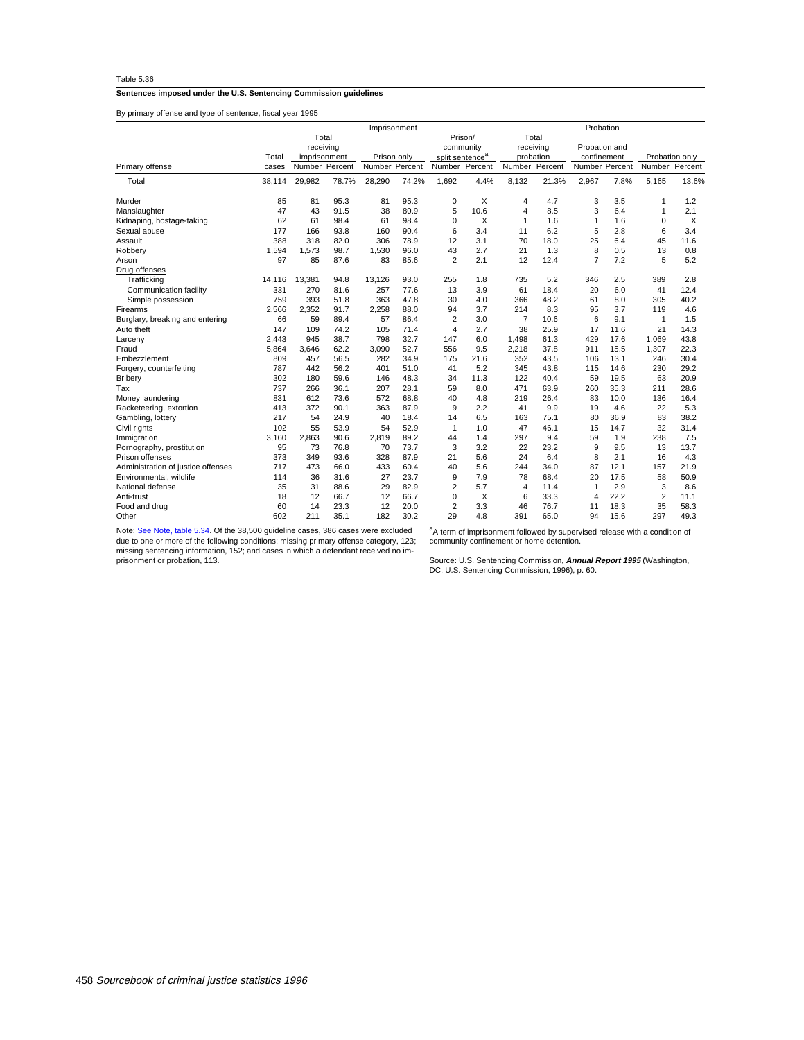Table 5.36

**Sentences imposed under the U.S. Sentencing Commission guidelines**

By primary offense and type of sentence, fiscal year 1995

| | | Imprisonment | | | | | | Probation | | | | | |
|---|---|---|---|---|---|---|---|---|---|---|---|---|---|
| | | Total receiving imprisonment | | Prison only | | Prison/ community split sentence[a] | | Total receiving probation | | Probation and confinement | | Probation only | |
| Primary offense | Total cases | Number | Percent | Number | Percent | Number | Percent | Number | Percent | Number | Percent | Number | Percent |
| Total | 38,114 | 29,982 | 78.7% | 28,290 | 74.2% | 1,692 | 4.4% | 8,132 | 21.3% | 2,967 | 7.8% | 5,165 | 13.6% |
| Murder | 85 | 81 | 95.3 | 81 | 95.3 | 0 | X | 4 | 4.7 | 3 | 3.5 | 1 | 1.2 |
| Manslaughter | 47 | 43 | 91.5 | 38 | 80.9 | 5 | 10.6 | 4 | 8.5 | 3 | 6.4 | 1 | 2.1 |
| Kidnaping, hostage-taking | 62 | 61 | 98.4 | 61 | 98.4 | 0 | X | 1 | 1.6 | 1 | 1.6 | 0 | X |
| Sexual abuse | 177 | 166 | 93.8 | 160 | 90.4 | 6 | 3.4 | 11 | 6.2 | 5 | 2.8 | 6 | 3.4 |
| Assault | 388 | 318 | 82.0 | 306 | 78.9 | 12 | 3.1 | 70 | 18.0 | 25 | 6.4 | 45 | 11.6 |
| Robbery | 1,594 | 1,573 | 98.7 | 1,530 | 96.0 | 43 | 2.7 | 21 | 1.3 | 8 | 0.5 | 13 | 0.8 |
| Arson | 97 | 85 | 87.6 | 83 | 85.6 | 2 | 2.1 | 12 | 12.4 | 7 | 7.2 | 5 | 5.2 |
| Drug offenses | | | | | | | | | | | | | |
| Trafficking | 14,116 | 13,381 | 94.8 | 13,126 | 93.0 | 255 | 1.8 | 735 | 5.2 | 346 | 2.5 | 389 | 2.8 |
| Communication facility | 331 | 270 | 81.6 | 257 | 77.6 | 13 | 3.9 | 61 | 18.4 | 20 | 6.0 | 41 | 12.4 |
| Simple possession | 759 | 393 | 51.8 | 363 | 47.8 | 30 | 4.0 | 366 | 48.2 | 61 | 8.0 | 305 | 40.2 |
| Firearms | 2,566 | 2,352 | 91.7 | 2,258 | 88.0 | 94 | 3.7 | 214 | 8.3 | 95 | 3.7 | 119 | 4.6 |
| Burglary, breaking and entering | 66 | 59 | 89.4 | 57 | 86.4 | 2 | 3.0 | 7 | 10.6 | 6 | 9.1 | 1 | 1.5 |
| Auto theft | 147 | 109 | 74.2 | 105 | 71.4 | 4 | 2.7 | 38 | 25.9 | 17 | 11.6 | 21 | 14.3 |
| Larceny | 2,443 | 945 | 38.7 | 798 | 32.7 | 147 | 6.0 | 1,498 | 61.3 | 429 | 17.6 | 1,069 | 43.8 |
| Fraud | 5,864 | 3,646 | 62.2 | 3,090 | 52.7 | 556 | 9.5 | 2,218 | 37.8 | 911 | 15.5 | 1,307 | 22.3 |
| Embezzlement | 809 | 457 | 56.5 | 282 | 34.9 | 175 | 21.6 | 352 | 43.5 | 106 | 13.1 | 246 | 30.4 |
| Forgery, counterfeiting | 787 | 442 | 56.2 | 401 | 51.0 | 41 | 5.2 | 345 | 43.8 | 115 | 14.6 | 230 | 29.2 |
| Bribery | 302 | 180 | 59.6 | 146 | 48.3 | 34 | 11.3 | 122 | 40.4 | 59 | 19.5 | 63 | 20.9 |
| Tax | 737 | 266 | 36.1 | 207 | 28.1 | 59 | 8.0 | 471 | 63.9 | 260 | 35.3 | 211 | 28.6 |
| Money laundering | 831 | 612 | 73.6 | 572 | 68.8 | 40 | 4.8 | 219 | 26.4 | 83 | 10.0 | 136 | 16.4 |
| Racketeering, extortion | 413 | 372 | 90.1 | 363 | 87.9 | 9 | 2.2 | 41 | 9.9 | 19 | 4.6 | 22 | 5.3 |
| Gambling, lottery | 217 | 54 | 24.9 | 40 | 18.4 | 14 | 6.5 | 163 | 75.1 | 80 | 36.9 | 83 | 38.2 |
| Civil rights | 102 | 55 | 53.9 | 54 | 52.9 | 1 | 1.0 | 47 | 46.1 | 15 | 14.7 | 32 | 31.4 |
| Immigration | 3,160 | 2,863 | 90.6 | 2,819 | 89.2 | 44 | 1.4 | 297 | 9.4 | 59 | 1.9 | 238 | 7.5 |
| Pornography, prostitution | 95 | 73 | 76.8 | 70 | 73.7 | 3 | 3.2 | 22 | 23.2 | 9 | 9.5 | 13 | 13.7 |
| Prison offenses | 373 | 349 | 93.6 | 328 | 87.9 | 21 | 5.6 | 24 | 6.4 | 8 | 2.1 | 16 | 4.3 |
| Administration of justice offenses | 717 | 473 | 66.0 | 433 | 60.4 | 40 | 5.6 | 244 | 34.0 | 87 | 12.1 | 157 | 21.9 |
| Environmental, wildlife | 114 | 36 | 31.6 | 27 | 23.7 | 9 | 7.9 | 78 | 68.4 | 20 | 17.5 | 58 | 50.9 |
| National defense | 35 | 31 | 88.6 | 29 | 82.9 | 2 | 5.7 | 4 | 11.4 | 1 | 2.9 | 3 | 8.6 |
| Anti-trust | 18 | 12 | 66.7 | 12 | 66.7 | 0 | X | 6 | 33.3 | 4 | 22.2 | 2 | 11.1 |
| Food and drug | 60 | 14 | 23.3 | 12 | 20.0 | 2 | 3.3 | 46 | 76.7 | 11 | 18.3 | 35 | 58.3 |
| Other | 602 | 211 | 35.1 | 182 | 30.2 | 29 | 4.8 | 391 | 65.0 | 94 | 15.6 | 297 | 49.3 |

Note: See Note, table 5.34. Of the 38,500 guideline cases, 386 cases were excluded due to one or more of the following conditions: missing primary offense category, 123; missing sentencing information, 152; and cases in which a defendant received no imprisonment or probation, 113.

[a]A term of imprisonment followed by supervised release with a condition of community confinement or home detention.

Source: U.S. Sentencing Commission, ***Annual Report 1995*** (Washington, DC: U.S. Sentencing Commission, 1996), p. 60.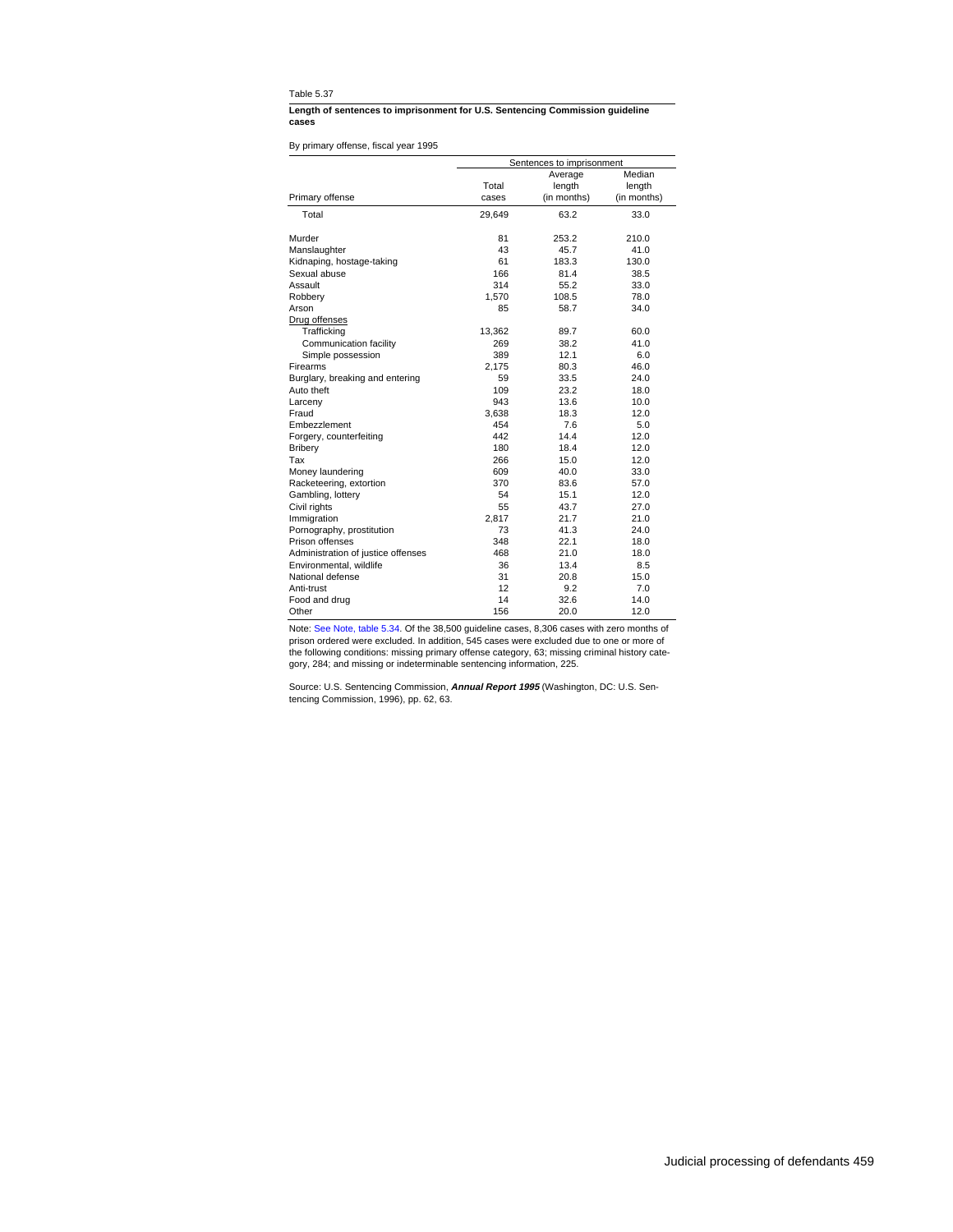Table 5.37

**Length of sentences to imprisonment for U.S. Sentencing Commission guideline cases**

By primary offense, fiscal year 1995

| Primary offense | Sentences to imprisonment | | |
|---|---|---|---|
| | Total cases | Average length (in months) | Median length (in months) |
| Total | 29,649 | 63.2 | 33.0 |
| Murder | 81 | 253.2 | 210.0 |
| Manslaughter | 43 | 45.7 | 41.0 |
| Kidnaping, hostage-taking | 61 | 183.3 | 130.0 |
| Sexual abuse | 166 | 81.4 | 38.5 |
| Assault | 314 | 55.2 | 33.0 |
| Robbery | 1,570 | 108.5 | 78.0 |
| Arson | 85 | 58.7 | 34.0 |
| Drug offenses | | | |
| Trafficking | 13,362 | 89.7 | 60.0 |
| Communication facility | 269 | 38.2 | 41.0 |
| Simple possession | 389 | 12.1 | 6.0 |
| Firearms | 2,175 | 80.3 | 46.0 |
| Burglary, breaking and entering | 59 | 33.5 | 24.0 |
| Auto theft | 109 | 23.2 | 18.0 |
| Larceny | 943 | 13.6 | 10.0 |
| Fraud | 3,638 | 18.3 | 12.0 |
| Embezzlement | 454 | 7.6 | 5.0 |
| Forgery, counterfeiting | 442 | 14.4 | 12.0 |
| Bribery | 180 | 18.4 | 12.0 |
| Tax | 266 | 15.0 | 12.0 |
| Money laundering | 609 | 40.0 | 33.0 |
| Racketeering, extortion | 370 | 83.6 | 57.0 |
| Gambling, lottery | 54 | 15.1 | 12.0 |
| Civil rights | 55 | 43.7 | 27.0 |
| Immigration | 2,817 | 21.7 | 21.0 |
| Pornography, prostitution | 73 | 41.3 | 24.0 |
| Prison offenses | 348 | 22.1 | 18.0 |
| Administration of justice offenses | 468 | 21.0 | 18.0 |
| Environmental, wildlife | 36 | 13.4 | 8.5 |
| National defense | 31 | 20.8 | 15.0 |
| Anti-trust | 12 | 9.2 | 7.0 |
| Food and drug | 14 | 32.6 | 14.0 |
| Other | 156 | 20.0 | 12.0 |

Note: See Note, table 5.34. Of the 38,500 guideline cases, 8,306 cases with zero months of prison ordered were excluded. In addition, 545 cases were excluded due to one or more of the following conditions: missing primary offense category, 63; missing criminal history category, 284; and missing or indeterminable sentencing information, 225.

Source: U.S. Sentencing Commission, ***Annual Report 1995*** (Washington, DC: U.S. Sentencing Commission, 1996), pp. 62, 63.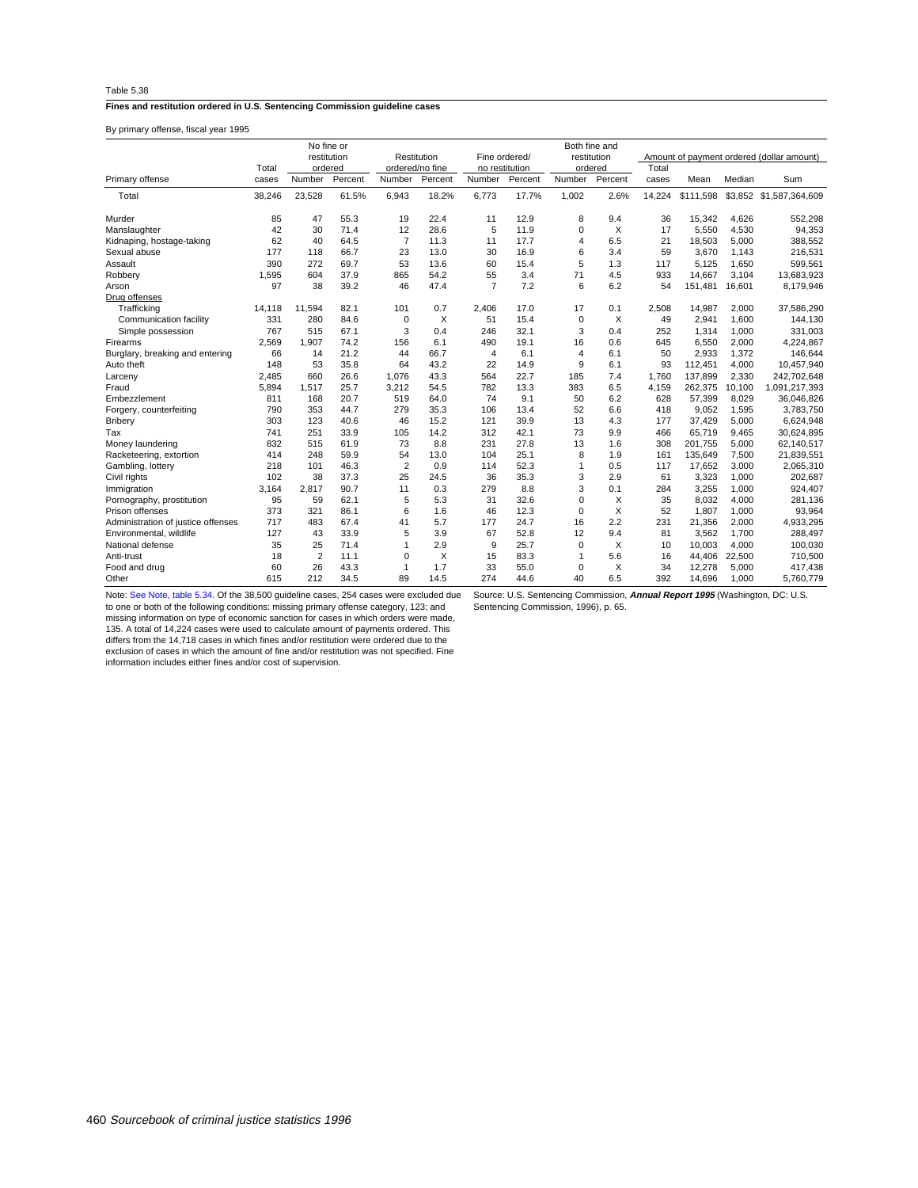Table 5.38

**Fines and restitution ordered in U.S. Sentencing Commission guideline cases**

By primary offense, fiscal year 1995

| Primary offense | Total cases | No fine or restitution ordered | | Restitution ordered/no fine | | Fine ordered/ no restitution | | Both fine and restitution ordered | | Amount of payment ordered (dollar amount) | | | |
|---|---|---|---|---|---|---|---|---|---|---|---|---|---|
| | | Number | Percent | Number | Percent | Number | Percent | Number | Percent | Total cases | Mean | Median | Sum |
| Total | 38,246 | 23,528 | 61.5% | 6,943 | 18.2% | 6,773 | 17.7% | 1,002 | 2.6% | 14,224 | $111,598 | $3,852 | $1,587,364,609 |
| Murder | 85 | 47 | 55.3 | 19 | 22.4 | 11 | 12.9 | 8 | 9.4 | 36 | 15,342 | 4,626 | 552,298 |
| Manslaughter | 42 | 30 | 71.4 | 12 | 28.6 | 5 | 11.9 | 0 | X | 17 | 5,550 | 4,530 | 94,353 |
| Kidnaping, hostage-taking | 62 | 40 | 64.5 | 7 | 11.3 | 11 | 17.7 | 4 | 6.5 | 21 | 18,503 | 5,000 | 388,552 |
| Sexual abuse | 177 | 118 | 66.7 | 23 | 13.0 | 30 | 16.9 | 6 | 3.4 | 59 | 3,670 | 1,143 | 216,531 |
| Assault | 390 | 272 | 69.7 | 53 | 13.6 | 60 | 15.4 | 5 | 1.3 | 117 | 5,125 | 1,650 | 599,561 |
| Robbery | 1,595 | 604 | 37.9 | 865 | 54.2 | 55 | 3.4 | 71 | 4.5 | 933 | 14,667 | 3,104 | 13,683,923 |
| Arson | 97 | 38 | 39.2 | 46 | 47.4 | 7 | 7.2 | 6 | 6.2 | 54 | 151,481 | 16,601 | 8,179,946 |
| Drug offenses | | | | | | | | | | | | | |
| Trafficking | 14,118 | 11,594 | 82.1 | 101 | 0.7 | 2,406 | 17.0 | 17 | 0.1 | 2,508 | 14,987 | 2,000 | 37,586,290 |
| Communication facility | 331 | 280 | 84.6 | 0 | X | 51 | 15.4 | 0 | X | 49 | 2,941 | 1,600 | 144,130 |
| Simple possession | 767 | 515 | 67.1 | 3 | 0.4 | 246 | 32.1 | 3 | 0.4 | 252 | 1,314 | 1,000 | 331,003 |
| Firearms | 2,569 | 1,907 | 74.2 | 156 | 6.1 | 490 | 19.1 | 16 | 0.6 | 645 | 6,550 | 2,000 | 4,224,867 |
| Burglary, breaking and entering | 66 | 14 | 21.2 | 44 | 66.7 | 4 | 6.1 | 4 | 6.1 | 50 | 2,933 | 1,372 | 146,644 |
| Auto theft | 148 | 53 | 35.8 | 64 | 43.2 | 22 | 14.9 | 9 | 6.1 | 93 | 112,451 | 4,000 | 10,457,940 |
| Larceny | 2,485 | 660 | 26.6 | 1,076 | 43.3 | 564 | 22.7 | 185 | 7.4 | 1,760 | 137,899 | 2,330 | 242,702,648 |
| Fraud | 5,894 | 1,517 | 25.7 | 3,212 | 54.5 | 782 | 13.3 | 383 | 6.5 | 4,159 | 262,375 | 10,100 | 1,091,217,393 |
| Embezzlement | 811 | 168 | 20.7 | 519 | 64.0 | 74 | 9.1 | 50 | 6.2 | 628 | 57,399 | 8,029 | 36,046,826 |
| Forgery, counterfeiting | 790 | 353 | 44.7 | 279 | 35.3 | 106 | 13.4 | 52 | 6.6 | 418 | 9,052 | 1,595 | 3,783,750 |
| Bribery | 303 | 123 | 40.6 | 46 | 15.2 | 121 | 39.9 | 13 | 4.3 | 177 | 37,429 | 5,000 | 6,624,948 |
| Tax | 741 | 251 | 33.9 | 105 | 14.2 | 312 | 42.1 | 73 | 9.9 | 466 | 65,719 | 9,465 | 30,624,895 |
| Money laundering | 832 | 515 | 61.9 | 73 | 8.8 | 231 | 27.8 | 13 | 1.6 | 308 | 201,755 | 5,000 | 62,140,517 |
| Racketeering, extortion | 414 | 248 | 59.9 | 54 | 13.0 | 104 | 25.1 | 8 | 1.9 | 161 | 135,649 | 7,500 | 21,839,551 |
| Gambling, lottery | 218 | 101 | 46.3 | 2 | 0.9 | 114 | 52.3 | 1 | 0.5 | 117 | 17,652 | 3,000 | 2,065,310 |
| Civil rights | 102 | 38 | 37.3 | 25 | 24.5 | 36 | 35.3 | 3 | 2.9 | 61 | 3,323 | 1,000 | 202,687 |
| Immigration | 3,164 | 2,817 | 90.7 | 11 | 0.3 | 279 | 8.8 | 3 | 0.1 | 284 | 3,255 | 1,000 | 924,407 |
| Pornography, prostitution | 95 | 59 | 62.1 | 5 | 5.3 | 31 | 32.6 | 0 | X | 35 | 8,032 | 4,000 | 281,136 |
| Prison offenses | 373 | 321 | 86.1 | 6 | 1.6 | 46 | 12.3 | 0 | X | 52 | 1,807 | 1,000 | 93,964 |
| Administration of justice offenses | 717 | 483 | 67.4 | 41 | 5.7 | 177 | 24.7 | 16 | 2.2 | 231 | 21,356 | 2,000 | 4,933,295 |
| Environmental, wildlife | 127 | 43 | 33.9 | 5 | 3.9 | 67 | 52.8 | 12 | 9.4 | 81 | 3,562 | 1,700 | 288,497 |
| National defense | 35 | 25 | 71.4 | 1 | 2.9 | 9 | 25.7 | 0 | X | 10 | 10,003 | 4,000 | 100,030 |
| Anti-trust | 18 | 2 | 11.1 | 0 | X | 15 | 83.3 | 1 | 5.6 | 16 | 44,406 | 22,500 | 710,500 |
| Food and drug | 60 | 26 | 43.3 | 1 | 1.7 | 33 | 55.0 | 0 | X | 34 | 12,278 | 5,000 | 417,438 |
| Other | 615 | 212 | 34.5 | 89 | 14.5 | 274 | 44.6 | 40 | 6.5 | 392 | 14,696 | 1,000 | 5,760,779 |

Note: See Note, table 5.34. Of the 38,500 guideline cases, 254 cases were excluded due to one or both of the following conditions: missing primary offense category, 123; and missing information on type of economic sanction for cases in which orders were made, 135. A total of 14,224 cases were used to calculate amount of payments ordered. This differs from the 14,718 cases in which fines and/or restitution were ordered due to the exclusion of cases in which the amount of fine and/or restitution was not specified. Fine information includes either fines and/or cost of supervision.

Source: U.S. Sentencing Commission, ***Annual Report 1995*** (Washington, DC: U.S. Sentencing Commission, 1996), p. 65.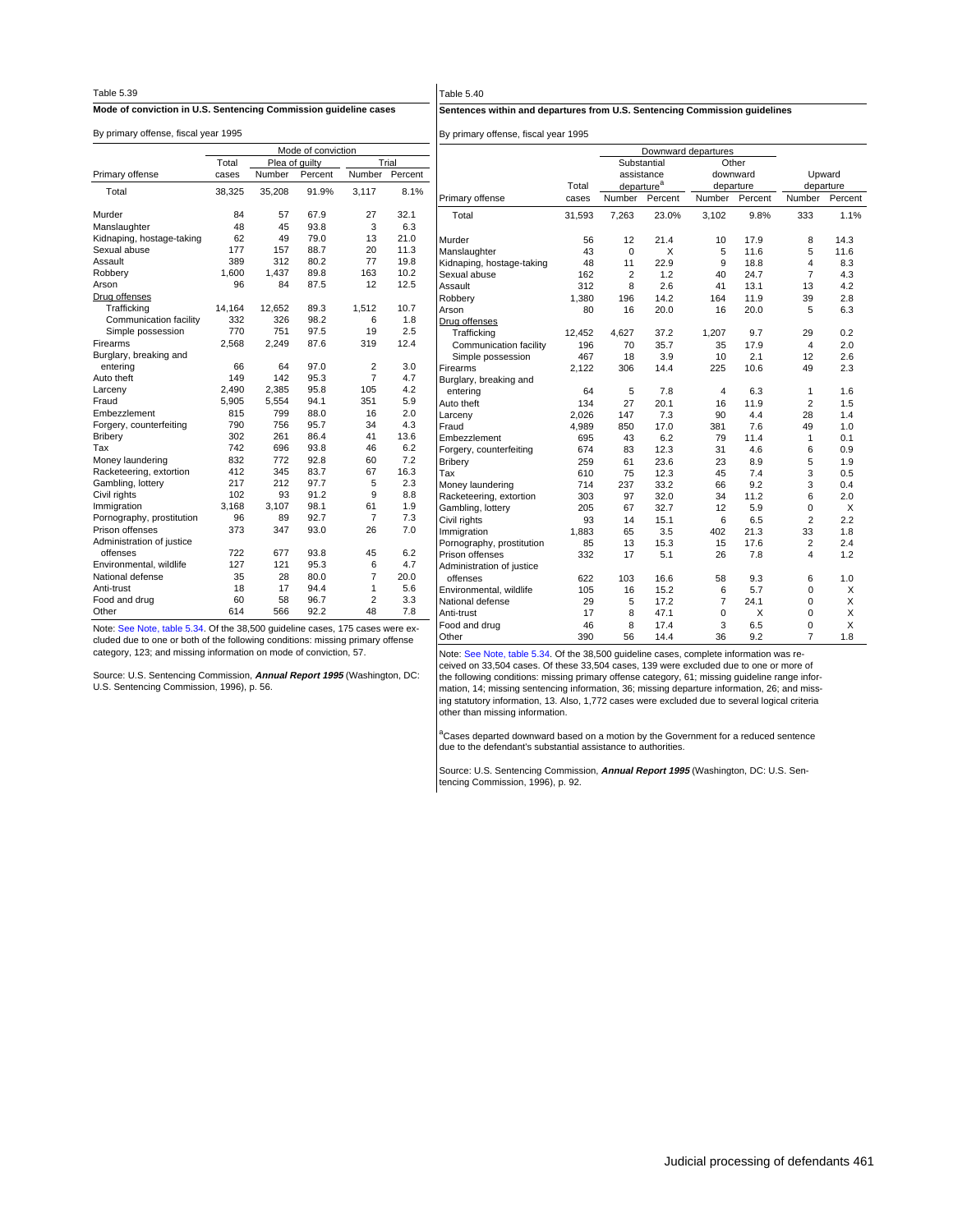Table 5.39

**Mode of conviction in U.S. Sentencing Commission guideline cases**

By primary offense, fiscal year 1995

| | | Mode of conviction | | | |
|---|---|---|---|---|---|
| | Total | Plea of guilty | | Trial | |
| Primary offense | cases | Number | Percent | Number | Percent |
| Total | 38,325 | 35,208 | 91.9% | 3,117 | 8.1% |
| Murder | 84 | 57 | 67.9 | 27 | 32.1 |
| Manslaughter | 48 | 45 | 93.8 | 3 | 6.3 |
| Kidnaping, hostage-taking | 62 | 49 | 79.0 | 13 | 21.0 |
| Sexual abuse | 177 | 157 | 88.7 | 20 | 11.3 |
| Assault | 389 | 312 | 80.2 | 77 | 19.8 |
| Robbery | 1,600 | 1,437 | 89.8 | 163 | 10.2 |
| Arson | 96 | 84 | 87.5 | 12 | 12.5 |
| Drug offenses | | | | | |
| Trafficking | 14,164 | 12,652 | 89.3 | 1,512 | 10.7 |
| Communication facility | 332 | 326 | 98.2 | 6 | 1.8 |
| Simple possession | 770 | 751 | 97.5 | 19 | 2.5 |
| Firearms | 2,568 | 2,249 | 87.6 | 319 | 12.4 |
| Burglary, breaking and entering | 66 | 64 | 97.0 | 2 | 3.0 |
| Auto theft | 149 | 142 | 95.3 | 7 | 4.7 |
| Larceny | 2,490 | 2,385 | 95.8 | 105 | 4.2 |
| Fraud | 5,905 | 5,554 | 94.1 | 351 | 5.9 |
| Embezzlement | 815 | 799 | 88.0 | 16 | 2.0 |
| Forgery, counterfeiting | 790 | 756 | 95.7 | 34 | 4.3 |
| Bribery | 302 | 261 | 86.4 | 41 | 13.6 |
| Tax | 742 | 696 | 93.8 | 46 | 6.2 |
| Money laundering | 832 | 772 | 92.8 | 60 | 7.2 |
| Racketeering, extortion | 412 | 345 | 83.7 | 67 | 16.3 |
| Gambling, lottery | 217 | 212 | 97.7 | 5 | 2.3 |
| Civil rights | 102 | 93 | 91.2 | 9 | 8.8 |
| Immigration | 3,168 | 3,107 | 98.1 | 61 | 1.9 |
| Pornography, prostitution | 96 | 89 | 92.7 | 7 | 7.3 |
| Prison offenses | 373 | 347 | 93.0 | 26 | 7.0 |
| Administration of justice offenses | 722 | 677 | 93.8 | 45 | 6.2 |
| Environmental, wildlife | 127 | 121 | 95.3 | 6 | 4.7 |
| National defense | 35 | 28 | 80.0 | 7 | 20.0 |
| Anti-trust | 18 | 17 | 94.4 | 1 | 5.6 |
| Food and drug | 60 | 58 | 96.7 | 2 | 3.3 |
| Other | 614 | 566 | 92.2 | 48 | 7.8 |

Note: See Note, table 5.34. Of the 38,500 guideline cases, 175 cases were excluded due to one or both of the following conditions: missing primary offense category, 123; and missing information on mode of conviction, 57.

Source: U.S. Sentencing Commission, ***Annual Report 1995*** (Washington, DC: U.S. Sentencing Commission, 1996), p. 56.

Table 5.40

**Sentences within and departures from U.S. Sentencing Commission guidelines**

By primary offense, fiscal year 1995

| | | Downward departures | | | | | |
|---|---|---|---|---|---|---|---|
| | | Substantial assistance departure[a] | | Other downward departure | | Upward departure | |
| Primary offense | Total cases | Number | Percent | Number | Percent | Number | Percent |
| Total | 31,593 | 7,263 | 23.0% | 3,102 | 9.8% | 333 | 1.1% |
| Murder | 56 | 12 | 21.4 | 10 | 17.9 | 8 | 14.3 |
| Manslaughter | 43 | 0 | X | 5 | 11.6 | 5 | 11.6 |
| Kidnaping, hostage-taking | 48 | 11 | 22.9 | 9 | 18.8 | 4 | 8.3 |
| Sexual abuse | 162 | 2 | 1.2 | 40 | 24.7 | 7 | 4.3 |
| Assault | 312 | 8 | 2.6 | 41 | 13.1 | 13 | 4.2 |
| Robbery | 1,380 | 196 | 14.2 | 164 | 11.9 | 39 | 2.8 |
| Arson | 80 | 16 | 20.0 | 16 | 20.0 | 5 | 6.3 |
| Drug offenses | | | | | | | |
| Trafficking | 12,452 | 4,627 | 37.2 | 1,207 | 9.7 | 29 | 0.2 |
| Communication facility | 196 | 70 | 35.7 | 35 | 17.9 | 4 | 2.0 |
| Simple possession | 467 | 18 | 3.9 | 10 | 2.1 | 12 | 2.6 |
| Firearms | 2,122 | 306 | 14.4 | 225 | 10.6 | 49 | 2.3 |
| Burglary, breaking and entering | 64 | 5 | 7.8 | 4 | 6.3 | 1 | 1.6 |
| Auto theft | 134 | 27 | 20.1 | 16 | 11.9 | 2 | 1.5 |
| Larceny | 2,026 | 147 | 7.3 | 90 | 4.4 | 28 | 1.4 |
| Fraud | 4,989 | 850 | 17.0 | 381 | 7.6 | 49 | 1.0 |
| Embezzlement | 695 | 43 | 6.2 | 79 | 11.4 | 1 | 0.1 |
| Forgery, counterfeiting | 674 | 83 | 12.3 | 31 | 4.6 | 6 | 0.9 |
| Bribery | 259 | 61 | 23.6 | 23 | 8.9 | 5 | 1.9 |
| Tax | 610 | 75 | 12.3 | 45 | 7.4 | 3 | 0.5 |
| Money laundering | 714 | 237 | 33.2 | 66 | 9.2 | 3 | 0.4 |
| Racketeering, extortion | 303 | 97 | 32.0 | 34 | 11.2 | 6 | 2.0 |
| Gambling, lottery | 205 | 67 | 32.7 | 12 | 5.9 | 0 | X |
| Civil rights | 93 | 14 | 15.1 | 6 | 6.5 | 2 | 2.2 |
| Immigration | 1,883 | 65 | 3.5 | 402 | 21.3 | 33 | 1.8 |
| Pornography, prostitution | 85 | 13 | 15.3 | 15 | 17.6 | 2 | 2.4 |
| Prison offenses | 332 | 17 | 5.1 | 26 | 7.8 | 4 | 1.2 |
| Administration of justice offenses | 622 | 103 | 16.6 | 58 | 9.3 | 6 | 1.0 |
| Environmental, wildlife | 105 | 16 | 15.2 | 6 | 5.7 | 0 | X |
| National defense | 29 | 5 | 17.2 | 7 | 24.1 | 0 | X |
| Anti-trust | 17 | 8 | 47.1 | 0 | X | 0 | X |
| Food and drug | 46 | 8 | 17.4 | 3 | 6.5 | 0 | X |
| Other | 390 | 56 | 14.4 | 36 | 9.2 | 7 | 1.8 |

Note: See Note, table 5.34. Of the 38,500 guideline cases, complete information was received on 33,504 cases. Of these 33,504 cases, 139 were excluded due to one or more of the following conditions: missing primary offense category, 61; missing guideline range information, 14; missing sentencing information, 36; missing departure information, 26; and missing statutory information, 13. Also, 1,772 cases were excluded due to several logical criteria other than missing information.

[a]Cases departed downward based on a motion by the Government for a reduced sentence due to the defendant's substantial assistance to authorities.

Source: U.S. Sentencing Commission, ***Annual Report 1995*** (Washington, DC: U.S. Sentencing Commission, 1996), p. 92.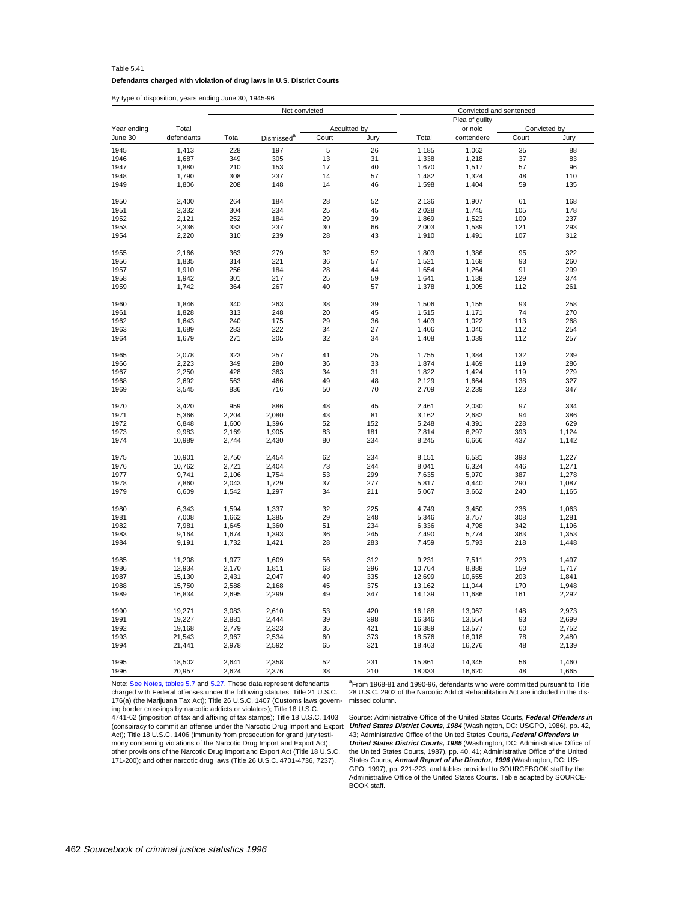Table 5.41

**Defendants charged with violation of drug laws in U.S. District Courts**

By type of disposition, years ending June 30, 1945-96

| | | Not convicted | | | | Convicted and sentenced | | | |
|---|---|---|---|---|---|---|---|---|---|
| | | | | Acquitted by | | | Plea of guilty | Convicted by | |
| Year ending June 30 | Total defendants | Total | Dismissed[a] | Court | Jury | Total | or nolo contendere | Court | Jury |
| 1945 | 1,413 | 228 | 197 | 5 | 26 | 1,185 | 1,062 | 35 | 88 |
| 1946 | 1,687 | 349 | 305 | 13 | 31 | 1,338 | 1,218 | 37 | 83 |
| 1947 | 1,880 | 210 | 153 | 17 | 40 | 1,670 | 1,517 | 57 | 96 |
| 1948 | 1,790 | 308 | 237 | 14 | 57 | 1,482 | 1,324 | 48 | 110 |
| 1949 | 1,806 | 208 | 148 | 14 | 46 | 1,598 | 1,404 | 59 | 135 |
| 1950 | 2,400 | 264 | 184 | 28 | 52 | 2,136 | 1,907 | 61 | 168 |
| 1951 | 2,332 | 304 | 234 | 25 | 45 | 2,028 | 1,745 | 105 | 178 |
| 1952 | 2,121 | 252 | 184 | 29 | 39 | 1,869 | 1,523 | 109 | 237 |
| 1953 | 2,336 | 333 | 237 | 30 | 66 | 2,003 | 1,589 | 121 | 293 |
| 1954 | 2,220 | 310 | 239 | 28 | 43 | 1,910 | 1,491 | 107 | 312 |
| 1955 | 2,166 | 363 | 279 | 32 | 52 | 1,803 | 1,386 | 95 | 322 |
| 1956 | 1,835 | 314 | 221 | 36 | 57 | 1,521 | 1,168 | 93 | 260 |
| 1957 | 1,910 | 256 | 184 | 28 | 44 | 1,654 | 1,264 | 91 | 299 |
| 1958 | 1,942 | 301 | 217 | 25 | 59 | 1,641 | 1,138 | 129 | 374 |
| 1959 | 1,742 | 364 | 267 | 40 | 57 | 1,378 | 1,005 | 112 | 261 |
| 1960 | 1,846 | 340 | 263 | 38 | 39 | 1,506 | 1,155 | 93 | 258 |
| 1961 | 1,828 | 313 | 248 | 20 | 45 | 1,515 | 1,171 | 74 | 270 |
| 1962 | 1,643 | 240 | 175 | 29 | 36 | 1,403 | 1,022 | 113 | 268 |
| 1963 | 1,689 | 283 | 222 | 34 | 27 | 1,406 | 1,040 | 112 | 254 |
| 1964 | 1,679 | 271 | 205 | 32 | 34 | 1,408 | 1,039 | 112 | 257 |
| 1965 | 2,078 | 323 | 257 | 41 | 25 | 1,755 | 1,384 | 132 | 239 |
| 1966 | 2,223 | 349 | 280 | 36 | 33 | 1,874 | 1,469 | 119 | 286 |
| 1967 | 2,250 | 428 | 363 | 34 | 31 | 1,822 | 1,424 | 119 | 279 |
| 1968 | 2,692 | 563 | 466 | 49 | 48 | 2,129 | 1,664 | 138 | 327 |
| 1969 | 3,545 | 836 | 716 | 50 | 70 | 2,709 | 2,239 | 123 | 347 |
| 1970 | 3,420 | 959 | 886 | 48 | 45 | 2,461 | 2,030 | 97 | 334 |
| 1971 | 5,366 | 2,204 | 2,080 | 43 | 81 | 3,162 | 2,682 | 94 | 386 |
| 1972 | 6,848 | 1,600 | 1,396 | 52 | 152 | 5,248 | 4,391 | 228 | 629 |
| 1973 | 9,983 | 2,169 | 1,905 | 83 | 181 | 7,814 | 6,297 | 393 | 1,124 |
| 1974 | 10,989 | 2,744 | 2,430 | 80 | 234 | 8,245 | 6,666 | 437 | 1,142 |
| 1975 | 10,901 | 2,750 | 2,454 | 62 | 234 | 8,151 | 6,531 | 393 | 1,227 |
| 1976 | 10,762 | 2,721 | 2,404 | 73 | 244 | 8,041 | 6,324 | 446 | 1,271 |
| 1977 | 9,741 | 2,106 | 1,754 | 53 | 299 | 7,635 | 5,970 | 387 | 1,278 |
| 1978 | 7,860 | 2,043 | 1,729 | 37 | 277 | 5,817 | 4,440 | 290 | 1,087 |
| 1979 | 6,609 | 1,542 | 1,297 | 34 | 211 | 5,067 | 3,662 | 240 | 1,165 |
| 1980 | 6,343 | 1,594 | 1,337 | 32 | 225 | 4,749 | 3,450 | 236 | 1,063 |
| 1981 | 7,008 | 1,662 | 1,385 | 29 | 248 | 5,346 | 3,757 | 308 | 1,281 |
| 1982 | 7,981 | 1,645 | 1,360 | 51 | 234 | 6,336 | 4,798 | 342 | 1,196 |
| 1983 | 9,164 | 1,674 | 1,393 | 36 | 245 | 7,490 | 5,774 | 363 | 1,353 |
| 1984 | 9,191 | 1,732 | 1,421 | 28 | 283 | 7,459 | 5,793 | 218 | 1,448 |
| 1985 | 11,208 | 1,977 | 1,609 | 56 | 312 | 9,231 | 7,511 | 223 | 1,497 |
| 1986 | 12,934 | 2,170 | 1,811 | 63 | 296 | 10,764 | 8,888 | 159 | 1,717 |
| 1987 | 15,130 | 2,431 | 2,047 | 49 | 335 | 12,699 | 10,655 | 203 | 1,841 |
| 1988 | 15,750 | 2,588 | 2,168 | 45 | 375 | 13,162 | 11,044 | 170 | 1,948 |
| 1989 | 16,834 | 2,695 | 2,299 | 49 | 347 | 14,139 | 11,686 | 161 | 2,292 |
| 1990 | 19,271 | 3,083 | 2,610 | 53 | 420 | 16,188 | 13,067 | 148 | 2,973 |
| 1991 | 19,227 | 2,881 | 2,444 | 39 | 398 | 16,346 | 13,554 | 93 | 2,699 |
| 1992 | 19,168 | 2,779 | 2,323 | 35 | 421 | 16,389 | 13,577 | 60 | 2,752 |
| 1993 | 21,543 | 2,967 | 2,534 | 60 | 373 | 18,576 | 16,018 | 78 | 2,480 |
| 1994 | 21,441 | 2,978 | 2,592 | 65 | 321 | 18,463 | 16,276 | 48 | 2,139 |
| 1995 | 18,502 | 2,641 | 2,358 | 52 | 231 | 15,861 | 14,345 | 56 | 1,460 |
| 1996 | 20,957 | 2,624 | 2,376 | 38 | 210 | 18,333 | 16,620 | 48 | 1,665 |

Note: See Notes, tables 5.7 and 5.27. These data represent defendants charged with Federal offenses under the following statutes: Title 21 U.S.C. 176(a) (the Marijuana Tax Act); Title 26 U.S.C. 1407 (Customs laws governing border crossings by narcotic addicts or violators); Title 18 U.S.C. 4741-62 (imposition of tax and affixing of tax stamps); Title 18 U.S.C. 1403 (conspiracy to commit an offense under the Narcotic Drug Import and Export Act); Title 18 U.S.C. 1406 (immunity from prosecution for grand jury testimony concerning violations of the Narcotic Drug Import and Export Act); other provisions of the Narcotic Drug Import and Export Act (Title 18 U.S.C. 171-200); and other narcotic drug laws (Title 26 U.S.C. 4701-4736, 7237).

[a]From 1968-81 and 1990-96, defendants who were committed pursuant to Title 28 U.S.C. 2902 of the Narcotic Addict Rehabilitation Act are included in the dismissed column.

Source: Administrative Office of the United States Courts, ***Federal Offenders in United States District Courts, 1984*** (Washington, DC: USGPO, 1986), pp. 42, 43; Administrative Office of the United States Courts, ***Federal Offenders in United States District Courts, 1985*** (Washington, DC: Administrative Office of the United States Courts, 1987), pp. 40, 41; Administrative Office of the United States Courts, ***Annual Report of the Director, 1996*** (Washington, DC: USGPO, 1997), pp. 221-223; and tables provided to SOURCEBOOK staff by the Administrative Office of the United States Courts. Table adapted by SOURCEBOOK staff.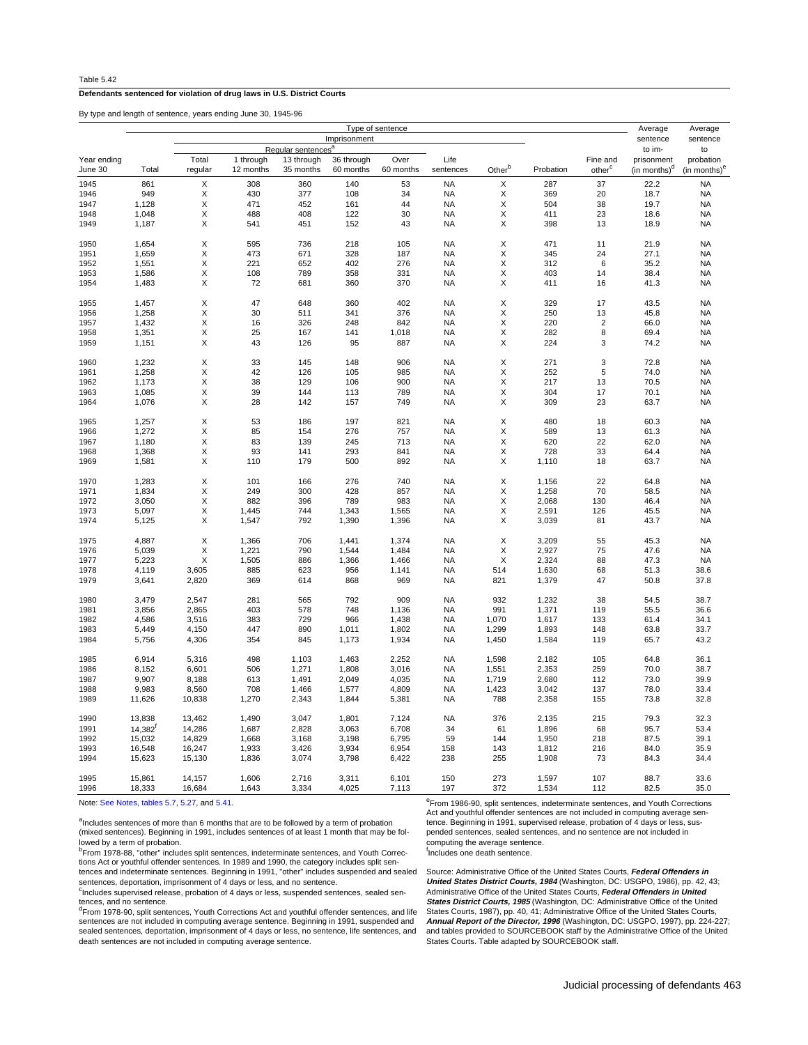Table 5.42

**Defendants sentenced for violation of drug laws in U.S. District Courts**

By type and length of sentence, years ending June 30, 1945-96

| Year ending June 30 | Total | Type of sentence: Imprisonment: Regular sentences[a]: Total regular | 1 through 12 months | 13 through 35 months | 36 through 60 months | Over 60 months | Life sentences | Other[b] | Probation | Fine and other[c] | Average sentence to imprisonment (in months)[d] | Average sentence to probation (in months)[e] |
|---|---|---|---|---|---|---|---|---|---|---|---|---|
| 1945 | 861 | X | 308 | 360 | 140 | 53 | NA | X | 287 | 37 | 22.2 | NA |
| 1946 | 949 | X | 430 | 377 | 108 | 34 | NA | X | 369 | 20 | 18.7 | NA |
| 1947 | 1,128 | X | 471 | 452 | 161 | 44 | NA | X | 504 | 38 | 19.7 | NA |
| 1948 | 1,048 | X | 488 | 408 | 122 | 30 | NA | X | 411 | 23 | 18.6 | NA |
| 1949 | 1,187 | X | 541 | 451 | 152 | 43 | NA | X | 398 | 13 | 18.9 | NA |
| 1950 | 1,654 | X | 595 | 736 | 218 | 105 | NA | X | 471 | 11 | 21.9 | NA |
| 1951 | 1,659 | X | 473 | 671 | 328 | 187 | NA | X | 345 | 24 | 27.1 | NA |
| 1952 | 1,551 | X | 221 | 652 | 402 | 276 | NA | X | 312 | 6 | 35.2 | NA |
| 1953 | 1,586 | X | 108 | 789 | 358 | 331 | NA | X | 403 | 14 | 38.4 | NA |
| 1954 | 1,483 | X | 72 | 681 | 360 | 370 | NA | X | 411 | 16 | 41.3 | NA |
| 1955 | 1,457 | X | 47 | 648 | 360 | 402 | NA | X | 329 | 17 | 43.5 | NA |
| 1956 | 1,258 | X | 30 | 511 | 341 | 376 | NA | X | 250 | 13 | 45.8 | NA |
| 1957 | 1,432 | X | 16 | 326 | 248 | 842 | NA | X | 220 | 2 | 66.0 | NA |
| 1958 | 1,351 | X | 25 | 167 | 141 | 1,018 | NA | X | 282 | 8 | 69.4 | NA |
| 1959 | 1,151 | X | 43 | 126 | 95 | 887 | NA | X | 224 | 3 | 74.2 | NA |
| 1960 | 1,232 | X | 33 | 145 | 148 | 906 | NA | X | 271 | 3 | 72.8 | NA |
| 1961 | 1,258 | X | 42 | 126 | 105 | 985 | NA | X | 252 | 5 | 74.0 | NA |
| 1962 | 1,173 | X | 38 | 129 | 106 | 900 | NA | X | 217 | 13 | 70.5 | NA |
| 1963 | 1,085 | X | 39 | 144 | 113 | 789 | NA | X | 304 | 17 | 70.1 | NA |
| 1964 | 1,076 | X | 28 | 142 | 157 | 749 | NA | X | 309 | 23 | 63.7 | NA |
| 1965 | 1,257 | X | 53 | 186 | 197 | 821 | NA | X | 480 | 18 | 60.3 | NA |
| 1966 | 1,272 | X | 85 | 154 | 276 | 757 | NA | X | 589 | 13 | 61.3 | NA |
| 1967 | 1,180 | X | 83 | 139 | 245 | 713 | NA | X | 620 | 22 | 62.0 | NA |
| 1968 | 1,368 | X | 93 | 141 | 293 | 841 | NA | X | 728 | 33 | 64.4 | NA |
| 1969 | 1,581 | X | 110 | 179 | 500 | 892 | NA | X | 1,110 | 18 | 63.7 | NA |
| 1970 | 1,283 | X | 101 | 166 | 276 | 740 | NA | X | 1,156 | 22 | 64.8 | NA |
| 1971 | 1,834 | X | 249 | 300 | 428 | 857 | NA | X | 1,258 | 70 | 58.5 | NA |
| 1972 | 3,050 | X | 882 | 396 | 789 | 983 | NA | X | 2,068 | 130 | 46.4 | NA |
| 1973 | 5,097 | X | 1,445 | 744 | 1,343 | 1,565 | NA | X | 2,591 | 126 | 45.5 | NA |
| 1974 | 5,125 | X | 1,547 | 792 | 1,390 | 1,396 | NA | X | 3,039 | 81 | 43.7 | NA |
| 1975 | 4,887 | X | 1,366 | 706 | 1,441 | 1,374 | NA | X | 3,209 | 55 | 45.3 | NA |
| 1976 | 5,039 | X | 1,221 | 790 | 1,544 | 1,484 | NA | X | 2,927 | 75 | 47.6 | NA |
| 1977 | 5,223 | X | 1,505 | 886 | 1,366 | 1,466 | NA | X | 2,324 | 88 | 47.3 | NA |
| 1978 | 4,119 | 3,605 | 885 | 623 | 956 | 1,141 | NA | 514 | 1,630 | 68 | 51.3 | 38.6 |
| 1979 | 3,641 | 2,820 | 369 | 614 | 868 | 969 | NA | 821 | 1,379 | 47 | 50.8 | 37.8 |
| 1980 | 3,479 | 2,547 | 281 | 565 | 792 | 909 | NA | 932 | 1,232 | 38 | 54.5 | 38.7 |
| 1981 | 3,856 | 2,865 | 403 | 578 | 748 | 1,136 | NA | 991 | 1,371 | 119 | 55.5 | 36.6 |
| 1982 | 4,586 | 3,516 | 383 | 729 | 966 | 1,438 | NA | 1,070 | 1,617 | 133 | 61.4 | 34.1 |
| 1983 | 5,449 | 4,150 | 447 | 890 | 1,011 | 1,802 | NA | 1,299 | 1,893 | 148 | 63.8 | 33.7 |
| 1984 | 5,756 | 4,306 | 354 | 845 | 1,173 | 1,934 | NA | 1,450 | 1,584 | 119 | 65.7 | 43.2 |
| 1985 | 6,914 | 5,316 | 498 | 1,103 | 1,463 | 2,252 | NA | 1,598 | 2,182 | 105 | 64.8 | 36.1 |
| 1986 | 8,152 | 6,601 | 506 | 1,271 | 1,808 | 3,016 | NA | 1,551 | 2,353 | 259 | 70.0 | 38.7 |
| 1987 | 9,907 | 8,188 | 613 | 1,491 | 2,049 | 4,035 | NA | 1,719 | 2,680 | 112 | 73.0 | 39.9 |
| 1988 | 9,983 | 8,560 | 708 | 1,466 | 1,577 | 4,809 | NA | 1,423 | 3,042 | 137 | 78.0 | 33.4 |
| 1989 | 11,626 | 10,838 | 1,270 | 2,343 | 1,844 | 5,381 | NA | 788 | 2,358 | 155 | 73.8 | 32.8 |
| 1990 | 13,838 | 13,462 | 1,490 | 3,047 | 1,801 | 7,124 | NA | 376 | 2,135 | 215 | 79.3 | 32.3 |
| 1991 | 14,382[f] | 14,286 | 1,687 | 2,828 | 3,063 | 6,708 | 34 | 61 | 1,896 | 68 | 95.7 | 53.4 |
| 1992 | 15,032 | 14,829 | 1,668 | 3,168 | 3,198 | 6,795 | 59 | 144 | 1,950 | 218 | 87.5 | 39.1 |
| 1993 | 16,548 | 16,247 | 1,933 | 3,426 | 3,934 | 6,954 | 158 | 143 | 1,812 | 216 | 84.0 | 35.9 |
| 1994 | 15,623 | 15,130 | 1,836 | 3,074 | 3,798 | 6,422 | 238 | 255 | 1,908 | 73 | 84.3 | 34.4 |
| 1995 | 15,861 | 14,157 | 1,606 | 2,716 | 3,311 | 6,101 | 150 | 273 | 1,597 | 107 | 88.7 | 33.6 |
| 1996 | 18,333 | 16,684 | 1,643 | 3,334 | 4,025 | 7,113 | 197 | 372 | 1,534 | 112 | 82.5 | 35.0 |

Note: See Notes, tables 5.7, 5.27, and 5.41.

[a]Includes sentences of more than 6 months that are to be followed by a term of probation (mixed sentences). Beginning in 1991, includes sentences of at least 1 month that may be followed by a term of probation.

[b]From 1978-88, "other" includes split sentences, indeterminate sentences, and Youth Corrections Act or youthful offender sentences. In 1989 and 1990, the category includes split sentences and indeterminate sentences. Beginning in 1991, "other" includes suspended and sealed sentences, deportation, imprisonment of 4 days or less, and no sentence.

[c]Includes supervised release, probation of 4 days or less, suspended sentences, sealed sentences, and no sentence.

[d]From 1978-90, split sentences, Youth Corrections Act and youthful offender sentences, and life sentences are not included in computing average sentence. Beginning in 1991, suspended and sealed sentences, deportation, imprisonment of 4 days or less, no sentence, life sentences, and death sentences are not included in computing average sentence.

[e]From 1986-90, split sentences, indeterminate sentences, and Youth Corrections Act and youthful offender sentences are not included in computing average sentence. Beginning in 1991, supervised release, probation of 4 days or less, suspended sentences, sealed sentences, and no sentence are not included in computing the average sentence.

[f]Includes one death sentence.

Source: Administrative Office of the United States Courts, ***Federal Offenders in United States District Courts, 1984*** (Washington, DC: USGPO, 1986), pp. 42, 43; Administrative Office of the United States Courts, ***Federal Offenders in United States District Courts, 1985*** (Washington, DC: Administrative Office of the United States Courts, 1987), pp. 40, 41; Administrative Office of the United States Courts, ***Annual Report of the Director, 1996*** (Washington, DC: USGPO, 1997), pp. 224-227; and tables provided to SOURCEBOOK staff by the Administrative Office of the United States Courts. Table adapted by SOURCEBOOK staff.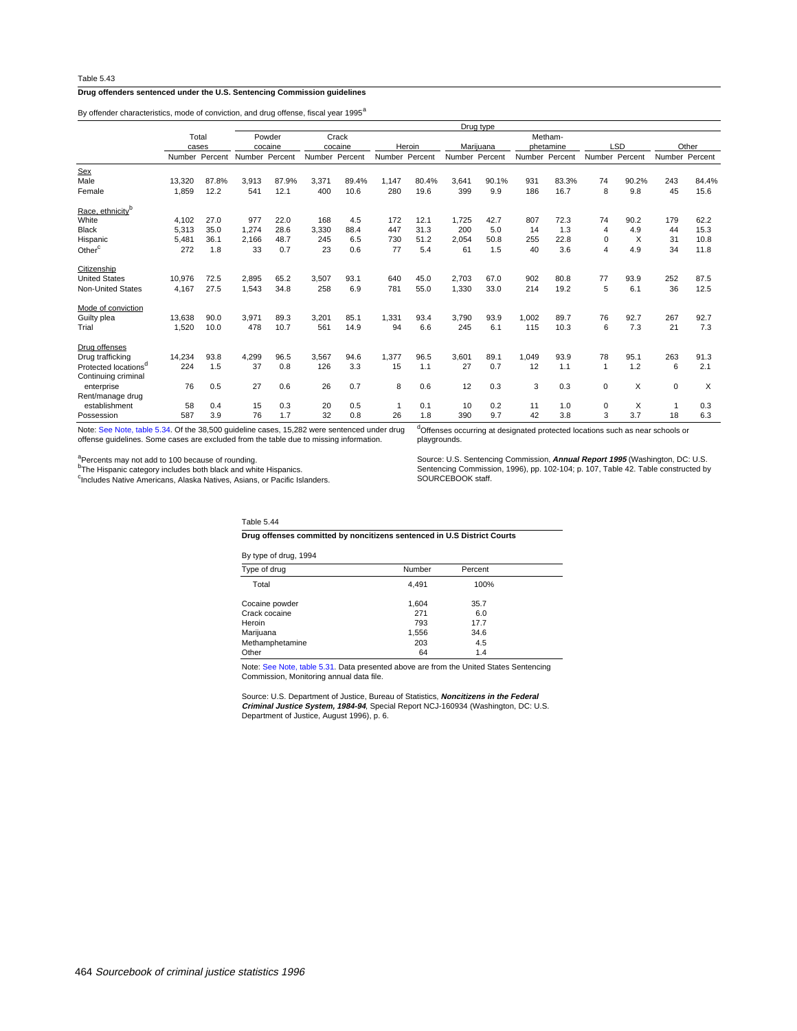Table 5.43

**Drug offenders sentenced under the U.S. Sentencing Commission guidelines**

By offender characteristics, mode of conviction, and drug offense, fiscal year 1995[a]

| | Total cases | | Drug type | | | | | | | | | | | | | | | |
|---|---|---|---|---|---|---|---|---|---|---|---|---|---|---|---|---|---|---|
| | | | Powder cocaine | | Crack cocaine | | Heroin | | Marijuana | | Metham-phetamine | | LSD | | Other | |
| | Number | Percent | Number | Percent | Number | Percent | Number | Percent | Number | Percent | Number | Percent | Number | Percent | Number | Percent |
| Sex | | | | | | | | | | | | | | | | |
| Male | 13,320 | 87.8% | 3,913 | 87.9% | 3,371 | 89.4% | 1,147 | 80.4% | 3,641 | 90.1% | 931 | 83.3% | 74 | 90.2% | 243 | 84.4% |
| Female | 1,859 | 12.2 | 541 | 12.1 | 400 | 10.6 | 280 | 19.6 | 399 | 9.9 | 186 | 16.7 | 8 | 9.8 | 45 | 15.6 |
| Race, ethnicity[b] | | | | | | | | | | | | | | | | |
| White | 4,102 | 27.0 | 977 | 22.0 | 168 | 4.5 | 172 | 12.1 | 1,725 | 42.7 | 807 | 72.3 | 74 | 90.2 | 179 | 62.2 |
| Black | 5,313 | 35.0 | 1,274 | 28.6 | 3,330 | 88.4 | 447 | 31.3 | 200 | 5.0 | 14 | 1.3 | 4 | 4.9 | 44 | 15.3 |
| Hispanic | 5,481 | 36.1 | 2,166 | 48.7 | 245 | 6.5 | 730 | 51.2 | 2,054 | 50.8 | 255 | 22.8 | 0 | X | 31 | 10.8 |
| Other[c] | 272 | 1.8 | 33 | 0.7 | 23 | 0.6 | 77 | 5.4 | 61 | 1.5 | 40 | 3.6 | 4 | 4.9 | 34 | 11.8 |
| Citizenship | | | | | | | | | | | | | | | | |
| United States | 10,976 | 72.5 | 2,895 | 65.2 | 3,507 | 93.1 | 640 | 45.0 | 2,703 | 67.0 | 902 | 80.8 | 77 | 93.9 | 252 | 87.5 |
| Non-United States | 4,167 | 27.5 | 1,543 | 34.8 | 258 | 6.9 | 781 | 55.0 | 1,330 | 33.0 | 214 | 19.2 | 5 | 6.1 | 36 | 12.5 |
| Mode of conviction | | | | | | | | | | | | | | | | |
| Guilty plea | 13,638 | 90.0 | 3,971 | 89.3 | 3,201 | 85.1 | 1,331 | 93.4 | 3,790 | 93.9 | 1,002 | 89.7 | 76 | 92.7 | 267 | 92.7 |
| Trial | 1,520 | 10.0 | 478 | 10.7 | 561 | 14.9 | 94 | 6.6 | 245 | 6.1 | 115 | 10.3 | 6 | 7.3 | 21 | 7.3 |
| Drug offenses | | | | | | | | | | | | | | | | |
| Drug trafficking | 14,234 | 93.8 | 4,299 | 96.5 | 3,567 | 94.6 | 1,377 | 96.5 | 3,601 | 89.1 | 1,049 | 93.9 | 78 | 95.1 | 263 | 91.3 |
| Protected locations[d] | 224 | 1.5 | 37 | 0.8 | 126 | 3.3 | 15 | 1.1 | 27 | 0.7 | 12 | 1.1 | 1 | 1.2 | 6 | 2.1 |
| Continuing criminal enterprise | 76 | 0.5 | 27 | 0.6 | 26 | 0.7 | 8 | 0.6 | 12 | 0.3 | 3 | 0.3 | 0 | X | 0 | X |
| Rent/manage drug establishment | 58 | 0.4 | 15 | 0.3 | 20 | 0.5 | 1 | 0.1 | 10 | 0.2 | 11 | 1.0 | 0 | X | 1 | 0.3 |
| Possession | 587 | 3.9 | 76 | 1.7 | 32 | 0.8 | 26 | 1.8 | 390 | 9.7 | 42 | 3.8 | 3 | 3.7 | 18 | 6.3 |

Note: See Note, table 5.34. Of the 38,500 guideline cases, 15,282 were sentenced under drug offense guidelines. Some cases are excluded from the table due to missing information.

[a]Percents may not add to 100 because of rounding.
[b]The Hispanic category includes both black and white Hispanics.
[c]Includes Native Americans, Alaska Natives, Asians, or Pacific Islanders.
[d]Offenses occurring at designated protected locations such as near schools or playgrounds.

Source: U.S. Sentencing Commission, ***Annual Report 1995*** (Washington, DC: U.S. Sentencing Commission, 1996), pp. 102-104; p. 107, Table 42. Table constructed by SOURCEBOOK staff.

Table 5.44

**Drug offenses committed by noncitizens sentenced in U.S District Courts**

By type of drug, 1994

| Type of drug | Number | Percent |
|---|---|---|
| Total | 4,491 | 100% |
| Cocaine powder | 1,604 | 35.7 |
| Crack cocaine | 271 | 6.0 |
| Heroin | 793 | 17.7 |
| Marijuana | 1,556 | 34.6 |
| Methamphetamine | 203 | 4.5 |
| Other | 64 | 1.4 |

Note: See Note, table 5.31. Data presented above are from the United States Sentencing Commission, Monitoring annual data file.

Source: U.S. Department of Justice, Bureau of Statistics, ***Noncitizens in the Federal Criminal Justice System, 1984-94***, Special Report NCJ-160934 (Washington, DC: U.S. Department of Justice, August 1996), p. 6.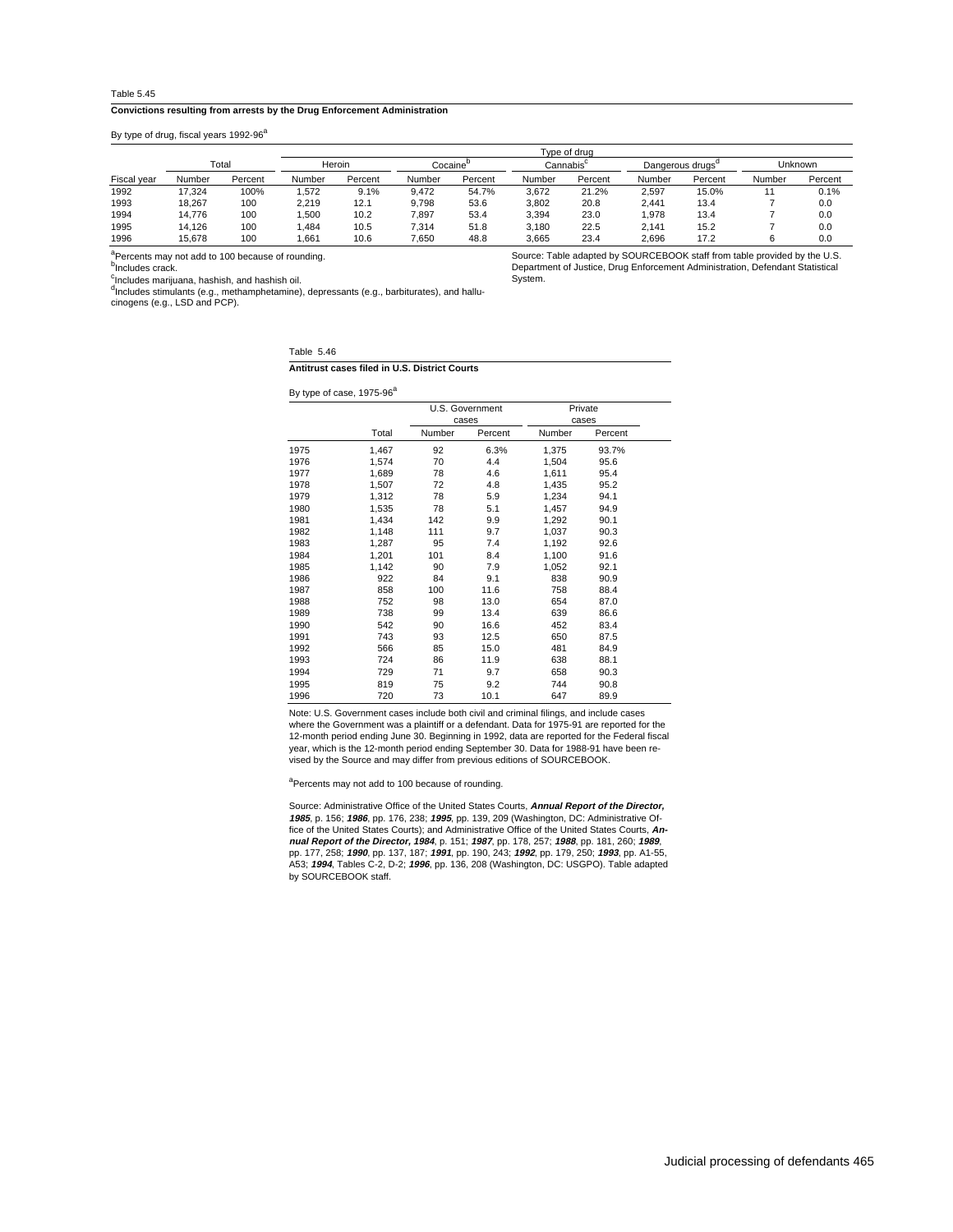Table 5.45

**Convictions resulting from arrests by the Drug Enforcement Administration**

By type of drug, fiscal years 1992-96[a]

| | Total | | Type of drug | | | | | | | | | |
|---|---|---|---|---|---|---|---|---|---|---|---|---|
| | | | Heroin | | Cocaine[b] | | Cannabis[c] | | Dangerous drugs[d] | | Unknown | |
| Fiscal year | Number | Percent | Number | Percent | Number | Percent | Number | Percent | Number | Percent | Number | Percent |
| 1992 | 17,324 | 100% | 1,572 | 9.1% | 9,472 | 54.7% | 3,672 | 21.2% | 2,597 | 15.0% | 11 | 0.1% |
| 1993 | 18,267 | 100 | 2,219 | 12.1 | 9,798 | 53.6 | 3,802 | 20.8 | 2,441 | 13.4 | 7 | 0.0 |
| 1994 | 14,776 | 100 | 1,500 | 10.2 | 7,897 | 53.4 | 3,394 | 23.0 | 1,978 | 13.4 | 7 | 0.0 |
| 1995 | 14,126 | 100 | 1,484 | 10.5 | 7,314 | 51.8 | 3,180 | 22.5 | 2,141 | 15.2 | 7 | 0.0 |
| 1996 | 15,678 | 100 | 1,661 | 10.6 | 7,650 | 48.8 | 3,665 | 23.4 | 2,696 | 17.2 | 6 | 0.0 |

[a]Percents may not add to 100 because of rounding.
[b]Includes crack.
[c]Includes marijuana, hashish, and hashish oil.
[d]Includes stimulants (e.g., methamphetamine), depressants (e.g., barbiturates), and hallucinogens (e.g., LSD and PCP).

Source: Table adapted by SOURCEBOOK staff from table provided by the U.S. Department of Justice, Drug Enforcement Administration, Defendant Statistical System.

Table 5.46

**Antitrust cases filed in U.S. District Courts**

By type of case, 1975-96[a]

| | Total | U.S. Government cases | | Private cases | |
|---|---|---|---|---|---|
| | | Number | Percent | Number | Percent |
| 1975 | 1,467 | 92 | 6.3% | 1,375 | 93.7% |
| 1976 | 1,574 | 70 | 4.4 | 1,504 | 95.6 |
| 1977 | 1,689 | 78 | 4.6 | 1,611 | 95.4 |
| 1978 | 1,507 | 72 | 4.8 | 1,435 | 95.2 |
| 1979 | 1,312 | 78 | 5.9 | 1,234 | 94.1 |
| 1980 | 1,535 | 78 | 5.1 | 1,457 | 94.9 |
| 1981 | 1,434 | 142 | 9.9 | 1,292 | 90.1 |
| 1982 | 1,148 | 111 | 9.7 | 1,037 | 90.3 |
| 1983 | 1,287 | 95 | 7.4 | 1,192 | 92.6 |
| 1984 | 1,201 | 101 | 8.4 | 1,100 | 91.6 |
| 1985 | 1,142 | 90 | 7.9 | 1,052 | 92.1 |
| 1986 | 922 | 84 | 9.1 | 838 | 90.9 |
| 1987 | 858 | 100 | 11.6 | 758 | 88.4 |
| 1988 | 752 | 98 | 13.0 | 654 | 87.0 |
| 1989 | 738 | 99 | 13.4 | 639 | 86.6 |
| 1990 | 542 | 90 | 16.6 | 452 | 83.4 |
| 1991 | 743 | 93 | 12.5 | 650 | 87.5 |
| 1992 | 566 | 85 | 15.0 | 481 | 84.9 |
| 1993 | 724 | 86 | 11.9 | 638 | 88.1 |
| 1994 | 729 | 71 | 9.7 | 658 | 90.3 |
| 1995 | 819 | 75 | 9.2 | 744 | 90.8 |
| 1996 | 720 | 73 | 10.1 | 647 | 89.9 |

Note: U.S. Government cases include both civil and criminal filings, and include cases where the Government was a plaintiff or a defendant. Data for 1975-91 are reported for the 12-month period ending June 30. Beginning in 1992, data are reported for the Federal fiscal year, which is the 12-month period ending September 30. Data for 1988-91 have been revised by the Source and may differ from previous editions of SOURCEBOOK.

[a]Percents may not add to 100 because of rounding.

Source: Administrative Office of the United States Courts, ***Annual Report of the Director, 1985***, p. 156; ***1986***, pp. 176, 238; ***1995***, pp. 139, 209 (Washington, DC: Administrative Office of the United States Courts); and Administrative Office of the United States Courts, ***Annual Report of the Director, 1984***, p. 151; ***1987***, pp. 178, 257; ***1988***, pp. 181, 260; ***1989***, pp. 177, 258; ***1990***, pp. 137, 187; ***1991***, pp. 190, 243; ***1992***, pp. 179, 250; ***1993***, pp. A1-55, A53; ***1994***, Tables C-2, D-2; ***1996***, pp. 136, 208 (Washington, DC: USGPO). Table adapted by SOURCEBOOK staff.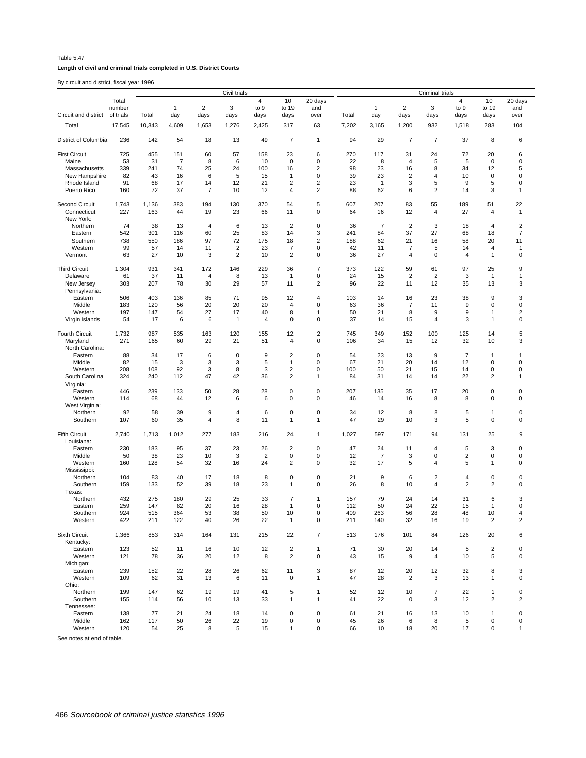Table 5.47

**Length of civil and criminal trials completed in U.S. District Courts**

By circuit and district, fiscal year 1996

| Circuit and district | Total number of trials | Civil trials: Total | 1 day | 2 days | 3 days | 4 to 9 days | 10 to 19 days | 20 days and over | Criminal trials: Total | 1 day | 2 days | 3 days | 4 to 9 days | 10 to 19 days | 20 days and over |
|---|---|---|---|---|---|---|---|---|---|---|---|---|---|---|---|
| Total | 17,545 | 10,343 | 4,609 | 1,653 | 1,276 | 2,425 | 317 | 63 | 7,202 | 3,165 | 1,200 | 932 | 1,518 | 283 | 104 |
| District of Columbia | 236 | 142 | 54 | 18 | 13 | 49 | 7 | 1 | 94 | 29 | 7 | 7 | 37 | 8 | 6 |
| First Circuit | 725 | 455 | 151 | 60 | 57 | 158 | 23 | 6 | 270 | 117 | 31 | 24 | 72 | 20 | 6 |
| Maine | 53 | 31 | 7 | 8 | 6 | 10 | 0 | 0 | 22 | 8 | 4 | 5 | 5 | 0 | 0 |
| Massachusetts | 339 | 241 | 74 | 25 | 24 | 100 | 16 | 2 | 98 | 23 | 16 | 8 | 34 | 12 | 5 |
| New Hampshire | 82 | 43 | 16 | 6 | 5 | 15 | 1 | 0 | 39 | 23 | 2 | 4 | 10 | 0 | 0 |
| Rhode Island | 91 | 68 | 17 | 14 | 12 | 21 | 2 | 2 | 23 | 1 | 3 | 5 | 9 | 5 | 0 |
| Puerto Rico | 160 | 72 | 37 | 7 | 10 | 12 | 4 | 2 | 88 | 62 | 6 | 2 | 14 | 3 | 1 |
| Second Circuit | 1,743 | 1,136 | 383 | 194 | 130 | 370 | 54 | 5 | 607 | 207 | 83 | 55 | 189 | 51 | 22 |
| Connecticut | 227 | 163 | 44 | 19 | 23 | 66 | 11 | 0 | 64 | 16 | 12 | 4 | 27 | 4 | 1 |
| New York: | | | | | | | | | | | | | | | |
| Northern | 74 | 38 | 13 | 4 | 6 | 13 | 2 | 0 | 36 | 7 | 2 | 3 | 18 | 4 | 2 |
| Eastern | 542 | 301 | 116 | 60 | 25 | 83 | 14 | 3 | 241 | 84 | 37 | 27 | 68 | 18 | 7 |
| Southern | 738 | 550 | 186 | 97 | 72 | 175 | 18 | 2 | 188 | 62 | 21 | 16 | 58 | 20 | 11 |
| Western | 99 | 57 | 14 | 11 | 2 | 23 | 7 | 0 | 42 | 11 | 7 | 5 | 14 | 4 | 1 |
| Vermont | 63 | 27 | 10 | 3 | 2 | 10 | 2 | 0 | 36 | 27 | 4 | 0 | 4 | 1 | 0 |
| Third Circuit | 1,304 | 931 | 341 | 172 | 146 | 229 | 36 | 7 | 373 | 122 | 59 | 61 | 97 | 25 | 9 |
| Delaware | 61 | 37 | 11 | 4 | 8 | 13 | 1 | 0 | 24 | 15 | 2 | 2 | 3 | 1 | 1 |
| New Jersey | 303 | 207 | 78 | 30 | 29 | 57 | 11 | 2 | 96 | 22 | 11 | 12 | 35 | 13 | 3 |
| Pennsylvania: | | | | | | | | | | | | | | | |
| Eastern | 506 | 403 | 136 | 85 | 71 | 95 | 12 | 4 | 103 | 14 | 16 | 23 | 38 | 9 | 3 |
| Middle | 183 | 120 | 56 | 20 | 20 | 20 | 4 | 0 | 63 | 36 | 7 | 11 | 9 | 0 | 0 |
| Western | 197 | 147 | 54 | 27 | 17 | 40 | 8 | 1 | 50 | 21 | 8 | 9 | 9 | 1 | 2 |
| Virgin Islands | 54 | 17 | 6 | 6 | 1 | 4 | 0 | 0 | 37 | 14 | 15 | 4 | 3 | 1 | 0 |
| Fourth Circuit | 1,732 | 987 | 535 | 163 | 120 | 155 | 12 | 2 | 745 | 349 | 152 | 100 | 125 | 14 | 5 |
| Maryland | 271 | 165 | 60 | 29 | 21 | 51 | 4 | 0 | 106 | 34 | 15 | 12 | 32 | 10 | 3 |
| North Carolina: | | | | | | | | | | | | | | | |
| Eastern | 88 | 34 | 17 | 6 | 0 | 9 | 2 | 0 | 54 | 23 | 13 | 9 | 7 | 1 | 1 |
| Middle | 82 | 15 | 3 | 3 | 3 | 5 | 1 | 0 | 67 | 21 | 20 | 14 | 12 | 0 | 0 |
| Western | 208 | 108 | 92 | 3 | 8 | 3 | 2 | 0 | 100 | 50 | 21 | 15 | 14 | 0 | 0 |
| South Carolina | 324 | 240 | 112 | 47 | 42 | 36 | 2 | 1 | 84 | 31 | 14 | 14 | 22 | 2 | 1 |
| Virginia: | | | | | | | | | | | | | | | |
| Eastern | 446 | 239 | 133 | 50 | 28 | 28 | 0 | 0 | 207 | 135 | 35 | 17 | 20 | 0 | 0 |
| Western | 114 | 68 | 44 | 12 | 6 | 6 | 0 | 0 | 46 | 14 | 16 | 8 | 8 | 0 | 0 |
| West Virginia: | | | | | | | | | | | | | | | |
| Northern | 92 | 58 | 39 | 9 | 4 | 6 | 0 | 0 | 34 | 12 | 8 | 8 | 5 | 1 | 0 |
| Southern | 107 | 60 | 35 | 4 | 8 | 11 | 1 | 1 | 47 | 29 | 10 | 3 | 5 | 0 | 0 |
| Fifth Circuit | 2,740 | 1,713 | 1,012 | 277 | 183 | 216 | 24 | 1 | 1,027 | 597 | 171 | 94 | 131 | 25 | 9 |
| Louisiana: | | | | | | | | | | | | | | | |
| Eastern | 230 | 183 | 95 | 37 | 23 | 26 | 2 | 0 | 47 | 24 | 11 | 4 | 5 | 3 | 0 |
| Middle | 50 | 38 | 23 | 10 | 3 | 2 | 0 | 0 | 12 | 7 | 3 | 0 | 2 | 0 | 0 |
| Western | 160 | 128 | 54 | 32 | 16 | 24 | 2 | 0 | 32 | 17 | 5 | 4 | 5 | 1 | 0 |
| Mississippi: | | | | | | | | | | | | | | | |
| Northern | 104 | 83 | 40 | 17 | 18 | 8 | 0 | 0 | 21 | 9 | 6 | 2 | 4 | 0 | 0 |
| Southern | 159 | 133 | 52 | 39 | 18 | 23 | 1 | 0 | 26 | 8 | 10 | 4 | 2 | 2 | 0 |
| Texas: | | | | | | | | | | | | | | | |
| Northern | 432 | 275 | 180 | 29 | 25 | 33 | 7 | 1 | 157 | 79 | 24 | 14 | 31 | 6 | 3 |
| Eastern | 259 | 147 | 82 | 20 | 16 | 28 | 1 | 0 | 112 | 50 | 24 | 22 | 15 | 1 | 0 |
| Southern | 924 | 515 | 364 | 53 | 38 | 50 | 10 | 0 | 409 | 263 | 56 | 28 | 48 | 10 | 4 |
| Western | 422 | 211 | 122 | 40 | 26 | 22 | 1 | 0 | 211 | 140 | 32 | 16 | 19 | 2 | 2 |
| Sixth Circuit | 1,366 | 853 | 314 | 164 | 131 | 215 | 22 | 7 | 513 | 176 | 101 | 84 | 126 | 20 | 6 |
| Kentucky: | | | | | | | | | | | | | | | |
| Eastern | 123 | 52 | 11 | 16 | 10 | 12 | 2 | 1 | 71 | 30 | 20 | 14 | 5 | 2 | 0 |
| Western | 121 | 78 | 36 | 20 | 12 | 8 | 2 | 0 | 43 | 15 | 9 | 4 | 10 | 5 | 0 |
| Michigan: | | | | | | | | | | | | | | | |
| Eastern | 239 | 152 | 22 | 28 | 26 | 62 | 11 | 3 | 87 | 12 | 20 | 12 | 32 | 8 | 3 |
| Western | 109 | 62 | 31 | 13 | 6 | 11 | 0 | 1 | 47 | 28 | 2 | 3 | 13 | 1 | 0 |
| Ohio: | | | | | | | | | | | | | | | |
| Northern | 199 | 147 | 62 | 19 | 19 | 41 | 5 | 1 | 52 | 12 | 10 | 7 | 22 | 1 | 0 |
| Southern | 155 | 114 | 56 | 10 | 13 | 33 | 1 | 1 | 41 | 22 | 0 | 3 | 12 | 2 | 2 |
| Tennessee: | | | | | | | | | | | | | | | |
| Eastern | 138 | 77 | 21 | 24 | 18 | 14 | 0 | 0 | 61 | 21 | 16 | 13 | 10 | 1 | 0 |
| Middle | 162 | 117 | 50 | 26 | 22 | 19 | 0 | 0 | 45 | 26 | 6 | 8 | 5 | 0 | 0 |
| Western | 120 | 54 | 25 | 8 | 5 | 15 | 1 | 0 | 66 | 10 | 18 | 20 | 17 | 0 | 1 |

See notes at end of table.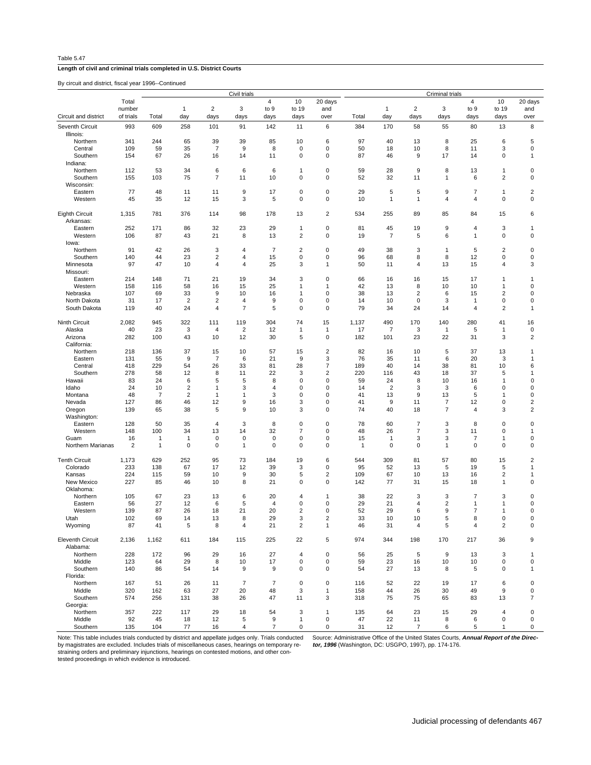Table 5.47

**Length of civil and criminal trials completed in U.S. District Courts**

By circuit and district, fiscal year 1996--Continued

| Circuit and district | Total number of trials | Civil trials: Total | 1 day | 2 days | 3 days | 4 to 9 days | 10 to 19 days | 20 days and over | Criminal trials: Total | 1 day | 2 days | 3 days | 4 to 9 days | 10 to 19 days | 20 days and over |
|---|---|---|---|---|---|---|---|---|---|---|---|---|---|---|---|
| Seventh Circuit | 993 | 609 | 258 | 101 | 91 | 142 | 11 | 6 | 384 | 170 | 58 | 55 | 80 | 13 | 8 |
| Illinois: | | | | | | | | | | | | | | | |
| Northern | 341 | 244 | 65 | 39 | 39 | 85 | 10 | 6 | 97 | 40 | 13 | 8 | 25 | 6 | 5 |
| Central | 109 | 59 | 35 | 7 | 9 | 8 | 0 | 0 | 50 | 18 | 10 | 8 | 11 | 3 | 0 |
| Southern | 154 | 67 | 26 | 16 | 14 | 11 | 0 | 0 | 87 | 46 | 9 | 17 | 14 | 0 | 1 |
| Indiana: | | | | | | | | | | | | | | | |
| Northern | 112 | 53 | 34 | 6 | 6 | 6 | 1 | 0 | 59 | 28 | 9 | 8 | 13 | 1 | 0 |
| Southern | 155 | 103 | 75 | 7 | 11 | 10 | 0 | 0 | 52 | 32 | 11 | 1 | 6 | 2 | 0 |
| Wisconsin: | | | | | | | | | | | | | | | |
| Eastern | 77 | 48 | 11 | 11 | 9 | 17 | 0 | 0 | 29 | 5 | 5 | 9 | 7 | 1 | 2 |
| Western | 45 | 35 | 12 | 15 | 3 | 5 | 0 | 0 | 10 | 1 | 1 | 4 | 4 | 0 | 0 |
| Eighth Circuit | 1,315 | 781 | 376 | 114 | 98 | 178 | 13 | 2 | 534 | 255 | 89 | 85 | 84 | 15 | 6 |
| Arkansas: | | | | | | | | | | | | | | | |
| Eastern | 252 | 171 | 86 | 32 | 23 | 29 | 1 | 0 | 81 | 45 | 19 | 9 | 4 | 3 | 1 |
| Western | 106 | 87 | 43 | 21 | 8 | 13 | 2 | 0 | 19 | 7 | 5 | 6 | 1 | 0 | 0 |
| Iowa: | | | | | | | | | | | | | | | |
| Northern | 91 | 42 | 26 | 3 | 4 | 7 | 2 | 0 | 49 | 38 | 3 | 1 | 5 | 2 | 0 |
| Southern | 140 | 44 | 23 | 2 | 4 | 15 | 0 | 0 | 96 | 68 | 8 | 8 | 12 | 0 | 0 |
| Minnesota | 97 | 47 | 10 | 4 | 4 | 25 | 3 | 1 | 50 | 11 | 4 | 13 | 15 | 4 | 3 |
| Missouri: | | | | | | | | | | | | | | | |
| Eastern | 214 | 148 | 71 | 21 | 19 | 34 | 3 | 0 | 66 | 16 | 16 | 15 | 17 | 1 | 1 |
| Western | 158 | 116 | 58 | 16 | 15 | 25 | 1 | 1 | 42 | 13 | 8 | 10 | 10 | 1 | 0 |
| Nebraska | 107 | 69 | 33 | 9 | 10 | 16 | 1 | 0 | 38 | 13 | 2 | 6 | 15 | 2 | 0 |
| North Dakota | 31 | 17 | 2 | 2 | 4 | 9 | 0 | 0 | 14 | 10 | 0 | 3 | 1 | 0 | 0 |
| South Dakota | 119 | 40 | 24 | 4 | 7 | 5 | 0 | 0 | 79 | 34 | 24 | 14 | 4 | 2 | 1 |
| Ninth Circuit | 2,082 | 945 | 322 | 111 | 119 | 304 | 74 | 15 | 1,137 | 490 | 170 | 140 | 280 | 41 | 16 |
| Alaska | 40 | 23 | 3 | 4 | 2 | 12 | 1 | 1 | 17 | 7 | 3 | 1 | 5 | 1 | 0 |
| Arizona | 282 | 100 | 43 | 10 | 12 | 30 | 5 | 0 | 182 | 101 | 23 | 22 | 31 | 3 | 2 |
| California: | | | | | | | | | | | | | | | |
| Northern | 218 | 136 | 37 | 15 | 10 | 57 | 15 | 2 | 82 | 16 | 10 | 5 | 37 | 13 | 1 |
| Eastern | 131 | 55 | 9 | 7 | 6 | 21 | 9 | 3 | 76 | 35 | 11 | 6 | 20 | 3 | 1 |
| Central | 418 | 229 | 54 | 26 | 33 | 81 | 28 | 7 | 189 | 40 | 14 | 38 | 81 | 10 | 6 |
| Southern | 278 | 58 | 12 | 8 | 11 | 22 | 3 | 2 | 220 | 116 | 43 | 18 | 37 | 5 | 1 |
| Hawaii | 83 | 24 | 6 | 5 | 5 | 8 | 0 | 0 | 59 | 24 | 8 | 10 | 16 | 1 | 0 |
| Idaho | 24 | 10 | 2 | 1 | 3 | 4 | 0 | 0 | 14 | 2 | 3 | 3 | 6 | 0 | 0 |
| Montana | 48 | 7 | 2 | 1 | 1 | 3 | 0 | 0 | 41 | 13 | 9 | 13 | 5 | 1 | 0 |
| Nevada | 127 | 86 | 46 | 12 | 9 | 16 | 3 | 0 | 41 | 9 | 11 | 7 | 12 | 0 | 2 |
| Oregon | 139 | 65 | 38 | 5 | 9 | 10 | 3 | 0 | 74 | 40 | 18 | 7 | 4 | 3 | 2 |
| Washington: | | | | | | | | | | | | | | | |
| Eastern | 128 | 50 | 35 | 4 | 3 | 8 | 0 | 0 | 78 | 60 | 7 | 3 | 8 | 0 | 0 |
| Western | 148 | 100 | 34 | 13 | 14 | 32 | 7 | 0 | 48 | 26 | 7 | 3 | 11 | 0 | 1 |
| Guam | 16 | 1 | 1 | 0 | 0 | 0 | 0 | 0 | 15 | 1 | 3 | 3 | 7 | 1 | 0 |
| Northern Marianas | 2 | 1 | 0 | 0 | 1 | 0 | 0 | 0 | 1 | 0 | 0 | 1 | 0 | 0 | 0 |
| Tenth Circuit | 1,173 | 629 | 252 | 95 | 73 | 184 | 19 | 6 | 544 | 309 | 81 | 57 | 80 | 15 | 2 |
| Colorado | 233 | 138 | 67 | 17 | 12 | 39 | 3 | 0 | 95 | 52 | 13 | 5 | 19 | 5 | 1 |
| Kansas | 224 | 115 | 59 | 10 | 9 | 30 | 5 | 2 | 109 | 67 | 10 | 13 | 16 | 2 | 1 |
| New Mexico | 227 | 85 | 46 | 10 | 8 | 21 | 0 | 0 | 142 | 77 | 31 | 15 | 18 | 1 | 0 |
| Oklahoma: | | | | | | | | | | | | | | | |
| Northern | 105 | 67 | 23 | 13 | 6 | 20 | 4 | 1 | 38 | 22 | 3 | 3 | 7 | 3 | 0 |
| Eastern | 56 | 27 | 12 | 6 | 5 | 4 | 0 | 0 | 29 | 21 | 4 | 2 | 1 | 1 | 0 |
| Western | 139 | 87 | 26 | 18 | 21 | 20 | 2 | 0 | 52 | 29 | 6 | 9 | 7 | 1 | 0 |
| Utah | 102 | 69 | 14 | 13 | 8 | 29 | 3 | 2 | 33 | 10 | 10 | 5 | 8 | 0 | 0 |
| Wyoming | 87 | 41 | 5 | 8 | 4 | 21 | 2 | 1 | 46 | 31 | 4 | 5 | 4 | 2 | 0 |
| Eleventh Circuit | 2,136 | 1,162 | 611 | 184 | 115 | 225 | 22 | 5 | 974 | 344 | 198 | 170 | 217 | 36 | 9 |
| Alabama: | | | | | | | | | | | | | | | |
| Northern | 228 | 172 | 96 | 29 | 16 | 27 | 4 | 0 | 56 | 25 | 5 | 9 | 13 | 3 | 1 |
| Middle | 123 | 64 | 29 | 8 | 10 | 17 | 0 | 0 | 59 | 23 | 16 | 10 | 10 | 0 | 0 |
| Southern | 140 | 86 | 54 | 14 | 9 | 9 | 0 | 0 | 54 | 27 | 13 | 8 | 5 | 0 | 1 |
| Florida: | | | | | | | | | | | | | | | |
| Northern | 167 | 51 | 26 | 11 | 7 | 7 | 0 | 0 | 116 | 52 | 22 | 19 | 17 | 6 | 0 |
| Middle | 320 | 162 | 63 | 27 | 20 | 48 | 3 | 1 | 158 | 44 | 26 | 30 | 49 | 9 | 0 |
| Southern | 574 | 256 | 131 | 38 | 26 | 47 | 11 | 3 | 318 | 75 | 75 | 65 | 83 | 13 | 7 |
| Georgia: | | | | | | | | | | | | | | | |
| Northern | 357 | 222 | 117 | 29 | 18 | 54 | 3 | 1 | 135 | 64 | 23 | 15 | 29 | 4 | 0 |
| Middle | 92 | 45 | 18 | 12 | 5 | 9 | 1 | 0 | 47 | 22 | 11 | 8 | 6 | 0 | 0 |
| Southern | 135 | 104 | 77 | 16 | 4 | 7 | 0 | 0 | 31 | 12 | 7 | 6 | 5 | 1 | 0 |

Note: This table includes trials conducted by district and appellate judges only. Trials conducted by magistrates are excluded. Includes trials of miscellaneous cases, hearings on temporary restraining orders and preliminary injunctions, hearings on contested motions, and other contested proceedings in which evidence is introduced.

Source: Administrative Office of the United States Courts, ***Annual Report of the Director, 1996*** (Washington, DC: USGPO, 1997), pp. 174-176.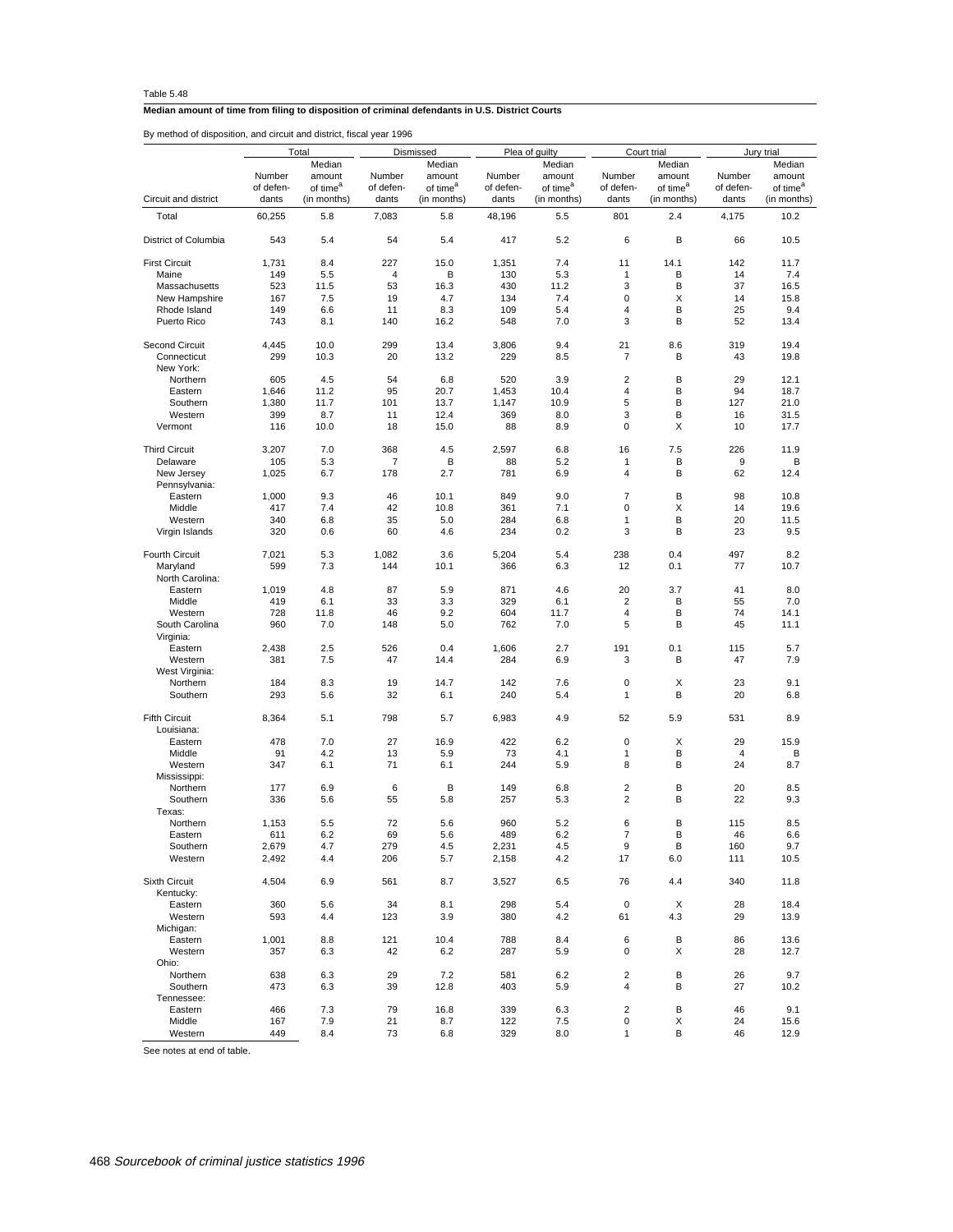Table 5.48

**Median amount of time from filing to disposition of criminal defendants in U.S. District Courts**

By method of disposition, and circuit and district, fiscal year 1996

| Circuit and district | Total | | Dismissed | | Plea of guilty | | Court trial | | Jury trial | |
|---|---|---|---|---|---|---|---|---|---|---|
| | Number of defendants | Median amount of time[a] (in months) | Number of defendants | Median amount of time[a] (in months) | Number of defendants | Median amount of time[a] (in months) | Number of defendants | Median amount of time[a] (in months) | Number of defendants | Median amount of time[a] (in months) |
| Total | 60,255 | 5.8 | 7,083 | 5.8 | 48,196 | 5.5 | 801 | 2.4 | 4,175 | 10.2 |
| District of Columbia | 543 | 5.4 | 54 | 5.4 | 417 | 5.2 | 6 | B | 66 | 10.5 |
| First Circuit | 1,731 | 8.4 | 227 | 15.0 | 1,351 | 7.4 | 11 | 14.1 | 142 | 11.7 |
| Maine | 149 | 5.5 | 4 | B | 130 | 5.3 | 1 | B | 14 | 7.4 |
| Massachusetts | 523 | 11.5 | 53 | 16.3 | 430 | 11.2 | 3 | B | 37 | 16.5 |
| New Hampshire | 167 | 7.5 | 19 | 4.7 | 134 | 7.4 | 0 | X | 14 | 15.8 |
| Rhode Island | 149 | 6.6 | 11 | 8.3 | 109 | 5.4 | 4 | B | 25 | 9.4 |
| Puerto Rico | 743 | 8.1 | 140 | 16.2 | 548 | 7.0 | 3 | B | 52 | 13.4 |
| Second Circuit | 4,445 | 10.0 | 299 | 13.4 | 3,806 | 9.4 | 21 | 8.6 | 319 | 19.4 |
| Connecticut | 299 | 10.3 | 20 | 13.2 | 229 | 8.5 | 7 | B | 43 | 19.8 |
| New York: | | | | | | | | | | |
| Northern | 605 | 4.5 | 54 | 6.8 | 520 | 3.9 | 2 | B | 29 | 12.1 |
| Eastern | 1,646 | 11.2 | 95 | 20.7 | 1,453 | 10.4 | 4 | B | 94 | 18.7 |
| Southern | 1,380 | 11.7 | 101 | 13.7 | 1,147 | 10.9 | 5 | B | 127 | 21.0 |
| Western | 399 | 8.7 | 11 | 12.4 | 369 | 8.0 | 3 | B | 16 | 31.5 |
| Vermont | 116 | 10.0 | 18 | 15.0 | 88 | 8.9 | 0 | X | 10 | 17.7 |
| Third Circuit | 3,207 | 7.0 | 368 | 4.5 | 2,597 | 6.8 | 16 | 7.5 | 226 | 11.9 |
| Delaware | 105 | 5.3 | 7 | B | 88 | 5.2 | 1 | B | 9 | B |
| New Jersey | 1,025 | 6.7 | 178 | 2.7 | 781 | 6.9 | 4 | B | 62 | 12.4 |
| Pennsylvania: | | | | | | | | | | |
| Eastern | 1,000 | 9.3 | 46 | 10.1 | 849 | 9.0 | 7 | B | 98 | 10.8 |
| Middle | 417 | 7.4 | 42 | 10.8 | 361 | 7.1 | 0 | X | 14 | 19.6 |
| Western | 340 | 6.8 | 35 | 5.0 | 284 | 6.8 | 1 | B | 20 | 11.5 |
| Virgin Islands | 320 | 0.6 | 60 | 4.6 | 234 | 0.2 | 3 | B | 23 | 9.5 |
| Fourth Circuit | 7,021 | 5.3 | 1,082 | 3.6 | 5,204 | 5.4 | 238 | 0.4 | 497 | 8.2 |
| Maryland | 599 | 7.3 | 144 | 10.1 | 366 | 6.3 | 12 | 0.1 | 77 | 10.7 |
| North Carolina: | | | | | | | | | | |
| Eastern | 1,019 | 4.8 | 87 | 5.9 | 871 | 4.6 | 20 | 3.7 | 41 | 8.0 |
| Middle | 419 | 6.1 | 33 | 3.3 | 329 | 6.1 | 2 | B | 55 | 7.0 |
| Western | 728 | 11.8 | 46 | 9.2 | 604 | 11.7 | 4 | B | 74 | 14.1 |
| South Carolina | 960 | 7.0 | 148 | 5.0 | 762 | 7.0 | 5 | B | 45 | 11.1 |
| Virginia: | | | | | | | | | | |
| Eastern | 2,438 | 2.5 | 526 | 0.4 | 1,606 | 2.7 | 191 | 0.1 | 115 | 5.7 |
| Western | 381 | 7.5 | 47 | 14.4 | 284 | 6.9 | 3 | B | 47 | 7.9 |
| West Virginia: | | | | | | | | | | |
| Northern | 184 | 8.3 | 19 | 14.7 | 142 | 7.6 | 0 | X | 23 | 9.1 |
| Southern | 293 | 5.6 | 32 | 6.1 | 240 | 5.4 | 1 | B | 20 | 6.8 |
| Fifth Circuit | 8,364 | 5.1 | 798 | 5.7 | 6,983 | 4.9 | 52 | 5.9 | 531 | 8.9 |
| Louisiana: | | | | | | | | | | |
| Eastern | 478 | 7.0 | 27 | 16.9 | 422 | 6.2 | 0 | X | 29 | 15.9 |
| Middle | 91 | 4.2 | 13 | 5.9 | 73 | 4.1 | 1 | B | 4 | B |
| Western | 347 | 6.1 | 71 | 6.1 | 244 | 5.9 | 8 | B | 24 | 8.7 |
| Mississippi: | | | | | | | | | | |
| Northern | 177 | 6.9 | 6 | B | 149 | 6.8 | 2 | B | 20 | 8.5 |
| Southern | 336 | 5.6 | 55 | 5.8 | 257 | 5.3 | 2 | B | 22 | 9.3 |
| Texas: | | | | | | | | | | |
| Northern | 1,153 | 5.5 | 72 | 5.6 | 960 | 5.2 | 6 | B | 115 | 8.5 |
| Eastern | 611 | 6.2 | 69 | 5.6 | 489 | 6.2 | 7 | B | 46 | 6.6 |
| Southern | 2,679 | 4.7 | 279 | 4.5 | 2,231 | 4.5 | 9 | B | 160 | 9.7 |
| Western | 2,492 | 4.4 | 206 | 5.7 | 2,158 | 4.2 | 17 | 6.0 | 111 | 10.5 |
| Sixth Circuit | 4,504 | 6.9 | 561 | 8.7 | 3,527 | 6.5 | 76 | 4.4 | 340 | 11.8 |
| Kentucky: | | | | | | | | | | |
| Eastern | 360 | 5.6 | 34 | 8.1 | 298 | 5.4 | 0 | X | 28 | 18.4 |
| Western | 593 | 4.4 | 123 | 3.9 | 380 | 4.2 | 61 | 4.3 | 29 | 13.9 |
| Michigan: | | | | | | | | | | |
| Eastern | 1,001 | 8.8 | 121 | 10.4 | 788 | 8.4 | 6 | B | 86 | 13.6 |
| Western | 357 | 6.3 | 42 | 6.2 | 287 | 5.9 | 0 | X | 28 | 12.7 |
| Ohio: | | | | | | | | | | |
| Northern | 638 | 6.3 | 29 | 7.2 | 581 | 6.2 | 2 | B | 26 | 9.7 |
| Southern | 473 | 6.3 | 39 | 12.8 | 403 | 5.9 | 4 | B | 27 | 10.2 |
| Tennessee: | | | | | | | | | | |
| Eastern | 466 | 7.3 | 79 | 16.8 | 339 | 6.3 | 2 | B | 46 | 9.1 |
| Middle | 167 | 7.9 | 21 | 8.7 | 122 | 7.5 | 0 | X | 24 | 15.6 |
| Western | 449 | 8.4 | 73 | 6.8 | 329 | 8.0 | 1 | B | 46 | 12.9 |

See notes at end of table.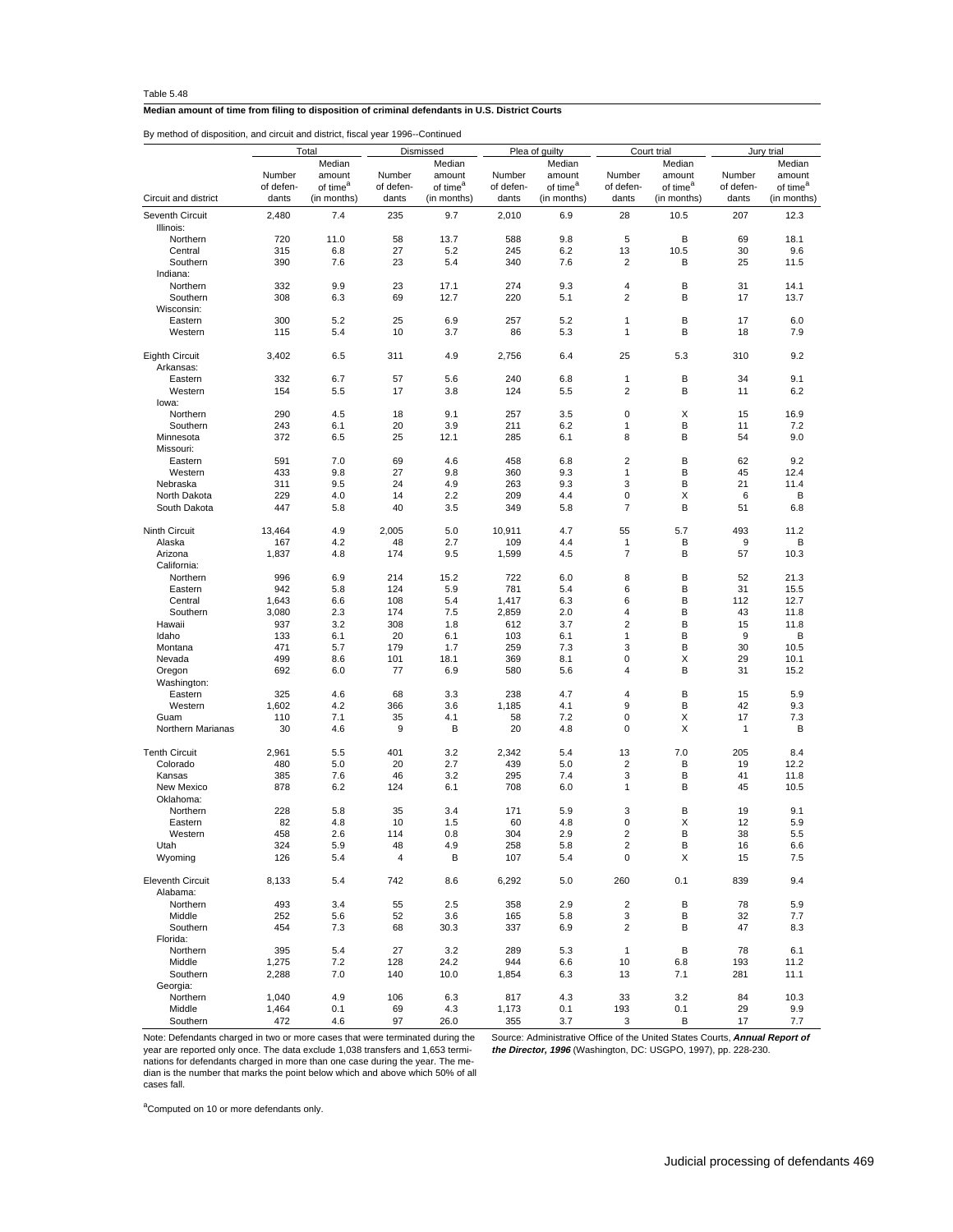Table 5.48

**Median amount of time from filing to disposition of criminal defendants in U.S. District Courts**

By method of disposition, and circuit and district, fiscal year 1996--Continued

| Circuit and district | Total: Number of defendants | Total: Median amount of time[a] (in months) | Dismissed: Number of defendants | Dismissed: Median amount of time[a] (in months) | Plea of guilty: Number of defendants | Plea of guilty: Median amount of time[a] (in months) | Court trial: Number of defendants | Court trial: Median amount of time[a] (in months) | Jury trial: Number of defendants | Jury trial: Median amount of time[a] (in months) |
|---|---|---|---|---|---|---|---|---|---|---|
| Seventh Circuit | 2,480 | 7.4 | 235 | 9.7 | 2,010 | 6.9 | 28 | 10.5 | 207 | 12.3 |
| Illinois: | | | | | | | | | | |
| Northern | 720 | 11.0 | 58 | 13.7 | 588 | 9.8 | 5 | B | 69 | 18.1 |
| Central | 315 | 6.8 | 27 | 5.2 | 245 | 6.2 | 13 | 10.5 | 30 | 9.6 |
| Southern | 390 | 7.6 | 23 | 5.4 | 340 | 7.6 | 2 | B | 25 | 11.5 |
| Indiana: | | | | | | | | | | |
| Northern | 332 | 9.9 | 23 | 17.1 | 274 | 9.3 | 4 | B | 31 | 14.1 |
| Southern | 308 | 6.3 | 69 | 12.7 | 220 | 5.1 | 2 | B | 17 | 13.7 |
| Wisconsin: | | | | | | | | | | |
| Eastern | 300 | 5.2 | 25 | 6.9 | 257 | 5.2 | 1 | B | 17 | 6.0 |
| Western | 115 | 5.4 | 10 | 3.7 | 86 | 5.3 | 1 | B | 18 | 7.9 |
| Eighth Circuit | 3,402 | 6.5 | 311 | 4.9 | 2,756 | 6.4 | 25 | 5.3 | 310 | 9.2 |
| Arkansas: | | | | | | | | | | |
| Eastern | 332 | 6.7 | 57 | 5.6 | 240 | 6.8 | 1 | B | 34 | 9.1 |
| Western | 154 | 5.5 | 17 | 3.8 | 124 | 5.5 | 2 | B | 11 | 6.2 |
| Iowa: | | | | | | | | | | |
| Northern | 290 | 4.5 | 18 | 9.1 | 257 | 3.5 | 0 | X | 15 | 16.9 |
| Southern | 243 | 6.1 | 20 | 3.9 | 211 | 6.2 | 1 | B | 11 | 7.2 |
| Minnesota | 372 | 6.5 | 25 | 12.1 | 285 | 6.1 | 8 | B | 54 | 9.0 |
| Missouri: | | | | | | | | | | |
| Eastern | 591 | 7.0 | 69 | 4.6 | 458 | 6.8 | 2 | B | 62 | 9.2 |
| Western | 433 | 9.8 | 27 | 9.8 | 360 | 9.3 | 1 | B | 45 | 12.4 |
| Nebraska | 311 | 9.5 | 24 | 4.9 | 263 | 9.3 | 3 | B | 21 | 11.4 |
| North Dakota | 229 | 4.0 | 14 | 2.2 | 209 | 4.4 | 0 | X | 6 | B |
| South Dakota | 447 | 5.8 | 40 | 3.5 | 349 | 5.8 | 7 | B | 51 | 6.8 |
| Ninth Circuit | 13,464 | 4.9 | 2,005 | 5.0 | 10,911 | 4.7 | 55 | 5.7 | 493 | 11.2 |
| Alaska | 167 | 4.2 | 48 | 2.7 | 109 | 4.4 | 1 | B | 9 | B |
| Arizona | 1,837 | 4.8 | 174 | 9.5 | 1,599 | 4.5 | 7 | B | 57 | 10.3 |
| California: | | | | | | | | | | |
| Northern | 996 | 6.9 | 214 | 15.2 | 722 | 6.0 | 8 | B | 52 | 21.3 |
| Eastern | 942 | 5.8 | 124 | 5.9 | 781 | 5.4 | 6 | B | 31 | 15.5 |
| Central | 1,643 | 6.6 | 108 | 5.4 | 1,417 | 6.3 | 6 | B | 112 | 12.7 |
| Southern | 3,080 | 2.3 | 174 | 7.5 | 2,859 | 2.0 | 4 | B | 43 | 11.8 |
| Hawaii | 937 | 3.2 | 308 | 1.8 | 612 | 3.7 | 2 | B | 15 | 11.8 |
| Idaho | 133 | 6.1 | 20 | 6.1 | 103 | 6.1 | 1 | B | 9 | B |
| Montana | 471 | 5.7 | 179 | 1.7 | 259 | 7.3 | 3 | B | 30 | 10.5 |
| Nevada | 499 | 8.6 | 101 | 18.1 | 369 | 8.1 | 0 | X | 29 | 10.1 |
| Oregon | 692 | 6.0 | 77 | 6.9 | 580 | 5.6 | 4 | B | 31 | 15.2 |
| Washington: | | | | | | | | | | |
| Eastern | 325 | 4.6 | 68 | 3.3 | 238 | 4.7 | 4 | B | 15 | 5.9 |
| Western | 1,602 | 4.2 | 366 | 3.6 | 1,185 | 4.1 | 9 | B | 42 | 9.3 |
| Guam | 110 | 7.1 | 35 | 4.1 | 58 | 7.2 | 0 | X | 17 | 7.3 |
| Northern Marianas | 30 | 4.6 | 9 | B | 20 | 4.8 | 0 | X | 1 | B |
| Tenth Circuit | 2,961 | 5.5 | 401 | 3.2 | 2,342 | 5.4 | 13 | 7.0 | 205 | 8.4 |
| Colorado | 480 | 5.0 | 20 | 2.7 | 439 | 5.0 | 2 | B | 19 | 12.2 |
| Kansas | 385 | 7.6 | 46 | 3.2 | 295 | 7.4 | 3 | B | 41 | 11.8 |
| New Mexico | 878 | 6.2 | 124 | 6.1 | 708 | 6.0 | 1 | B | 45 | 10.5 |
| Oklahoma: | | | | | | | | | | |
| Northern | 228 | 5.8 | 35 | 3.4 | 171 | 5.9 | 3 | B | 19 | 9.1 |
| Eastern | 82 | 4.8 | 10 | 1.5 | 60 | 4.8 | 0 | X | 12 | 5.9 |
| Western | 458 | 2.6 | 114 | 0.8 | 304 | 2.9 | 2 | B | 38 | 5.5 |
| Utah | 324 | 5.9 | 48 | 4.9 | 258 | 5.8 | 2 | B | 16 | 6.6 |
| Wyoming | 126 | 5.4 | 4 | B | 107 | 5.4 | 0 | X | 15 | 7.5 |
| Eleventh Circuit | 8,133 | 5.4 | 742 | 8.6 | 6,292 | 5.0 | 260 | 0.1 | 839 | 9.4 |
| Alabama: | | | | | | | | | | |
| Northern | 493 | 3.4 | 55 | 2.5 | 358 | 2.9 | 2 | B | 78 | 5.9 |
| Middle | 252 | 5.6 | 52 | 3.6 | 165 | 5.8 | 3 | B | 32 | 7.7 |
| Southern | 454 | 7.3 | 68 | 30.3 | 337 | 6.9 | 2 | B | 47 | 8.3 |
| Florida: | | | | | | | | | | |
| Northern | 395 | 5.4 | 27 | 3.2 | 289 | 5.3 | 1 | B | 78 | 6.1 |
| Middle | 1,275 | 7.2 | 128 | 24.2 | 944 | 6.6 | 10 | 6.8 | 193 | 11.2 |
| Southern | 2,288 | 7.0 | 140 | 10.0 | 1,854 | 6.3 | 13 | 7.1 | 281 | 11.1 |
| Georgia: | | | | | | | | | | |
| Northern | 1,040 | 4.9 | 106 | 6.3 | 817 | 4.3 | 33 | 3.2 | 84 | 10.3 |
| Middle | 1,464 | 0.1 | 69 | 4.3 | 1,173 | 0.1 | 193 | 0.1 | 29 | 9.9 |
| Southern | 472 | 4.6 | 97 | 26.0 | 355 | 3.7 | 3 | B | 17 | 7.7 |

Note: Defendants charged in two or more cases that were terminated during the year are reported only once. The data exclude 1,038 transfers and 1,653 terminations for defendants charged in more than one case during the year. The median is the number that marks the point below which and above which 50% of all cases fall.

[a]Computed on 10 or more defendants only.

Source: Administrative Office of the United States Courts, ***Annual Report of the Director, 1996*** (Washington, DC: USGPO, 1997), pp. 228-230.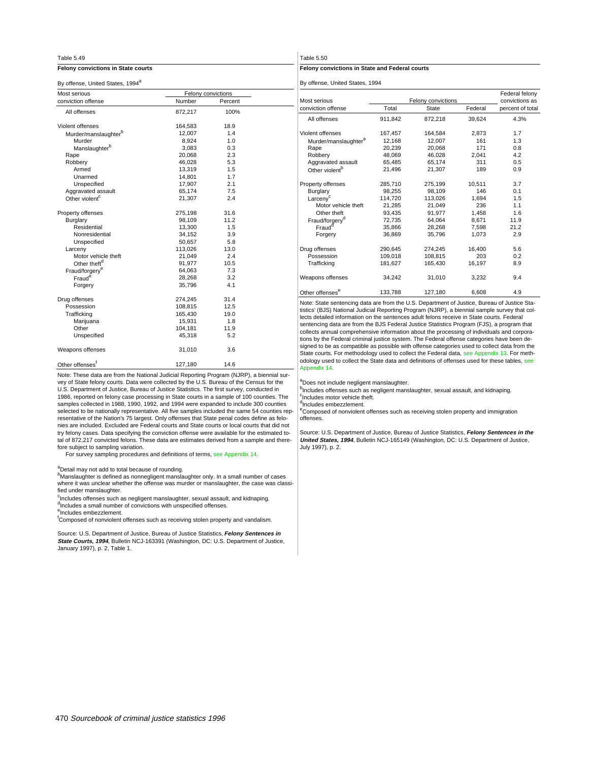Table 5.49

**Felony convictions in State courts**

By offense, United States, 1994[a]

| Most serious conviction offense | Felony convictions | |
|---|---|---|
| | Number | Percent |
| All offenses | 872,217 | 100% |
| Violent offenses | 164,583 | 18.9 |
| Murder/manslaughter[b] | 12,007 | 1.4 |
| Murder | 8,924 | 1.0 |
| Manslaughter[b] | 3,083 | 0.3 |
| Rape | 20,068 | 2.3 |
| Robbery | 46,028 | 5.3 |
| Armed | 13,319 | 1.5 |
| Unarmed | 14,801 | 1.7 |
| Unspecified | 17,907 | 2.1 |
| Aggravated assault | 65,174 | 7.5 |
| Other violent[c] | 21,307 | 2.4 |
| Property offenses | 275,198 | 31.6 |
| Burglary | 98,109 | 11.2 |
| Residential | 13,300 | 1.5 |
| Nonresidential | 34,152 | 3.9 |
| Unspecified | 50,657 | 5.8 |
| Larceny | 113,026 | 13.0 |
| Motor vehicle theft | 21,049 | 2.4 |
| Other theft[d] | 91,977 | 10.5 |
| Fraud/forgery[e] | 64,063 | 7.3 |
| Fraud[e] | 28,268 | 3.2 |
| Forgery | 35,796 | 4.1 |
| Drug offenses | 274,245 | 31.4 |
| Possession | 108,815 | 12.5 |
| Trafficking | 165,430 | 19.0 |
| Marijuana | 15,931 | 1.8 |
| Other | 104,181 | 11.9 |
| Unspecified | 45,318 | 5.2 |
| Weapons offenses | 31,010 | 3.6 |
| Other offenses[f] | 127,180 | 14.6 |

Note: These data are from the National Judicial Reporting Program (NJRP), a biennial survey of State felony courts. Data were collected by the U.S. Bureau of the Census for the U.S. Department of Justice, Bureau of Justice Statistics. The first survey, conducted in 1986, reported on felony case processing in State courts in a sample of 100 counties. The samples collected in 1988, 1990, 1992, and 1994 were expanded to include 300 counties selected to be nationally representative. All five samples included the same 54 counties representative of the Nation's 75 largest. Only offenses that State penal codes define as felonies are included. Excluded are Federal courts and State courts or local courts that did not try felony cases. Data specifying the conviction offense were available for the estimated total of 872,217 convicted felons. These data are estimates derived from a sample and therefore subject to sampling variation.

For survey sampling procedures and definitions of terms, see Appendix 14.

[a]Detail may not add to total because of rounding.
[b]Manslaughter is defined as nonnegligent manslaughter only. In a small number of cases where it was unclear whether the offense was murder or manslaughter, the case was classified under manslaughter.
[c]Includes offenses such as negligent manslaughter, sexual assault, and kidnaping.
[d]Includes a small number of convictions with unspecified offenses.
[e]Includes embezzlement.
[f]Composed of nonviolent offenses such as receiving stolen property and vandalism.

Source: U.S. Department of Justice, Bureau of Justice Statistics, ***Felony Sentences in State Courts, 1994***, Bulletin NCJ-163391 (Washington, DC: U.S. Department of Justice, January 1997), p. 2, Table 1.

Table 5.50

**Felony convictions in State and Federal courts**

By offense, United States, 1994

| Most serious conviction offense | Felony convictions | | | Federal felony convictions as |
|---|---|---|---|---|
| | Total | State | Federal | percent of total |
| All offenses | 911,842 | 872,218 | 39,624 | 4.3% |
| Violent offenses | 167,457 | 164,584 | 2,873 | 1.7 |
| Murder/manslaughter[a] | 12,168 | 12,007 | 161 | 1.3 |
| Rape | 20,239 | 20,068 | 171 | 0.8 |
| Robbery | 48,069 | 46,028 | 2,041 | 4.2 |
| Aggravated assault | 65,485 | 65,174 | 311 | 0.5 |
| Other violent[b] | 21,496 | 21,307 | 189 | 0.9 |
| Property offenses | 285,710 | 275,199 | 10,511 | 3.7 |
| Burglary | 98,255 | 98,109 | 146 | 0.1 |
| Larceny[c] | 114,720 | 113,026 | 1,694 | 1.5 |
| Motor vehicle theft | 21,285 | 21,049 | 236 | 1.1 |
| Other theft | 93,435 | 91,977 | 1,458 | 1.6 |
| Fraud/forgery[d] | 72,735 | 64,064 | 8,671 | 11.9 |
| Fraud[d] | 35,866 | 28,268 | 7,598 | 21.2 |
| Forgery | 36,869 | 35,796 | 1,073 | 2.9 |
| Drug offenses | 290,645 | 274,245 | 16,400 | 5.6 |
| Possession | 109,018 | 108,815 | 203 | 0.2 |
| Trafficking | 181,627 | 165,430 | 16,197 | 8.9 |
| Weapons offenses | 34,242 | 31,010 | 3,232 | 9.4 |
| Other offenses[e] | 133,788 | 127,180 | 6,608 | 4.9 |

Note: State sentencing data are from the U.S. Department of Justice, Bureau of Justice Statistics' (BJS) National Judicial Reporting Program (NJRP), a biennial sample survey that collects detailed information on the sentences adult felons receive in State courts. Federal sentencing data are from the BJS Federal Justice Statistics Program (FJS), a program that collects annual comprehensive information about the processing of individuals and corporations by the Federal criminal justice system. The Federal offense categories have been designed to be as compatible as possible with offense categories used to collect data from the State courts. For methodology used to collect the Federal data, see Appendix 13. For methodology used to collect the State data and definitions of offenses used for these tables, see Appendix 14.

[a]Does not include negligent manslaughter.
[b]Includes offenses such as negligent manslaughter, sexual assault, and kidnaping.
[c]Includes motor vehicle theft.
[d]Includes embezzlement.
[e]Composed of nonviolent offenses such as receiving stolen property and immigration offenses.

Source: U.S. Department of Justice, Bureau of Justice Statistics, ***Felony Sentences in the United States, 1994***, Bulletin NCJ-165149 (Washington, DC: U.S. Department of Justice, July 1997), p. 2.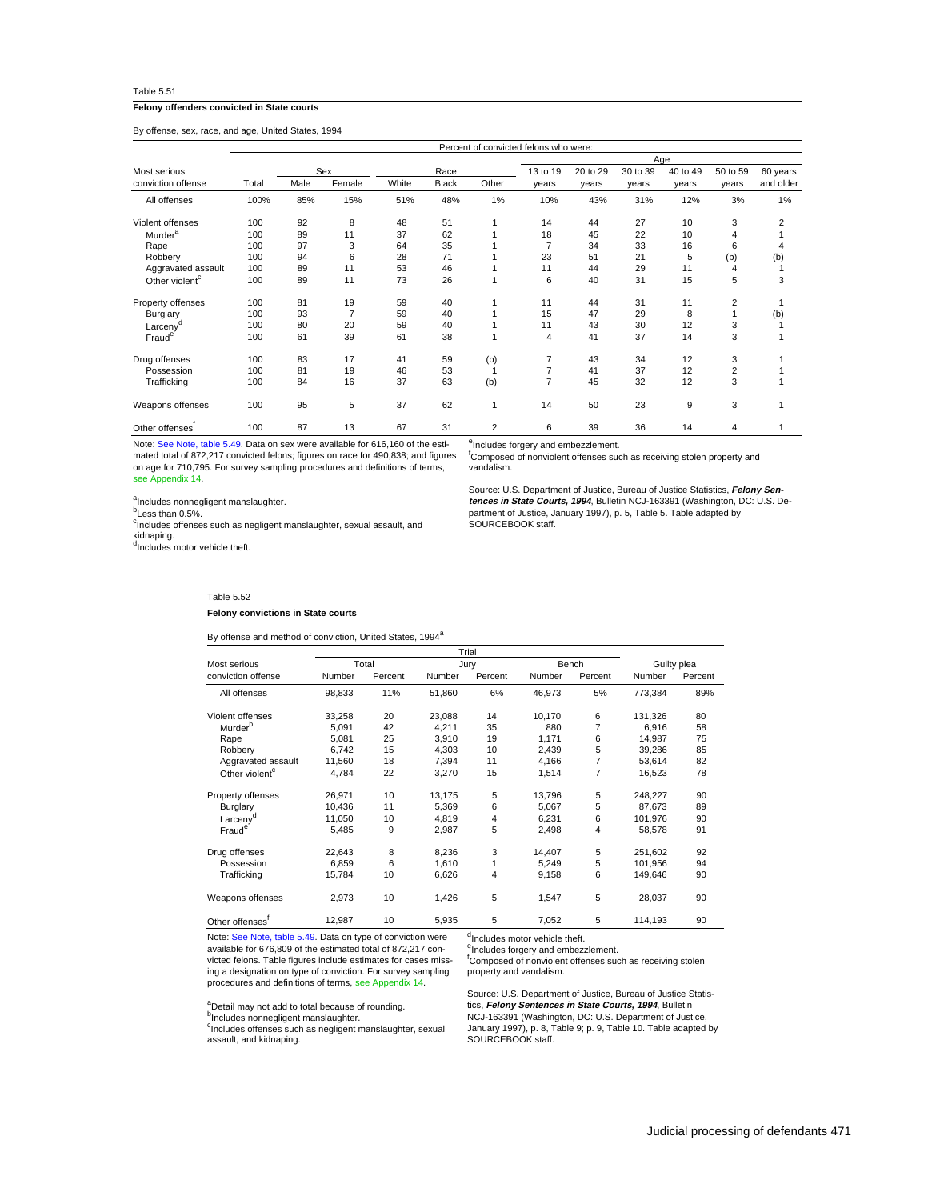Table 5.51

**Felony offenders convicted in State courts**

By offense, sex, race, and age, United States, 1994

| Most serious conviction offense | Total | Sex: Male | Sex: Female | Race: White | Race: Black | Race: Other | Age: 13 to 19 years | Age: 20 to 29 years | Age: 30 to 39 years | Age: 40 to 49 years | Age: 50 to 59 years | Age: 60 years and older |
|---|---|---|---|---|---|---|---|---|---|---|---|---|
| | Percent of convicted felons who were: | | | | | | | | | | | |
| All offenses | 100% | 85% | 15% | 51% | 48% | 1% | 10% | 43% | 31% | 12% | 3% | 1% |
| Violent offenses | 100 | 92 | 8 | 48 | 51 | 1 | 14 | 44 | 27 | 10 | 3 | 2 |
| Murder[a] | 100 | 89 | 11 | 37 | 62 | 1 | 18 | 45 | 22 | 10 | 4 | 1 |
| Rape | 100 | 97 | 3 | 64 | 35 | 1 | 7 | 34 | 33 | 16 | 6 | 4 |
| Robbery | 100 | 94 | 6 | 28 | 71 | 1 | 23 | 51 | 21 | 5 | (b) | (b) |
| Aggravated assault | 100 | 89 | 11 | 53 | 46 | 1 | 11 | 44 | 29 | 11 | 4 | 1 |
| Other violent[c] | 100 | 89 | 11 | 73 | 26 | 1 | 6 | 40 | 31 | 15 | 5 | 3 |
| Property offenses | 100 | 81 | 19 | 59 | 40 | 1 | 11 | 44 | 31 | 11 | 2 | 1 |
| Burglary | 100 | 93 | 7 | 59 | 40 | 1 | 15 | 47 | 29 | 8 | 1 | (b) |
| Larceny[d] | 100 | 80 | 20 | 59 | 40 | 1 | 11 | 43 | 30 | 12 | 3 | 1 |
| Fraud[e] | 100 | 61 | 39 | 61 | 38 | 1 | 4 | 41 | 37 | 14 | 3 | 1 |
| Drug offenses | 100 | 83 | 17 | 41 | 59 | (b) | 7 | 43 | 34 | 12 | 3 | 1 |
| Possession | 100 | 81 | 19 | 46 | 53 | 1 | 7 | 41 | 37 | 12 | 2 | 1 |
| Trafficking | 100 | 84 | 16 | 37 | 63 | (b) | 7 | 45 | 32 | 12 | 3 | 1 |
| Weapons offenses | 100 | 95 | 5 | 37 | 62 | 1 | 14 | 50 | 23 | 9 | 3 | 1 |
| Other offenses[f] | 100 | 87 | 13 | 67 | 31 | 2 | 6 | 39 | 36 | 14 | 4 | 1 |

Note: See Note, table 5.49. Data on sex were available for 616,160 of the estimated total of 872,217 convicted felons; figures on race for 490,838; and figures on age for 710,795. For survey sampling procedures and definitions of terms, see Appendix 14.

[a]Includes nonnegligent manslaughter.
[b]Less than 0.5%.
[c]Includes offenses such as negligent manslaughter, sexual assault, and kidnaping.
[d]Includes motor vehicle theft.
[e]Includes forgery and embezzlement.
[f]Composed of nonviolent offenses such as receiving stolen property and vandalism.

Source: U.S. Department of Justice, Bureau of Justice Statistics, ***Felony Sentences in State Courts, 1994***, Bulletin NCJ-163391 (Washington, DC: U.S. Department of Justice, January 1997), p. 5, Table 5. Table adapted by SOURCEBOOK staff.

Table 5.52

**Felony convictions in State courts**

By offense and method of conviction, United States, 1994[a]

| Most serious conviction offense | Trial: Total Number | Trial: Total Percent | Trial: Jury Number | Trial: Jury Percent | Trial: Bench Number | Trial: Bench Percent | Guilty plea Number | Guilty plea Percent |
|---|---|---|---|---|---|---|---|---|
| All offenses | 98,833 | 11% | 51,860 | 6% | 46,973 | 5% | 773,384 | 89% |
| Violent offenses | 33,258 | 20 | 23,088 | 14 | 10,170 | 6 | 131,326 | 80 |
| Murder[b] | 5,091 | 42 | 4,211 | 35 | 880 | 7 | 6,916 | 58 |
| Rape | 5,081 | 25 | 3,910 | 19 | 1,171 | 6 | 14,987 | 75 |
| Robbery | 6,742 | 15 | 4,303 | 10 | 2,439 | 5 | 39,286 | 85 |
| Aggravated assault | 11,560 | 18 | 7,394 | 11 | 4,166 | 7 | 53,614 | 82 |
| Other violent[c] | 4,784 | 22 | 3,270 | 15 | 1,514 | 7 | 16,523 | 78 |
| Property offenses | 26,971 | 10 | 13,175 | 5 | 13,796 | 5 | 248,227 | 90 |
| Burglary | 10,436 | 11 | 5,369 | 6 | 5,067 | 5 | 87,673 | 89 |
| Larceny[d] | 11,050 | 10 | 4,819 | 4 | 6,231 | 6 | 101,976 | 90 |
| Fraud[e] | 5,485 | 9 | 2,987 | 5 | 2,498 | 4 | 58,578 | 91 |
| Drug offenses | 22,643 | 8 | 8,236 | 3 | 14,407 | 5 | 251,602 | 92 |
| Possession | 6,859 | 6 | 1,610 | 1 | 5,249 | 5 | 101,956 | 94 |
| Trafficking | 15,784 | 10 | 6,626 | 4 | 9,158 | 6 | 149,646 | 90 |
| Weapons offenses | 2,973 | 10 | 1,426 | 5 | 1,547 | 5 | 28,037 | 90 |
| Other offenses[f] | 12,987 | 10 | 5,935 | 5 | 7,052 | 5 | 114,193 | 90 |

Note: See Note, table 5.49. Data on type of conviction were available for 676,809 of the estimated total of 872,217 convicted felons. Table figures include estimates for cases missing a designation on type of conviction. For survey sampling procedures and definitions of terms, see Appendix 14.

[a]Detail may not add to total because of rounding.
[b]Includes nonnegligent manslaughter.
[c]Includes offenses such as negligent manslaughter, sexual assault, and kidnaping.
[d]Includes motor vehicle theft.
[e]Includes forgery and embezzlement.
[f]Composed of nonviolent offenses such as receiving stolen property and vandalism.

Source: U.S. Department of Justice, Bureau of Justice Statistics, ***Felony Sentences in State Courts, 1994***, Bulletin NCJ-163391 (Washington, DC: U.S. Department of Justice, January 1997), p. 8, Table 9; p. 9, Table 10. Table adapted by SOURCEBOOK staff.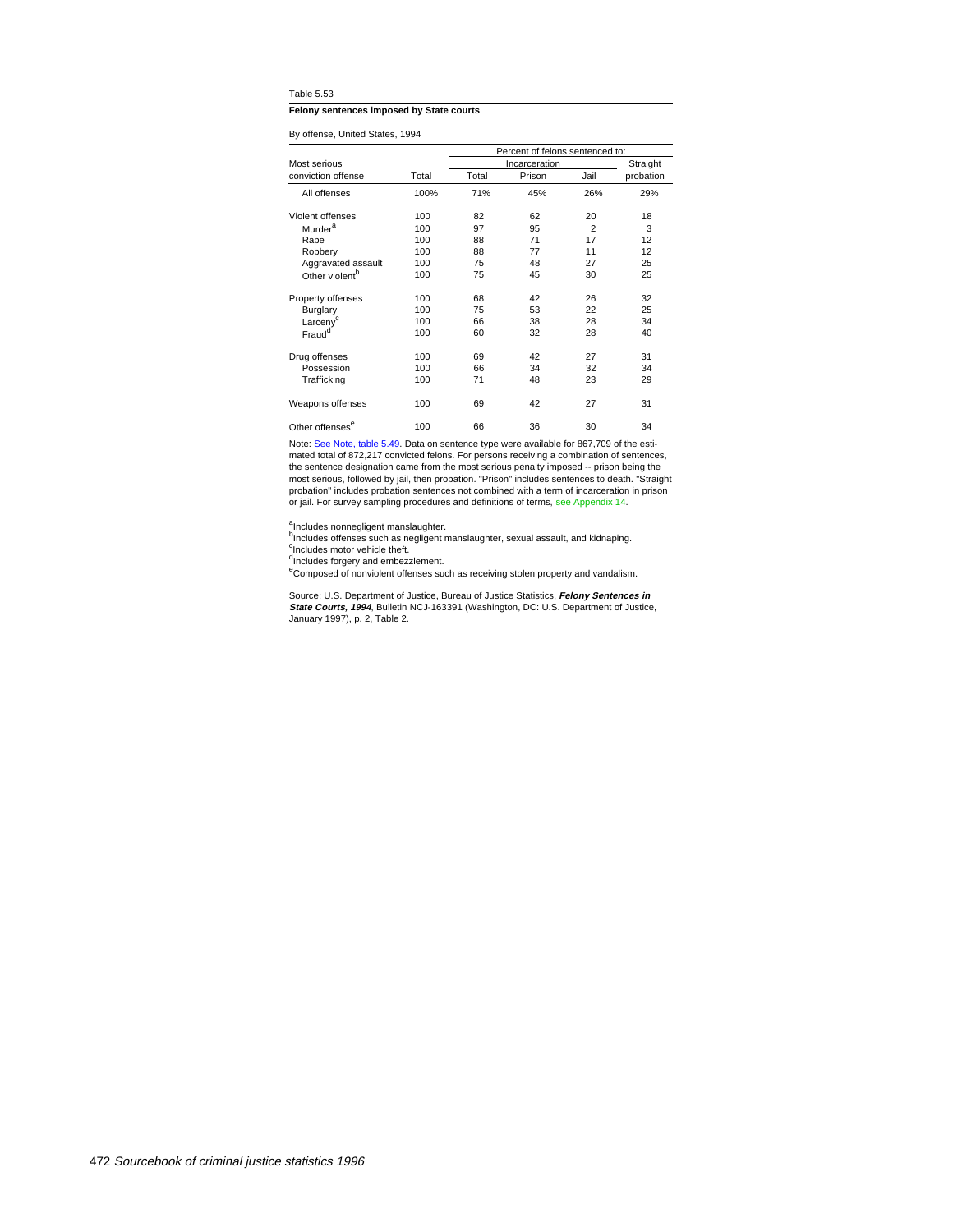Table 5.53

**Felony sentences imposed by State courts**

By offense, United States, 1994

| Most serious conviction offense | Total | Percent of felons sentenced to: Incarceration Total | Prison | Jail | Straight probation |
|---|---|---|---|---|---|
| All offenses | 100% | 71% | 45% | 26% | 29% |
| Violent offenses | 100 | 82 | 62 | 20 | 18 |
| Murder[a] | 100 | 97 | 95 | 2 | 3 |
| Rape | 100 | 88 | 71 | 17 | 12 |
| Robbery | 100 | 88 | 77 | 11 | 12 |
| Aggravated assault | 100 | 75 | 48 | 27 | 25 |
| Other violent[b] | 100 | 75 | 45 | 30 | 25 |
| Property offenses | 100 | 68 | 42 | 26 | 32 |
| Burglary | 100 | 75 | 53 | 22 | 25 |
| Larceny[c] | 100 | 66 | 38 | 28 | 34 |
| Fraud[d] | 100 | 60 | 32 | 28 | 40 |
| Drug offenses | 100 | 69 | 42 | 27 | 31 |
| Possession | 100 | 66 | 34 | 32 | 34 |
| Trafficking | 100 | 71 | 48 | 23 | 29 |
| Weapons offenses | 100 | 69 | 42 | 27 | 31 |
| Other offenses[e] | 100 | 66 | 36 | 30 | 34 |

Note: See Note, table 5.49. Data on sentence type were available for 867,709 of the estimated total of 872,217 convicted felons. For persons receiving a combination of sentences, the sentence designation came from the most serious penalty imposed -- prison being the most serious, followed by jail, then probation. "Prison" includes sentences to death. "Straight probation" includes probation sentences not combined with a term of incarceration in prison or jail. For survey sampling procedures and definitions of terms, see Appendix 14.

[a]Includes nonnegligent manslaughter.
[b]Includes offenses such as negligent manslaughter, sexual assault, and kidnaping.
[c]Includes motor vehicle theft.
[d]Includes forgery and embezzlement.
[e]Composed of nonviolent offenses such as receiving stolen property and vandalism.

Source: U.S. Department of Justice, Bureau of Justice Statistics, ***Felony Sentences in State Courts, 1994***, Bulletin NCJ-163391 (Washington, DC: U.S. Department of Justice, January 1997), p. 2, Table 2.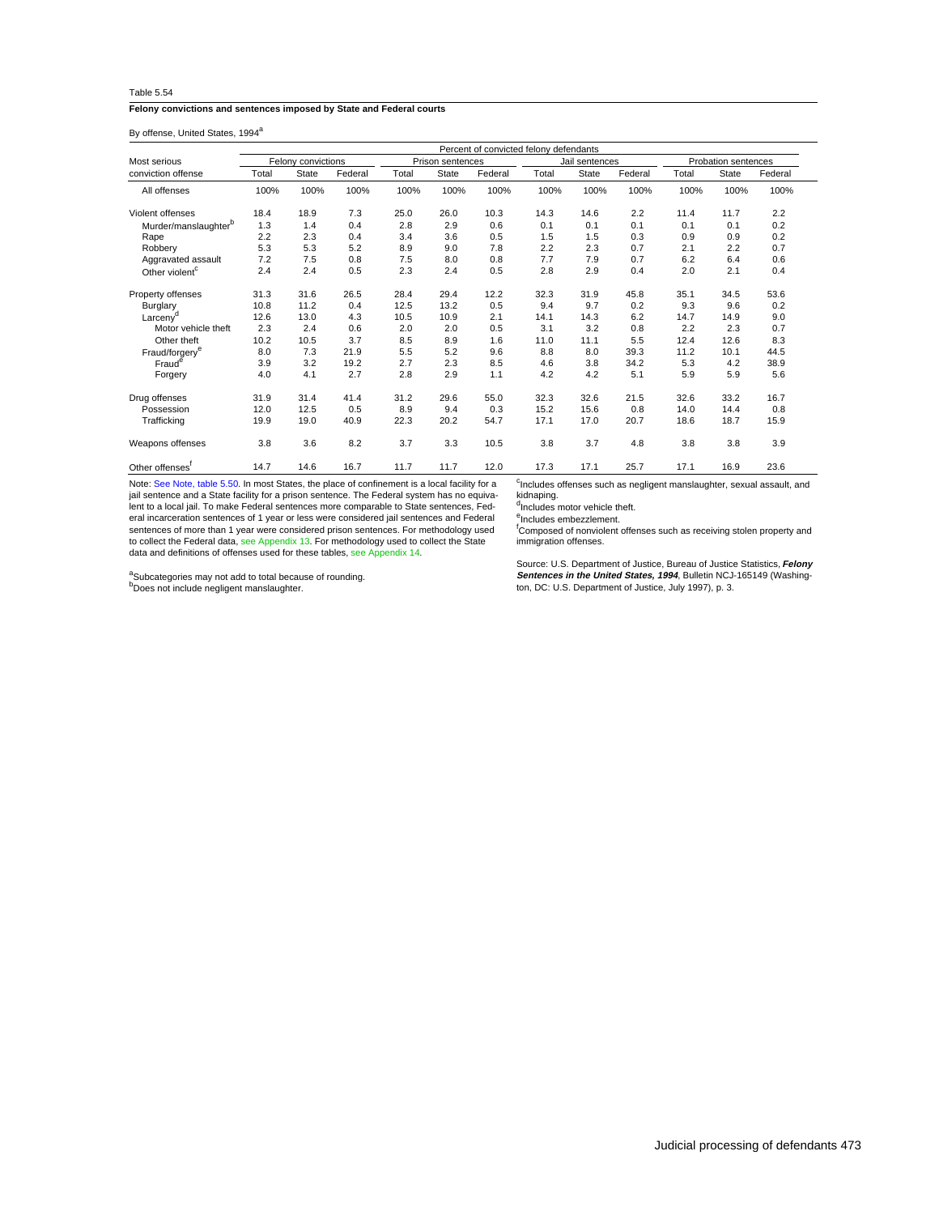Table 5.54

**Felony convictions and sentences imposed by State and Federal courts**

By offense, United States, 1994[a]

| Most serious conviction offense | Percent of convicted felony defendants | | | | | | | | | | | |
|---|---|---|---|---|---|---|---|---|---|---|---|---|
| | Felony convictions | | | Prison sentences | | | Jail sentences | | | Probation sentences | | |
| | Total | State | Federal | Total | State | Federal | Total | State | Federal | Total | State | Federal |
| All offenses | 100% | 100% | 100% | 100% | 100% | 100% | 100% | 100% | 100% | 100% | 100% | 100% |
| Violent offenses | 18.4 | 18.9 | 7.3 | 25.0 | 26.0 | 10.3 | 14.3 | 14.6 | 2.2 | 11.4 | 11.7 | 2.2 |
| Murder/manslaughter[b] | 1.3 | 1.4 | 0.4 | 2.8 | 2.9 | 0.6 | 0.1 | 0.1 | 0.1 | 0.1 | 0.1 | 0.2 |
| Rape | 2.2 | 2.3 | 0.4 | 3.4 | 3.6 | 0.5 | 1.5 | 1.5 | 0.3 | 0.9 | 0.9 | 0.2 |
| Robbery | 5.3 | 5.3 | 5.2 | 8.9 | 9.0 | 7.8 | 2.2 | 2.3 | 0.7 | 2.1 | 2.2 | 0.7 |
| Aggravated assault | 7.2 | 7.5 | 0.8 | 7.5 | 8.0 | 0.8 | 7.7 | 7.9 | 0.7 | 6.2 | 6.4 | 0.6 |
| Other violent[c] | 2.4 | 2.4 | 0.5 | 2.3 | 2.4 | 0.5 | 2.8 | 2.9 | 0.4 | 2.0 | 2.1 | 0.4 |
| Property offenses | 31.3 | 31.6 | 26.5 | 28.4 | 29.4 | 12.2 | 32.3 | 31.9 | 45.8 | 35.1 | 34.5 | 53.6 |
| Burglary | 10.8 | 11.2 | 0.4 | 12.5 | 13.2 | 0.5 | 9.4 | 9.7 | 0.2 | 9.3 | 9.6 | 0.2 |
| Larceny[d] | 12.6 | 13.0 | 4.3 | 10.5 | 10.9 | 2.1 | 14.1 | 14.3 | 6.2 | 14.7 | 14.9 | 9.0 |
| Motor vehicle theft | 2.3 | 2.4 | 0.6 | 2.0 | 2.0 | 0.5 | 3.1 | 3.2 | 0.8 | 2.2 | 2.3 | 0.7 |
| Other theft | 10.2 | 10.5 | 3.7 | 8.5 | 8.9 | 1.6 | 11.0 | 11.1 | 5.5 | 12.4 | 12.6 | 8.3 |
| Fraud/forgery[e] | 8.0 | 7.3 | 21.9 | 5.5 | 5.2 | 9.6 | 8.8 | 8.0 | 39.3 | 11.2 | 10.1 | 44.5 |
| Fraud[e] | 3.9 | 3.2 | 19.2 | 2.7 | 2.3 | 8.5 | 4.6 | 3.8 | 34.2 | 5.3 | 4.2 | 38.9 |
| Forgery | 4.0 | 4.1 | 2.7 | 2.8 | 2.9 | 1.1 | 4.2 | 4.2 | 5.1 | 5.9 | 5.9 | 5.6 |
| Drug offenses | 31.9 | 31.4 | 41.4 | 31.2 | 29.6 | 55.0 | 32.3 | 32.6 | 21.5 | 32.6 | 33.2 | 16.7 |
| Possession | 12.0 | 12.5 | 0.5 | 8.9 | 9.4 | 0.3 | 15.2 | 15.6 | 0.8 | 14.0 | 14.4 | 0.8 |
| Trafficking | 19.9 | 19.0 | 40.9 | 22.3 | 20.2 | 54.7 | 17.1 | 17.0 | 20.7 | 18.6 | 18.7 | 15.9 |
| Weapons offenses | 3.8 | 3.6 | 8.2 | 3.7 | 3.3 | 10.5 | 3.8 | 3.7 | 4.8 | 3.8 | 3.8 | 3.9 |
| Other offenses[f] | 14.7 | 14.6 | 16.7 | 11.7 | 11.7 | 12.0 | 17.3 | 17.1 | 25.7 | 17.1 | 16.9 | 23.6 |

Note: See Note, table 5.50. In most States, the place of confinement is a local facility for a jail sentence and a State facility for a prison sentence. The Federal system has no equivalent to a local jail. To make Federal sentences more comparable to State sentences, Federal incarceration sentences of 1 year or less were considered jail sentences and Federal sentences of more than 1 year were considered prison sentences. For methodology used to collect the Federal data, see Appendix 13. For methodology used to collect the State data and definitions of offenses used for these tables, see Appendix 14.

[a]Subcategories may not add to total because of rounding.
[b]Does not include negligent manslaughter.
[c]Includes offenses such as negligent manslaughter, sexual assault, and kidnaping.
[d]Includes motor vehicle theft.
[e]Includes embezzlement.
[f]Composed of nonviolent offenses such as receiving stolen property and immigration offenses.

Source: U.S. Department of Justice, Bureau of Justice Statistics, ***Felony Sentences in the United States, 1994***, Bulletin NCJ-165149 (Washington, DC: U.S. Department of Justice, July 1997), p. 3.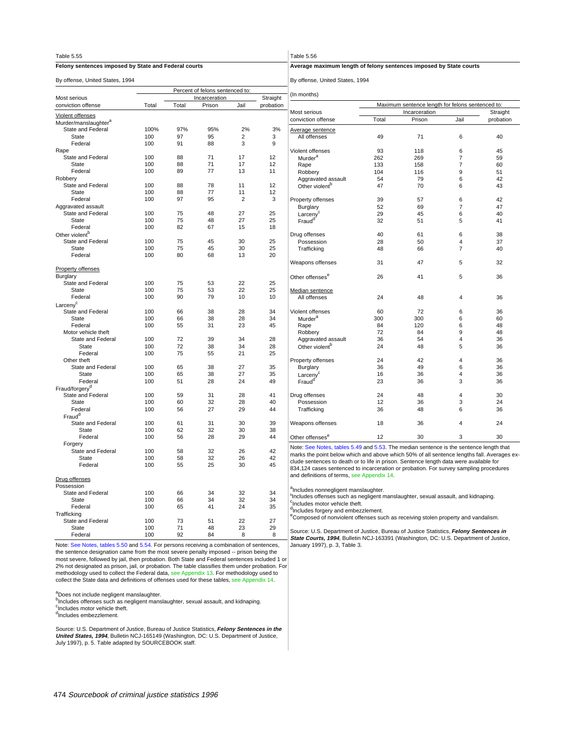Table 5.55

**Felony sentences imposed by State and Federal courts**

By offense, United States, 1994

| Most serious conviction offense | Total | Percent of felons sentenced to: Incarceration: Total | Prison | Jail | Straight probation |
|---|---|---|---|---|---|
| Violent offenses | | | | | |
| Murder/manslaughter[a] | | | | | |
| State and Federal | 100% | 97% | 95% | 2% | 3% |
| State | 100 | 97 | 95 | 2 | 3 |
| Federal | 100 | 91 | 88 | 3 | 9 |
| Rape | | | | | |
| State and Federal | 100 | 88 | 71 | 17 | 12 |
| State | 100 | 88 | 71 | 17 | 12 |
| Federal | 100 | 89 | 77 | 13 | 11 |
| Robbery | | | | | |
| State and Federal | 100 | 88 | 78 | 11 | 12 |
| State | 100 | 88 | 77 | 11 | 12 |
| Federal | 100 | 97 | 95 | 2 | 3 |
| Aggravated assault | | | | | |
| State and Federal | 100 | 75 | 48 | 27 | 25 |
| State | 100 | 75 | 48 | 27 | 25 |
| Federal | 100 | 82 | 67 | 15 | 18 |
| Other violent[b] | | | | | |
| State and Federal | 100 | 75 | 45 | 30 | 25 |
| State | 100 | 75 | 45 | 30 | 25 |
| Federal | 100 | 80 | 68 | 13 | 20 |
| Property offenses | | | | | |
| Burglary | | | | | |
| State and Federal | 100 | 75 | 53 | 22 | 25 |
| State | 100 | 75 | 53 | 22 | 25 |
| Federal | 100 | 90 | 79 | 10 | 10 |
| Larceny[c] | | | | | |
| State and Federal | 100 | 66 | 38 | 28 | 34 |
| State | 100 | 66 | 38 | 28 | 34 |
| Federal | 100 | 55 | 31 | 23 | 45 |
| Motor vehicle theft | | | | | |
| State and Federal | 100 | 72 | 39 | 34 | 28 |
| State | 100 | 72 | 38 | 34 | 28 |
| Federal | 100 | 75 | 55 | 21 | 25 |
| Other theft | | | | | |
| State and Federal | 100 | 65 | 38 | 27 | 35 |
| State | 100 | 65 | 38 | 27 | 35 |
| Federal | 100 | 51 | 28 | 24 | 49 |
| Fraud/forgery[d] | | | | | |
| State and Federal | 100 | 59 | 31 | 28 | 41 |
| State | 100 | 60 | 32 | 28 | 40 |
| Federal | 100 | 56 | 27 | 29 | 44 |
| Fraud[d] | | | | | |
| State and Federal | 100 | 61 | 31 | 30 | 39 |
| State | 100 | 62 | 32 | 30 | 38 |
| Federal | 100 | 56 | 28 | 29 | 44 |
| Forgery | | | | | |
| State and Federal | 100 | 58 | 32 | 26 | 42 |
| State | 100 | 58 | 32 | 26 | 42 |
| Federal | 100 | 55 | 25 | 30 | 45 |
| Drug offenses | | | | | |
| Possession | | | | | |
| State and Federal | 100 | 66 | 34 | 32 | 34 |
| State | 100 | 66 | 34 | 32 | 34 |
| Federal | 100 | 65 | 41 | 24 | 35 |
| Trafficking | | | | | |
| State and Federal | 100 | 73 | 51 | 22 | 27 |
| State | 100 | 71 | 48 | 23 | 29 |
| Federal | 100 | 92 | 84 | 8 | 8 |

Note: See Notes, tables 5.50 and 5.54. For persons receiving a combination of sentences, the sentence designation came from the most severe penalty imposed -- prison being the most severe, followed by jail, then probation. Both State and Federal sentences included 1 or 2% not designated as prison, jail, or probation. The table classifies them under probation. For methodology used to collect the Federal data, see Appendix 13. For methodology used to collect the State data and definitions of offenses used for these tables, see Appendix 14.

[a]Does not include negligent manslaughter.
[b]Includes offenses such as negligent manslaughter, sexual assault, and kidnaping.
[c]Includes motor vehicle theft.
[d]Includes embezzlement.

Source: U.S. Department of Justice, Bureau of Justice Statistics, ***Felony Sentences in the United States, 1994***, Bulletin NCJ-165149 (Washington, DC: U.S. Department of Justice, July 1997), p. 5. Table adapted by SOURCEBOOK staff.

Table 5.56

**Average maximum length of felony sentences imposed by State courts**

By offense, United States, 1994

(In months)

| Most serious conviction offense | Maximum sentence length for felons sentenced to: Incarceration: Total | Prison | Jail | Straight probation |
|---|---|---|---|---|
| Average sentence | | | | |
| All offenses | 49 | 71 | 6 | 40 |
| Violent offenses | 93 | 118 | 6 | 45 |
| Murder[a] | 262 | 269 | 7 | 59 |
| Rape | 133 | 158 | 7 | 60 |
| Robbery | 104 | 116 | 9 | 51 |
| Aggravated assault | 54 | 79 | 6 | 42 |
| Other violent[b] | 47 | 70 | 6 | 43 |
| Property offenses | 39 | 57 | 6 | 42 |
| Burglary | 52 | 69 | 7 | 47 |
| Larceny[c] | 29 | 45 | 6 | 40 |
| Fraud[d] | 32 | 51 | 5 | 41 |
| Drug offenses | 40 | 61 | 6 | 38 |
| Possession | 28 | 50 | 4 | 37 |
| Trafficking | 48 | 66 | 7 | 40 |
| Weapons offenses | 31 | 47 | 5 | 32 |
| Other offenses[e] | 26 | 41 | 5 | 36 |
| Median sentence | | | | |
| All offenses | 24 | 48 | 4 | 36 |
| Violent offenses | 60 | 72 | 6 | 36 |
| Murder[a] | 300 | 300 | 6 | 60 |
| Rape | 84 | 120 | 6 | 48 |
| Robbery | 72 | 84 | 9 | 48 |
| Aggravated assault | 36 | 54 | 4 | 36 |
| Other violent[b] | 24 | 48 | 5 | 36 |
| Property offenses | 24 | 42 | 4 | 36 |
| Burglary | 36 | 49 | 6 | 36 |
| Larceny[c] | 16 | 36 | 4 | 36 |
| Fraud[d] | 23 | 36 | 3 | 36 |
| Drug offenses | 24 | 48 | 4 | 30 |
| Possession | 12 | 36 | 3 | 24 |
| Trafficking | 36 | 48 | 6 | 36 |
| Weapons offenses | 18 | 36 | 4 | 24 |
| Other offenses[e] | 12 | 30 | 3 | 30 |

Note: See Notes, tables 5.49 and 5.53. The median sentence is the sentence length that marks the point below which and above which 50% of all sentence lengths fall. Averages exclude sentences to death or to life in prison. Sentence length data were available for 834,124 cases sentenced to incarceration or probation. For survey sampling procedures and definitions of terms, see Appendix 14.

[a]Includes nonnegligent manslaughter.
[b]Includes offenses such as negligent manslaughter, sexual assault, and kidnaping.
[c]Includes motor vehicle theft.
[d]Includes forgery and embezzlement.
[e]Composed of nonviolent offenses such as receiving stolen property and vandalism.

Source: U.S. Department of Justice, Bureau of Justice Statistics, ***Felony Sentences in State Courts, 1994***, Bulletin NCJ-163391 (Washington, DC: U.S. Department of Justice, January 1997), p. 3, Table 3.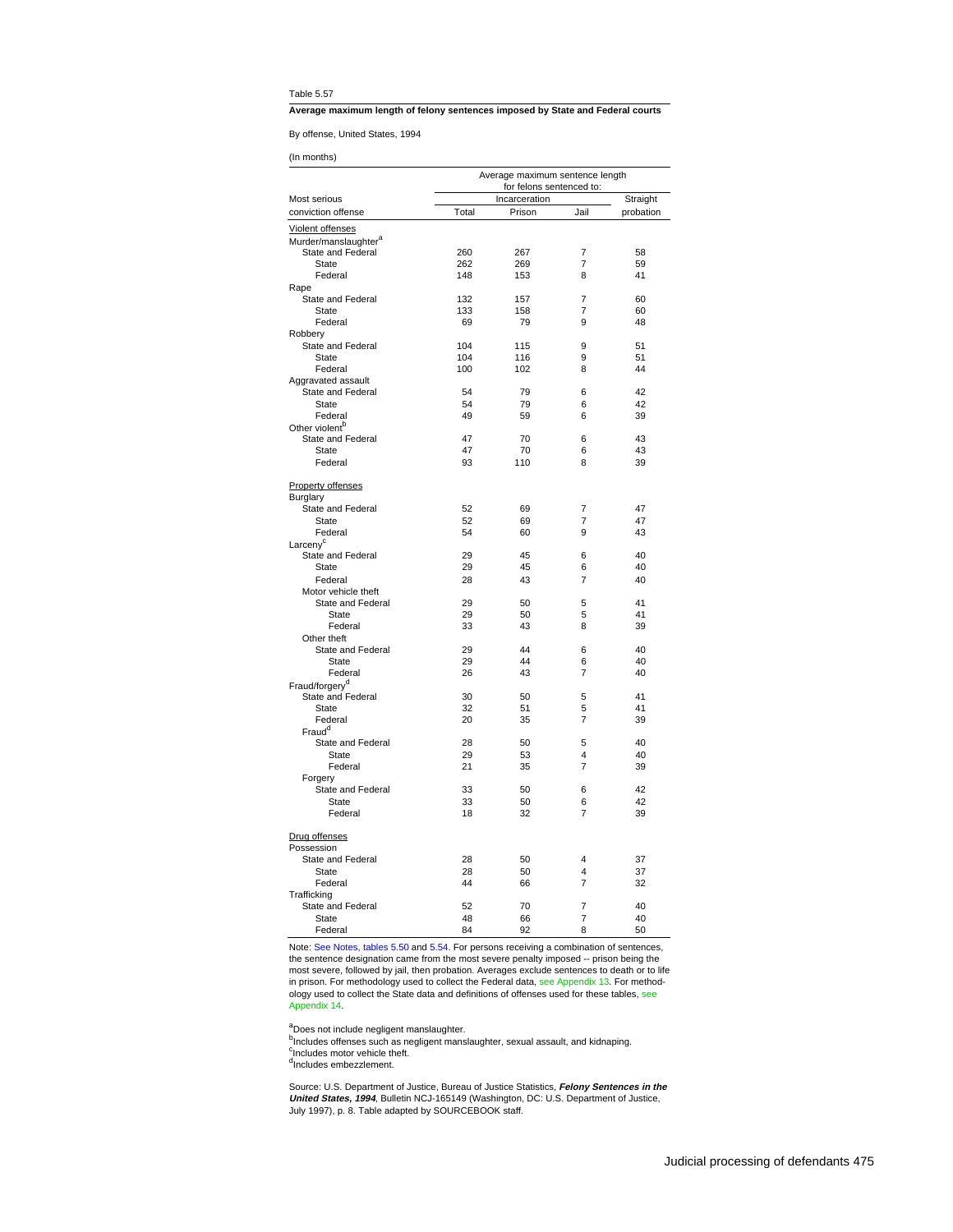Table 5.57

**Average maximum length of felony sentences imposed by State and Federal courts**

By offense, United States, 1994

(In months)

| Most serious conviction offense | Average maximum sentence length for felons sentenced to: Incarceration Total | Incarceration Prison | Incarceration Jail | Straight probation |
|---|---|---|---|---|
| **Violent offenses** | | | | |
| Murder/manslaughter[a] | | | | |
| State and Federal | 260 | 267 | 7 | 58 |
| State | 262 | 269 | 7 | 59 |
| Federal | 148 | 153 | 8 | 41 |
| Rape | | | | |
| State and Federal | 132 | 157 | 7 | 60 |
| State | 133 | 158 | 7 | 60 |
| Federal | 69 | 79 | 9 | 48 |
| Robbery | | | | |
| State and Federal | 104 | 115 | 9 | 51 |
| State | 104 | 116 | 9 | 51 |
| Federal | 100 | 102 | 8 | 44 |
| Aggravated assault | | | | |
| State and Federal | 54 | 79 | 6 | 42 |
| State | 54 | 79 | 6 | 42 |
| Federal | 49 | 59 | 6 | 39 |
| Other violent[b] | | | | |
| State and Federal | 47 | 70 | 6 | 43 |
| State | 47 | 70 | 6 | 43 |
| Federal | 93 | 110 | 8 | 39 |
| **Property offenses** | | | | |
| Burglary | | | | |
| State and Federal | 52 | 69 | 7 | 47 |
| State | 52 | 69 | 7 | 47 |
| Federal | 54 | 60 | 9 | 43 |
| Larceny[c] | | | | |
| State and Federal | 29 | 45 | 6 | 40 |
| State | 29 | 45 | 6 | 40 |
| Federal | 28 | 43 | 7 | 40 |
| Motor vehicle theft | | | | |
| State and Federal | 29 | 50 | 5 | 41 |
| State | 29 | 50 | 5 | 41 |
| Federal | 33 | 43 | 8 | 39 |
| Other theft | | | | |
| State and Federal | 29 | 44 | 6 | 40 |
| State | 29 | 44 | 6 | 40 |
| Federal | 26 | 43 | 7 | 40 |
| Fraud/forgery[d] | | | | |
| State and Federal | 30 | 50 | 5 | 41 |
| State | 32 | 51 | 5 | 41 |
| Federal | 20 | 35 | 7 | 39 |
| Fraud[d] | | | | |
| State and Federal | 28 | 50 | 5 | 40 |
| State | 29 | 53 | 4 | 40 |
| Federal | 21 | 35 | 7 | 39 |
| Forgery | | | | |
| State and Federal | 33 | 50 | 6 | 42 |
| State | 33 | 50 | 6 | 42 |
| Federal | 18 | 32 | 7 | 39 |
| **Drug offenses** | | | | |
| Possession | | | | |
| State and Federal | 28 | 50 | 4 | 37 |
| State | 28 | 50 | 4 | 37 |
| Federal | 44 | 66 | 7 | 32 |
| Trafficking | | | | |
| State and Federal | 52 | 70 | 7 | 40 |
| State | 48 | 66 | 7 | 40 |
| Federal | 84 | 92 | 8 | 50 |

Note: See Notes, tables 5.50 and 5.54. For persons receiving a combination of sentences, the sentence designation came from the most severe penalty imposed -- prison being the most severe, followed by jail, then probation. Averages exclude sentences to death or to life in prison. For methodology used to collect the Federal data, see Appendix 13. For methodology used to collect the State data and definitions of offenses used for these tables, see Appendix 14.

[a]Does not include negligent manslaughter.
[b]Includes offenses such as negligent manslaughter, sexual assault, and kidnaping.
[c]Includes motor vehicle theft.
[d]Includes embezzlement.

Source: U.S. Department of Justice, Bureau of Justice Statistics, ***Felony Sentences in the United States, 1994***, Bulletin NCJ-165149 (Washington, DC: U.S. Department of Justice, July 1997), p. 8. Table adapted by SOURCEBOOK staff.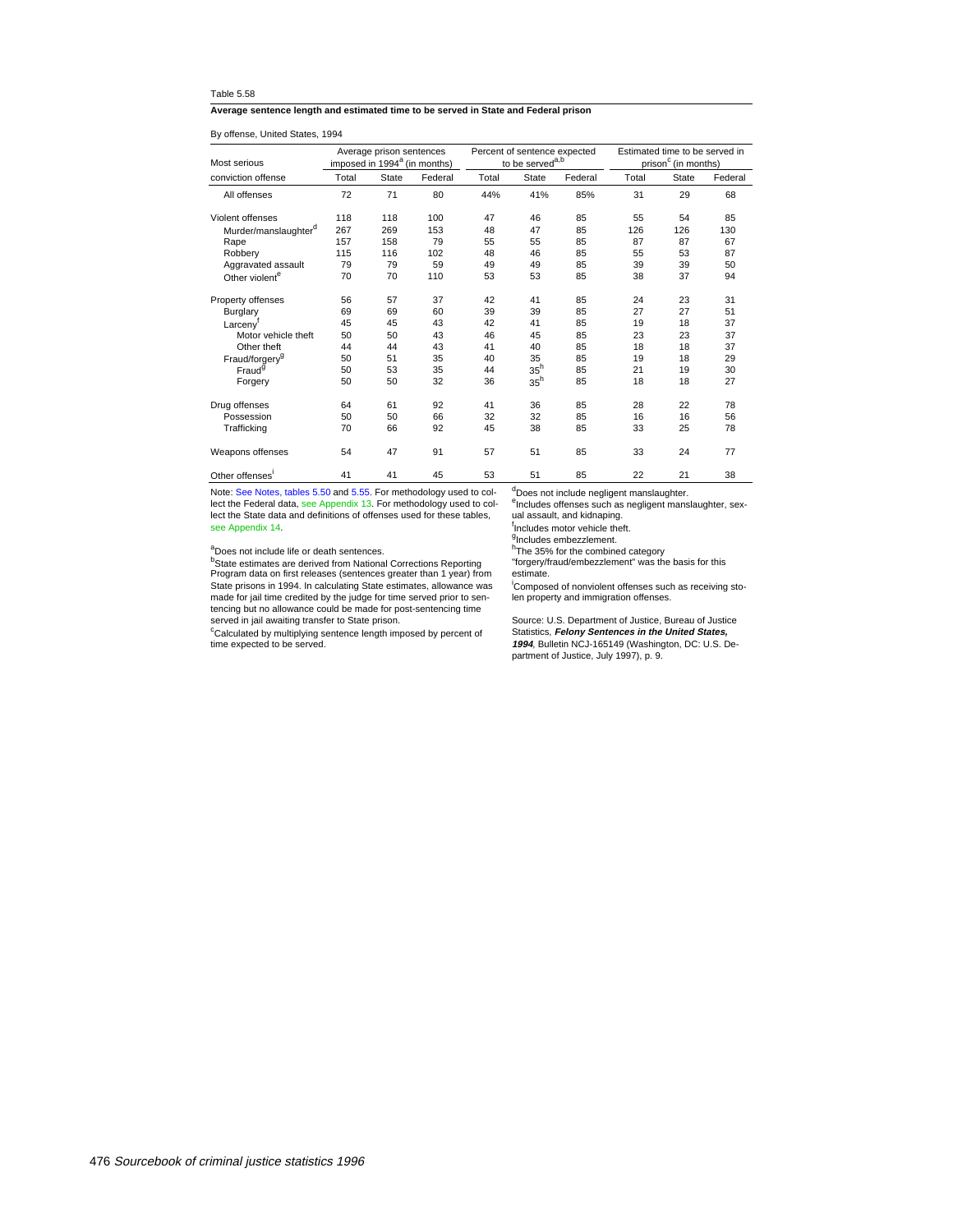Table 5.58

**Average sentence length and estimated time to be served in State and Federal prison**

By offense, United States, 1994

| Most serious conviction offense | Average prison sentences imposed in 1994[a] (in months) | | | Percent of sentence expected to be served[a,b] | | | Estimated time to be served in prison[c] (in months) | | |
|---|---|---|---|---|---|---|---|---|---|
| | Total | State | Federal | Total | State | Federal | Total | State | Federal |
| All offenses | 72 | 71 | 80 | 44% | 41% | 85% | 31 | 29 | 68 |
| Violent offenses | 118 | 118 | 100 | 47 | 46 | 85 | 55 | 54 | 85 |
| Murder/manslaughter[d] | 267 | 269 | 153 | 48 | 47 | 85 | 126 | 126 | 130 |
| Rape | 157 | 158 | 79 | 55 | 55 | 85 | 87 | 87 | 67 |
| Robbery | 115 | 116 | 102 | 48 | 46 | 85 | 55 | 53 | 87 |
| Aggravated assault | 79 | 79 | 59 | 49 | 49 | 85 | 39 | 39 | 50 |
| Other violent[e] | 70 | 70 | 110 | 53 | 53 | 85 | 38 | 37 | 94 |
| Property offenses | 56 | 57 | 37 | 42 | 41 | 85 | 24 | 23 | 31 |
| Burglary | 69 | 69 | 60 | 39 | 39 | 85 | 27 | 27 | 51 |
| Larceny[f] | 45 | 45 | 43 | 42 | 41 | 85 | 19 | 18 | 37 |
| Motor vehicle theft | 50 | 50 | 43 | 46 | 45 | 85 | 23 | 23 | 37 |
| Other theft | 44 | 44 | 43 | 41 | 40 | 85 | 18 | 18 | 37 |
| Fraud/forgery[g] | 50 | 51 | 35 | 40 | 35 | 85 | 19 | 18 | 29 |
| Fraud[g] | 50 | 53 | 35 | 44 | 35[h] | 85 | 21 | 19 | 30 |
| Forgery | 50 | 50 | 32 | 36 | 35[h] | 85 | 18 | 18 | 27 |
| Drug offenses | 64 | 61 | 92 | 41 | 36 | 85 | 28 | 22 | 78 |
| Possession | 50 | 50 | 66 | 32 | 32 | 85 | 16 | 16 | 56 |
| Trafficking | 70 | 66 | 92 | 45 | 38 | 85 | 33 | 25 | 78 |
| Weapons offenses | 54 | 47 | 91 | 57 | 51 | 85 | 33 | 24 | 77 |
| Other offenses[i] | 41 | 41 | 45 | 53 | 51 | 85 | 22 | 21 | 38 |

Note: See Notes, tables 5.50 and 5.55. For methodology used to collect the Federal data, see Appendix 13. For methodology used to collect the State data and definitions of offenses used for these tables, see Appendix 14.

[a]Does not include life or death sentences.

[b]State estimates are derived from National Corrections Reporting Program data on first releases (sentences greater than 1 year) from State prisons in 1994. In calculating State estimates, allowance was made for jail time credited by the judge for time served prior to sentencing but no allowance could be made for post-sentencing time served in jail awaiting transfer to State prison.

[c]Calculated by multiplying sentence length imposed by percent of time expected to be served.

[d]Does not include negligent manslaughter.

[e]Includes offenses such as negligent manslaughter, sexual assault, and kidnaping.

[f]Includes motor vehicle theft.

[g]Includes embezzlement.

[h]The 35% for the combined category "forgery/fraud/embezzlement" was the basis for this estimate.

[i]Composed of nonviolent offenses such as receiving stolen property and immigration offenses.

Source: U.S. Department of Justice, Bureau of Justice Statistics, ***Felony Sentences in the United States, 1994***, Bulletin NCJ-165149 (Washington, DC: U.S. Department of Justice, July 1997), p. 9.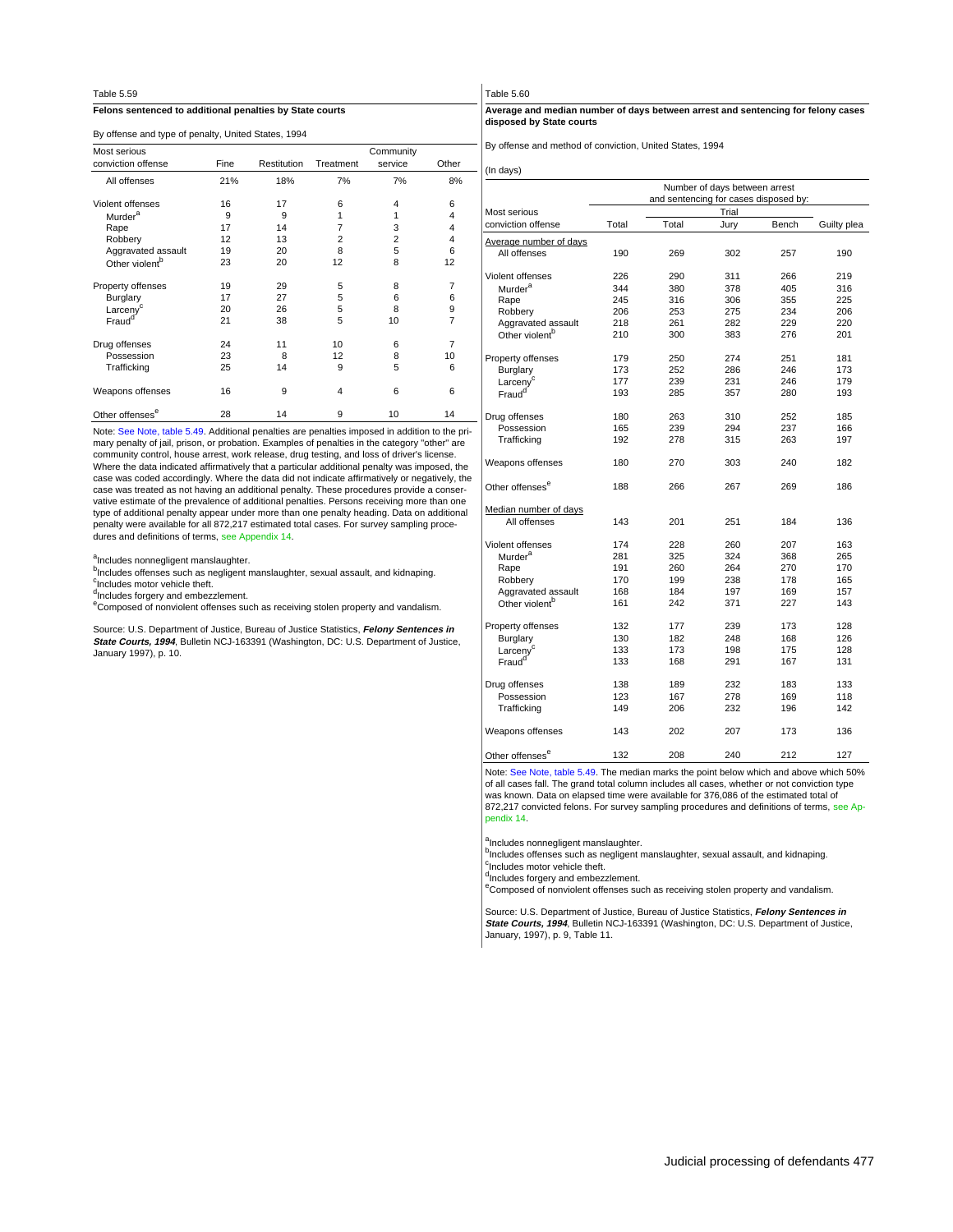Table 5.59

**Felons sentenced to additional penalties by State courts**

By offense and type of penalty, United States, 1994

| Most serious conviction offense | Fine | Restitution | Treatment | Community service | Other |
|---|---|---|---|---|---|
| All offenses | 21% | 18% | 7% | 7% | 8% |
| Violent offenses | 16 | 17 | 6 | 4 | 6 |
| Murder[a] | 9 | 9 | 1 | 1 | 4 |
| Rape | 17 | 14 | 7 | 3 | 4 |
| Robbery | 12 | 13 | 2 | 2 | 4 |
| Aggravated assault | 19 | 20 | 8 | 5 | 6 |
| Other violent[b] | 23 | 20 | 12 | 8 | 12 |
| Property offenses | 19 | 29 | 5 | 8 | 7 |
| Burglary | 17 | 27 | 5 | 6 | 6 |
| Larceny[c] | 20 | 26 | 5 | 8 | 9 |
| Fraud[d] | 21 | 38 | 5 | 10 | 7 |
| Drug offenses | 24 | 11 | 10 | 6 | 7 |
| Possession | 23 | 8 | 12 | 8 | 10 |
| Trafficking | 25 | 14 | 9 | 5 | 6 |
| Weapons offenses | 16 | 9 | 4 | 6 | 6 |
| Other offenses[e] | 28 | 14 | 9 | 10 | 14 |

Note: See Note, table 5.49. Additional penalties are penalties imposed in addition to the primary penalty of jail, prison, or probation. Examples of penalties in the category "other" are community control, house arrest, work release, drug testing, and loss of driver's license. Where the data indicated affirmatively that a particular additional penalty was imposed, the case was coded accordingly. Where the data did not indicate affirmatively or negatively, the case was treated as not having an additional penalty. These procedures provide a conservative estimate of the prevalence of additional penalties. Persons receiving more than one type of additional penalty appear under more than one penalty heading. Data on additional penalty were available for all 872,217 estimated total cases. For survey sampling procedures and definitions of terms, see Appendix 14.

[a]Includes nonnegligent manslaughter.
[b]Includes offenses such as negligent manslaughter, sexual assault, and kidnaping.
[c]Includes motor vehicle theft.
[d]Includes forgery and embezzlement.
[e]Composed of nonviolent offenses such as receiving stolen property and vandalism.

Source: U.S. Department of Justice, Bureau of Justice Statistics, ***Felony Sentences in State Courts, 1994***, Bulletin NCJ-163391 (Washington, DC: U.S. Department of Justice, January 1997), p. 10.

Table 5.60

**Average and median number of days between arrest and sentencing for felony cases disposed by State courts**

By offense and method of conviction, United States, 1994

(In days)

| Most serious conviction offense | Number of days between arrest and sentencing for cases disposed by: Total | Trial: Total | Trial: Jury | Trial: Bench | Guilty plea |
|---|---|---|---|---|---|
| Average number of days | | | | | |
| All offenses | 190 | 269 | 302 | 257 | 190 |
| Violent offenses | 226 | 290 | 311 | 266 | 219 |
| Murder[a] | 344 | 380 | 378 | 405 | 316 |
| Rape | 245 | 316 | 306 | 355 | 225 |
| Robbery | 206 | 253 | 275 | 234 | 206 |
| Aggravated assault | 218 | 261 | 282 | 229 | 220 |
| Other violent[b] | 210 | 300 | 383 | 276 | 201 |
| Property offenses | 179 | 250 | 274 | 251 | 181 |
| Burglary | 173 | 252 | 286 | 246 | 173 |
| Larceny[c] | 177 | 239 | 231 | 246 | 179 |
| Fraud[d] | 193 | 285 | 357 | 280 | 193 |
| Drug offenses | 180 | 263 | 310 | 252 | 185 |
| Possession | 165 | 239 | 294 | 237 | 166 |
| Trafficking | 192 | 278 | 315 | 263 | 197 |
| Weapons offenses | 180 | 270 | 303 | 240 | 182 |
| Other offenses[e] | 188 | 266 | 267 | 269 | 186 |
| Median number of days | | | | | |
| All offenses | 143 | 201 | 251 | 184 | 136 |
| Violent offenses | 174 | 228 | 260 | 207 | 163 |
| Murder[a] | 281 | 325 | 324 | 368 | 265 |
| Rape | 191 | 260 | 264 | 270 | 170 |
| Robbery | 170 | 199 | 238 | 178 | 165 |
| Aggravated assault | 168 | 184 | 197 | 169 | 157 |
| Other violent[b] | 161 | 242 | 371 | 227 | 143 |
| Property offenses | 132 | 177 | 239 | 173 | 128 |
| Burglary | 130 | 182 | 248 | 168 | 126 |
| Larceny[c] | 133 | 173 | 198 | 175 | 128 |
| Fraud[d] | 133 | 168 | 291 | 167 | 131 |
| Drug offenses | 138 | 189 | 232 | 183 | 133 |
| Possession | 123 | 167 | 278 | 169 | 118 |
| Trafficking | 149 | 206 | 232 | 196 | 142 |
| Weapons offenses | 143 | 202 | 207 | 173 | 136 |
| Other offenses[e] | 132 | 208 | 240 | 212 | 127 |

Note: See Note, table 5.49. The median marks the point below which and above which 50% of all cases fall. The grand total column includes all cases, whether or not conviction type was known. Data on elapsed time were available for 376,086 of the estimated total of 872,217 convicted felons. For survey sampling procedures and definitions of terms, see Appendix 14.

[a]Includes nonnegligent manslaughter.
[b]Includes offenses such as negligent manslaughter, sexual assault, and kidnaping.
[c]Includes motor vehicle theft.
[d]Includes forgery and embezzlement.
[e]Composed of nonviolent offenses such as receiving stolen property and vandalism.

Source: U.S. Department of Justice, Bureau of Justice Statistics, ***Felony Sentences in State Courts, 1994***, Bulletin NCJ-163391 (Washington, DC: U.S. Department of Justice, January, 1997), p. 9, Table 11.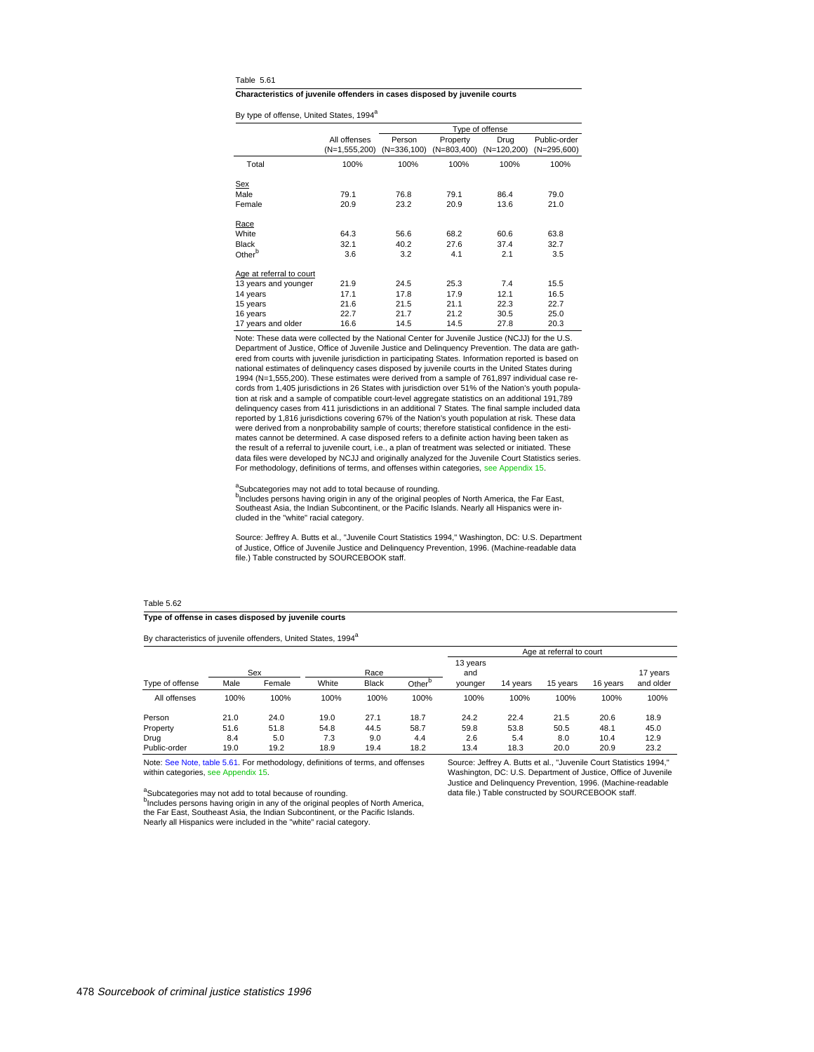Table 5.61

**Characteristics of juvenile offenders in cases disposed by juvenile courts**

By type of offense, United States, 1994[a]

| | All offenses (N=1,555,200) | Type of offense: Person (N=336,100) | Property (N=803,400) | Drug (N=120,200) | Public-order (N=295,600) |
|---|---|---|---|---|---|
| Total | 100% | 100% | 100% | 100% | 100% |
| Sex | | | | | |
| Male | 79.1 | 76.8 | 79.1 | 86.4 | 79.0 |
| Female | 20.9 | 23.2 | 20.9 | 13.6 | 21.0 |
| Race | | | | | |
| White | 64.3 | 56.6 | 68.2 | 60.6 | 63.8 |
| Black | 32.1 | 40.2 | 27.6 | 37.4 | 32.7 |
| Other[b] | 3.6 | 3.2 | 4.1 | 2.1 | 3.5 |
| Age at referral to court | | | | | |
| 13 years and younger | 21.9 | 24.5 | 25.3 | 7.4 | 15.5 |
| 14 years | 17.1 | 17.8 | 17.9 | 12.1 | 16.5 |
| 15 years | 21.6 | 21.5 | 21.1 | 22.3 | 22.7 |
| 16 years | 22.7 | 21.7 | 21.2 | 30.5 | 25.0 |
| 17 years and older | 16.6 | 14.5 | 14.5 | 27.8 | 20.3 |

Note: These data were collected by the National Center for Juvenile Justice (NCJJ) for the U.S. Department of Justice, Office of Juvenile Justice and Delinquency Prevention. The data are gathered from courts with juvenile jurisdiction in participating States. Information reported is based on national estimates of delinquency cases disposed by juvenile courts in the United States during 1994 (N=1,555,200). These estimates were derived from a sample of 761,897 individual case records from 1,405 jurisdictions in 26 States with jurisdiction over 51% of the Nation's youth population at risk and a sample of compatible court-level aggregate statistics on an additional 191,789 delinquency cases from 411 jurisdictions in an additional 7 States. The final sample included data reported by 1,816 jurisdictions covering 67% of the Nation's youth population at risk. These data were derived from a nonprobability sample of courts; therefore statistical confidence in the estimates cannot be determined. A case disposed refers to a definite action having been taken as the result of a referral to juvenile court, i.e., a plan of treatment was selected or initiated. These data files were developed by NCJJ and originally analyzed for the Juvenile Court Statistics series. For methodology, definitions of terms, and offenses within categories, see Appendix 15.

[a]Subcategories may not add to total because of rounding.
[b]Includes persons having origin in any of the original peoples of North America, the Far East, Southeast Asia, the Indian Subcontinent, or the Pacific Islands. Nearly all Hispanics were included in the "white" racial category.

Source: Jeffrey A. Butts et al., "Juvenile Court Statistics 1994," Washington, DC: U.S. Department of Justice, Office of Juvenile Justice and Delinquency Prevention, 1996. (Machine-readable data file.) Table constructed by SOURCEBOOK staff.

Table 5.62

**Type of offense in cases disposed by juvenile courts**

By characteristics of juvenile offenders, United States, 1994[a]

| Type of offense | Sex: Male | Sex: Female | Race: White | Race: Black | Race: Other[b] | Age at referral to court: 13 years and younger | 14 years | 15 years | 16 years | 17 years and older |
|---|---|---|---|---|---|---|---|---|---|---|
| All offenses | 100% | 100% | 100% | 100% | 100% | 100% | 100% | 100% | 100% | 100% |
| Person | 21.0 | 24.0 | 19.0 | 27.1 | 18.7 | 24.2 | 22.4 | 21.5 | 20.6 | 18.9 |
| Property | 51.6 | 51.8 | 54.8 | 44.5 | 58.7 | 59.8 | 53.8 | 50.5 | 48.1 | 45.0 |
| Drug | 8.4 | 5.0 | 7.3 | 9.0 | 4.4 | 2.6 | 5.4 | 8.0 | 10.4 | 12.9 |
| Public-order | 19.0 | 19.2 | 18.9 | 19.4 | 18.2 | 13.4 | 18.3 | 20.0 | 20.9 | 23.2 |

Note: See Note, table 5.61. For methodology, definitions of terms, and offenses within categories, see Appendix 15.

[a]Subcategories may not add to total because of rounding.
[b]Includes persons having origin in any of the original peoples of North America, the Far East, Southeast Asia, the Indian Subcontinent, or the Pacific Islands. Nearly all Hispanics were included in the "white" racial category.

Source: Jeffrey A. Butts et al., "Juvenile Court Statistics 1994," Washington, DC: U.S. Department of Justice, Office of Juvenile Justice and Delinquency Prevention, 1996. (Machine-readable data file.) Table constructed by SOURCEBOOK staff.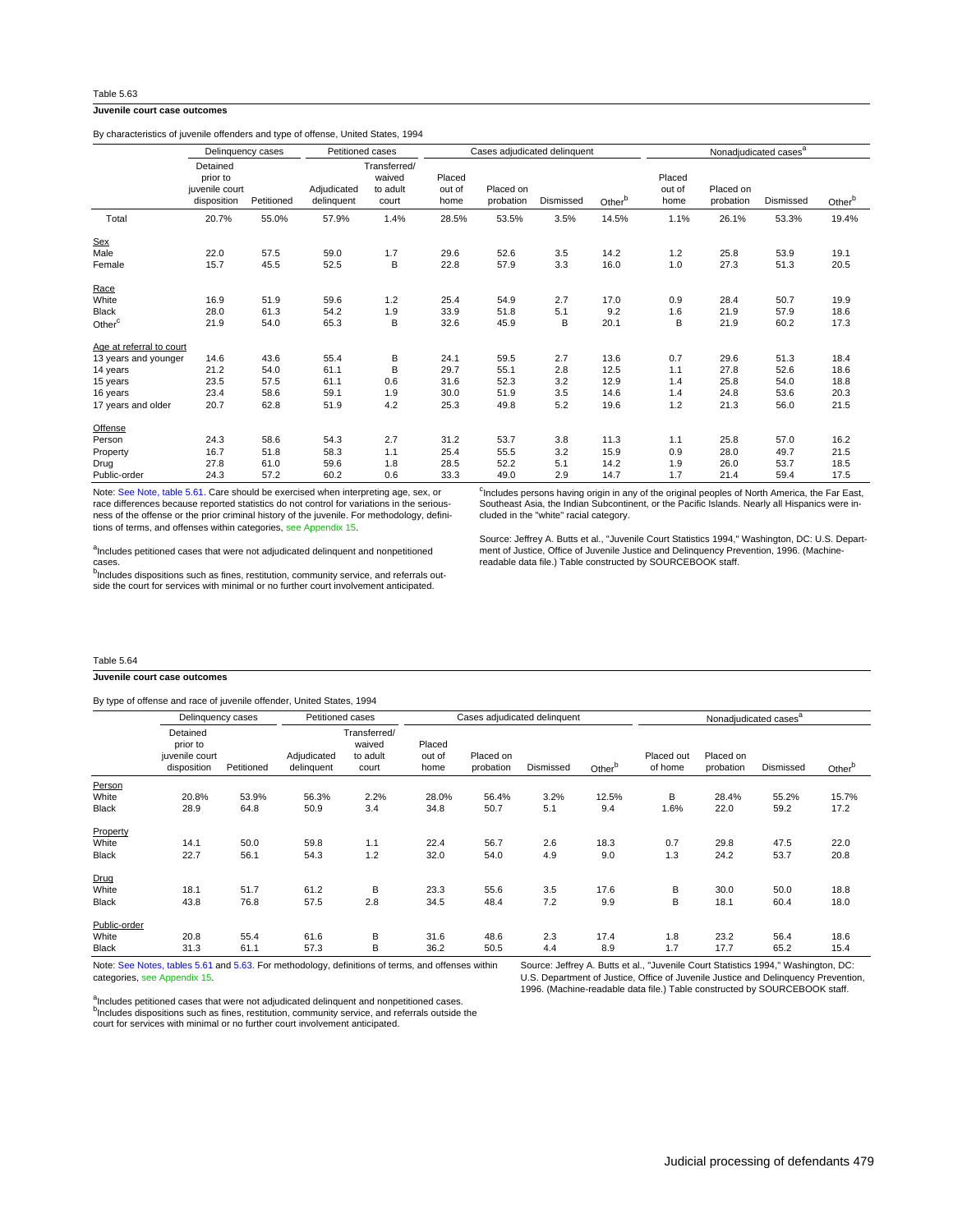Table 5.63

**Juvenile court case outcomes**

By characteristics of juvenile offenders and type of offense, United States, 1994

| | Delinquency cases | | Petitioned cases | | Cases adjudicated delinquent | | | | Nonadjudicated cases[a] | | | |
|---|---|---|---|---|---|---|---|---|---|---|---|---|
| | Detained prior to juvenile court disposition | Petitioned | Adjudicated delinquent | Transferred/ waived to adult court | Placed out of home | Placed on probation | Dismissed | Other[b] | Placed out of home | Placed on probation | Dismissed | Other[b] |
| Total | 20.7% | 55.0% | 57.9% | 1.4% | 28.5% | 53.5% | 3.5% | 14.5% | 1.1% | 26.1% | 53.3% | 19.4% |
| **Sex** | | | | | | | | | | | | |
| Male | 22.0 | 57.5 | 59.0 | 1.7 | 29.6 | 52.6 | 3.5 | 14.2 | 1.2 | 25.8 | 53.9 | 19.1 |
| Female | 15.7 | 45.5 | 52.5 | B | 22.8 | 57.9 | 3.3 | 16.0 | 1.0 | 27.3 | 51.3 | 20.5 |
| **Race** | | | | | | | | | | | | |
| White | 16.9 | 51.9 | 59.6 | 1.2 | 25.4 | 54.9 | 2.7 | 17.0 | 0.9 | 28.4 | 50.7 | 19.9 |
| Black | 28.0 | 61.3 | 54.2 | 1.9 | 33.9 | 51.8 | 5.1 | 9.2 | 1.6 | 21.9 | 57.9 | 18.6 |
| Other[c] | 21.9 | 54.0 | 65.3 | B | 32.6 | 45.9 | B | 20.1 | B | 21.9 | 60.2 | 17.3 |
| **Age at referral to court** | | | | | | | | | | | | |
| 13 years and younger | 14.6 | 43.6 | 55.4 | B | 24.1 | 59.5 | 2.7 | 13.6 | 0.7 | 29.6 | 51.3 | 18.4 |
| 14 years | 21.2 | 54.0 | 61.1 | B | 29.7 | 55.1 | 2.8 | 12.5 | 1.1 | 27.8 | 52.6 | 18.6 |
| 15 years | 23.5 | 57.5 | 61.1 | 0.6 | 31.6 | 52.3 | 3.2 | 12.9 | 1.4 | 25.8 | 54.0 | 18.8 |
| 16 years | 23.4 | 58.6 | 59.1 | 1.9 | 30.0 | 51.9 | 3.5 | 14.6 | 1.4 | 24.8 | 53.6 | 20.3 |
| 17 years and older | 20.7 | 62.8 | 51.9 | 4.2 | 25.3 | 49.8 | 5.2 | 19.6 | 1.2 | 21.3 | 56.0 | 21.5 |
| **Offense** | | | | | | | | | | | | |
| Person | 24.3 | 58.6 | 54.3 | 2.7 | 31.2 | 53.7 | 3.8 | 11.3 | 1.1 | 25.8 | 57.0 | 16.2 |
| Property | 16.7 | 51.8 | 58.3 | 1.1 | 25.4 | 55.5 | 3.2 | 15.9 | 0.9 | 28.0 | 49.7 | 21.5 |
| Drug | 27.8 | 61.0 | 59.6 | 1.8 | 28.5 | 52.2 | 5.1 | 14.2 | 1.9 | 26.0 | 53.7 | 18.5 |
| Public-order | 24.3 | 57.2 | 60.2 | 0.6 | 33.3 | 49.0 | 2.9 | 14.7 | 1.7 | 21.4 | 59.4 | 17.5 |

Note: See Note, table 5.61. Care should be exercised when interpreting age, sex, or race differences because reported statistics do not control for variations in the seriousness of the offense or the prior criminal history of the juvenile. For methodology, definitions of terms, and offenses within categories, see Appendix 15.

[a]Includes petitioned cases that were not adjudicated delinquent and nonpetitioned cases.
[b]Includes dispositions such as fines, restitution, community service, and referrals outside the court for services with minimal or no further court involvement anticipated.
[c]Includes persons having origin in any of the original peoples of North America, the Far East, Southeast Asia, the Indian Subcontinent, or the Pacific Islands. Nearly all Hispanics were included in the "white" racial category.

Source: Jeffrey A. Butts et al., "Juvenile Court Statistics 1994," Washington, DC: U.S. Department of Justice, Office of Juvenile Justice and Delinquency Prevention, 1996. (Machine-readable data file.) Table constructed by SOURCEBOOK staff.

Table 5.64

**Juvenile court case outcomes**

By type of offense and race of juvenile offender, United States, 1994

| | Delinquency cases | | Petitioned cases | | Cases adjudicated delinquent | | | | Nonadjudicated cases[a] | | | |
|---|---|---|---|---|---|---|---|---|---|---|---|---|
| | Detained prior to juvenile court disposition | Petitioned | Adjudicated delinquent | Transferred/ waived to adult court | Placed out of home | Placed on probation | Dismissed | Other[b] | Placed out of home | Placed on probation | Dismissed | Other[b] |
| **Person** | | | | | | | | | | | | |
| White | 20.8% | 53.9% | 56.3% | 2.2% | 28.0% | 56.4% | 3.2% | 12.5% | B | 28.4% | 55.2% | 15.7% |
| Black | 28.9 | 64.8 | 50.9 | 3.4 | 34.8 | 50.7 | 5.1 | 9.4 | 1.6% | 22.0 | 59.2 | 17.2 |
| **Property** | | | | | | | | | | | | |
| White | 14.1 | 50.0 | 59.8 | 1.1 | 22.4 | 56.7 | 2.6 | 18.3 | 0.7 | 29.8 | 47.5 | 22.0 |
| Black | 22.7 | 56.1 | 54.3 | 1.2 | 32.0 | 54.0 | 4.9 | 9.0 | 1.3 | 24.2 | 53.7 | 20.8 |
| **Drug** | | | | | | | | | | | | |
| White | 18.1 | 51.7 | 61.2 | B | 23.3 | 55.6 | 3.5 | 17.6 | B | 30.0 | 50.0 | 18.8 |
| Black | 43.8 | 76.8 | 57.5 | 2.8 | 34.5 | 48.4 | 7.2 | 9.9 | B | 18.1 | 60.4 | 18.0 |
| **Public-order** | | | | | | | | | | | | |
| White | 20.8 | 55.4 | 61.6 | B | 31.6 | 48.6 | 2.3 | 17.4 | 1.8 | 23.2 | 56.4 | 18.6 |
| Black | 31.3 | 61.1 | 57.3 | B | 36.2 | 50.5 | 4.4 | 8.9 | 1.7 | 17.7 | 65.2 | 15.4 |

Note: See Notes, tables 5.61 and 5.63. For methodology, definitions of terms, and offenses within categories, see Appendix 15.

[a]Includes petitioned cases that were not adjudicated delinquent and nonpetitioned cases.
[b]Includes dispositions such as fines, restitution, community service, and referrals outside the court for services with minimal or no further court involvement anticipated.

Source: Jeffrey A. Butts et al., "Juvenile Court Statistics 1994," Washington, DC: U.S. Department of Justice, Office of Juvenile Justice and Delinquency Prevention, 1996. (Machine-readable data file.) Table constructed by SOURCEBOOK staff.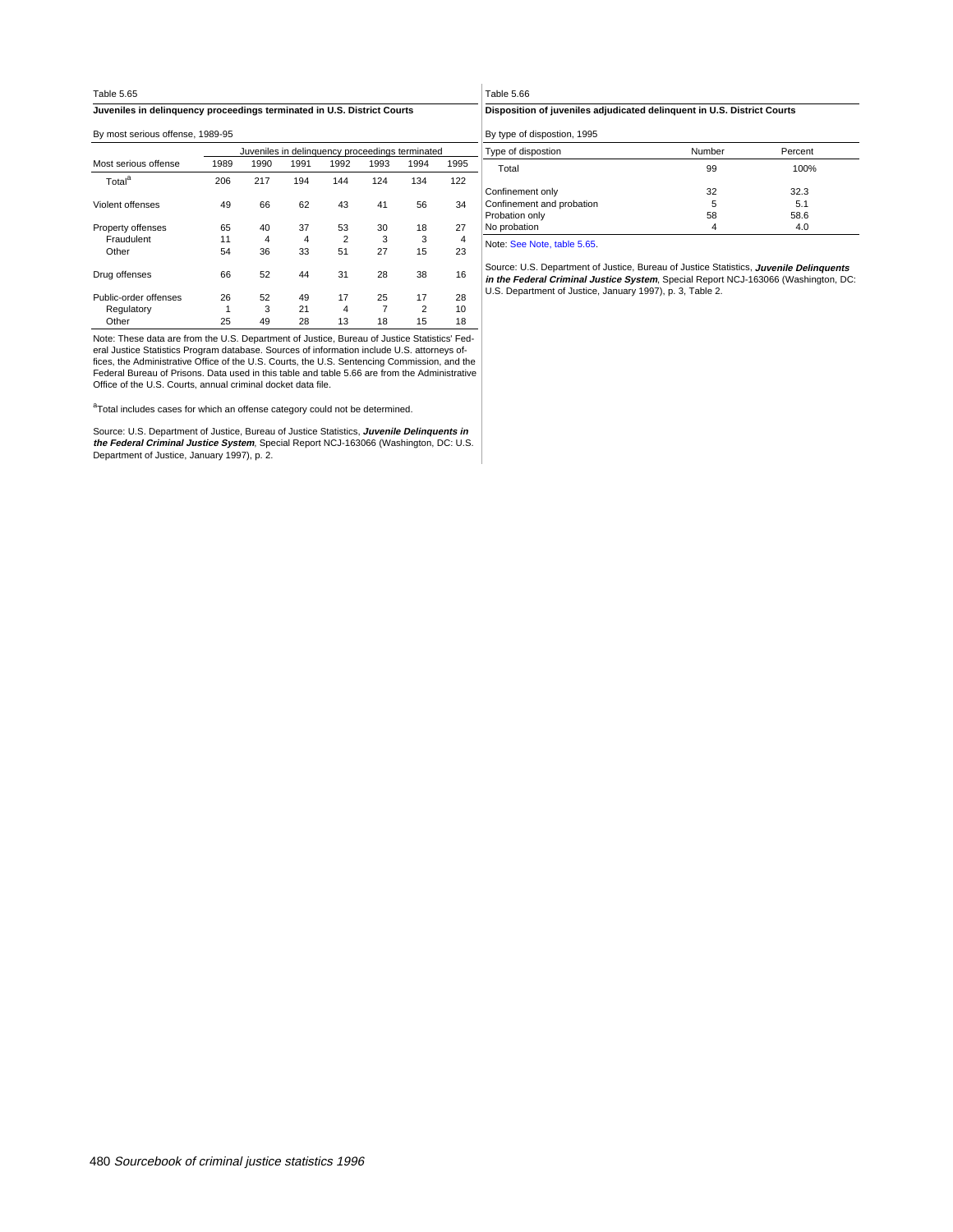Table 5.65

**Juveniles in delinquency proceedings terminated in U.S. District Courts**

By most serious offense, 1989-95

| Most serious offense | Juveniles in delinquency proceedings terminated | | | | | | |
|---|---|---|---|---|---|---|---|
| | 1989 | 1990 | 1991 | 1992 | 1993 | 1994 | 1995 |
| Total[a] | 206 | 217 | 194 | 144 | 124 | 134 | 122 |
| Violent offenses | 49 | 66 | 62 | 43 | 41 | 56 | 34 |
| Property offenses | 65 | 40 | 37 | 53 | 30 | 18 | 27 |
| Fraudulent | 11 | 4 | 4 | 2 | 3 | 3 | 4 |
| Other | 54 | 36 | 33 | 51 | 27 | 15 | 23 |
| Drug offenses | 66 | 52 | 44 | 31 | 28 | 38 | 16 |
| Public-order offenses | 26 | 52 | 49 | 17 | 25 | 17 | 28 |
| Regulatory | 1 | 3 | 21 | 4 | 7 | 2 | 10 |
| Other | 25 | 49 | 28 | 13 | 18 | 15 | 18 |

Note: These data are from the U.S. Department of Justice, Bureau of Justice Statistics' Federal Justice Statistics Program database. Sources of information include U.S. attorneys offices, the Administrative Office of the U.S. Courts, the U.S. Sentencing Commission, and the Federal Bureau of Prisons. Data used in this table and table 5.66 are from the Administrative Office of the U.S. Courts, annual criminal docket data file.

[a]Total includes cases for which an offense category could not be determined.

Source: U.S. Department of Justice, Bureau of Justice Statistics, ***Juvenile Delinquents in the Federal Criminal Justice System***, Special Report NCJ-163066 (Washington, DC: U.S. Department of Justice, January 1997), p. 2.

Table 5.66

**Disposition of juveniles adjudicated delinquent in U.S. District Courts**

By type of dispostion, 1995

| Type of dispostion | Number | Percent |
|---|---|---|
| Total | 99 | 100% |
| Confinement only | 32 | 32.3 |
| Confinement and probation | 5 | 5.1 |
| Probation only | 58 | 58.6 |
| No probation | 4 | 4.0 |

Note: See Note, table 5.65.

Source: U.S. Department of Justice, Bureau of Justice Statistics, ***Juvenile Delinquents in the Federal Criminal Justice System***, Special Report NCJ-163066 (Washington, DC: U.S. Department of Justice, January 1997), p. 3, Table 2.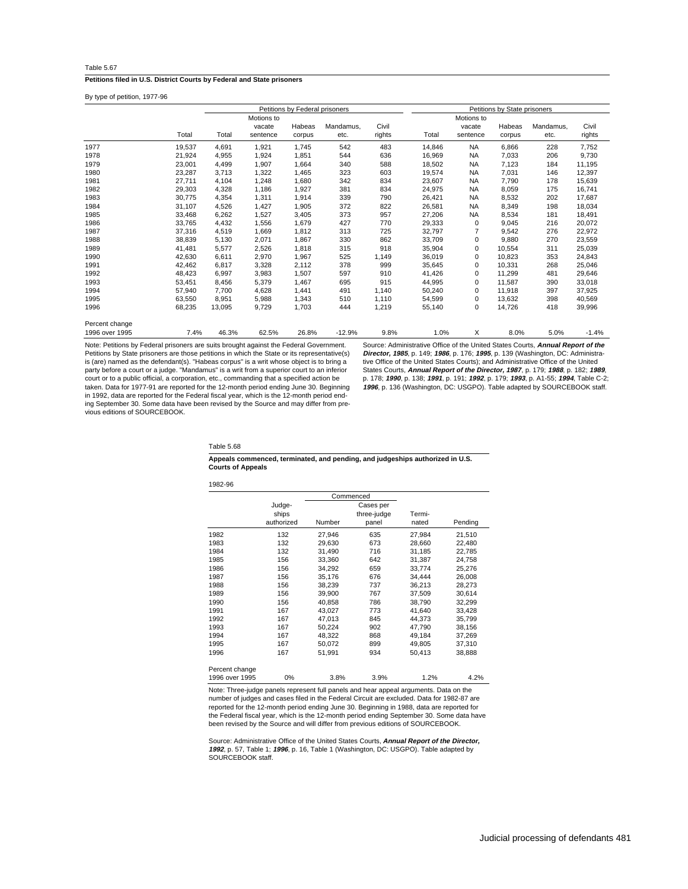Table 5.67

**Petitions filed in U.S. District Courts by Federal and State prisoners**

By type of petition, 1977-96

| | | Petitions by Federal prisoners | | | | | Petitions by State prisoners | | | | |
|---|---|---|---|---|---|---|---|---|---|---|---|
| | Total | Total | Motions to vacate sentence | Habeas corpus | Mandamus, etc. | Civil rights | Total | Motions to vacate sentence | Habeas corpus | Mandamus, etc. | Civil rights |
| 1977 | 19,537 | 4,691 | 1,921 | 1,745 | 542 | 483 | 14,846 | NA | 6,866 | 228 | 7,752 |
| 1978 | 21,924 | 4,955 | 1,924 | 1,851 | 544 | 636 | 16,969 | NA | 7,033 | 206 | 9,730 |
| 1979 | 23,001 | 4,499 | 1,907 | 1,664 | 340 | 588 | 18,502 | NA | 7,123 | 184 | 11,195 |
| 1980 | 23,287 | 3,713 | 1,322 | 1,465 | 323 | 603 | 19,574 | NA | 7,031 | 146 | 12,397 |
| 1981 | 27,711 | 4,104 | 1,248 | 1,680 | 342 | 834 | 23,607 | NA | 7,790 | 178 | 15,639 |
| 1982 | 29,303 | 4,328 | 1,186 | 1,927 | 381 | 834 | 24,975 | NA | 8,059 | 175 | 16,741 |
| 1983 | 30,775 | 4,354 | 1,311 | 1,914 | 339 | 790 | 26,421 | NA | 8,532 | 202 | 17,687 |
| 1984 | 31,107 | 4,526 | 1,427 | 1,905 | 372 | 822 | 26,581 | NA | 8,349 | 198 | 18,034 |
| 1985 | 33,468 | 6,262 | 1,527 | 3,405 | 373 | 957 | 27,206 | NA | 8,534 | 181 | 18,491 |
| 1986 | 33,765 | 4,432 | 1,556 | 1,679 | 427 | 770 | 29,333 | 0 | 9,045 | 216 | 20,072 |
| 1987 | 37,316 | 4,519 | 1,669 | 1,812 | 313 | 725 | 32,797 | 7 | 9,542 | 276 | 22,972 |
| 1988 | 38,839 | 5,130 | 2,071 | 1,867 | 330 | 862 | 33,709 | 0 | 9,880 | 270 | 23,559 |
| 1989 | 41,481 | 5,577 | 2,526 | 1,818 | 315 | 918 | 35,904 | 0 | 10,554 | 311 | 25,039 |
| 1990 | 42,630 | 6,611 | 2,970 | 1,967 | 525 | 1,149 | 36,019 | 0 | 10,823 | 353 | 24,843 |
| 1991 | 42,462 | 6,817 | 3,328 | 2,112 | 378 | 999 | 35,645 | 0 | 10,331 | 268 | 25,046 |
| 1992 | 48,423 | 6,997 | 3,983 | 1,507 | 597 | 910 | 41,426 | 0 | 11,299 | 481 | 29,646 |
| 1993 | 53,451 | 8,456 | 5,379 | 1,467 | 695 | 915 | 44,995 | 0 | 11,587 | 390 | 33,018 |
| 1994 | 57,940 | 7,700 | 4,628 | 1,441 | 491 | 1,140 | 50,240 | 0 | 11,918 | 397 | 37,925 |
| 1995 | 63,550 | 8,951 | 5,988 | 1,343 | 510 | 1,110 | 54,599 | 0 | 13,632 | 398 | 40,569 |
| 1996 | 68,235 | 13,095 | 9,729 | 1,703 | 444 | 1,219 | 55,140 | 0 | 14,726 | 418 | 39,996 |
| Percent change 1996 over 1995 | 7.4% | 46.3% | 62.5% | 26.8% | -12.9% | 9.8% | 1.0% | X | 8.0% | 5.0% | -1.4% |

Note: Petitions by Federal prisoners are suits brought against the Federal Government. Petitions by State prisoners are those petitions in which the State or its representative(s) is (are) named as the defendant(s). "Habeas corpus" is a writ whose object is to bring a party before a court or a judge. "Mandamus" is a writ from a superior court to an inferior court or to a public official, a corporation, etc., commanding that a specified action be taken. Data for 1977-91 are reported for the 12-month period ending June 30. Beginning in 1992, data are reported for the Federal fiscal year, which is the 12-month period ending September 30. Some data have been revised by the Source and may differ from previous editions of SOURCEBOOK.

Source: Administrative Office of the United States Courts, ***Annual Report of the Director, 1985***, p. 149; ***1986***, p. 176; ***1995***, p. 139 (Washington, DC: Administrative Office of the United States Courts); and Administrative Office of the United States Courts, ***Annual Report of the Director, 1987***, p. 179; ***1988***, p. 182; ***1989***, p. 178; ***1990***, p. 138; ***1991***, p. 191; ***1992***, p. 179; ***1993***, p. A1-55; ***1994***, Table C-2; ***1996***, p. 136 (Washington, DC: USGPO). Table adapted by SOURCEBOOK staff.

Table 5.68

**Appeals commenced, terminated, and pending, and judgeships authorized in U.S. Courts of Appeals**

1982-96

| | Judgeships authorized | Commenced | | Terminated | Pending |
|---|---|---|---|---|---|
| | | Number | Cases per three-judge panel | | |
| 1982 | 132 | 27,946 | 635 | 27,984 | 21,510 |
| 1983 | 132 | 29,630 | 673 | 28,660 | 22,480 |
| 1984 | 132 | 31,490 | 716 | 31,185 | 22,785 |
| 1985 | 156 | 33,360 | 642 | 31,387 | 24,758 |
| 1986 | 156 | 34,292 | 659 | 33,774 | 25,276 |
| 1987 | 156 | 35,176 | 676 | 34,444 | 26,008 |
| 1988 | 156 | 38,239 | 737 | 36,213 | 28,273 |
| 1989 | 156 | 39,900 | 767 | 37,509 | 30,614 |
| 1990 | 156 | 40,858 | 786 | 38,790 | 32,299 |
| 1991 | 167 | 43,027 | 773 | 41,640 | 33,428 |
| 1992 | 167 | 47,013 | 845 | 44,373 | 35,799 |
| 1993 | 167 | 50,224 | 902 | 47,790 | 38,156 |
| 1994 | 167 | 48,322 | 868 | 49,184 | 37,269 |
| 1995 | 167 | 50,072 | 899 | 49,805 | 37,310 |
| 1996 | 167 | 51,991 | 934 | 50,413 | 38,888 |
| Percent change 1996 over 1995 | 0% | 3.8% | 3.9% | 1.2% | 4.2% |

Note: Three-judge panels represent full panels and hear appeal arguments. Data on the number of judges and cases filed in the Federal Circuit are excluded. Data for 1982-87 are reported for the 12-month period ending June 30. Beginning in 1988, data are reported for the Federal fiscal year, which is the 12-month period ending September 30. Some data have been revised by the Source and will differ from previous editions of SOURCEBOOK.

Source: Administrative Office of the United States Courts, ***Annual Report of the Director, 1992***, p. 57, Table 1; ***1996***, p. 16, Table 1 (Washington, DC: USGPO). Table adapted by SOURCEBOOK staff.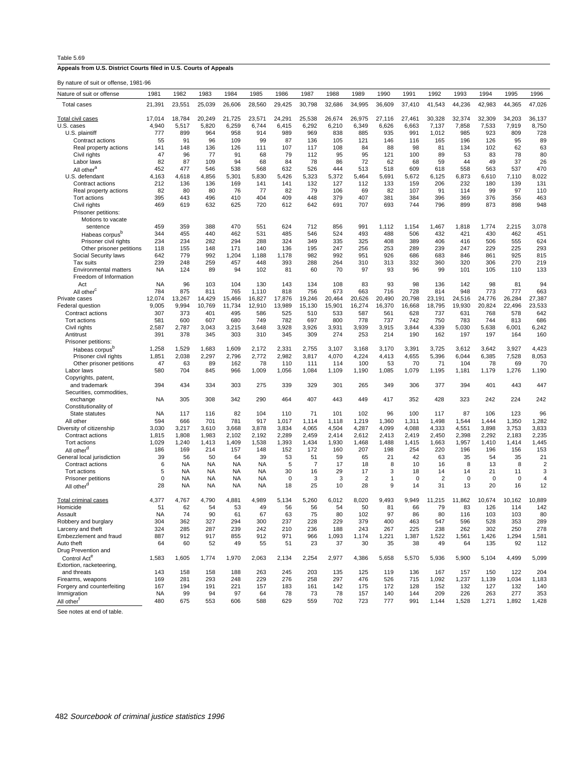Table 5.69

**Appeals from U.S. District Courts filed in U.S. Courts of Appeals**

By nature of suit or offense, 1981-96

| Nature of suit or offense | 1981 | 1982 | 1983 | 1984 | 1985 | 1986 | 1987 | 1988 | 1989 | 1990 | 1991 | 1992 | 1993 | 1994 | 1995 | 1996 |
|---|---|---|---|---|---|---|---|---|---|---|---|---|---|---|---|---|
| Total cases | 21,391 | 23,551 | 25,039 | 26,606 | 28,560 | 29,425 | 30,798 | 32,686 | 34,995 | 36,609 | 37,410 | 41,543 | 44,236 | 42,983 | 44,365 | 47,026 |
| Total civil cases | 17,014 | 18,784 | 20,249 | 21,725 | 23,571 | 24,291 | 25,538 | 26,674 | 26,975 | 27,116 | 27,461 | 30,328 | 32,374 | 32,309 | 34,203 | 36,137 |
| U.S. cases | 4,940 | 5,517 | 5,820 | 6,259 | 6,744 | 6,415 | 6,292 | 6,210 | 6,349 | 6,626 | 6,663 | 7,137 | 7,858 | 7,533 | 7,919 | 8,750 |
| U.S. plaintiff | 777 | 899 | 964 | 958 | 914 | 989 | 969 | 838 | 885 | 935 | 991 | 1,012 | 985 | 923 | 809 | 728 |
| Contract actions | 55 | 91 | 96 | 109 | 99 | 87 | 136 | 105 | 121 | 146 | 116 | 165 | 196 | 126 | 95 | 89 |
| Real property actions | 141 | 148 | 136 | 126 | 111 | 107 | 117 | 108 | 84 | 88 | 98 | 81 | 134 | 102 | 62 | 63 |
| Civil rights | 47 | 96 | 77 | 91 | 68 | 79 | 112 | 95 | 95 | 121 | 100 | 89 | 53 | 83 | 78 | 80 |
| Labor laws | 82 | 87 | 109 | 94 | 68 | 84 | 78 | 86 | 72 | 62 | 68 | 59 | 44 | 49 | 37 | 26 |
| All other[a] | 452 | 477 | 546 | 538 | 568 | 632 | 526 | 444 | 513 | 518 | 609 | 618 | 558 | 563 | 537 | 470 |
| U.S. defendant | 4,163 | 4,618 | 4,856 | 5,301 | 5,830 | 5,426 | 5,323 | 5,372 | 5,464 | 5,691 | 5,672 | 6,125 | 6,873 | 6,610 | 7,110 | 8,022 |
| Contract actions | 212 | 136 | 136 | 169 | 141 | 141 | 132 | 127 | 112 | 133 | 159 | 206 | 232 | 180 | 139 | 131 |
| Real property actions | 82 | 80 | 80 | 76 | 77 | 82 | 79 | 106 | 69 | 82 | 107 | 91 | 114 | 99 | 97 | 110 |
| Tort actions | 395 | 443 | 496 | 410 | 404 | 409 | 448 | 379 | 407 | 381 | 384 | 396 | 369 | 376 | 356 | 463 |
| Civil rights | 469 | 619 | 632 | 625 | 720 | 612 | 642 | 691 | 707 | 693 | 744 | 796 | 899 | 873 | 898 | 948 |
| Prisoner petitions: | | | | | | | | | | | | | | | | |
| Motions to vacate sentence | 459 | 359 | 388 | 470 | 551 | 624 | 712 | 856 | 991 | 1,112 | 1,154 | 1,467 | 1,818 | 1,774 | 2,215 | 3,078 |
| Habeas corpus[b] | 344 | 455 | 440 | 462 | 531 | 485 | 546 | 524 | 493 | 488 | 506 | 432 | 421 | 430 | 462 | 451 |
| Prisoner civil rights | 234 | 234 | 282 | 294 | 288 | 324 | 349 | 335 | 325 | 408 | 389 | 406 | 416 | 506 | 555 | 624 |
| Other prisoner petitions | 118 | 155 | 148 | 171 | 140 | 136 | 195 | 247 | 256 | 253 | 289 | 239 | 247 | 229 | 225 | 293 |
| Social Security laws | 642 | 779 | 992 | 1,204 | 1,188 | 1,178 | 982 | 992 | 951 | 926 | 686 | 683 | 846 | 861 | 925 | 815 |
| Tax suits | 239 | 248 | 259 | 457 | 448 | 393 | 288 | 264 | 310 | 313 | 332 | 360 | 320 | 306 | 270 | 219 |
| Environmental matters | NA | 124 | 89 | 94 | 102 | 81 | 60 | 70 | 97 | 93 | 96 | 99 | 101 | 105 | 110 | 133 |
| Freedom of Information Act | NA | 96 | 103 | 104 | 130 | 143 | 134 | 108 | 83 | 93 | 98 | 136 | 142 | 98 | 81 | 94 |
| All other[c] | 784 | 875 | 811 | 765 | 1,110 | 818 | 756 | 673 | 663 | 716 | 728 | 814 | 948 | 773 | 777 | 663 |
| Private cases | 12,074 | 13,267 | 14,429 | 15,466 | 16,827 | 17,876 | 19,246 | 20,464 | 20,626 | 20,490 | 20,798 | 23,191 | 24,516 | 24,776 | 26,284 | 27,387 |
| Federal question | 9,005 | 9,994 | 10,769 | 11,734 | 12,910 | 13,989 | 15,130 | 15,901 | 16,274 | 16,370 | 16,668 | 18,795 | 19,930 | 20,824 | 22,496 | 23,533 |
| Contract actions | 307 | 373 | 401 | 495 | 586 | 525 | 510 | 533 | 587 | 561 | 628 | 737 | 631 | 768 | 578 | 642 |
| Tort actions | 581 | 600 | 607 | 680 | 749 | 782 | 697 | 800 | 778 | 737 | 742 | 750 | 783 | 744 | 813 | 686 |
| Civil rights | 2,587 | 2,787 | 3,043 | 3,215 | 3,648 | 3,928 | 3,926 | 3,931 | 3,939 | 3,915 | 3,844 | 4,339 | 5,030 | 5,638 | 6,001 | 6,242 |
| Antitrust | 391 | 378 | 345 | 303 | 310 | 345 | 309 | 274 | 253 | 214 | 190 | 162 | 197 | 197 | 164 | 160 |
| Prisoner petitions: | | | | | | | | | | | | | | | | |
| Habeas corpus[b] | 1,258 | 1,529 | 1,683 | 1,609 | 2,172 | 2,331 | 2,755 | 3,107 | 3,168 | 3,170 | 3,391 | 3,725 | 3,612 | 3,642 | 3,927 | 4,423 |
| Prisoner civil rights | 1,851 | 2,038 | 2,297 | 2,796 | 2,772 | 2,982 | 3,817 | 4,070 | 4,224 | 4,413 | 4,655 | 5,396 | 6,044 | 6,385 | 7,528 | 8,053 |
| Other prisoner petitions | 47 | 63 | 89 | 162 | 78 | 110 | 111 | 114 | 100 | 53 | 70 | 71 | 104 | 78 | 69 | 70 |
| Labor laws | 580 | 704 | 845 | 966 | 1,009 | 1,056 | 1,084 | 1,109 | 1,190 | 1,085 | 1,079 | 1,195 | 1,181 | 1,179 | 1,276 | 1,190 |
| Copyrights, patent, and trademark | 394 | 434 | 334 | 303 | 275 | 339 | 329 | 301 | 265 | 349 | 306 | 377 | 394 | 401 | 443 | 447 |
| Securities, commodities, exchange | NA | 305 | 308 | 342 | 290 | 464 | 407 | 443 | 449 | 417 | 352 | 428 | 323 | 242 | 224 | 242 |
| Constitutionality of State statutes | NA | 117 | 116 | 82 | 104 | 110 | 71 | 101 | 102 | 96 | 100 | 117 | 87 | 106 | 123 | 96 |
| All other | 594 | 666 | 701 | 781 | 917 | 1,017 | 1,114 | 1,118 | 1,219 | 1,360 | 1,311 | 1,498 | 1,544 | 1,444 | 1,350 | 1,282 |
| Diversity of citizenship | 3,030 | 3,217 | 3,610 | 3,668 | 3,878 | 3,834 | 4,065 | 4,504 | 4,287 | 4,099 | 4,088 | 4,333 | 4,551 | 3,898 | 3,753 | 3,833 |
| Contract actions | 1,815 | 1,808 | 1,983 | 2,102 | 2,192 | 2,289 | 2,459 | 2,414 | 2,612 | 2,413 | 2,419 | 2,450 | 2,398 | 2,292 | 2,183 | 2,235 |
| Tort actions | 1,029 | 1,240 | 1,413 | 1,409 | 1,538 | 1,393 | 1,434 | 1,930 | 1,468 | 1,488 | 1,415 | 1,663 | 1,957 | 1,410 | 1,414 | 1,445 |
| All other[d] | 186 | 169 | 214 | 157 | 148 | 152 | 172 | 160 | 207 | 198 | 254 | 220 | 196 | 196 | 156 | 153 |
| General local jurisdiction | 39 | 56 | 50 | 64 | 39 | 53 | 51 | 59 | 65 | 21 | 42 | 63 | 35 | 54 | 35 | 21 |
| Contract actions | 6 | NA | NA | NA | NA | 5 | 7 | 17 | 18 | 8 | 10 | 16 | 8 | 13 | 8 | 2 |
| Tort actions | 5 | NA | NA | NA | NA | 30 | 16 | 29 | 17 | 3 | 18 | 14 | 14 | 21 | 11 | 3 |
| Prisoner petitions | 0 | NA | NA | NA | NA | 0 | 3 | 3 | 2 | 1 | 0 | 2 | 0 | 0 | 0 | 4 |
| All other[d] | 28 | NA | NA | NA | NA | 18 | 25 | 10 | 28 | 9 | 14 | 31 | 13 | 20 | 16 | 12 |
| Total criminal cases | 4,377 | 4,767 | 4,790 | 4,881 | 4,989 | 5,134 | 5,260 | 6,012 | 8,020 | 9,493 | 9,949 | 11,215 | 11,862 | 10,674 | 10,162 | 10,889 |
| Homicide | 51 | 62 | 54 | 53 | 49 | 56 | 56 | 54 | 50 | 81 | 66 | 79 | 83 | 126 | 114 | 142 |
| Assault | NA | 74 | 90 | 61 | 67 | 63 | 75 | 80 | 102 | 97 | 86 | 80 | 116 | 103 | 103 | 80 |
| Robbery and burglary | 304 | 362 | 327 | 294 | 300 | 237 | 228 | 229 | 379 | 400 | 463 | 547 | 596 | 528 | 353 | 289 |
| Larceny and theft | 324 | 285 | 287 | 239 | 242 | 210 | 236 | 188 | 243 | 267 | 225 | 238 | 262 | 302 | 250 | 278 |
| Embezzlement and fraud | 887 | 912 | 917 | 855 | 912 | 971 | 966 | 1,093 | 1,174 | 1,221 | 1,387 | 1,522 | 1,561 | 1,426 | 1,294 | 1,581 |
| Auto theft | 64 | 60 | 52 | 49 | 55 | 51 | 23 | 37 | 30 | 35 | 38 | 49 | 64 | 135 | 92 | 112 |
| Drug Prevention and Control Act[e] | 1,583 | 1,605 | 1,774 | 1,970 | 2,063 | 2,134 | 2,254 | 2,977 | 4,386 | 5,658 | 5,570 | 5,936 | 5,900 | 5,104 | 4,499 | 5,099 |
| Extortion, racketeering, and threats | 143 | 158 | 158 | 188 | 263 | 245 | 203 | 135 | 125 | 119 | 136 | 167 | 157 | 150 | 122 | 204 |
| Firearms, weapons | 169 | 281 | 293 | 248 | 229 | 276 | 258 | 297 | 476 | 526 | 715 | 1,092 | 1,237 | 1,139 | 1,034 | 1,183 |
| Forgery and counterfeiting | 167 | 194 | 191 | 221 | 157 | 183 | 161 | 142 | 175 | 172 | 128 | 152 | 132 | 127 | 132 | 140 |
| Immigration | NA | 99 | 94 | 97 | 64 | 78 | 73 | 78 | 157 | 140 | 144 | 209 | 226 | 263 | 277 | 353 |
| All other[f] | 480 | 675 | 553 | 606 | 588 | 629 | 559 | 702 | 723 | 777 | 991 | 1,144 | 1,528 | 1,271 | 1,892 | 1,428 |

See notes at end of table.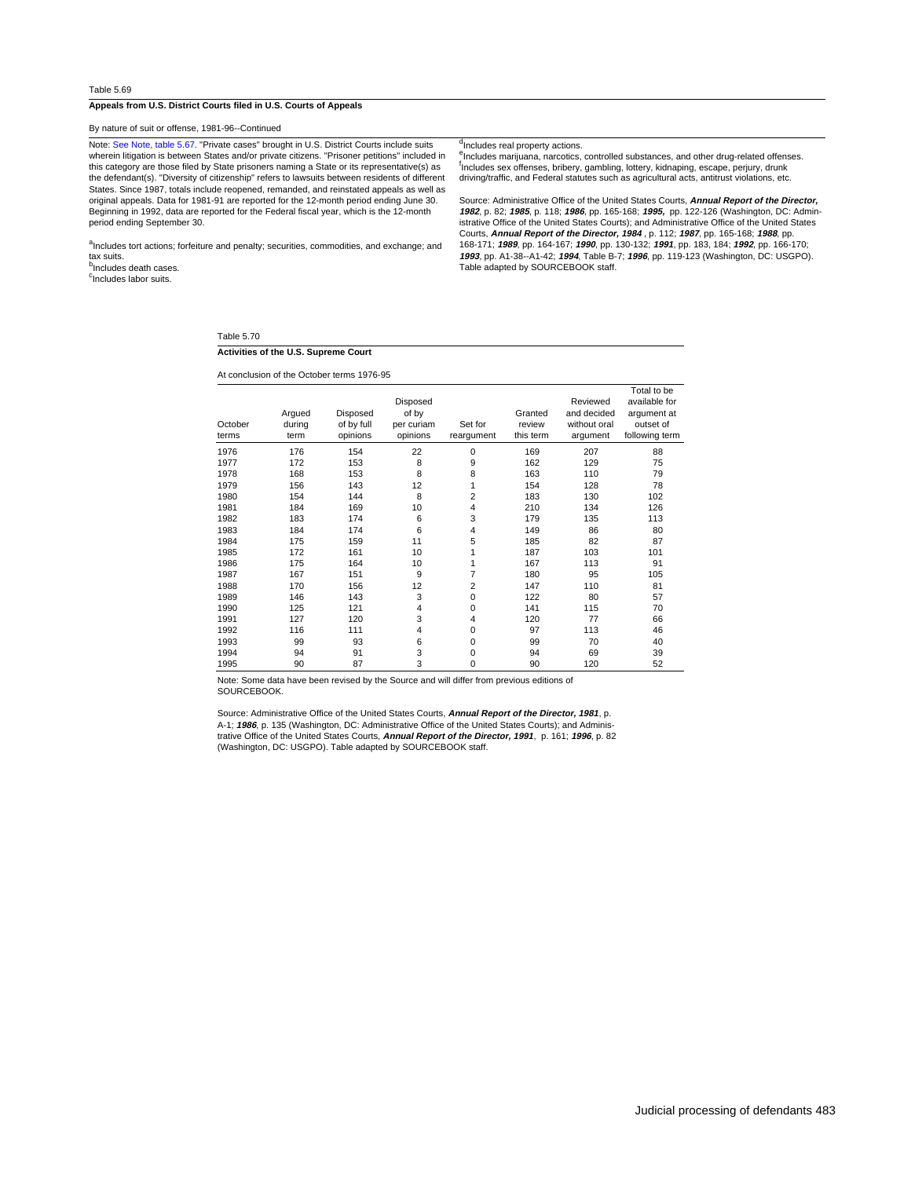Table 5.69

**Appeals from U.S. District Courts filed in U.S. Courts of Appeals**

By nature of suit or offense, 1981-96--Continued

Note: See Note, table 5.67. "Private cases" brought in U.S. District Courts include suits wherein litigation is between States and/or private citizens. "Prisoner petitions" included in this category are those filed by State prisoners naming a State or its representative(s) as the defendant(s). "Diversity of citizenship" refers to lawsuits between residents of different States. Since 1987, totals include reopened, remanded, and reinstated appeals as well as original appeals. Data for 1981-91 are reported for the 12-month period ending June 30. Beginning in 1992, data are reported for the Federal fiscal year, which is the 12-month period ending September 30.

[a]Includes tort actions; forfeiture and penalty; securities, commodities, and exchange; and tax suits.
[b]Includes death cases.
[c]Includes labor suits.
[d]Includes real property actions.
[e]Includes marijuana, narcotics, controlled substances, and other drug-related offenses.
[f]Includes sex offenses, bribery, gambling, lottery, kidnaping, escape, perjury, drunk driving/traffic, and Federal statutes such as agricultural acts, antitrust violations, etc.

Source: Administrative Office of the United States Courts, ***Annual Report of the Director, 1982***, p. 82; ***1985***, p. 118; ***1986***, pp. 165-168; ***1995,*** pp. 122-126 (Washington, DC: Administrative Office of the United States Courts); and Administrative Office of the United States Courts, ***Annual Report of the Director, 1984*** , p. 112; ***1987***, pp. 165-168; ***1988***, pp. 168-171; ***1989***, pp. 164-167; ***1990***, pp. 130-132; ***1991***, pp. 183, 184; ***1992***, pp. 166-170; ***1993***, pp. A1-38--A1-42; ***1994***, Table B-7; ***1996***, pp. 119-123 (Washington, DC: USGPO). Table adapted by SOURCEBOOK staff.

Table 5.70

**Activities of the U.S. Supreme Court**

At conclusion of the October terms 1976-95

| October terms | Argued during term | Disposed of by full opinions | Disposed of by per curiam opinions | Set for reargument | Granted review this term | Reviewed and decided without oral argument | Total to be available for argument at outset of following term |
|---|---|---|---|---|---|---|---|
| 1976 | 176 | 154 | 22 | 0 | 169 | 207 | 88 |
| 1977 | 172 | 153 | 8 | 9 | 162 | 129 | 75 |
| 1978 | 168 | 153 | 8 | 8 | 163 | 110 | 79 |
| 1979 | 156 | 143 | 12 | 1 | 154 | 128 | 78 |
| 1980 | 154 | 144 | 8 | 2 | 183 | 130 | 102 |
| 1981 | 184 | 169 | 10 | 4 | 210 | 134 | 126 |
| 1982 | 183 | 174 | 6 | 3 | 179 | 135 | 113 |
| 1983 | 184 | 174 | 6 | 4 | 149 | 86 | 80 |
| 1984 | 175 | 159 | 11 | 5 | 185 | 82 | 87 |
| 1985 | 172 | 161 | 10 | 1 | 187 | 103 | 101 |
| 1986 | 175 | 164 | 10 | 1 | 167 | 113 | 91 |
| 1987 | 167 | 151 | 9 | 7 | 180 | 95 | 105 |
| 1988 | 170 | 156 | 12 | 2 | 147 | 110 | 81 |
| 1989 | 146 | 143 | 3 | 0 | 122 | 80 | 57 |
| 1990 | 125 | 121 | 4 | 0 | 141 | 115 | 70 |
| 1991 | 127 | 120 | 3 | 4 | 120 | 77 | 66 |
| 1992 | 116 | 111 | 4 | 0 | 97 | 113 | 46 |
| 1993 | 99 | 93 | 6 | 0 | 99 | 70 | 40 |
| 1994 | 94 | 91 | 3 | 0 | 94 | 69 | 39 |
| 1995 | 90 | 87 | 3 | 0 | 90 | 120 | 52 |

Note: Some data have been revised by the Source and will differ from previous editions of SOURCEBOOK.

Source: Administrative Office of the United States Courts, ***Annual Report of the Director, 1981***, p. A-1; ***1986***, p. 135 (Washington, DC: Administrative Office of the United States Courts); and Administrative Office of the United States Courts, ***Annual Report of the Director, 1991***, p. 161; ***1996***, p. 82 (Washington, DC: USGPO). Table adapted by SOURCEBOOK staff.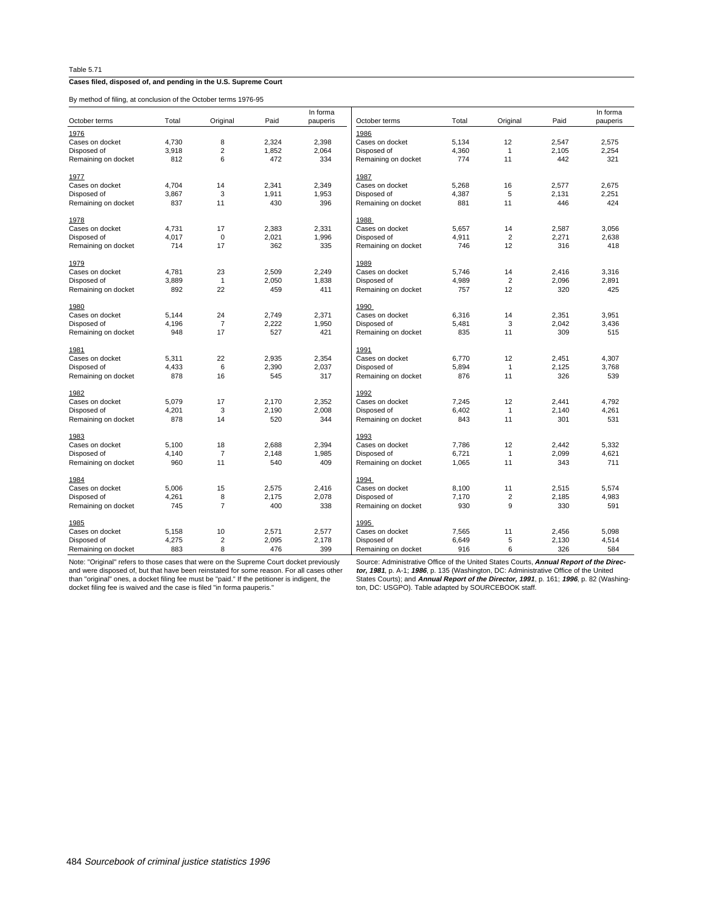Table 5.71

**Cases filed, disposed of, and pending in the U.S. Supreme Court**

By method of filing, at conclusion of the October terms 1976-95

| October terms | Total | Original | Paid | In forma pauperis |
|---|---|---|---|---|
| 1976 | | | | |
| Cases on docket | 4,730 | 8 | 2,324 | 2,398 |
| Disposed of | 3,918 | 2 | 1,852 | 2,064 |
| Remaining on docket | 812 | 6 | 472 | 334 |
| 1977 | | | | |
| Cases on docket | 4,704 | 14 | 2,341 | 2,349 |
| Disposed of | 3,867 | 3 | 1,911 | 1,953 |
| Remaining on docket | 837 | 11 | 430 | 396 |
| 1978 | | | | |
| Cases on docket | 4,731 | 17 | 2,383 | 2,331 |
| Disposed of | 4,017 | 0 | 2,021 | 1,996 |
| Remaining on docket | 714 | 17 | 362 | 335 |
| 1979 | | | | |
| Cases on docket | 4,781 | 23 | 2,509 | 2,249 |
| Disposed of | 3,889 | 1 | 2,050 | 1,838 |
| Remaining on docket | 892 | 22 | 459 | 411 |
| 1980 | | | | |
| Cases on docket | 5,144 | 24 | 2,749 | 2,371 |
| Disposed of | 4,196 | 7 | 2,222 | 1,950 |
| Remaining on docket | 948 | 17 | 527 | 421 |
| 1981 | | | | |
| Cases on docket | 5,311 | 22 | 2,935 | 2,354 |
| Disposed of | 4,433 | 6 | 2,390 | 2,037 |
| Remaining on docket | 878 | 16 | 545 | 317 |
| 1982 | | | | |
| Cases on docket | 5,079 | 17 | 2,170 | 2,352 |
| Disposed of | 4,201 | 3 | 2,190 | 2,008 |
| Remaining on docket | 878 | 14 | 520 | 344 |
| 1983 | | | | |
| Cases on docket | 5,100 | 18 | 2,688 | 2,394 |
| Disposed of | 4,140 | 7 | 2,148 | 1,985 |
| Remaining on docket | 960 | 11 | 540 | 409 |
| 1984 | | | | |
| Cases on docket | 5,006 | 15 | 2,575 | 2,416 |
| Disposed of | 4,261 | 8 | 2,175 | 2,078 |
| Remaining on docket | 745 | 7 | 400 | 338 |
| 1985 | | | | |
| Cases on docket | 5,158 | 10 | 2,571 | 2,577 |
| Disposed of | 4,275 | 2 | 2,095 | 2,178 |
| Remaining on docket | 883 | 8 | 476 | 399 |
| 1986 | | | | |
| Cases on docket | 5,134 | 12 | 2,547 | 2,575 |
| Disposed of | 4,360 | 1 | 2,105 | 2,254 |
| Remaining on docket | 774 | 11 | 442 | 321 |
| 1987 | | | | |
| Cases on docket | 5,268 | 16 | 2,577 | 2,675 |
| Disposed of | 4,387 | 5 | 2,131 | 2,251 |
| Remaining on docket | 881 | 11 | 446 | 424 |
| 1988 | | | | |
| Cases on docket | 5,657 | 14 | 2,587 | 3,056 |
| Disposed of | 4,911 | 2 | 2,271 | 2,638 |
| Remaining on docket | 746 | 12 | 316 | 418 |
| 1989 | | | | |
| Cases on docket | 5,746 | 14 | 2,416 | 3,316 |
| Disposed of | 4,989 | 2 | 2,096 | 2,891 |
| Remaining on docket | 757 | 12 | 320 | 425 |
| 1990 | | | | |
| Cases on docket | 6,316 | 14 | 2,351 | 3,951 |
| Disposed of | 5,481 | 3 | 2,042 | 3,436 |
| Remaining on docket | 835 | 11 | 309 | 515 |
| 1991 | | | | |
| Cases on docket | 6,770 | 12 | 2,451 | 4,307 |
| Disposed of | 5,894 | 1 | 2,125 | 3,768 |
| Remaining on docket | 876 | 11 | 326 | 539 |
| 1992 | | | | |
| Cases on docket | 7,245 | 12 | 2,441 | 4,792 |
| Disposed of | 6,402 | 1 | 2,140 | 4,261 |
| Remaining on docket | 843 | 11 | 301 | 531 |
| 1993 | | | | |
| Cases on docket | 7,786 | 12 | 2,442 | 5,332 |
| Disposed of | 6,721 | 1 | 2,099 | 4,621 |
| Remaining on docket | 1,065 | 11 | 343 | 711 |
| 1994 | | | | |
| Cases on docket | 8,100 | 11 | 2,515 | 5,574 |
| Disposed of | 7,170 | 2 | 2,185 | 4,983 |
| Remaining on docket | 930 | 9 | 330 | 591 |
| 1995 | | | | |
| Cases on docket | 7,565 | 11 | 2,456 | 5,098 |
| Disposed of | 6,649 | 5 | 2,130 | 4,514 |
| Remaining on docket | 916 | 6 | 326 | 584 |

Note: "Original" refers to those cases that were on the Supreme Court docket previously and were disposed of, but that have been reinstated for some reason. For all cases other than "original" ones, a docket filing fee must be "paid." If the petitioner is indigent, the docket filing fee is waived and the case is filed "in forma pauperis."

Source: Administrative Office of the United States Courts, ***Annual Report of the Director, 1981***, p. A-1; ***1986***, p. 135 (Washington, DC: Administrative Office of the United States Courts); and ***Annual Report of the Director, 1991***, p. 161; ***1996***, p. 82 (Washington, DC: USGPO). Table adapted by SOURCEBOOK staff.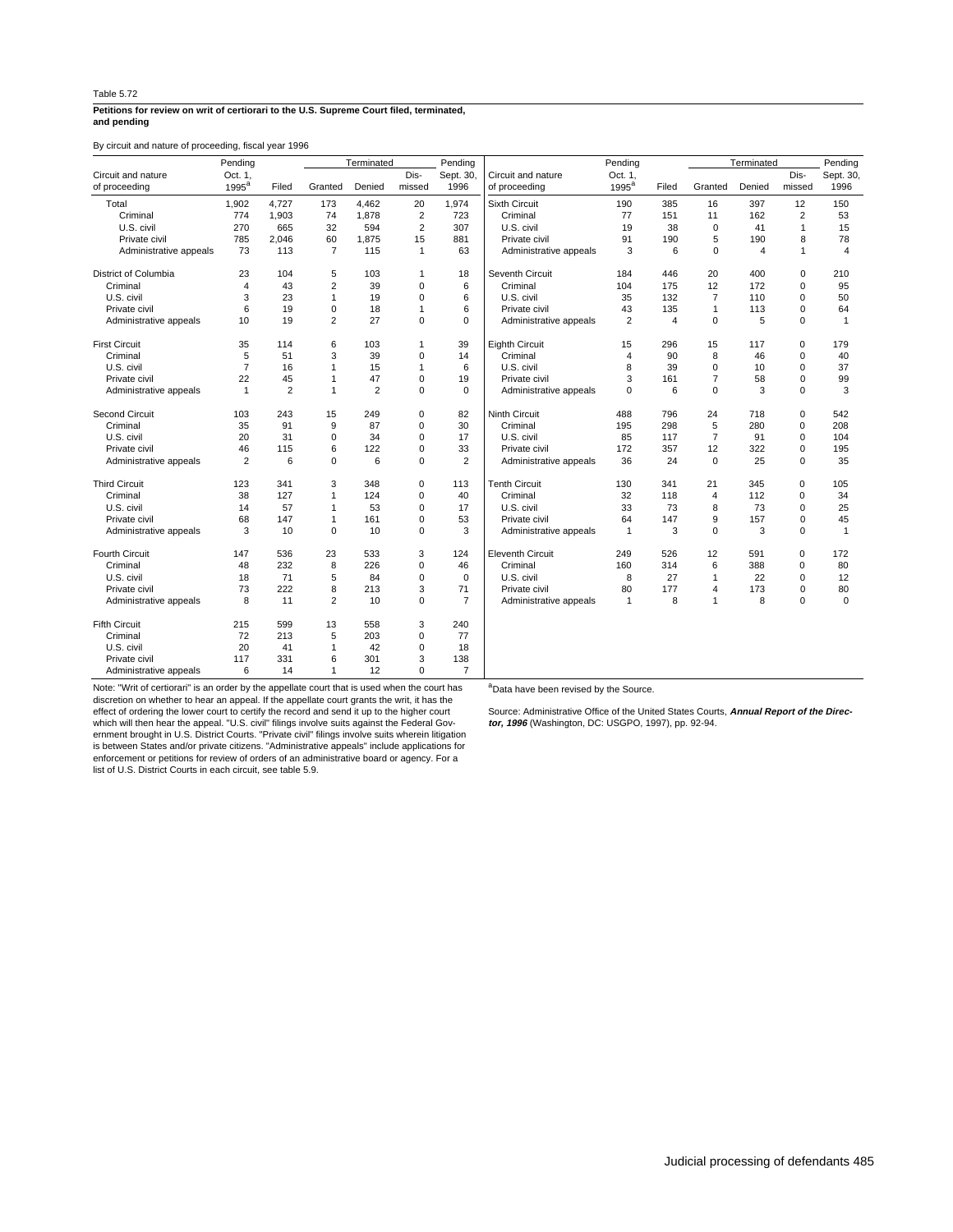Table 5.72

**Petitions for review on writ of certiorari to the U.S. Supreme Court filed, terminated, and pending**

By circuit and nature of proceeding, fiscal year 1996

| Circuit and nature of proceeding | Pending Oct. 1, 1995[a] | Filed | Terminated: Granted | Terminated: Denied | Terminated: Dismissed | Pending Sept. 30, 1996 |
|---|---|---|---|---|---|---|
| Total | 1,902 | 4,727 | 173 | 4,462 | 20 | 1,974 |
| Criminal | 774 | 1,903 | 74 | 1,878 | 2 | 723 |
| U.S. civil | 270 | 665 | 32 | 594 | 2 | 307 |
| Private civil | 785 | 2,046 | 60 | 1,875 | 15 | 881 |
| Administrative appeals | 73 | 113 | 7 | 115 | 1 | 63 |
| District of Columbia | 23 | 104 | 5 | 103 | 1 | 18 |
| Criminal | 4 | 43 | 2 | 39 | 0 | 6 |
| U.S. civil | 3 | 23 | 1 | 19 | 0 | 6 |
| Private civil | 6 | 19 | 0 | 18 | 1 | 6 |
| Administrative appeals | 10 | 19 | 2 | 27 | 0 | 0 |
| First Circuit | 35 | 114 | 6 | 103 | 1 | 39 |
| Criminal | 5 | 51 | 3 | 39 | 0 | 14 |
| U.S. civil | 7 | 16 | 1 | 15 | 1 | 6 |
| Private civil | 22 | 45 | 1 | 47 | 0 | 19 |
| Administrative appeals | 1 | 2 | 1 | 2 | 0 | 0 |
| Second Circuit | 103 | 243 | 15 | 249 | 0 | 82 |
| Criminal | 35 | 91 | 9 | 87 | 0 | 30 |
| U.S. civil | 20 | 31 | 0 | 34 | 0 | 17 |
| Private civil | 46 | 115 | 6 | 122 | 0 | 33 |
| Administrative appeals | 2 | 6 | 0 | 6 | 0 | 2 |
| Third Circuit | 123 | 341 | 3 | 348 | 0 | 113 |
| Criminal | 38 | 127 | 1 | 124 | 0 | 40 |
| U.S. civil | 14 | 57 | 1 | 53 | 0 | 17 |
| Private civil | 68 | 147 | 1 | 161 | 0 | 53 |
| Administrative appeals | 3 | 10 | 0 | 10 | 0 | 3 |
| Fourth Circuit | 147 | 536 | 23 | 533 | 3 | 124 |
| Criminal | 48 | 232 | 8 | 226 | 0 | 46 |
| U.S. civil | 18 | 71 | 5 | 84 | 0 | 0 |
| Private civil | 73 | 222 | 8 | 213 | 3 | 71 |
| Administrative appeals | 8 | 11 | 2 | 10 | 0 | 7 |
| Fifth Circuit | 215 | 599 | 13 | 558 | 3 | 240 |
| Criminal | 72 | 213 | 5 | 203 | 0 | 77 |
| U.S. civil | 20 | 41 | 1 | 42 | 0 | 18 |
| Private civil | 117 | 331 | 6 | 301 | 3 | 138 |
| Administrative appeals | 6 | 14 | 1 | 12 | 0 | 7 |
| Sixth Circuit | 190 | 385 | 16 | 397 | 12 | 150 |
| Criminal | 77 | 151 | 11 | 162 | 2 | 53 |
| U.S. civil | 19 | 38 | 0 | 41 | 1 | 15 |
| Private civil | 91 | 190 | 5 | 190 | 8 | 78 |
| Administrative appeals | 3 | 6 | 0 | 4 | 1 | 4 |
| Seventh Circuit | 184 | 446 | 20 | 400 | 0 | 210 |
| Criminal | 104 | 175 | 12 | 172 | 0 | 95 |
| U.S. civil | 35 | 132 | 7 | 110 | 0 | 50 |
| Private civil | 43 | 135 | 1 | 113 | 0 | 64 |
| Administrative appeals | 2 | 4 | 0 | 5 | 0 | 1 |
| Eighth Circuit | 15 | 296 | 15 | 117 | 0 | 179 |
| Criminal | 4 | 90 | 8 | 46 | 0 | 40 |
| U.S. civil | 8 | 39 | 0 | 10 | 0 | 37 |
| Private civil | 3 | 161 | 7 | 58 | 0 | 99 |
| Administrative appeals | 0 | 6 | 0 | 3 | 0 | 3 |
| Ninth Circuit | 488 | 796 | 24 | 718 | 0 | 542 |
| Criminal | 195 | 298 | 5 | 280 | 0 | 208 |
| U.S. civil | 85 | 117 | 7 | 91 | 0 | 104 |
| Private civil | 172 | 357 | 12 | 322 | 0 | 195 |
| Administrative appeals | 36 | 24 | 0 | 25 | 0 | 35 |
| Tenth Circuit | 130 | 341 | 21 | 345 | 0 | 105 |
| Criminal | 32 | 118 | 4 | 112 | 0 | 34 |
| U.S. civil | 33 | 73 | 8 | 73 | 0 | 25 |
| Private civil | 64 | 147 | 9 | 157 | 0 | 45 |
| Administrative appeals | 1 | 3 | 0 | 3 | 0 | 1 |
| Eleventh Circuit | 249 | 526 | 12 | 591 | 0 | 172 |
| Criminal | 160 | 314 | 6 | 388 | 0 | 80 |
| U.S. civil | 8 | 27 | 1 | 22 | 0 | 12 |
| Private civil | 80 | 177 | 4 | 173 | 0 | 80 |
| Administrative appeals | 1 | 8 | 1 | 8 | 0 | 0 |

Note: "Writ of certiorari" is an order by the appellate court that is used when the court has discretion on whether to hear an appeal. If the appellate court grants the writ, it has the effect of ordering the lower court to certify the record and send it up to the higher court which will then hear the appeal. "U.S. civil" filings involve suits against the Federal Government brought in U.S. District Courts. "Private civil" filings involve suits wherein litigation is between States and/or private citizens. "Administrative appeals" include applications for enforcement or petitions for review of orders of an administrative board or agency. For a list of U.S. District Courts in each circuit, see table 5.9.

[a]Data have been revised by the Source.

Source: Administrative Office of the United States Courts, ***Annual Report of the Director, 1996*** (Washington, DC: USGPO, 1997), pp. 92-94.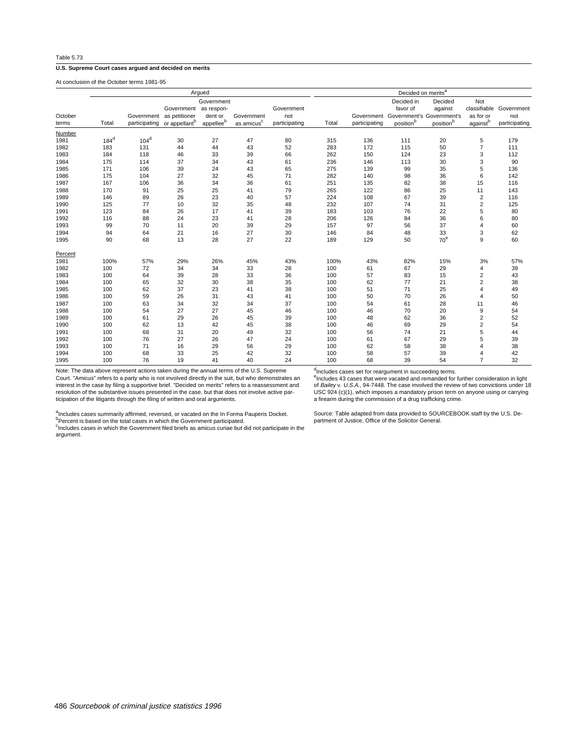Table 5.73

**U.S. Supreme Court cases argued and decided on merits**

At conclusion of the October terms 1981-95

| October terms | Argued | | | | | | Decided on merits[a] | | | | | |
|---|---|---|---|---|---|---|---|---|---|---|---|---|
| | Total | Government participating | Government as petitioner or appellant[b] | Government as respondent or appellee[b] | Government as amicus[c] | Government not participating | Total | Government participating | Decided in favor of Government's position[b] | Decided against Government's position[b] | Not classifiable as for or against[b] | Government not participating |
| **Number** | | | | | | | | | | | | |
| 1981 | 184[d] | 104[d] | 30 | 27 | 47 | 80 | 315 | 136 | 111 | 20 | 5 | 179 |
| 1982 | 183 | 131 | 44 | 44 | 43 | 52 | 283 | 172 | 115 | 50 | 7 | 111 |
| 1983 | 184 | 118 | 46 | 33 | 39 | 66 | 262 | 150 | 124 | 23 | 3 | 112 |
| 1984 | 175 | 114 | 37 | 34 | 43 | 61 | 236 | 146 | 113 | 30 | 3 | 90 |
| 1985 | 171 | 106 | 39 | 24 | 43 | 65 | 275 | 139 | 99 | 35 | 5 | 136 |
| 1986 | 175 | 104 | 27 | 32 | 45 | 71 | 282 | 140 | 98 | 36 | 6 | 142 |
| 1987 | 167 | 106 | 36 | 34 | 36 | 61 | 251 | 135 | 82 | 38 | 15 | 116 |
| 1988 | 170 | 91 | 25 | 25 | 41 | 79 | 265 | 122 | 86 | 25 | 11 | 143 |
| 1989 | 146 | 89 | 26 | 23 | 40 | 57 | 224 | 108 | 67 | 39 | 2 | 116 |
| 1990 | 125 | 77 | 10 | 32 | 35 | 48 | 232 | 107 | 74 | 31 | 2 | 125 |
| 1991 | 123 | 84 | 26 | 17 | 41 | 39 | 183 | 103 | 76 | 22 | 5 | 80 |
| 1992 | 116 | 88 | 24 | 23 | 41 | 28 | 206 | 126 | 84 | 36 | 6 | 80 |
| 1993 | 99 | 70 | 11 | 20 | 39 | 29 | 157 | 97 | 56 | 37 | 4 | 60 |
| 1994 | 94 | 64 | 21 | 16 | 27 | 30 | 146 | 84 | 48 | 33 | 3 | 62 |
| 1995 | 90 | 68 | 13 | 28 | 27 | 22 | 189 | 129 | 50 | 70[e] | 9 | 60 |
| **Percent** | | | | | | | | | | | | |
| 1981 | 100% | 57% | 29% | 26% | 45% | 43% | 100% | 43% | 82% | 15% | 3% | 57% |
| 1982 | 100 | 72 | 34 | 34 | 33 | 28 | 100 | 61 | 67 | 29 | 4 | 39 |
| 1983 | 100 | 64 | 39 | 28 | 33 | 36 | 100 | 57 | 83 | 15 | 2 | 43 |
| 1984 | 100 | 65 | 32 | 30 | 38 | 35 | 100 | 62 | 77 | 21 | 2 | 38 |
| 1985 | 100 | 62 | 37 | 23 | 41 | 38 | 100 | 51 | 71 | 25 | 4 | 49 |
| 1986 | 100 | 59 | 26 | 31 | 43 | 41 | 100 | 50 | 70 | 26 | 4 | 50 |
| 1987 | 100 | 63 | 34 | 32 | 34 | 37 | 100 | 54 | 61 | 28 | 11 | 46 |
| 1988 | 100 | 54 | 27 | 27 | 45 | 46 | 100 | 46 | 70 | 20 | 9 | 54 |
| 1989 | 100 | 61 | 29 | 26 | 45 | 39 | 100 | 48 | 62 | 36 | 2 | 52 |
| 1990 | 100 | 62 | 13 | 42 | 45 | 38 | 100 | 46 | 69 | 29 | 2 | 54 |
| 1991 | 100 | 68 | 31 | 20 | 49 | 32 | 100 | 56 | 74 | 21 | 5 | 44 |
| 1992 | 100 | 76 | 27 | 26 | 47 | 24 | 100 | 61 | 67 | 29 | 5 | 39 |
| 1993 | 100 | 71 | 16 | 29 | 56 | 29 | 100 | 62 | 58 | 38 | 4 | 38 |
| 1994 | 100 | 68 | 33 | 25 | 42 | 32 | 100 | 58 | 57 | 39 | 4 | 42 |
| 1995 | 100 | 76 | 19 | 41 | 40 | 24 | 100 | 68 | 39 | 54 | 7 | 32 |

Note: The data above represent actions taken during the annual terms of the U.S. Supreme Court. "Amicus" refers to a party who is not involved directly in the suit, but who demonstrates an interest in the case by filing a supportive brief. "Decided on merits" refers to a reassessment and resolution of the substantive issues presented in the case, but that does not involve active participation of the litigants through the filing of written and oral arguments.

[a]Includes cases summarily affirmed, reversed, or vacated on the In Forma Pauperis Docket.
[b]Percent is based on the total cases in which the Government participated.
[c]Includes cases in which the Government filed briefs as amicus curiae but did not participate in the argument.
[d]Includes cases set for reargument in succeeding terms.
[e]Includes 43 cases that were vacated and remanded for further consideration in light of *Bailey* v. *U.S.A.*, 94-7448. The case involved the review of two convictions under 18 USC 924 (c)(1), which imposes a mandatory prison term on anyone using or carrying a firearm during the commission of a drug trafficking crime.

Source: Table adapted from data provided to SOURCEBOOK staff by the U.S. Department of Justice, Office of the Solicitor General.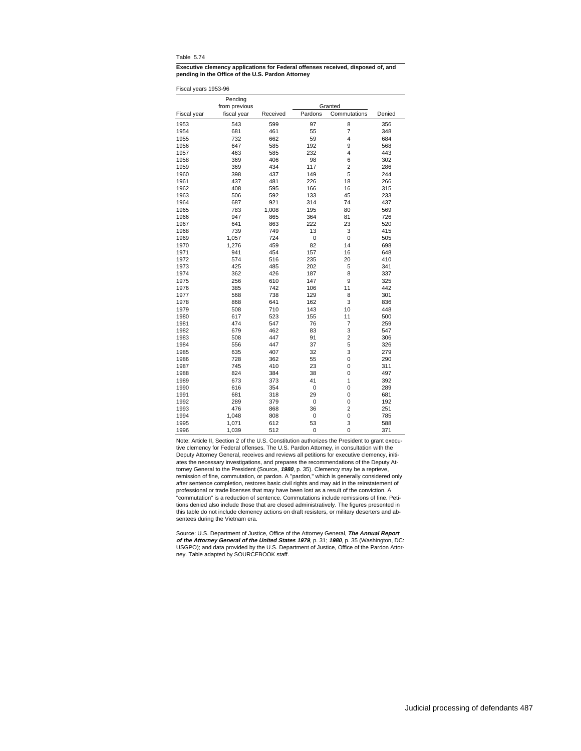Table 5.74

**Executive clemency applications for Federal offenses received, disposed of, and pending in the Office of the U.S. Pardon Attorney**

Fiscal years 1953-96

| Fiscal year | Pending from previous fiscal year | Received | Granted | | Denied |
|---|---|---|---|---|---|
| | | | Pardons | Commutations | |
| 1953 | 543 | 599 | 97 | 8 | 356 |
| 1954 | 681 | 461 | 55 | 7 | 348 |
| 1955 | 732 | 662 | 59 | 4 | 684 |
| 1956 | 647 | 585 | 192 | 9 | 568 |
| 1957 | 463 | 585 | 232 | 4 | 443 |
| 1958 | 369 | 406 | 98 | 6 | 302 |
| 1959 | 369 | 434 | 117 | 2 | 286 |
| 1960 | 398 | 437 | 149 | 5 | 244 |
| 1961 | 437 | 481 | 226 | 18 | 266 |
| 1962 | 408 | 595 | 166 | 16 | 315 |
| 1963 | 506 | 592 | 133 | 45 | 233 |
| 1964 | 687 | 921 | 314 | 74 | 437 |
| 1965 | 783 | 1,008 | 195 | 80 | 569 |
| 1966 | 947 | 865 | 364 | 81 | 726 |
| 1967 | 641 | 863 | 222 | 23 | 520 |
| 1968 | 739 | 749 | 13 | 3 | 415 |
| 1969 | 1,057 | 724 | 0 | 0 | 505 |
| 1970 | 1,276 | 459 | 82 | 14 | 698 |
| 1971 | 941 | 454 | 157 | 16 | 648 |
| 1972 | 574 | 516 | 235 | 20 | 410 |
| 1973 | 425 | 485 | 202 | 5 | 341 |
| 1974 | 362 | 426 | 187 | 8 | 337 |
| 1975 | 256 | 610 | 147 | 9 | 325 |
| 1976 | 385 | 742 | 106 | 11 | 442 |
| 1977 | 568 | 738 | 129 | 8 | 301 |
| 1978 | 868 | 641 | 162 | 3 | 836 |
| 1979 | 508 | 710 | 143 | 10 | 448 |
| 1980 | 617 | 523 | 155 | 11 | 500 |
| 1981 | 474 | 547 | 76 | 7 | 259 |
| 1982 | 679 | 462 | 83 | 3 | 547 |
| 1983 | 508 | 447 | 91 | 2 | 306 |
| 1984 | 556 | 447 | 37 | 5 | 326 |
| 1985 | 635 | 407 | 32 | 3 | 279 |
| 1986 | 728 | 362 | 55 | 0 | 290 |
| 1987 | 745 | 410 | 23 | 0 | 311 |
| 1988 | 824 | 384 | 38 | 0 | 497 |
| 1989 | 673 | 373 | 41 | 1 | 392 |
| 1990 | 616 | 354 | 0 | 0 | 289 |
| 1991 | 681 | 318 | 29 | 0 | 681 |
| 1992 | 289 | 379 | 0 | 0 | 192 |
| 1993 | 476 | 868 | 36 | 2 | 251 |
| 1994 | 1,048 | 808 | 0 | 0 | 785 |
| 1995 | 1,071 | 612 | 53 | 3 | 588 |
| 1996 | 1,039 | 512 | 0 | 0 | 371 |

Note: Article II, Section 2 of the U.S. Constitution authorizes the President to grant executive clemency for Federal offenses. The U.S. Pardon Attorney, in consultation with the Deputy Attorney General, receives and reviews all petitions for executive clemency, initiates the necessary investigations, and prepares the recommendations of the Deputy Attorney General to the President (Source, ***1980***, p. 35). Clemency may be a reprieve, remission of fine, commutation, or pardon. A "pardon," which is generally considered only after sentence completion, restores basic civil rights and may aid in the reinstatement of professional or trade licenses that may have been lost as a result of the conviction. A "commutation" is a reduction of sentence. Commutations include remissions of fine. Petitions denied also include those that are closed administratively. The figures presented in this table do not include clemency actions on draft resisters, or military deserters and absentees during the Vietnam era.

Source: U.S. Department of Justice, Office of the Attorney General, ***The Annual Report of the Attorney General of the United States 1979***, p. 31; ***1980***, p. 35 (Washington, DC: USGPO); and data provided by the U.S. Department of Justice, Office of the Pardon Attorney. Table adapted by SOURCEBOOK staff.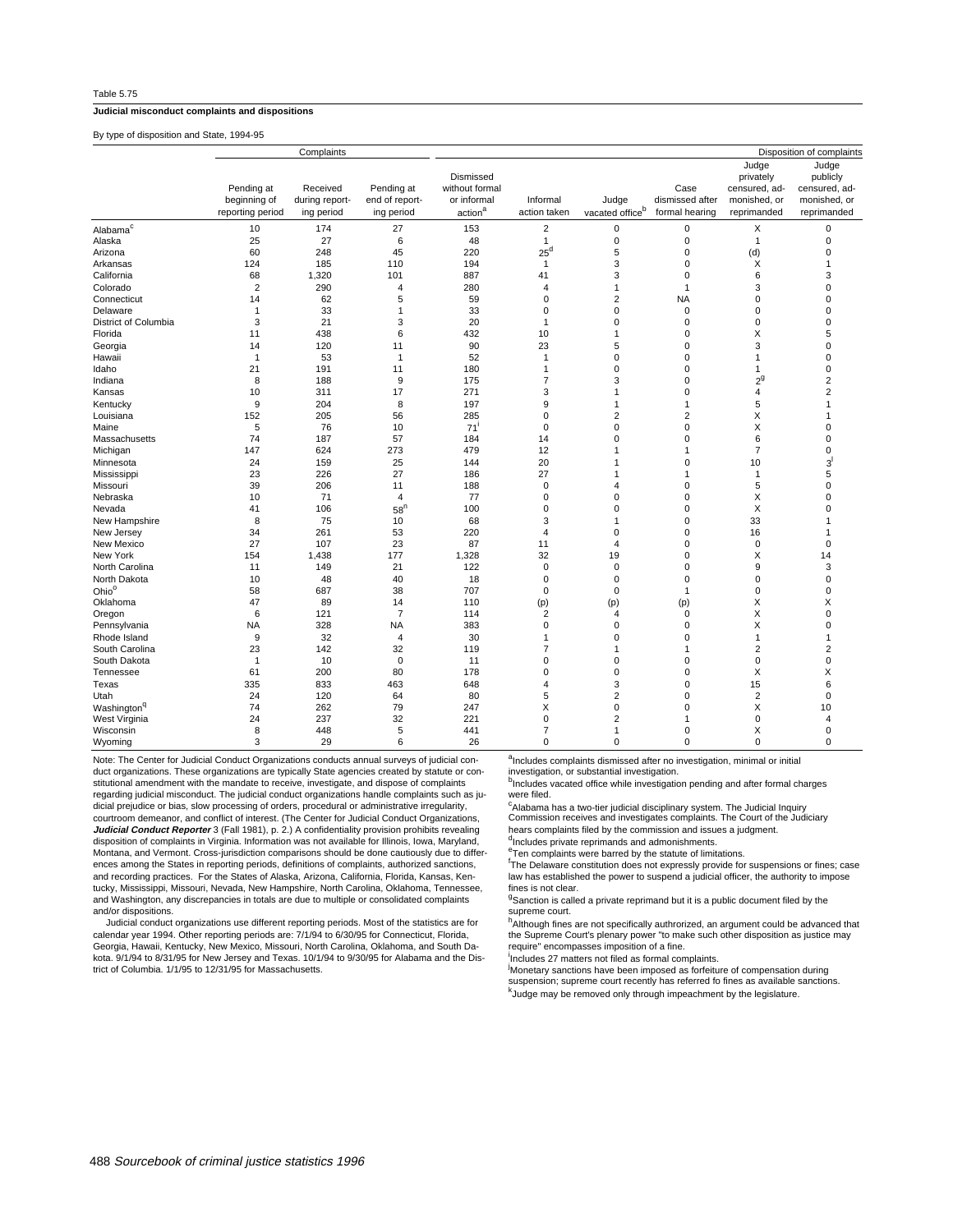Table 5.75

**Judicial misconduct complaints and dispositions**

By type of disposition and State, 1994-95

| | Complaints | | | Disposition of complaints | | | | | |
|---|---|---|---|---|---|---|---|---|---|
| | Pending at beginning of reporting period | Received during reporting period | Pending at end of reporting period | Dismissed without formal or informal action[a] | Informal action taken | Judge vacated office[b] | Case dismissed after formal hearing | Judge privately censured, admonished, or reprimanded | Judge publicly censured, admonished, or reprimanded |
| Alabama[c] | 10 | 174 | 27 | 153 | 2 | 0 | 0 | X | 0 |
| Alaska | 25 | 27 | 6 | 48 | 1 | 0 | 0 | 1 | 0 |
| Arizona | 60 | 248 | 45 | 220 | 25[d] | 5 | 0 | (d) | 0 |
| Arkansas | 124 | 185 | 110 | 194 | 1 | 3 | 0 | X | 1 |
| California | 68 | 1,320 | 101 | 887 | 41 | 3 | 0 | 6 | 3 |
| Colorado | 2 | 290 | 4 | 280 | 4 | 1 | 1 | 3 | 0 |
| Connecticut | 14 | 62 | 5 | 59 | 0 | 2 | NA | 0 | 0 |
| Delaware | 1 | 33 | 1 | 33 | 0 | 0 | 0 | 0 | 0 |
| District of Columbia | 3 | 21 | 3 | 20 | 1 | 0 | 0 | 0 | 0 |
| Florida | 11 | 438 | 6 | 432 | 10 | 1 | 0 | X | 5 |
| Georgia | 14 | 120 | 11 | 90 | 23 | 5 | 0 | 3 | 0 |
| Hawaii | 1 | 53 | 1 | 52 | 1 | 0 | 0 | 1 | 0 |
| Idaho | 21 | 191 | 11 | 180 | 1 | 0 | 0 | 1 | 0 |
| Indiana | 8 | 188 | 9 | 175 | 7 | 3 | 0 | 2[g] | 2 |
| Kansas | 10 | 311 | 17 | 271 | 3 | 1 | 0 | 4 | 2 |
| Kentucky | 9 | 204 | 8 | 197 | 9 | 1 | 1 | 5 | 1 |
| Louisiana | 152 | 205 | 56 | 285 | 0 | 2 | 2 | X | 1 |
| Maine | 5 | 76 | 10 | 71[i] | 0 | 0 | 0 | X | 0 |
| Massachusetts | 74 | 187 | 57 | 184 | 14 | 0 | 0 | 6 | 0 |
| Michigan | 147 | 624 | 273 | 479 | 12 | 1 | 1 | 7 | 0 |
| Minnesota | 24 | 159 | 25 | 144 | 20 | 1 | 0 | 10 | 3[l] |
| Mississippi | 23 | 226 | 27 | 186 | 27 | 1 | 1 | 1 | 5 |
| Missouri | 39 | 206 | 11 | 188 | 0 | 4 | 0 | 5 | 0 |
| Nebraska | 10 | 71 | 4 | 77 | 0 | 0 | 0 | X | 0 |
| Nevada | 41 | 106 | 58[n] | 100 | 0 | 0 | 0 | X | 0 |
| New Hampshire | 8 | 75 | 10 | 68 | 3 | 1 | 0 | 33 | 1 |
| New Jersey | 34 | 261 | 53 | 220 | 4 | 0 | 0 | 16 | 1 |
| New Mexico | 27 | 107 | 23 | 87 | 11 | 4 | 0 | 0 | 0 |
| New York | 154 | 1,438 | 177 | 1,328 | 32 | 19 | 0 | X | 14 |
| North Carolina | 11 | 149 | 21 | 122 | 0 | 0 | 0 | 9 | 3 |
| North Dakota | 10 | 48 | 40 | 18 | 0 | 0 | 0 | 0 | 0 |
| Ohio[o] | 58 | 687 | 38 | 707 | 0 | 0 | 1 | 0 | 0 |
| Oklahoma | 47 | 89 | 14 | 110 | (p) | (p) | (p) | X | X |
| Oregon | 6 | 121 | 7 | 114 | 2 | 4 | 0 | X | 0 |
| Pennsylvania | NA | 328 | NA | 383 | 0 | 0 | 0 | X | 0 |
| Rhode Island | 9 | 32 | 4 | 30 | 1 | 0 | 0 | 1 | 1 |
| South Carolina | 23 | 142 | 32 | 119 | 7 | 1 | 1 | 2 | 2 |
| South Dakota | 1 | 10 | 0 | 11 | 0 | 0 | 0 | 0 | 0 |
| Tennessee | 61 | 200 | 80 | 178 | 0 | 0 | 0 | X | X |
| Texas | 335 | 833 | 463 | 648 | 4 | 3 | 0 | 15 | 6 |
| Utah | 24 | 120 | 64 | 80 | 5 | 2 | 0 | 2 | 0 |
| Washington[q] | 74 | 262 | 79 | 247 | X | 0 | 0 | X | 10 |
| West Virginia | 24 | 237 | 32 | 221 | 0 | 2 | 1 | 0 | 4 |
| Wisconsin | 8 | 448 | 5 | 441 | 7 | 1 | 0 | X | 0 |
| Wyoming | 3 | 29 | 6 | 26 | 0 | 0 | 0 | 0 | 0 |

Note: The Center for Judicial Conduct Organizations conducts annual surveys of judicial conduct organizations. These organizations are typically State agencies created by statute or constitutional amendment with the mandate to receive, investigate, and dispose of complaints regarding judicial misconduct. The judicial conduct organizations handle complaints such as judicial prejudice or bias, slow processing of orders, procedural or administrative irregularity, courtroom demeanor, and conflict of interest. (The Center for Judicial Conduct Organizations, ***Judicial Conduct Reporter*** 3 (Fall 1981), p. 2.) A confidentiality provision prohibits revealing disposition of complaints in Virginia. Information was not available for Illinois, Iowa, Maryland, Montana, and Vermont. Cross-jurisdiction comparisons should be done cautiously due to differences among the States in reporting periods, definitions of complaints, authorized sanctions, and recording practices. For the States of Alaska, Arizona, California, Florida, Kansas, Kentucky, Mississippi, Missouri, Nevada, New Hampshire, North Carolina, Oklahoma, Tennessee, and Washington, any discrepancies in totals are due to multiple or consolidated complaints and/or dispositions.

Judicial conduct organizations use different reporting periods. Most of the statistics are for calendar year 1994. Other reporting periods are: 7/1/94 to 6/30/95 for Connecticut, Florida, Georgia, Hawaii, Kentucky, New Mexico, Missouri, North Carolina, Oklahoma, and South Dakota. 9/1/94 to 8/31/95 for New Jersey and Texas. 10/1/94 to 9/30/95 for Alabama and the District of Columbia. 1/1/95 to 12/31/95 for Massachusetts.

[a]Includes complaints dismissed after no investigation, minimal or initial investigation, or substantial investigation.

[b]Includes vacated office while investigation pending and after formal charges were filed.

[c]Alabama has a two-tier judicial disciplinary system. The Judicial Inquiry Commission receives and investigates complaints. The Court of the Judiciary hears complaints filed by the commission and issues a judgment.

[d]Includes private reprimands and admonishments.

[e]Ten complaints were barred by the statute of limitations.

[f]The Delaware constitution does not expressly provide for suspensions or fines; case law has established the power to suspend a judicial officer, the authority to impose fines is not clear.

[g]Sanction is called a private reprimand but it is a public document filed by the supreme court.

[h]Although fines are not specifically authorized, an argument could be advanced that the Supreme Court's plenary power "to make such other disposition as justice may require" encompasses imposition of a fine.

[i]Includes 27 matters not filed as formal complaints.

[j]Monetary sanctions have been imposed as forfeiture of compensation during suspension; supreme court recently has referred fo fines as available sanctions.

[k]Judge may be removed only through impeachment by the legislature.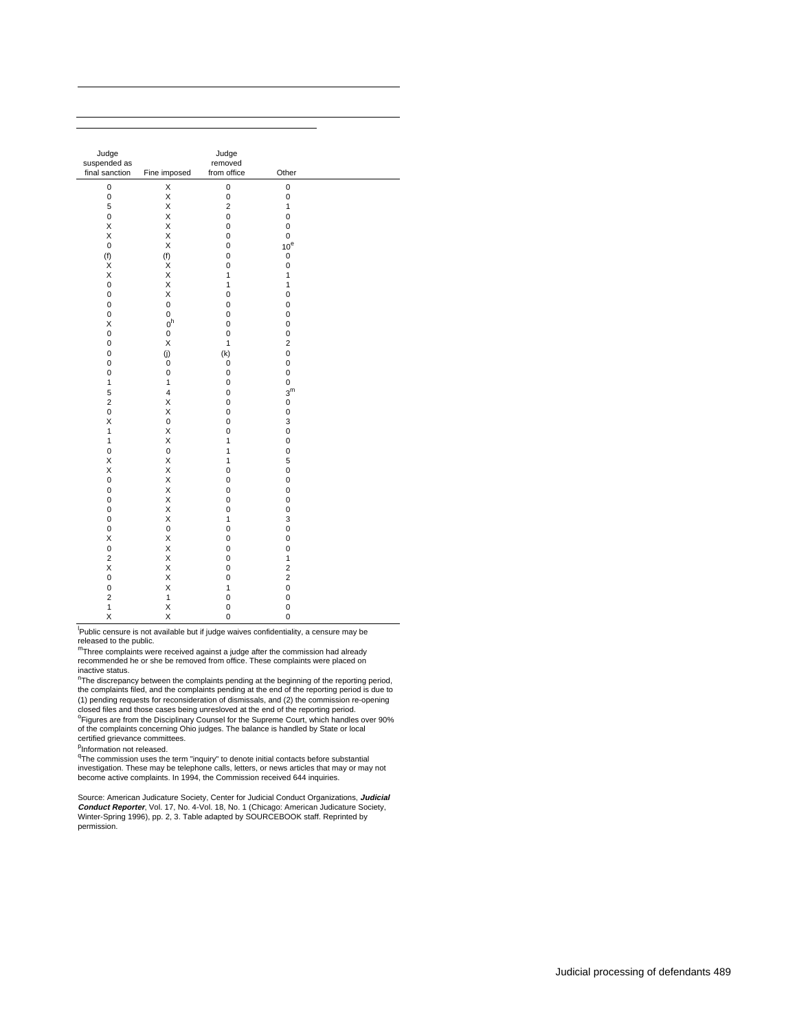| Judge suspended as final sanction | Fine imposed | Judge removed from office | Other |
|---|---|---|---|
| 0 | X | 0 | 0 |
| 0 | X | 0 | 0 |
| 5 | X | 2 | 1 |
| 0 | X | 0 | 0 |
| X | X | 0 | 0 |
| X | X | 0 | 0 |
| 0 | X | 0 | 10[e] |
| (f) | (f) | 0 | 0 |
| X | X | 0 | 0 |
| X | X | 1 | 1 |
| 0 | X | 1 | 1 |
| 0 | X | 0 | 0 |
| 0 | 0 | 0 | 0 |
| 0 | 0 | 0 | 0 |
| X | 0[h] | 0 | 0 |
| 0 | 0 | 0 | 0 |
| 0 | X | 1 | 2 |
| 0 | (j) | (k) | 0 |
| 0 | 0 | 0 | 0 |
| 0 | 0 | 0 | 0 |
| 1 | 1 | 0 | 0 |
| 5 | 4 | 0 | 3[m] |
| 2 | X | 0 | 0 |
| 0 | X | 0 | 0 |
| X | 0 | 0 | 3 |
| 1 | X | 0 | 0 |
| 1 | X | 1 | 0 |
| 0 | 0 | 1 | 0 |
| X | X | 1 | 5 |
| X | X | 0 | 0 |
| 0 | X | 0 | 0 |
| 0 | X | 0 | 0 |
| 0 | X | 0 | 0 |
| 0 | X | 0 | 0 |
| 0 | X | 1 | 3 |
| 0 | 0 | 0 | 0 |
| X | X | 0 | 0 |
| 0 | X | 0 | 0 |
| 2 | X | 0 | 1 |
| X | X | 0 | 2 |
| 0 | X | 0 | 2 |
| 0 | X | 1 | 0 |
| 2 | 1 | 0 | 0 |
| 1 | X | 0 | 0 |
| X | X | 0 | 0 |

[l]Public censure is not available but if judge waives confidentiality, a censure may be released to the public.

[m]Three complaints were received against a judge after the commission had already recommended he or she be removed from office. These complaints were placed on inactive status.

[n]The discrepancy between the complaints pending at the beginning of the reporting period, the complaints filed, and the complaints pending at the end of the reporting period is due to (1) pending requests for reconsideration of dismissals, and (2) the commission re-opening closed files and those cases being unresloved at the end of the reporting period.

[o]Figures are from the Disciplinary Counsel for the Supreme Court, which handles over 90% of the complaints concerning Ohio judges. The balance is handled by State or local certified grievance committees.

[p]Information not released.

[q]The commission uses the term "inquiry" to denote initial contacts before substantial investigation. These may be telephone calls, letters, or news articles that may or may not become active complaints. In 1994, the Commission received 644 inquiries.

Source: American Judicature Society, Center for Judicial Conduct Organizations, ***Judicial Conduct Reporter***, Vol. 17, No. 4-Vol. 18, No. 1 (Chicago: American Judicature Society, Winter-Spring 1996), pp. 2, 3. Table adapted by SOURCEBOOK staff. Reprinted by permission.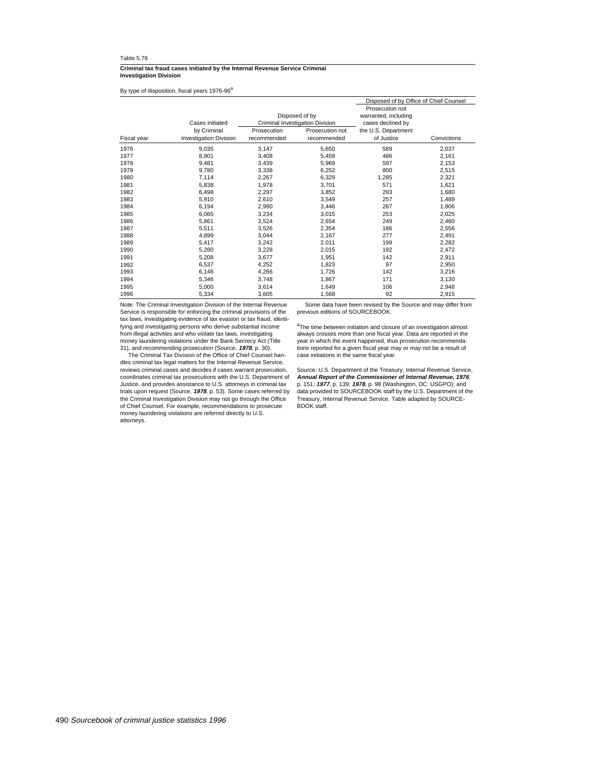Table 5.76

**Criminal tax fraud cases initiated by the Internal Revenue Service Criminal Investigation Division**

By type of disposition, fiscal years 1976-96[a]

| | | Disposed of by Criminal Investigation Division | | Disposed of by Office of Chief Counsel | |
|---|---|---|---|---|---|
| Fiscal year | Cases initiated by Criminal Investigation Division | Prosecution recommended | Prosecution not recommended | Prosecution not warranted, including cases declined by the U.S. Department of Justice | Convictions |
| 1976 | 9,035 | 3,147 | 5,650 | 589 | 2,037 |
| 1977 | 8,901 | 3,408 | 5,459 | 486 | 2,161 |
| 1978 | 9,481 | 3,439 | 5,969 | 597 | 2,153 |
| 1979 | 9,780 | 3,338 | 6,252 | 800 | 2,515 |
| 1980 | 7,114 | 2,267 | 6,329 | 1,285 | 2,321 |
| 1981 | 5,838 | 1,978 | 3,701 | 571 | 1,621 |
| 1982 | 6,498 | 2,297 | 3,852 | 293 | 1,680 |
| 1983 | 5,910 | 2,610 | 3,549 | 257 | 1,489 |
| 1984 | 6,194 | 2,990 | 3,446 | 267 | 1,806 |
| 1985 | 6,065 | 3,234 | 3,015 | 253 | 2,025 |
| 1986 | 5,861 | 3,524 | 2,654 | 249 | 2,460 |
| 1987 | 5,511 | 3,526 | 2,354 | 186 | 2,556 |
| 1988 | 4,899 | 3,044 | 2,167 | 277 | 2,491 |
| 1989 | 5,417 | 3,242 | 2,011 | 199 | 2,282 |
| 1990 | 5,280 | 3,228 | 2,015 | 192 | 2,472 |
| 1991 | 5,208 | 3,677 | 1,951 | 142 | 2,911 |
| 1992 | 6,537 | 4,252 | 1,823 | 97 | 2,950 |
| 1993 | 6,146 | 4,266 | 1,726 | 142 | 3,216 |
| 1994 | 5,346 | 3,748 | 1,867 | 171 | 3,130 |
| 1995 | 5,000 | 3,614 | 1,649 | 106 | 2,948 |
| 1996 | 5,334 | 3,605 | 1,568 | 92 | 2,915 |

Note: The Criminal Investigation Division of the Internal Revenue Service is responsible for enforcing the criminal provisions of the tax laws, investigating evidence of tax evasion or tax fraud, identifying and investigating persons who derive substantial income from illegal activities and who violate tax laws, investigating money laundering violations under the Bank Secrecy Act (Title 31), and recommending prosecution (Source, ***1978***, p. 30).

The Criminal Tax Division of the Office of Chief Counsel handles criminal tax legal matters for the Internal Revenue Service, reviews criminal cases and decides if cases warrant prosecution, coordinates criminal tax prosecutions with the U.S. Department of Justice, and provides assistance to U.S. attorneys in criminal tax trials upon request (Source, ***1978***, p. 53). Some cases referred by the Criminal Investigation Division may not go through the Office of Chief Counsel. For example, recommendations to prosecute money laundering violations are referred directly to U.S. attorneys.

Some data have been revised by the Source and may differ from previous editions of SOURCEBOOK.

[a]The time between initiation and closure of an investigation almost always crosses more than one fiscal year. Data are reported in the year in which the event happened, thus prosecution recommendations reported for a given fiscal year may or may not be a result of case initiations in the same fiscal year.

Source: U.S. Department of the Treasury, Internal Revenue Service, ***Annual Report of the Commissioner of Internal Revenue, 1976***, p. 151; ***1977***, p. 139; ***1978***, p. 98 (Washington, DC: USGPO); and data provided to SOURCEBOOK staff by the U.S. Department of the Treasury, Internal Revenue Service. Table adapted by SOURCEBOOK staff.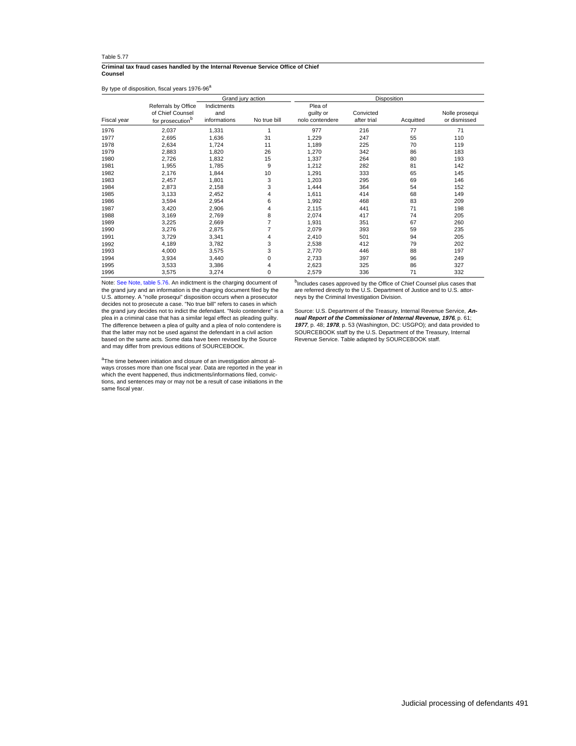Table 5.77

**Criminal tax fraud cases handled by the Internal Revenue Service Office of Chief Counsel**

By type of disposition, fiscal years 1976-96[a]

| | | Grand jury action | | Disposition | | | |
|---|---|---|---|---|---|---|---|
| Fiscal year | Referrals by Office of Chief Counsel for prosecution[b] | Indictments and informations | No true bill | Plea of guilty or nolo contendere | Convicted after trial | Acquitted | Nolle prosequi or dismissed |
| 1976 | 2,037 | 1,331 | 1 | 977 | 216 | 77 | 71 |
| 1977 | 2,695 | 1,636 | 31 | 1,229 | 247 | 55 | 110 |
| 1978 | 2,634 | 1,724 | 11 | 1,189 | 225 | 70 | 119 |
| 1979 | 2,883 | 1,820 | 26 | 1,270 | 342 | 86 | 183 |
| 1980 | 2,726 | 1,832 | 15 | 1,337 | 264 | 80 | 193 |
| 1981 | 1,955 | 1,785 | 9 | 1,212 | 282 | 81 | 142 |
| 1982 | 2,176 | 1,844 | 10 | 1,291 | 333 | 65 | 145 |
| 1983 | 2,457 | 1,801 | 3 | 1,203 | 295 | 69 | 146 |
| 1984 | 2,873 | 2,158 | 3 | 1,444 | 364 | 54 | 152 |
| 1985 | 3,133 | 2,452 | 4 | 1,611 | 414 | 68 | 149 |
| 1986 | 3,594 | 2,954 | 6 | 1,992 | 468 | 83 | 209 |
| 1987 | 3,420 | 2,906 | 4 | 2,115 | 441 | 71 | 198 |
| 1988 | 3,169 | 2,769 | 8 | 2,074 | 417 | 74 | 205 |
| 1989 | 3,225 | 2,669 | 7 | 1,931 | 351 | 67 | 260 |
| 1990 | 3,276 | 2,875 | 7 | 2,079 | 393 | 59 | 235 |
| 1991 | 3,729 | 3,341 | 4 | 2,410 | 501 | 94 | 205 |
| 1992 | 4,189 | 3,782 | 3 | 2,538 | 412 | 79 | 202 |
| 1993 | 4,000 | 3,575 | 3 | 2,770 | 446 | 88 | 197 |
| 1994 | 3,934 | 3,440 | 0 | 2,733 | 397 | 96 | 249 |
| 1995 | 3,533 | 3,386 | 4 | 2,623 | 325 | 86 | 327 |
| 1996 | 3,575 | 3,274 | 0 | 2,579 | 336 | 71 | 332 |

Note: See Note, table 5.76. An indictment is the charging document of the grand jury and an information is the charging document filed by the U.S. attorney. A "nolle prosequi" disposition occurs when a prosecutor decides not to prosecute a case. "No true bill" refers to cases in which the grand jury decides not to indict the defendant. "Nolo contendere" is a plea in a criminal case that has a similar legal effect as pleading guilty. The difference between a plea of guilty and a plea of nolo contendere is that the latter may not be used against the defendant in a civil action based on the same acts. Some data have been revised by the Source and may differ from previous editions of SOURCEBOOK.

[a]The time between initiation and closure of an investigation almost always crosses more than one fiscal year. Data are reported in the year in which the event happened, thus indictments/informations filed, convictions, and sentences may or may not be a result of case initiations in the same fiscal year.

[b]Includes cases approved by the Office of Chief Counsel plus cases that are referred directly to the U.S. Department of Justice and to U.S. attorneys by the Criminal Investigation Division.

Source: U.S. Department of the Treasury, Internal Revenue Service, ***Annual Report of the Commissioner of Internal Revenue, 1976***, p. 61; ***1977***, p. 48; ***1978***, p. 53 (Washington, DC: USGPO); and data provided to SOURCEBOOK staff by the U.S. Department of the Treasury, Internal Revenue Service. Table adapted by SOURCEBOOK staff.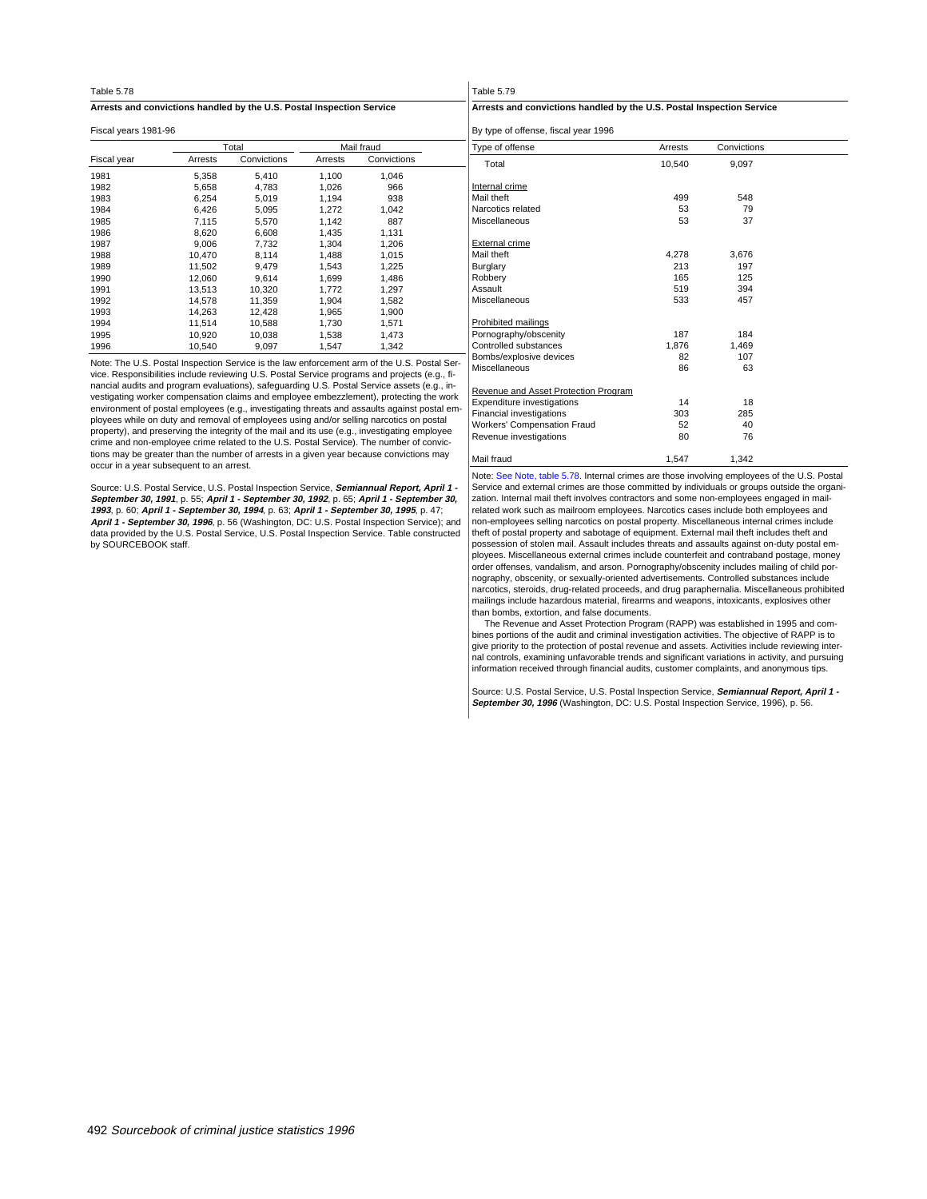Table 5.78

**Arrests and convictions handled by the U.S. Postal Inspection Service**

Fiscal years 1981-96

| Fiscal year | Total | | Mail fraud | |
|---|---|---|---|---|
| | Arrests | Convictions | Arrests | Convictions |
| 1981 | 5,358 | 5,410 | 1,100 | 1,046 |
| 1982 | 5,658 | 4,783 | 1,026 | 966 |
| 1983 | 6,254 | 5,019 | 1,194 | 938 |
| 1984 | 6,426 | 5,095 | 1,272 | 1,042 |
| 1985 | 7,115 | 5,570 | 1,142 | 887 |
| 1986 | 8,620 | 6,608 | 1,435 | 1,131 |
| 1987 | 9,006 | 7,732 | 1,304 | 1,206 |
| 1988 | 10,470 | 8,114 | 1,488 | 1,015 |
| 1989 | 11,502 | 9,479 | 1,543 | 1,225 |
| 1990 | 12,060 | 9,614 | 1,699 | 1,486 |
| 1991 | 13,513 | 10,320 | 1,772 | 1,297 |
| 1992 | 14,578 | 11,359 | 1,904 | 1,582 |
| 1993 | 14,263 | 12,428 | 1,965 | 1,900 |
| 1994 | 11,514 | 10,588 | 1,730 | 1,571 |
| 1995 | 10,920 | 10,038 | 1,538 | 1,473 |
| 1996 | 10,540 | 9,097 | 1,547 | 1,342 |

Note: The U.S. Postal Inspection Service is the law enforcement arm of the U.S. Postal Service. Responsibilities include reviewing U.S. Postal Service programs and projects (e.g., financial audits and program evaluations), safeguarding U.S. Postal Service assets (e.g., investigating worker compensation claims and employee embezzlement), protecting the work environment of postal employees (e.g., investigating threats and assaults against postal employees while on duty and removal of employees using and/or selling narcotics on postal property), and preserving the integrity of the mail and its use (e.g., investigating employee crime and non-employee crime related to the U.S. Postal Service). The number of convictions may be greater than the number of arrests in a given year because convictions may occur in a year subsequent to an arrest.

Source: U.S. Postal Service, U.S. Postal Inspection Service, ***Semiannual Report, April 1 - September 30, 1991***, p. 55; ***April 1 - September 30, 1992***, p. 65; ***April 1 - September 30, 1993***, p. 60; ***April 1 - September 30, 1994***, p. 63; ***April 1 - September 30, 1995***, p. 47; ***April 1 - September 30, 1996***, p. 56 (Washington, DC: U.S. Postal Inspection Service); and data provided by the U.S. Postal Service, U.S. Postal Inspection Service. Table constructed by SOURCEBOOK staff.

Table 5.79

**Arrests and convictions handled by the U.S. Postal Inspection Service**

By type of offense, fiscal year 1996

| Type of offense | Arrests | Convictions |
|---|---|---|
| Total | 10,540 | 9,097 |
| | | |
| Internal crime | | |
| Mail theft | 499 | 548 |
| Narcotics related | 53 | 79 |
| Miscellaneous | 53 | 37 |
| | | |
| External crime | | |
| Mail theft | 4,278 | 3,676 |
| Burglary | 213 | 197 |
| Robbery | 165 | 125 |
| Assault | 519 | 394 |
| Miscellaneous | 533 | 457 |
| | | |
| Prohibited mailings | | |
| Pornography/obscenity | 187 | 184 |
| Controlled substances | 1,876 | 1,469 |
| Bombs/explosive devices | 82 | 107 |
| Miscellaneous | 86 | 63 |
| | | |
| Revenue and Asset Protection Program | | |
| Expenditure investigations | 14 | 18 |
| Financial investigations | 303 | 285 |
| Workers' Compensation Fraud | 52 | 40 |
| Revenue investigations | 80 | 76 |
| | | |
| Mail fraud | 1,547 | 1,342 |

Note: See Note, table 5.78. Internal crimes are those involving employees of the U.S. Postal Service and external crimes are those committed by individuals or groups outside the organization. Internal mail theft involves contractors and some non-employees engaged in mail-related work such as mailroom employees. Narcotics cases include both employees and non-employees selling narcotics on postal property. Miscellaneous internal crimes include theft of postal property and sabotage of equipment. External mail theft includes theft and possession of stolen mail. Assault includes threats and assaults against on-duty postal employees. Miscellaneous external crimes include counterfeit and contraband postage, money order offenses, vandalism, and arson. Pornography/obscenity includes mailing of child pornography, obscenity, or sexually-oriented advertisements. Controlled substances include narcotics, steroids, drug-related proceeds, and drug paraphernalia. Miscellaneous prohibited mailings include hazardous material, firearms and weapons, intoxicants, explosives other than bombs, extortion, and false documents.

The Revenue and Asset Protection Program (RAPP) was established in 1995 and combines portions of the audit and criminal investigation activities. The objective of RAPP is to give priority to the protection of postal revenue and assets. Activities include reviewing internal controls, examining unfavorable trends and significant variations in activity, and pursuing information received through financial audits, customer complaints, and anonymous tips.

Source: U.S. Postal Service, U.S. Postal Inspection Service, ***Semiannual Report, April 1 - September 30, 1996*** (Washington, DC: U.S. Postal Inspection Service, 1996), p. 56.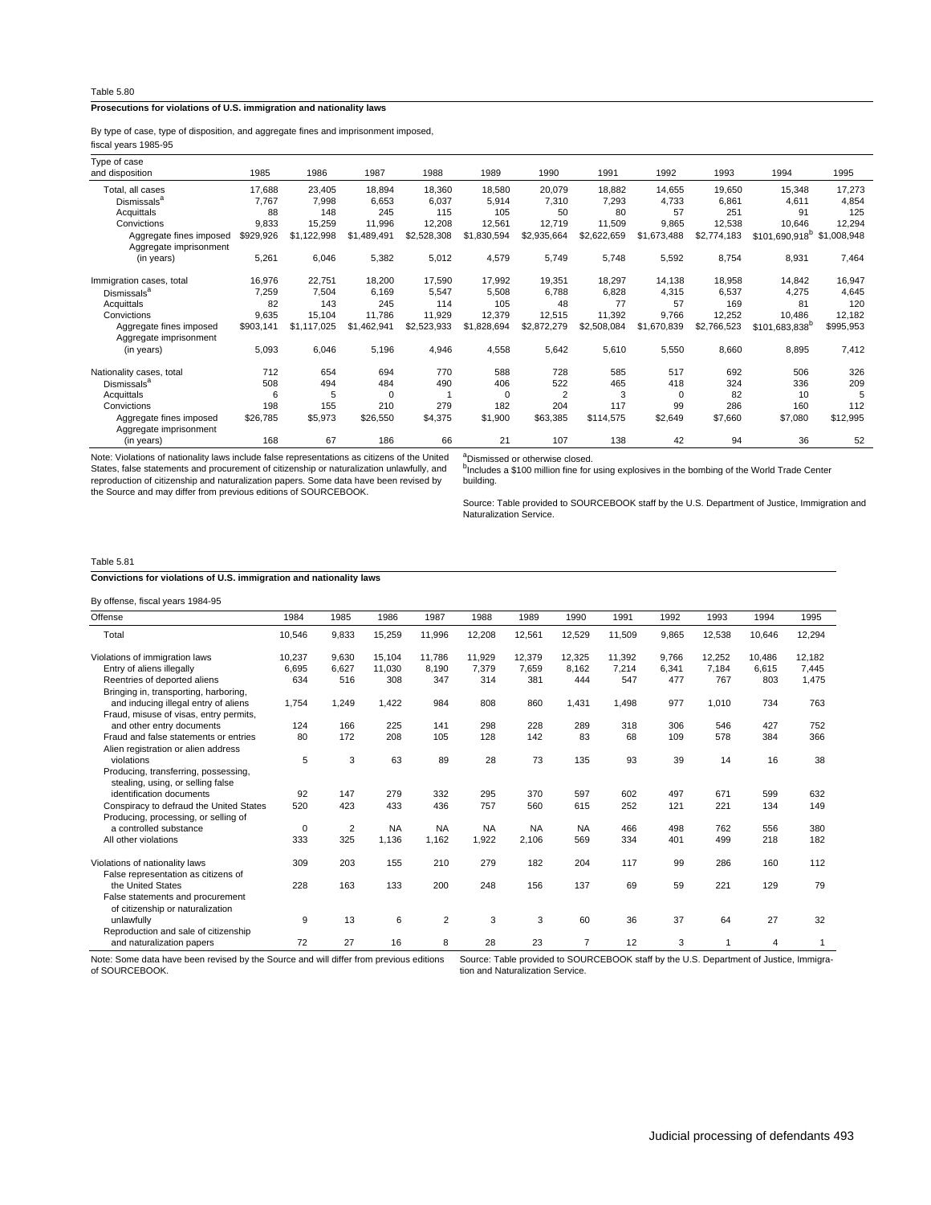Table 5.80

**Prosecutions for violations of U.S. immigration and nationality laws**

By type of case, type of disposition, and aggregate fines and imprisonment imposed, fiscal years 1985-95

| Type of case and disposition | 1985 | 1986 | 1987 | 1988 | 1989 | 1990 | 1991 | 1992 | 1993 | 1994 | 1995 |
|---|---|---|---|---|---|---|---|---|---|---|---|
| Total, all cases | 17,688 | 23,405 | 18,894 | 18,360 | 18,580 | 20,079 | 18,882 | 14,655 | 19,650 | 15,348 | 17,273 |
| Dismissals[a] | 7,767 | 7,998 | 6,653 | 6,037 | 5,914 | 7,310 | 7,293 | 4,733 | 6,861 | 4,611 | 4,854 |
| Acquittals | 88 | 148 | 245 | 115 | 105 | 50 | 80 | 57 | 251 | 91 | 125 |
| Convictions | 9,833 | 15,259 | 11,996 | 12,208 | 12,561 | 12,719 | 11,509 | 9,865 | 12,538 | 10,646 | 12,294 |
| Aggregate fines imposed | $929,926 | $1,122,998 | $1,489,491 | $2,528,308 | $1,830,594 | $2,935,664 | $2,622,659 | $1,673,488 | $2,774,183 | $101,690,918[b] | $1,008,948 |
| Aggregate imprisonment (in years) | 5,261 | 6,046 | 5,382 | 5,012 | 4,579 | 5,749 | 5,748 | 5,592 | 8,754 | 8,931 | 7,464 |
| Immigration cases, total | 16,976 | 22,751 | 18,200 | 17,590 | 17,992 | 19,351 | 18,297 | 14,138 | 18,958 | 14,842 | 16,947 |
| Dismissals[a] | 7,259 | 7,504 | 6,169 | 5,547 | 5,508 | 6,788 | 6,828 | 4,315 | 6,537 | 4,275 | 4,645 |
| Acquittals | 82 | 143 | 245 | 114 | 105 | 48 | 77 | 57 | 169 | 81 | 120 |
| Convictions | 9,635 | 15,104 | 11,786 | 11,929 | 12,379 | 12,515 | 11,392 | 9,766 | 12,252 | 10,486 | 12,182 |
| Aggregate fines imposed | $903,141 | $1,117,025 | $1,462,941 | $2,523,933 | $1,828,694 | $2,872,279 | $2,508,084 | $1,670,839 | $2,766,523 | $101,683,838[b] | $995,953 |
| Aggregate imprisonment (in years) | 5,093 | 6,046 | 5,196 | 4,946 | 4,558 | 5,642 | 5,610 | 5,550 | 8,660 | 8,895 | 7,412 |
| Nationality cases, total | 712 | 654 | 694 | 770 | 588 | 728 | 585 | 517 | 692 | 506 | 326 |
| Dismissals[a] | 508 | 494 | 484 | 490 | 406 | 522 | 465 | 418 | 324 | 336 | 209 |
| Acquittals | 6 | 5 | 0 | 1 | 0 | 2 | 3 | 0 | 82 | 10 | 5 |
| Convictions | 198 | 155 | 210 | 279 | 182 | 204 | 117 | 99 | 286 | 160 | 112 |
| Aggregate fines imposed | $26,785 | $5,973 | $26,550 | $4,375 | $1,900 | $63,385 | $114,575 | $2,649 | $7,660 | $7,080 | $12,995 |
| Aggregate imprisonment (in years) | 168 | 67 | 186 | 66 | 21 | 107 | 138 | 42 | 94 | 36 | 52 |

Note: Violations of nationality laws include false representations as citizens of the United States, false statements and procurement of citizenship or naturalization unlawfully, and reproduction of citizenship and naturalization papers. Some data have been revised by the Source and may differ from previous editions of SOURCEBOOK.

[a]Dismissed or otherwise closed.
[b]Includes a $100 million fine for using explosives in the bombing of the World Trade Center building.

Source: Table provided to SOURCEBOOK staff by the U.S. Department of Justice, Immigration and Naturalization Service.

Table 5.81

**Convictions for violations of U.S. immigration and nationality laws**

By offense, fiscal years 1984-95

| Offense | 1984 | 1985 | 1986 | 1987 | 1988 | 1989 | 1990 | 1991 | 1992 | 1993 | 1994 | 1995 |
|---|---|---|---|---|---|---|---|---|---|---|---|---|
| Total | 10,546 | 9,833 | 15,259 | 11,996 | 12,208 | 12,561 | 12,529 | 11,509 | 9,865 | 12,538 | 10,646 | 12,294 |
| Violations of immigration laws | 10,237 | 9,630 | 15,104 | 11,786 | 11,929 | 12,379 | 12,325 | 11,392 | 9,766 | 12,252 | 10,486 | 12,182 |
| Entry of aliens illegally | 6,695 | 6,627 | 11,030 | 8,190 | 7,379 | 7,659 | 8,162 | 7,214 | 6,341 | 7,184 | 6,615 | 7,445 |
| Reentries of deported aliens | 634 | 516 | 308 | 347 | 314 | 381 | 444 | 547 | 477 | 767 | 803 | 1,475 |
| Bringing in, transporting, harboring, and inducing illegal entry of aliens | 1,754 | 1,249 | 1,422 | 984 | 808 | 860 | 1,431 | 1,498 | 977 | 1,010 | 734 | 763 |
| Fraud, misuse of visas, entry permits, and other entry documents | 124 | 166 | 225 | 141 | 298 | 228 | 289 | 318 | 306 | 546 | 427 | 752 |
| Fraud and false statements or entries | 80 | 172 | 208 | 105 | 128 | 142 | 83 | 68 | 109 | 578 | 384 | 366 |
| Alien registration or alien address violations | 5 | 3 | 63 | 89 | 28 | 73 | 135 | 93 | 39 | 14 | 16 | 38 |
| Producing, transferring, possessing, stealing, using, or selling false identification documents | 92 | 147 | 279 | 332 | 295 | 370 | 597 | 602 | 497 | 671 | 599 | 632 |
| Conspiracy to defraud the United States | 520 | 423 | 433 | 436 | 757 | 560 | 615 | 252 | 121 | 221 | 134 | 149 |
| Producing, processing, or selling of a controlled substance | 0 | 2 | NA | NA | NA | NA | NA | 466 | 498 | 762 | 556 | 380 |
| All other violations | 333 | 325 | 1,136 | 1,162 | 1,922 | 2,106 | 569 | 334 | 401 | 499 | 218 | 182 |
| Violations of nationality laws | 309 | 203 | 155 | 210 | 279 | 182 | 204 | 117 | 99 | 286 | 160 | 112 |
| False representation as citizens of the United States | 228 | 163 | 133 | 200 | 248 | 156 | 137 | 69 | 59 | 221 | 129 | 79 |
| False statements and procurement of citizenship or naturalization unlawfully | 9 | 13 | 6 | 2 | 3 | 3 | 60 | 36 | 37 | 64 | 27 | 32 |
| Reproduction and sale of citizenship and naturalization papers | 72 | 27 | 16 | 8 | 28 | 23 | 7 | 12 | 3 | 1 | 4 | 1 |

Note: Some data have been revised by the Source and will differ from previous editions of SOURCEBOOK.

Source: Table provided to SOURCEBOOK staff by the U.S. Department of Justice, Immigration and Naturalization Service.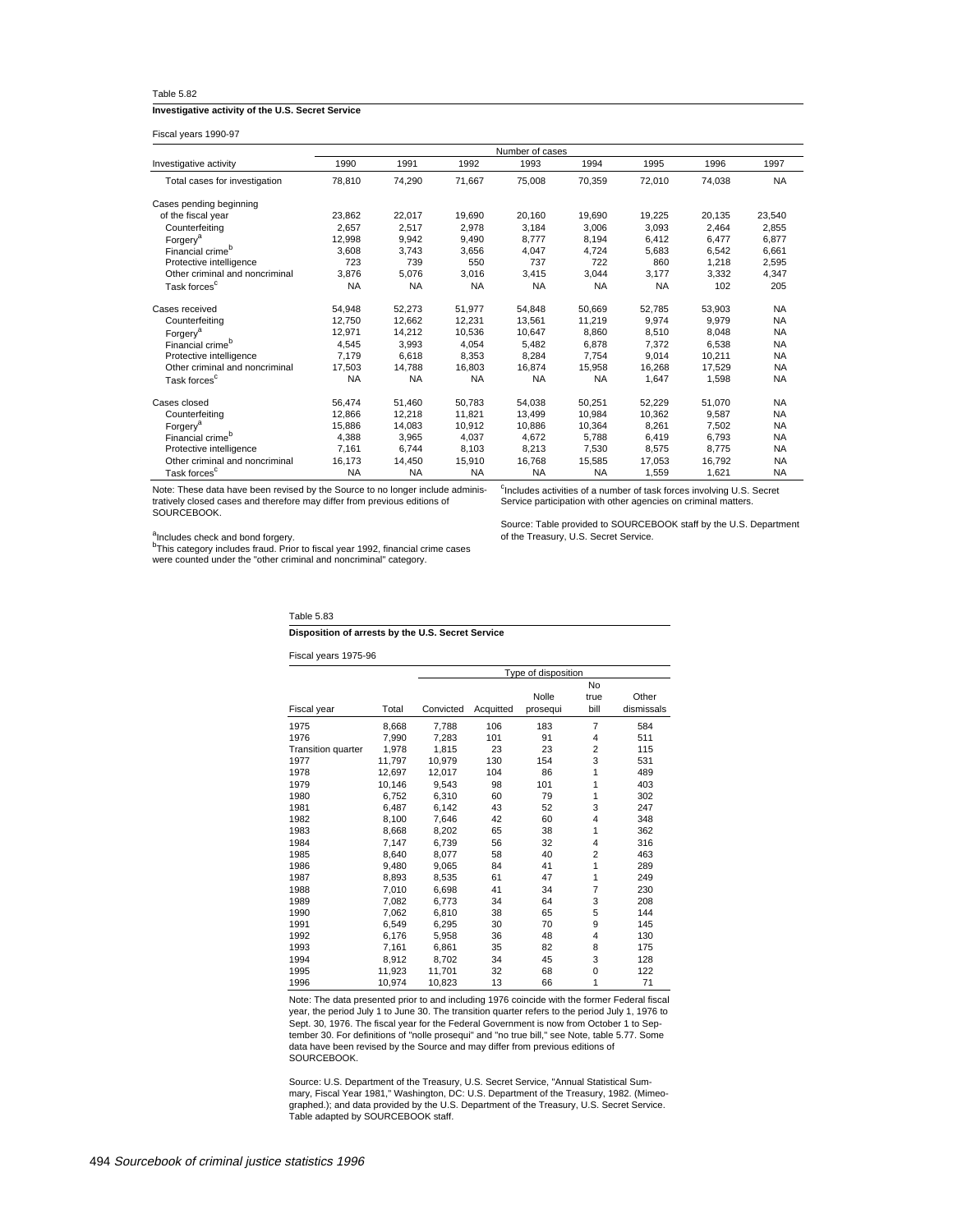Table 5.82

**Investigative activity of the U.S. Secret Service**

Fiscal years 1990-97

| Investigative activity | 1990 | 1991 | 1992 | 1993 | 1994 | 1995 | 1996 | 1997 |
|---|---|---|---|---|---|---|---|---|
| | Number of cases | | | | | | | |
| Total cases for investigation | 78,810 | 74,290 | 71,667 | 75,008 | 70,359 | 72,010 | 74,038 | NA |
| Cases pending beginning of the fiscal year | 23,862 | 22,017 | 19,690 | 20,160 | 19,690 | 19,225 | 20,135 | 23,540 |
| Counterfeiting | 2,657 | 2,517 | 2,978 | 3,184 | 3,006 | 3,093 | 2,464 | 2,855 |
| Forgery[a] | 12,998 | 9,942 | 9,490 | 8,777 | 8,194 | 6,412 | 6,477 | 6,877 |
| Financial crime[b] | 3,608 | 3,743 | 3,656 | 4,047 | 4,724 | 5,683 | 6,542 | 6,661 |
| Protective intelligence | 723 | 739 | 550 | 737 | 722 | 860 | 1,218 | 2,595 |
| Other criminal and noncriminal | 3,876 | 5,076 | 3,016 | 3,415 | 3,044 | 3,177 | 3,332 | 4,347 |
| Task forces[c] | NA | NA | NA | NA | NA | NA | 102 | 205 |
| Cases received | 54,948 | 52,273 | 51,977 | 54,848 | 50,669 | 52,785 | 53,903 | NA |
| Counterfeiting | 12,750 | 12,662 | 12,231 | 13,561 | 11,219 | 9,974 | 9,979 | NA |
| Forgery[a] | 12,971 | 14,212 | 10,536 | 10,647 | 8,860 | 8,510 | 8,048 | NA |
| Financial crime[b] | 4,545 | 3,993 | 4,054 | 5,482 | 6,878 | 7,372 | 6,538 | NA |
| Protective intelligence | 7,179 | 6,618 | 8,353 | 8,284 | 7,754 | 9,014 | 10,211 | NA |
| Other criminal and noncriminal | 17,503 | 14,788 | 16,803 | 16,874 | 15,958 | 16,268 | 17,529 | NA |
| Task forces[c] | NA | NA | NA | NA | NA | 1,647 | 1,598 | NA |
| Cases closed | 56,474 | 51,460 | 50,783 | 54,038 | 50,251 | 52,229 | 51,070 | NA |
| Counterfeiting | 12,866 | 12,218 | 11,821 | 13,499 | 10,984 | 10,362 | 9,587 | NA |
| Forgery[a] | 15,886 | 14,083 | 10,912 | 10,886 | 10,364 | 8,261 | 7,502 | NA |
| Financial crime[b] | 4,388 | 3,965 | 4,037 | 4,672 | 5,788 | 6,419 | 6,793 | NA |
| Protective intelligence | 7,161 | 6,744 | 8,103 | 8,213 | 7,530 | 8,575 | 8,775 | NA |
| Other criminal and noncriminal | 16,173 | 14,450 | 15,910 | 16,768 | 15,585 | 17,053 | 16,792 | NA |
| Task forces[c] | NA | NA | NA | NA | NA | 1,559 | 1,621 | NA |

Note: These data have been revised by the Source to no longer include administratively closed cases and therefore may differ from previous editions of SOURCEBOOK.

[a]Includes check and bond forgery.
[b]This category includes fraud. Prior to fiscal year 1992, financial crime cases were counted under the "other criminal and noncriminal" category.
[c]Includes activities of a number of task forces involving U.S. Secret Service participation with other agencies on criminal matters.

Source: Table provided to SOURCEBOOK staff by the U.S. Department of the Treasury, U.S. Secret Service.

Table 5.83

**Disposition of arrests by the U.S. Secret Service**

Fiscal years 1975-96

| | | Type of disposition | | | | |
|---|---|---|---|---|---|---|
| Fiscal year | Total | Convicted | Acquitted | Nolle prosequi | No true bill | Other dismissals |
| 1975 | 8,668 | 7,788 | 106 | 183 | 7 | 584 |
| 1976 | 7,990 | 7,283 | 101 | 91 | 4 | 511 |
| Transition quarter | 1,978 | 1,815 | 23 | 23 | 2 | 115 |
| 1977 | 11,797 | 10,979 | 130 | 154 | 3 | 531 |
| 1978 | 12,697 | 12,017 | 104 | 86 | 1 | 489 |
| 1979 | 10,146 | 9,543 | 98 | 101 | 1 | 403 |
| 1980 | 6,752 | 6,310 | 60 | 79 | 1 | 302 |
| 1981 | 6,487 | 6,142 | 43 | 52 | 3 | 247 |
| 1982 | 8,100 | 7,646 | 42 | 60 | 4 | 348 |
| 1983 | 8,668 | 8,202 | 65 | 38 | 1 | 362 |
| 1984 | 7,147 | 6,739 | 56 | 32 | 4 | 316 |
| 1985 | 8,640 | 8,077 | 58 | 40 | 2 | 463 |
| 1986 | 9,480 | 9,065 | 84 | 41 | 1 | 289 |
| 1987 | 8,893 | 8,535 | 61 | 47 | 1 | 249 |
| 1988 | 7,010 | 6,698 | 41 | 34 | 7 | 230 |
| 1989 | 7,082 | 6,773 | 34 | 64 | 3 | 208 |
| 1990 | 7,062 | 6,810 | 38 | 65 | 5 | 144 |
| 1991 | 6,549 | 6,295 | 30 | 70 | 9 | 145 |
| 1992 | 6,176 | 5,958 | 36 | 48 | 4 | 130 |
| 1993 | 7,161 | 6,861 | 35 | 82 | 8 | 175 |
| 1994 | 8,912 | 8,702 | 34 | 45 | 3 | 128 |
| 1995 | 11,923 | 11,701 | 32 | 68 | 0 | 122 |
| 1996 | 10,974 | 10,823 | 13 | 66 | 1 | 71 |

Note: The data presented prior to and including 1976 coincide with the former Federal fiscal year, the period July 1 to June 30. The transition quarter refers to the period July 1, 1976 to Sept. 30, 1976. The fiscal year for the Federal Government is now from October 1 to September 30. For definitions of "nolle prosequi" and "no true bill," see Note, table 5.77. Some data have been revised by the Source and may differ from previous editions of SOURCEBOOK.

Source: U.S. Department of the Treasury, U.S. Secret Service, "Annual Statistical Summary, Fiscal Year 1981," Washington, DC: U.S. Department of the Treasury, 1982. (Mimeographed.); and data provided by the U.S. Department of the Treasury, U.S. Secret Service. Table adapted by SOURCEBOOK staff.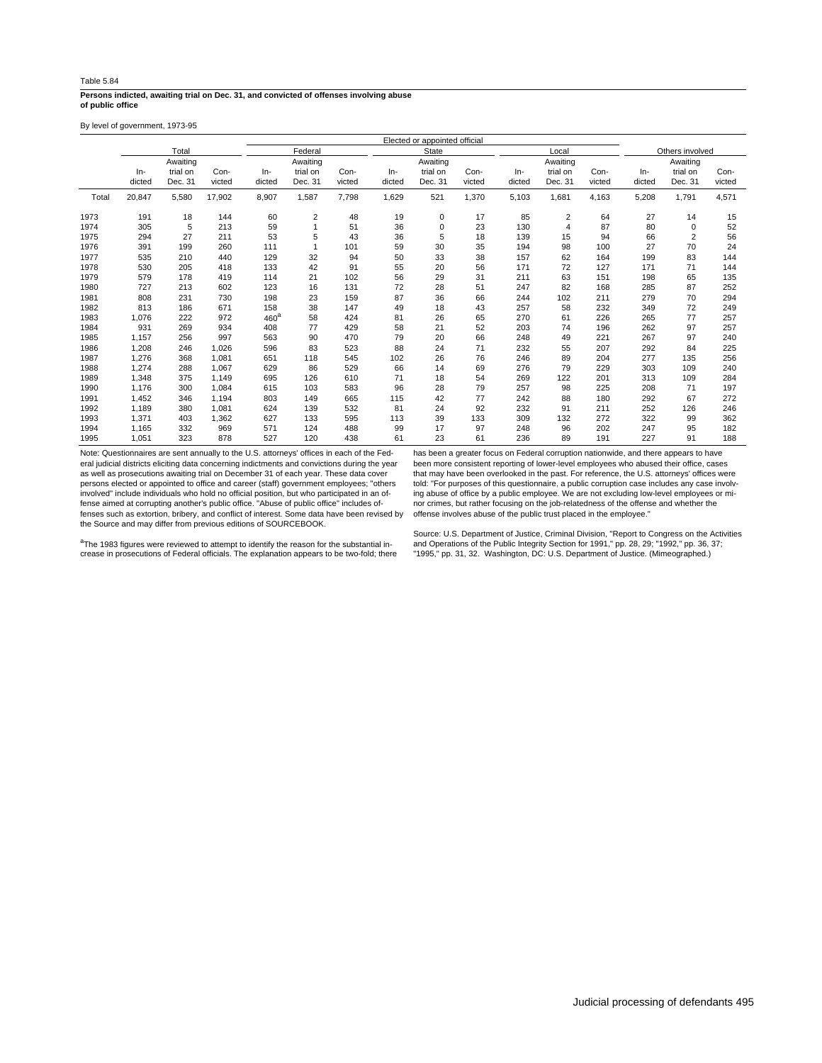Table 5.84

**Persons indicted, awaiting trial on Dec. 31, and convicted of offenses involving abuse of public office**

By level of government, 1973-95

| | Total | | | Elected or appointed official | | | | | | | | | Others involved | | |
|---|---|---|---|---|---|---|---|---|---|---|---|---|---|---|---|
| | | | | Federal | | | State | | | Local | | | | | |
| | Indicted | Awaiting trial on Dec. 31 | Convicted | Indicted | Awaiting trial on Dec. 31 | Convicted | Indicted | Awaiting trial on Dec. 31 | Convicted | Indicted | Awaiting trial on Dec. 31 | Convicted | Indicted | Awaiting trial on Dec. 31 | Convicted |
| Total | 20,847 | 5,580 | 17,902 | 8,907 | 1,587 | 7,798 | 1,629 | 521 | 1,370 | 5,103 | 1,681 | 4,163 | 5,208 | 1,791 | 4,571 |
| 1973 | 191 | 18 | 144 | 60 | 2 | 48 | 19 | 0 | 17 | 85 | 2 | 64 | 27 | 14 | 15 |
| 1974 | 305 | 5 | 213 | 59 | 1 | 51 | 36 | 0 | 23 | 130 | 4 | 87 | 80 | 0 | 52 |
| 1975 | 294 | 27 | 211 | 53 | 5 | 43 | 36 | 5 | 18 | 139 | 15 | 94 | 66 | 2 | 56 |
| 1976 | 391 | 199 | 260 | 111 | 1 | 101 | 59 | 30 | 35 | 194 | 98 | 100 | 27 | 70 | 24 |
| 1977 | 535 | 210 | 440 | 129 | 32 | 94 | 50 | 33 | 38 | 157 | 62 | 164 | 199 | 83 | 144 |
| 1978 | 530 | 205 | 418 | 133 | 42 | 91 | 55 | 20 | 56 | 171 | 72 | 127 | 171 | 71 | 144 |
| 1979 | 579 | 178 | 419 | 114 | 21 | 102 | 56 | 29 | 31 | 211 | 63 | 151 | 198 | 65 | 135 |
| 1980 | 727 | 213 | 602 | 123 | 16 | 131 | 72 | 28 | 51 | 247 | 82 | 168 | 285 | 87 | 252 |
| 1981 | 808 | 231 | 730 | 198 | 23 | 159 | 87 | 36 | 66 | 244 | 102 | 211 | 279 | 70 | 294 |
| 1982 | 813 | 186 | 671 | 158 | 38 | 147 | 49 | 18 | 43 | 257 | 58 | 232 | 349 | 72 | 249 |
| 1983 | 1,076 | 222 | 972 | 460[a] | 58 | 424 | 81 | 26 | 65 | 270 | 61 | 226 | 265 | 77 | 257 |
| 1984 | 931 | 269 | 934 | 408 | 77 | 429 | 58 | 21 | 52 | 203 | 74 | 196 | 262 | 97 | 257 |
| 1985 | 1,157 | 256 | 997 | 563 | 90 | 470 | 79 | 20 | 66 | 248 | 49 | 221 | 267 | 97 | 240 |
| 1986 | 1,208 | 246 | 1,026 | 596 | 83 | 523 | 88 | 24 | 71 | 232 | 55 | 207 | 292 | 84 | 225 |
| 1987 | 1,276 | 368 | 1,081 | 651 | 118 | 545 | 102 | 26 | 76 | 246 | 89 | 204 | 277 | 135 | 256 |
| 1988 | 1,274 | 288 | 1,067 | 629 | 86 | 529 | 66 | 14 | 69 | 276 | 79 | 229 | 303 | 109 | 240 |
| 1989 | 1,348 | 375 | 1,149 | 695 | 126 | 610 | 71 | 18 | 54 | 269 | 122 | 201 | 313 | 109 | 284 |
| 1990 | 1,176 | 300 | 1,084 | 615 | 103 | 583 | 96 | 28 | 79 | 257 | 98 | 225 | 208 | 71 | 197 |
| 1991 | 1,452 | 346 | 1,194 | 803 | 149 | 665 | 115 | 42 | 77 | 242 | 88 | 180 | 292 | 67 | 272 |
| 1992 | 1,189 | 380 | 1,081 | 624 | 139 | 532 | 81 | 24 | 92 | 232 | 91 | 211 | 252 | 126 | 246 |
| 1993 | 1,371 | 403 | 1,362 | 627 | 133 | 595 | 113 | 39 | 133 | 309 | 132 | 272 | 322 | 99 | 362 |
| 1994 | 1,165 | 332 | 969 | 571 | 124 | 488 | 99 | 17 | 97 | 248 | 96 | 202 | 247 | 95 | 182 |
| 1995 | 1,051 | 323 | 878 | 527 | 120 | 438 | 61 | 23 | 61 | 236 | 89 | 191 | 227 | 91 | 188 |

Note: Questionnaires are sent annually to the U.S. attorneys' offices in each of the Federal judicial districts eliciting data concerning indictments and convictions during the year as well as prosecutions awaiting trial on December 31 of each year. These data cover persons elected or appointed to office and career (staff) government employees; "others involved" include individuals who hold no official position, but who participated in an offense aimed at corrupting another's public office. "Abuse of public office" includes offenses such as extortion, bribery, and conflict of interest. Some data have been revised by the Source and may differ from previous editions of SOURCEBOOK.

[a]The 1983 figures were reviewed to attempt to identify the reason for the substantial increase in prosecutions of Federal officials. The explanation appears to be two-fold; there has been a greater focus on Federal corruption nationwide, and there appears to have been more consistent reporting of lower-level employees who abused their office, cases that may have been overlooked in the past. For reference, the U.S. attorneys' offices were told: "For purposes of this questionnaire, a public corruption case includes any case involving abuse of office by a public employee. We are not excluding low-level employees or minor crimes, but rather focusing on the job-relatedness of the offense and whether the offense involves abuse of the public trust placed in the employee."

Source: U.S. Department of Justice, Criminal Division, "Report to Congress on the Activities and Operations of the Public Integrity Section for 1991," pp. 28, 29; "1992," pp. 36, 37; "1995," pp. 31, 32. Washington, DC: U.S. Department of Justice. (Mimeographed.)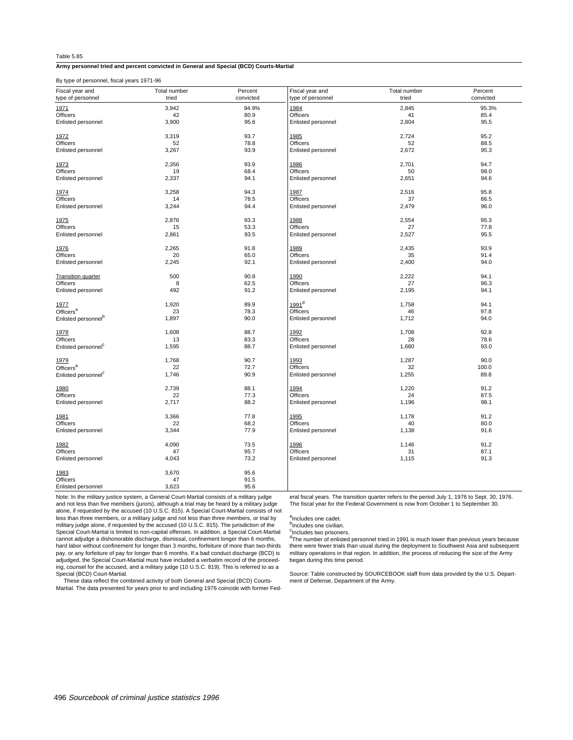Table 5.85

**Army personnel tried and percent convicted in General and Special (BCD) Courts-Martial**

By type of personnel, fiscal years 1971-96

| Fiscal year and type of personnel | Total number tried | Percent convicted |
|---|---|---|
| 1971 | 3,942 | 94.9% |
| Officers | 42 | 80.9 |
| Enlisted personnel | 3,900 | 95.6 |
| 1972 | 3,319 | 93.7 |
| Officers | 52 | 78.8 |
| Enlisted personnel | 3,267 | 93.9 |
| 1973 | 2,356 | 93.9 |
| Officers | 19 | 68.4 |
| Enlisted personnel | 2,337 | 94.1 |
| 1974 | 3,258 | 94.3 |
| Officers | 14 | 78.5 |
| Enlisted personnel | 3,244 | 94.4 |
| 1975 | 2,876 | 93.3 |
| Officers | 15 | 53.3 |
| Enlisted personnel | 2,861 | 93.5 |
| 1976 | 2,265 | 91.8 |
| Officers | 20 | 65.0 |
| Enlisted personnel | 2,245 | 92.1 |
| Transition quarter | 500 | 90.8 |
| Officers | 8 | 62.5 |
| Enlisted personnel | 492 | 91.2 |
| 1977 | 1,920 | 89.9 |
| Officers[a] | 23 | 78.3 |
| Enlisted personnel[b] | 1,897 | 90.0 |
| 1978 | 1,608 | 88.7 |
| Officers | 13 | 83.3 |
| Enlisted personnel[c] | 1,595 | 88.7 |
| 1979 | 1,768 | 90.7 |
| Officers[a] | 22 | 72.7 |
| Enlisted personnel[c] | 1,746 | 90.9 |
| 1980 | 2,739 | 88.1 |
| Officers | 22 | 77.3 |
| Enlisted personnel | 2,717 | 88.2 |
| 1981 | 3,366 | 77.8 |
| Officers | 22 | 68.2 |
| Enlisted personnel | 3,344 | 77.9 |
| 1982 | 4,090 | 73.5 |
| Officers | 47 | 95.7 |
| Enlisted personnel | 4,043 | 73.2 |
| 1983 | 3,670 | 95.6 |
| Officers | 47 | 91.5 |
| Enlisted personnel | 3,623 | 95.6 |
| 1984 | 2,845 | 95.3% |
| Officers | 41 | 85.4 |
| Enlisted personnel | 2,804 | 95.5 |
| 1985 | 2,724 | 95.2 |
| Officers | 52 | 88.5 |
| Enlisted personnel | 2,672 | 95.3 |
| 1986 | 2,701 | 94.7 |
| Officers | 50 | 98.0 |
| Enlisted personnel | 2,651 | 94.6 |
| 1987 | 2,516 | 95.8 |
| Officers | 37 | 86.5 |
| Enlisted personnel | 2,479 | 96.0 |
| 1988 | 2,554 | 95.3 |
| Officers | 27 | 77.8 |
| Enlisted personnel | 2,527 | 95.5 |
| 1989 | 2,435 | 93.9 |
| Officers | 35 | 91.4 |
| Enlisted personnel | 2,400 | 94.0 |
| 1990 | 2,222 | 94.1 |
| Officers | 27 | 96.3 |
| Enlisted personnel | 2,195 | 94.1 |
| 1991[d] | 1,758 | 94.1 |
| Officers | 46 | 97.8 |
| Enlisted personnel | 1,712 | 94.0 |
| 1992 | 1,708 | 92.8 |
| Officers | 28 | 78.6 |
| Enlisted personnel | 1,680 | 93.0 |
| 1993 | 1,287 | 90.0 |
| Officers | 32 | 100.0 |
| Enlisted personnel | 1,255 | 89.8 |
| 1994 | 1,220 | 91.2 |
| Officers | 24 | 87.5 |
| Enlisted personnel | 1,196 | 98.1 |
| 1995 | 1,178 | 91.2 |
| Officers | 40 | 80.0 |
| Enlisted personnel | 1,138 | 91.6 |
| 1996 | 1,146 | 91.2 |
| Officers | 31 | 87.1 |
| Enlisted personnel | 1,115 | 91.3 |

Note: In the military justice system, a General Court-Martial consists of a military judge and not less than five members (jurors), although a trial may be heard by a military judge alone, if requested by the accused (10 U.S.C. 815). A Special Court-Martial consists of not less than three members, or a military judge and not less than three members, or trial by military judge alone, if requested by the accused (10 U.S.C. 815). The jurisdiction of the Special Court-Martial is limited to non-capital offenses. In addition, a Special Court-Martial cannot adjudge a dishonorable discharge, dismissal, confinement longer than 6 months, hard labor without confinement for longer than 3 months, forfeiture of more than two-thirds pay, or any forfeiture of pay for longer than 6 months. If a bad conduct discharge (BCD) is adjudged, the Special Court-Martial must have included a verbatim record of the proceeding, counsel for the accused, and a military judge (10 U.S.C. 819). This is referred to as a Special (BCD) Court-Martial.

These data reflect the combined activity of both General and Special (BCD) Courts-Martial. The data presented for years prior to and including 1976 coincide with former Federal fiscal years. The transition quarter refers to the period July 1, 1976 to Sept. 30, 1976. The fiscal year for the Federal Government is now from October 1 to September 30.

[a]Includes one cadet.
[b]Includes one civilian.
[c]Includes two prisoners.
[d]The number of enlisted personnel tried in 1991 is much lower than previous years because there were fewer trials than usual during the deployment to Southwest Asia and subsequent military operations in that region. In addition, the process of reducing the size of the Army began during this time period.

Source: Table constructed by SOURCEBOOK staff from data provided by the U.S. Department of Defense, Department of the Army.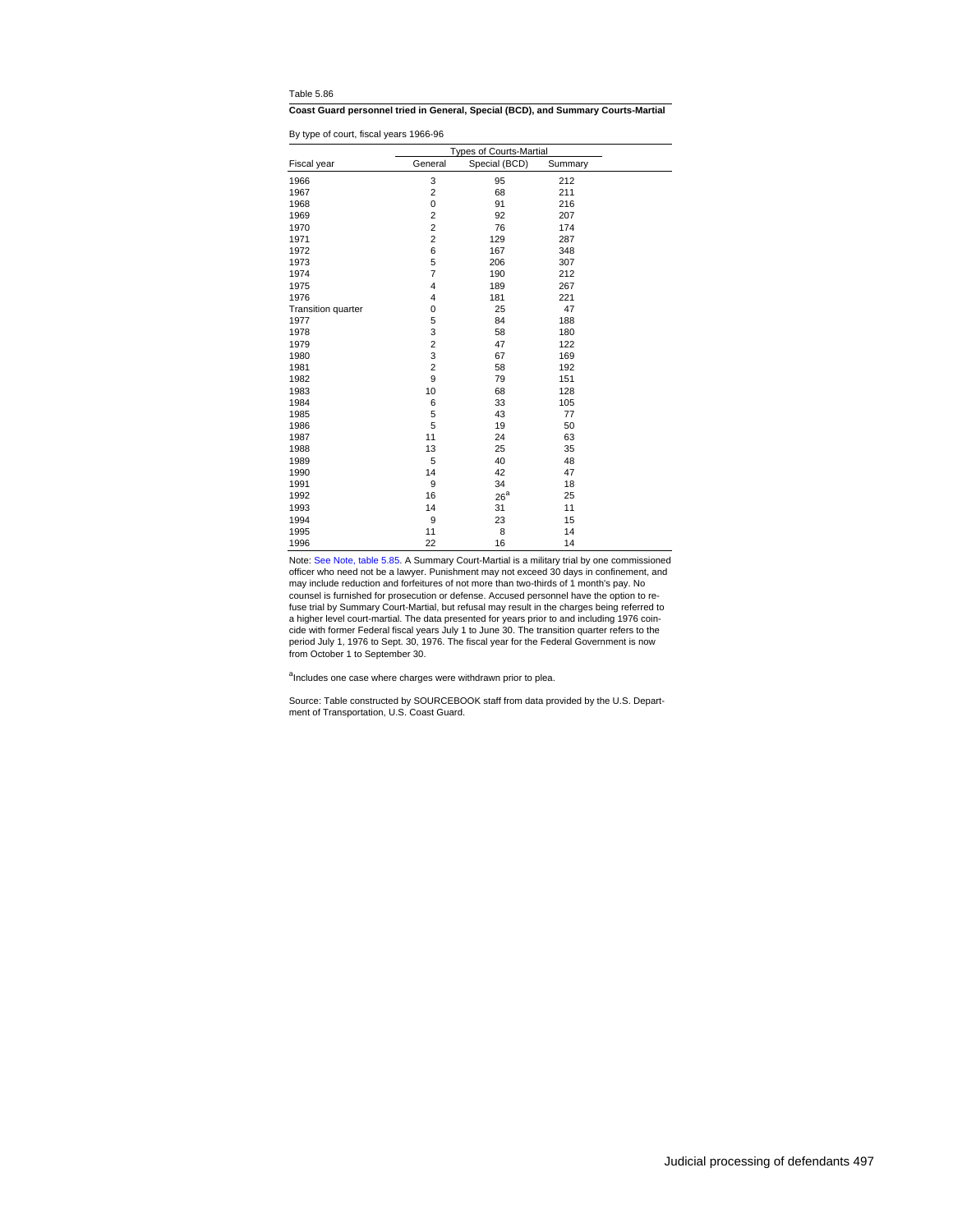Table 5.86

**Coast Guard personnel tried in General, Special (BCD), and Summary Courts-Martial**

By type of court, fiscal years 1966-96

| Fiscal year | Types of Courts-Martial | | |
|---|---|---|---|
| | General | Special (BCD) | Summary |
| 1966 | 3 | 95 | 212 |
| 1967 | 2 | 68 | 211 |
| 1968 | 0 | 91 | 216 |
| 1969 | 2 | 92 | 207 |
| 1970 | 2 | 76 | 174 |
| 1971 | 2 | 129 | 287 |
| 1972 | 6 | 167 | 348 |
| 1973 | 5 | 206 | 307 |
| 1974 | 7 | 190 | 212 |
| 1975 | 4 | 189 | 267 |
| 1976 | 4 | 181 | 221 |
| Transition quarter | 0 | 25 | 47 |
| 1977 | 5 | 84 | 188 |
| 1978 | 3 | 58 | 180 |
| 1979 | 2 | 47 | 122 |
| 1980 | 3 | 67 | 169 |
| 1981 | 2 | 58 | 192 |
| 1982 | 9 | 79 | 151 |
| 1983 | 10 | 68 | 128 |
| 1984 | 6 | 33 | 105 |
| 1985 | 5 | 43 | 77 |
| 1986 | 5 | 19 | 50 |
| 1987 | 11 | 24 | 63 |
| 1988 | 13 | 25 | 35 |
| 1989 | 5 | 40 | 48 |
| 1990 | 14 | 42 | 47 |
| 1991 | 9 | 34 | 18 |
| 1992 | 16 | 26[a] | 25 |
| 1993 | 14 | 31 | 11 |
| 1994 | 9 | 23 | 15 |
| 1995 | 11 | 8 | 14 |
| 1996 | 22 | 16 | 14 |

Note: See Note, table 5.85. A Summary Court-Martial is a military trial by one commissioned officer who need not be a lawyer. Punishment may not exceed 30 days in confinement, and may include reduction and forfeitures of not more than two-thirds of 1 month's pay. No counsel is furnished for prosecution or defense. Accused personnel have the option to refuse trial by Summary Court-Martial, but refusal may result in the charges being referred to a higher level court-martial. The data presented for years prior to and including 1976 coincide with former Federal fiscal years July 1 to June 30. The transition quarter refers to the period July 1, 1976 to Sept. 30, 1976. The fiscal year for the Federal Government is now from October 1 to September 30.

[a]Includes one case where charges were withdrawn prior to plea.

Source: Table constructed by SOURCEBOOK staff from data provided by the U.S. Department of Transportation, U.S. Coast Guard.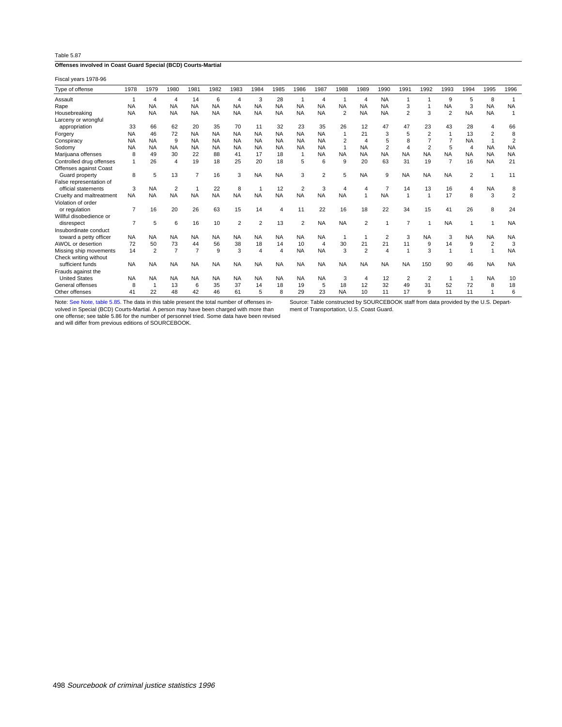Table 5.87

**Offenses involved in Coast Guard Special (BCD) Courts-Martial**

Fiscal years 1978-96

| Type of offense | 1978 | 1979 | 1980 | 1981 | 1982 | 1983 | 1984 | 1985 | 1986 | 1987 | 1988 | 1989 | 1990 | 1991 | 1992 | 1993 | 1994 | 1995 | 1996 |
|---|---|---|---|---|---|---|---|---|---|---|---|---|---|---|---|---|---|---|---|
| Assault | 1 | 4 | 4 | 14 | 6 | 4 | 3 | 28 | 1 | 4 | 1 | 4 | NA | 1 | 1 | 9 | 5 | 8 | 1 |
| Rape | NA | NA | NA | NA | NA | NA | NA | NA | NA | NA | NA | NA | NA | 3 | 1 | NA | 3 | NA | NA |
| Housebreaking | NA | NA | NA | NA | NA | NA | NA | NA | NA | NA | 2 | NA | NA | 2 | 3 | 2 | NA | NA | 1 |
| Larceny or wrongful appropriation | 33 | 66 | 62 | 20 | 35 | 70 | 11 | 32 | 23 | 35 | 26 | 12 | 47 | 47 | 23 | 43 | 28 | 4 | 66 |
| Forgery | NA | 46 | 72 | NA | NA | NA | NA | NA | NA | NA | 1 | 21 | 3 | 5 | 2 | 1 | 13 | 2 | 8 |
| Conspiracy | NA | NA | 9 | NA | NA | NA | NA | NA | NA | NA | 2 | 4 | 5 | 8 | 7 | 7 | NA | 1 | 2 |
| Sodomy | NA | NA | NA | NA | NA | NA | NA | NA | NA | NA | 1 | NA | 2 | 4 | 2 | 5 | 4 | NA | NA |
| Marijuana offenses | 8 | 49 | 30 | 22 | 88 | 41 | 17 | 18 | 1 | NA | NA | NA | NA | NA | NA | NA | NA | NA | NA |
| Controlled drug offenses | 1 | 26 | 4 | 19 | 18 | 25 | 20 | 18 | 5 | 6 | 9 | 20 | 63 | 31 | 19 | 7 | 16 | NA | 21 |
| Offenses against Coast Guard property | 8 | 5 | 13 | 7 | 16 | 3 | NA | NA | 3 | 2 | 5 | NA | 9 | NA | NA | NA | 2 | 1 | 11 |
| False representation of official statements | 3 | NA | 2 | 1 | 22 | 8 | 1 | 12 | 2 | 3 | 4 | 4 | 7 | 14 | 13 | 16 | 4 | NA | 8 |
| Cruelty and maltreatment | NA | NA | NA | NA | NA | NA | NA | NA | NA | NA | NA | 1 | NA | 1 | 1 | 17 | 8 | 3 | 2 |
| Violation of order or regulation | 7 | 16 | 20 | 26 | 63 | 15 | 14 | 4 | 11 | 22 | 16 | 18 | 22 | 34 | 15 | 41 | 26 | 8 | 24 |
| Willful disobedience or disrespect | 7 | 5 | 6 | 16 | 10 | 2 | 2 | 13 | 2 | NA | NA | 2 | 1 | 7 | 1 | NA | 1 | 1 | NA |
| Insubordinate conduct toward a petty officer | NA | NA | NA | NA | NA | NA | NA | NA | NA | NA | 1 | 1 | 2 | 3 | NA | 3 | NA | NA | NA |
| AWOL or desertion | 72 | 50 | 73 | 44 | 56 | 38 | 18 | 14 | 10 | 4 | 30 | 21 | 21 | 11 | 9 | 14 | 9 | 2 | 3 |
| Missing ship movements | 14 | 2 | 7 | 7 | 9 | 3 | 4 | 4 | NA | NA | 3 | 2 | 4 | 1 | 3 | 1 | 1 | 1 | NA |
| Check writing without sufficient funds | NA | NA | NA | NA | NA | NA | NA | NA | NA | NA | NA | NA | NA | NA | 150 | 90 | 46 | NA | NA |
| Frauds against the United States | NA | NA | NA | NA | NA | NA | NA | NA | NA | NA | 3 | 4 | 12 | 2 | 2 | 1 | 1 | NA | 10 |
| General offenses | 8 | 1 | 13 | 6 | 35 | 37 | 14 | 18 | 19 | 5 | 18 | 12 | 32 | 49 | 31 | 52 | 72 | 8 | 18 |
| Other offenses | 41 | 22 | 48 | 42 | 46 | 61 | 5 | 8 | 29 | 23 | NA | 10 | 11 | 17 | 9 | 11 | 11 | 1 | 6 |

Note: See Note, table 5.85. The data in this table present the total number of offenses involved in Special (BCD) Courts-Martial. A person may have been charged with more than one offense; see table 5.86 for the number of personnel tried. Some data have been revised and will differ from previous editions of SOURCEBOOK.

Source: Table constructed by SOURCEBOOK staff from data provided by the U.S. Department of Transportation, U.S. Coast Guard.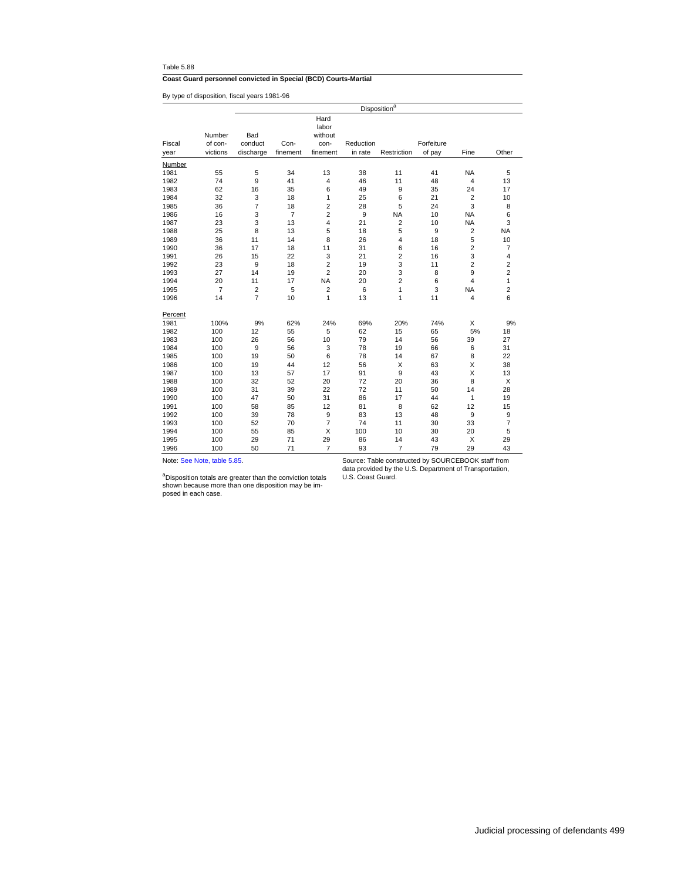Table 5.88

**Coast Guard personnel convicted in Special (BCD) Courts-Martial**

By type of disposition, fiscal years 1981-96

| Fiscal year | Number of convictions | Bad conduct discharge | Confinement | Hard labor without confinement | Reduction in rate | Restriction | Forfeiture of pay | Fine | Other |
|---|---|---|---|---|---|---|---|---|---|
| | | Disposition[a] | | | | | | | |
| **Number** | | | | | | | | | |
| 1981 | 55 | 5 | 34 | 13 | 38 | 11 | 41 | NA | 5 |
| 1982 | 74 | 9 | 41 | 4 | 46 | 11 | 48 | 4 | 13 |
| 1983 | 62 | 16 | 35 | 6 | 49 | 9 | 35 | 24 | 17 |
| 1984 | 32 | 3 | 18 | 1 | 25 | 6 | 21 | 2 | 10 |
| 1985 | 36 | 7 | 18 | 2 | 28 | 5 | 24 | 3 | 8 |
| 1986 | 16 | 3 | 7 | 2 | 9 | NA | 10 | NA | 6 |
| 1987 | 23 | 3 | 13 | 4 | 21 | 2 | 10 | NA | 3 |
| 1988 | 25 | 8 | 13 | 5 | 18 | 5 | 9 | 2 | NA |
| 1989 | 36 | 11 | 14 | 8 | 26 | 4 | 18 | 5 | 10 |
| 1990 | 36 | 17 | 18 | 11 | 31 | 6 | 16 | 2 | 7 |
| 1991 | 26 | 15 | 22 | 3 | 21 | 2 | 16 | 3 | 4 |
| 1992 | 23 | 9 | 18 | 2 | 19 | 3 | 11 | 2 | 2 |
| 1993 | 27 | 14 | 19 | 2 | 20 | 3 | 8 | 9 | 2 |
| 1994 | 20 | 11 | 17 | NA | 20 | 2 | 6 | 4 | 1 |
| 1995 | 7 | 2 | 5 | 2 | 6 | 1 | 3 | NA | 2 |
| 1996 | 14 | 7 | 10 | 1 | 13 | 1 | 11 | 4 | 6 |
| **Percent** | | | | | | | | | |
| 1981 | 100% | 9% | 62% | 24% | 69% | 20% | 74% | X | 9% |
| 1982 | 100 | 12 | 55 | 5 | 62 | 15 | 65 | 5% | 18 |
| 1983 | 100 | 26 | 56 | 10 | 79 | 14 | 56 | 39 | 27 |
| 1984 | 100 | 9 | 56 | 3 | 78 | 19 | 66 | 6 | 31 |
| 1985 | 100 | 19 | 50 | 6 | 78 | 14 | 67 | 8 | 22 |
| 1986 | 100 | 19 | 44 | 12 | 56 | X | 63 | X | 38 |
| 1987 | 100 | 13 | 57 | 17 | 91 | 9 | 43 | X | 13 |
| 1988 | 100 | 32 | 52 | 20 | 72 | 20 | 36 | 8 | X |
| 1989 | 100 | 31 | 39 | 22 | 72 | 11 | 50 | 14 | 28 |
| 1990 | 100 | 47 | 50 | 31 | 86 | 17 | 44 | 1 | 19 |
| 1991 | 100 | 58 | 85 | 12 | 81 | 8 | 62 | 12 | 15 |
| 1992 | 100 | 39 | 78 | 9 | 83 | 13 | 48 | 9 | 9 |
| 1993 | 100 | 52 | 70 | 7 | 74 | 11 | 30 | 33 | 7 |
| 1994 | 100 | 55 | 85 | X | 100 | 10 | 30 | 20 | 5 |
| 1995 | 100 | 29 | 71 | 29 | 86 | 14 | 43 | X | 29 |
| 1996 | 100 | 50 | 71 | 7 | 93 | 7 | 79 | 29 | 43 |

Note: See Note, table 5.85.

[a]Disposition totals are greater than the conviction totals shown because more than one disposition may be imposed in each case.

Source: Table constructed by SOURCEBOOK staff from data provided by the U.S. Department of Transportation, U.S. Coast Guard.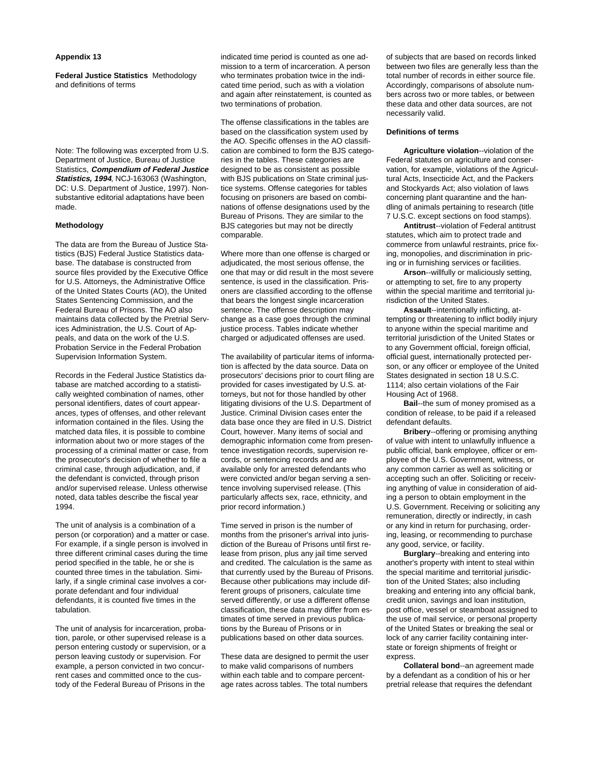## Appendix 13

**Federal Justice Statistics** Methodology and definitions of terms

Note: The following was excerpted from U.S. Department of Justice, Bureau of Justice Statistics, ***Compendium of Federal Justice Statistics, 1994***, NCJ-163063 (Washington, DC: U.S. Department of Justice, 1997). Nonsubstantive editorial adaptations have been made.

### Methodology

The data are from the Bureau of Justice Statistics (BJS) Federal Justice Statistics database. The database is constructed from source files provided by the Executive Office for U.S. Attorneys, the Administrative Office of the United States Courts (AO), the United States Sentencing Commission, and the Federal Bureau of Prisons. The AO also maintains data collected by the Pretrial Services Administration, the U.S. Court of Appeals, and data on the work of the U.S. Probation Service in the Federal Probation Supervision Information System.

Records in the Federal Justice Statistics database are matched according to a statistically weighted combination of names, other personal identifiers, dates of court appearances, types of offenses, and other relevant information contained in the files. Using the matched data files, it is possible to combine information about two or more stages of the processing of a criminal matter or case, from the prosecutor's decision of whether to file a criminal case, through adjudication, and, if the defendant is convicted, through prison and/or supervised release. Unless otherwise noted, data tables describe the fiscal year 1994.

The unit of analysis is a combination of a person (or corporation) and a matter or case. For example, if a single person is involved in three different criminal cases during the time period specified in the table, he or she is counted three times in the tabulation. Similarly, if a single criminal case involves a corporate defendant and four individual defendants, it is counted five times in the tabulation.

The unit of analysis for incarceration, probation, parole, or other supervised release is a person entering custody or supervision, or a person leaving custody or supervision. For example, a person convicted in two concurrent cases and committed once to the custody of the Federal Bureau of Prisons in the indicated time period is counted as one admission to a term of incarceration. A person who terminates probation twice in the indicated time period, such as with a violation and again after reinstatement, is counted as two terminations of probation.

The offense classifications in the tables are based on the classification system used by the AO. Specific offenses in the AO classification are combined to form the BJS categories in the tables. These categories are designed to be as consistent as possible with BJS publications on State criminal justice systems. Offense categories for tables focusing on prisoners are based on combinations of offense designations used by the Bureau of Prisons. They are similar to the BJS categories but may not be directly comparable.

Where more than one offense is charged or adjudicated, the most serious offense, the one that may or did result in the most severe sentence, is used in the classification. Prisoners are classified according to the offense that bears the longest single incarceration sentence. The offense description may change as a case goes through the criminal justice process. Tables indicate whether charged or adjudicated offenses are used.

The availability of particular items of information is affected by the data source. Data on prosecutors' decisions prior to court filing are provided for cases investigated by U.S. attorneys, but not for those handled by other litigating divisions of the U.S. Department of Justice. Criminal Division cases enter the data base once they are filed in U.S. District Court, however. Many items of social and demographic information come from presentence investigation records, supervision records, or sentencing records and are available only for arrested defendants who were convicted and/or began serving a sentence involving supervised release. (This particularly affects sex, race, ethnicity, and prior record information.)

Time served in prison is the number of months from the prisoner's arrival into jurisdiction of the Bureau of Prisons until first release from prison, plus any jail time served and credited. The calculation is the same as that currently used by the Bureau of Prisons. Because other publications may include different groups of prisoners, calculate time served differently, or use a different offense classification, these data may differ from estimates of time served in previous publications by the Bureau of Prisons or in publications based on other data sources.

These data are designed to permit the user to make valid comparisons of numbers within each table and to compare percentage rates across tables. The total numbers of subjects that are based on records linked between two files are generally less than the total number of records in either source file. Accordingly, comparisons of absolute numbers across two or more tables, or between these data and other data sources, are not necessarily valid.

### Definitions of terms

**Agriculture violation**--violation of the Federal statutes on agriculture and conservation, for example, violations of the Agricultural Acts, Insecticide Act, and the Packers and Stockyards Act; also violation of laws concerning plant quarantine and the handling of animals pertaining to research (title 7 U.S.C. except sections on food stamps).

**Antitrust**--violation of Federal antitrust statutes, which aim to protect trade and commerce from unlawful restraints, price fixing, monopolies, and discrimination in pricing or in furnishing services or facilities.

**Arson**--willfully or maliciously setting, or attempting to set, fire to any property within the special maritime and territorial jurisdiction of the United States.

**Assault**--intentionally inflicting, attempting or threatening to inflict bodily injury to anyone within the special maritime and territorial jurisdiction of the United States or to any Government official, foreign official, official guest, internationally protected person, or any officer or employee of the United States designated in section 18 U.S.C. 1114; also certain violations of the Fair Housing Act of 1968.

**Bail**--the sum of money promised as a condition of release, to be paid if a released defendant defaults.

**Bribery**--offering or promising anything of value with intent to unlawfully influence a public official, bank employee, officer or employee of the U.S. Government, witness, or any common carrier as well as soliciting or accepting such an offer. Soliciting or receiving anything of value in consideration of aiding a person to obtain employment in the U.S. Government. Receiving or soliciting any remuneration, directly or indirectly, in cash or any kind in return for purchasing, ordering, leasing, or recommending to purchase any good, service, or facility.

**Burglary**--breaking and entering into another's property with intent to steal within the special maritime and territorial jurisdiction of the United States; also including breaking and entering into any official bank, credit union, savings and loan institution, post office, vessel or steamboat assigned to the use of mail service, or personal property of the United States or breaking the seal or lock of any carrier facility containing interstate or foreign shipments of freight or express.

**Collateral bond**--an agreement made by a defendant as a condition of his or her pretrial release that requires the defendant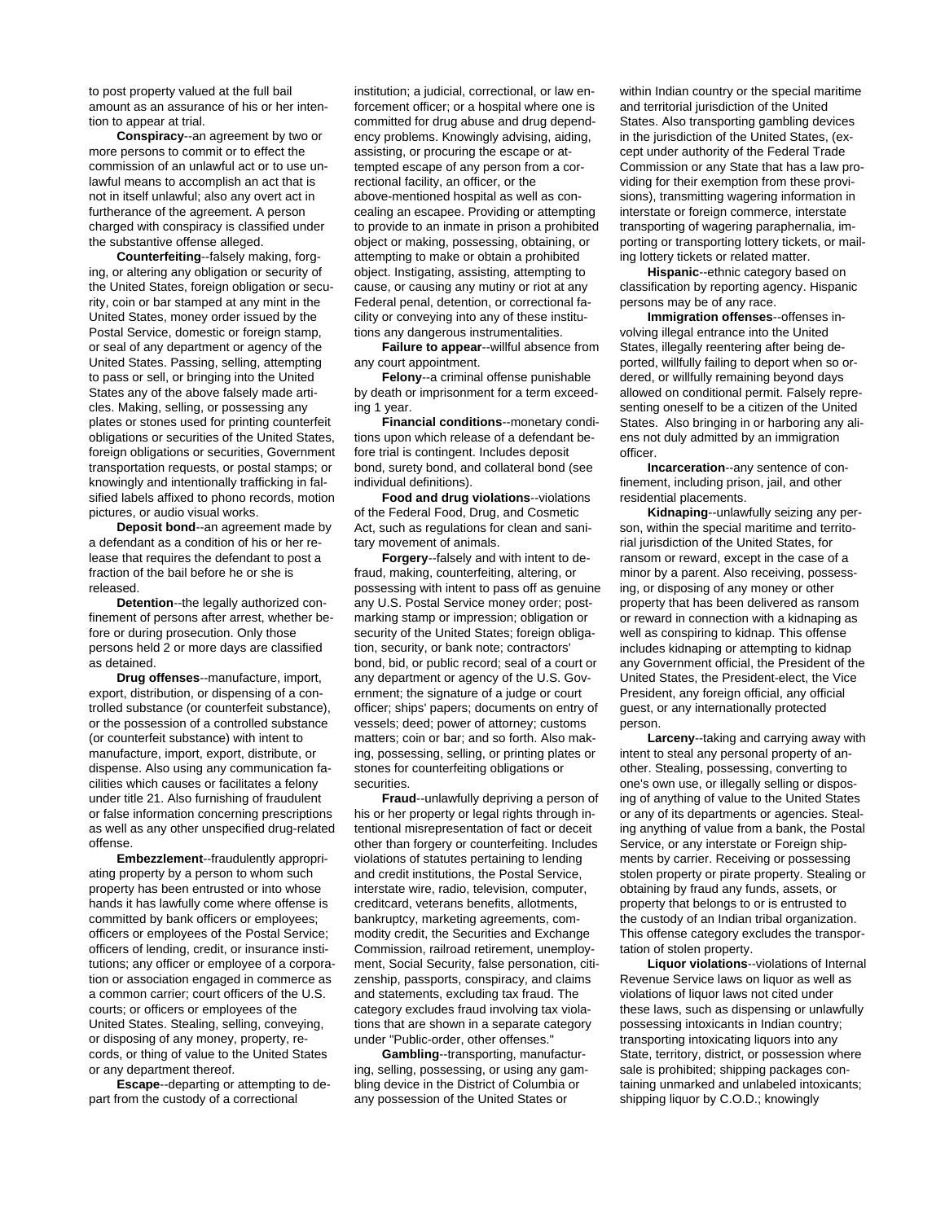to post property valued at the full bail amount as an assurance of his or her intention to appear at trial.

**Conspiracy**--an agreement by two or more persons to commit or to effect the commission of an unlawful act or to use unlawful means to accomplish an act that is not in itself unlawful; also any overt act in furtherance of the agreement. A person charged with conspiracy is classified under the substantive offense alleged.

**Counterfeiting**--falsely making, forging, or altering any obligation or security of the United States, foreign obligation or security, coin or bar stamped at any mint in the United States, money order issued by the Postal Service, domestic or foreign stamp, or seal of any department or agency of the United States. Passing, selling, attempting to pass or sell, or bringing into the United States any of the above falsely made articles. Making, selling, or possessing any plates or stones used for printing counterfeit obligations or securities of the United States, foreign obligations or securities, Government transportation requests, or postal stamps; or knowingly and intentionally trafficking in falsified labels affixed to phono records, motion pictures, or audio visual works.

**Deposit bond**--an agreement made by a defendant as a condition of his or her release that requires the defendant to post a fraction of the bail before he or she is released.

**Detention**--the legally authorized confinement of persons after arrest, whether before or during prosecution. Only those persons held 2 or more days are classified as detained.

**Drug offenses**--manufacture, import, export, distribution, or dispensing of a controlled substance (or counterfeit substance), or the possession of a controlled substance (or counterfeit substance) with intent to manufacture, import, export, distribute, or dispense. Also using any communication facilities which causes or facilitates a felony under title 21. Also furnishing of fraudulent or false information concerning prescriptions as well as any other unspecified drug-related offense.

**Embezzlement**--fraudulently appropriating property by a person to whom such property has been entrusted or into whose hands it has lawfully come where offense is committed by bank officers or employees; officers or employees of the Postal Service; officers of lending, credit, or insurance institutions; any officer or employee of a corporation or association engaged in commerce as a common carrier; court officers of the U.S. courts; or officers or employees of the United States. Stealing, selling, conveying, or disposing of any money, property, records, or thing of value to the United States or any department thereof.

**Escape**--departing or attempting to depart from the custody of a correctional institution; a judicial, correctional, or law enforcement officer; or a hospital where one is committed for drug abuse and drug dependency problems. Knowingly advising, aiding, assisting, or procuring the escape or attempted escape of any person from a correctional facility, an officer, or the above-mentioned hospital as well as concealing an escapee. Providing or attempting to provide to an inmate in prison a prohibited object or making, possessing, obtaining, or attempting to make or obtain a prohibited object. Instigating, assisting, attempting to cause, or causing any mutiny or riot at any Federal penal, detention, or correctional facility or conveying into any of these institutions any dangerous instrumentalities.

**Failure to appear**--willful absence from any court appointment.

**Felony**--a criminal offense punishable by death or imprisonment for a term exceeding 1 year.

**Financial conditions**--monetary conditions upon which release of a defendant before trial is contingent. Includes deposit bond, surety bond, and collateral bond (see individual definitions).

**Food and drug violations**--violations of the Federal Food, Drug, and Cosmetic Act, such as regulations for clean and sanitary movement of animals.

**Forgery**--falsely and with intent to defraud, making, counterfeiting, altering, or possessing with intent to pass off as genuine any U.S. Postal Service money order; postmarking stamp or impression; obligation or security of the United States; foreign obligation, security, or bank note; contractors' bond, bid, or public record; seal of a court or any department or agency of the U.S. Government; the signature of a judge or court officer; ships' papers; documents on entry of vessels; deed; power of attorney; customs matters; coin or bar; and so forth. Also making, possessing, selling, or printing plates or stones for counterfeiting obligations or securities.

**Fraud**--unlawfully depriving a person of his or her property or legal rights through intentional misrepresentation of fact or deceit other than forgery or counterfeiting. Includes violations of statutes pertaining to lending and credit institutions, the Postal Service, interstate wire, radio, television, computer, creditcard, veterans benefits, allotments, bankruptcy, marketing agreements, commodity credit, the Securities and Exchange Commission, railroad retirement, unemployment, Social Security, false personation, citizenship, passports, conspiracy, and claims and statements, excluding tax fraud. The category excludes fraud involving tax violations that are shown in a separate category under "Public-order, other offenses."

**Gambling**--transporting, manufacturing, selling, possessing, or using any gambling device in the District of Columbia or any possession of the United States or within Indian country or the special maritime and territorial jurisdiction of the United States. Also transporting gambling devices in the jurisdiction of the United States, (except under authority of the Federal Trade Commission or any State that has a law providing for their exemption from these provisions), transmitting wagering information in interstate or foreign commerce, interstate transporting of wagering paraphernalia, importing or transporting lottery tickets, or mailing lottery tickets or related matter.

**Hispanic**--ethnic category based on classification by reporting agency. Hispanic persons may be of any race.

**Immigration offenses**--offenses involving illegal entrance into the United States, illegally reentering after being deported, willfully failing to deport when so ordered, or willfully remaining beyond days allowed on conditional permit. Falsely representing oneself to be a citizen of the United States. Also bringing in or harboring any aliens not duly admitted by an immigration officer.

**Incarceration**--any sentence of confinement, including prison, jail, and other residential placements.

**Kidnaping**--unlawfully seizing any person, within the special maritime and territorial jurisdiction of the United States, for ransom or reward, except in the case of a minor by a parent. Also receiving, possessing, or disposing of any money or other property that has been delivered as ransom or reward in connection with a kidnaping as well as conspiring to kidnap. This offense includes kidnaping or attempting to kidnap any Government official, the President of the United States, the President-elect, the Vice President, any foreign official, any official guest, or any internationally protected person.

**Larceny**--taking and carrying away with intent to steal any personal property of another. Stealing, possessing, converting to one's own use, or illegally selling or disposing of anything of value to the United States or any of its departments or agencies. Stealing anything of value from a bank, the Postal Service, or any interstate or Foreign shipments by carrier. Receiving or possessing stolen property or pirate property. Stealing or obtaining by fraud any funds, assets, or property that belongs to or is entrusted to the custody of an Indian tribal organization. This offense category excludes the transportation of stolen property.

**Liquor violations**--violations of Internal Revenue Service laws on liquor as well as violations of liquor laws not cited under these laws, such as dispensing or unlawfully possessing intoxicants in Indian country; transporting intoxicating liquors into any State, territory, district, or possession where sale is prohibited; shipping packages containing unmarked and unlabeled intoxicants; shipping liquor by C.O.D.; knowingly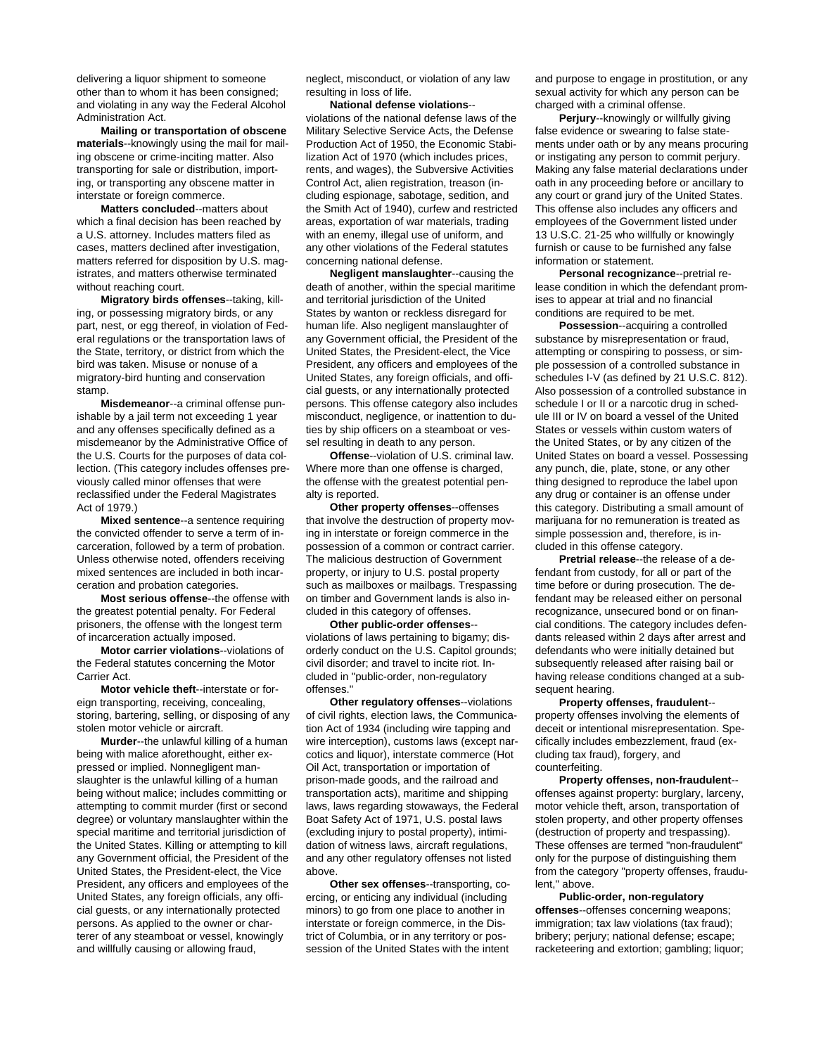delivering a liquor shipment to someone other than to whom it has been consigned; and violating in any way the Federal Alcohol Administration Act.

**Mailing or transportation of obscene materials**--knowingly using the mail for mailing obscene or crime-inciting matter. Also transporting for sale or distribution, importing, or transporting any obscene matter in interstate or foreign commerce.

**Matters concluded**--matters about which a final decision has been reached by a U.S. attorney. Includes matters filed as cases, matters declined after investigation, matters referred for disposition by U.S. magistrates, and matters otherwise terminated without reaching court.

**Migratory birds offenses**--taking, killing, or possessing migratory birds, or any part, nest, or egg thereof, in violation of Federal regulations or the transportation laws of the State, territory, or district from which the bird was taken. Misuse or nonuse of a migratory-bird hunting and conservation stamp.

**Misdemeanor**--a criminal offense punishable by a jail term not exceeding 1 year and any offenses specifically defined as a misdemeanor by the Administrative Office of the U.S. Courts for the purposes of data collection. (This category includes offenses previously called minor offenses that were reclassified under the Federal Magistrates Act of 1979.)

**Mixed sentence**--a sentence requiring the convicted offender to serve a term of incarceration, followed by a term of probation. Unless otherwise noted, offenders receiving mixed sentences are included in both incarceration and probation categories.

**Most serious offense**--the offense with the greatest potential penalty. For Federal prisoners, the offense with the longest term of incarceration actually imposed.

**Motor carrier violations**--violations of the Federal statutes concerning the Motor Carrier Act.

**Motor vehicle theft**--interstate or foreign transporting, receiving, concealing, storing, bartering, selling, or disposing of any stolen motor vehicle or aircraft.

**Murder**--the unlawful killing of a human being with malice aforethought, either expressed or implied. Nonnegligent manslaughter is the unlawful killing of a human being without malice; includes committing or attempting to commit murder (first or second degree) or voluntary manslaughter within the special maritime and territorial jurisdiction of the United States. Killing or attempting to kill any Government official, the President of the United States, the President-elect, the Vice President, any officers and employees of the United States, any foreign officials, any official guests, or any internationally protected persons. As applied to the owner or charterer of any steamboat or vessel, knowingly and willfully causing or allowing fraud, neglect, misconduct, or violation of any law resulting in loss of life.

**National defense violations**--violations of the national defense laws of the Military Selective Service Acts, the Defense Production Act of 1950, the Economic Stabilization Act of 1970 (which includes prices, rents, and wages), the Subversive Activities Control Act, alien registration, treason (including espionage, sabotage, sedition, and the Smith Act of 1940), curfew and restricted areas, exportation of war materials, trading with an enemy, illegal use of uniform, and any other violations of the Federal statutes concerning national defense.

**Negligent manslaughter**--causing the death of another, within the special maritime and territorial jurisdiction of the United States by wanton or reckless disregard for human life. Also negligent manslaughter of any Government official, the President of the United States, the President-elect, the Vice President, any officers and employees of the United States, any foreign officials, and official guests, or any internationally protected persons. This offense category also includes misconduct, negligence, or inattention to duties by ship officers on a steamboat or vessel resulting in death to any person.

**Offense**--violation of U.S. criminal law. Where more than one offense is charged, the offense with the greatest potential penalty is reported.

**Other property offenses**--offenses that involve the destruction of property moving in interstate or foreign commerce in the possession of a common or contract carrier. The malicious destruction of Government property, or injury to U.S. postal property such as mailboxes or mailbags. Trespassing on timber and Government lands is also included in this category of offenses.

**Other public-order offenses**--violations of laws pertaining to bigamy; disorderly conduct on the U.S. Capitol grounds; civil disorder; and travel to incite riot. Included in "public-order, non-regulatory offenses."

**Other regulatory offenses**--violations of civil rights, election laws, the Communication Act of 1934 (including wire tapping and wire interception), customs laws (except narcotics and liquor), interstate commerce (Hot Oil Act, transportation or importation of prison-made goods, and the railroad and transportation acts), maritime and shipping laws, laws regarding stowaways, the Federal Boat Safety Act of 1971, U.S. postal laws (excluding injury to postal property), intimidation of witness laws, aircraft regulations, and any other regulatory offenses not listed above.

**Other sex offenses**--transporting, coercing, or enticing any individual (including minors) to go from one place to another in interstate or foreign commerce, in the District of Columbia, or in any territory or possession of the United States with the intent and purpose to engage in prostitution, or any sexual activity for which any person can be charged with a criminal offense.

**Perjury**--knowingly or willfully giving false evidence or swearing to false statements under oath or by any means procuring or instigating any person to commit perjury. Making any false material declarations under oath in any proceeding before or ancillary to any court or grand jury of the United States. This offense also includes any officers and employees of the Government listed under 13 U.S.C. 21-25 who willfully or knowingly furnish or cause to be furnished any false information or statement.

**Personal recognizance**--pretrial release condition in which the defendant promises to appear at trial and no financial conditions are required to be met.

**Possession**--acquiring a controlled substance by misrepresentation or fraud, attempting or conspiring to possess, or simple possession of a controlled substance in schedules I-V (as defined by 21 U.S.C. 812). Also possession of a controlled substance in schedule I or II or a narcotic drug in schedule III or IV on board a vessel of the United States or vessels within custom waters of the United States, or by any citizen of the United States on board a vessel. Possessing any punch, die, plate, stone, or any other thing designed to reproduce the label upon any drug or container is an offense under this category. Distributing a small amount of marijuana for no remuneration is treated as simple possession and, therefore, is included in this offense category.

**Pretrial release**--the release of a defendant from custody, for all or part of the time before or during prosecution. The defendant may be released either on personal recognizance, unsecured bond or on financial conditions. The category includes defendants released within 2 days after arrest and defendants who were initially detained but subsequently released after raising bail or having release conditions changed at a subsequent hearing.

**Property offenses, fraudulent**--property offenses involving the elements of deceit or intentional misrepresentation. Specifically includes embezzlement, fraud (excluding tax fraud), forgery, and counterfeiting.

**Property offenses, non-fraudulent**--offenses against property: burglary, larceny, motor vehicle theft, arson, transportation of stolen property, and other property offenses (destruction of property and trespassing). These offenses are termed "non-fraudulent" only for the purpose of distinguishing them from the category "property offenses, fraudulent," above.

**Public-order, non-regulatory offenses**--offenses concerning weapons; immigration; tax law violations (tax fraud); bribery; perjury; national defense; escape; racketeering and extortion; gambling; liquor;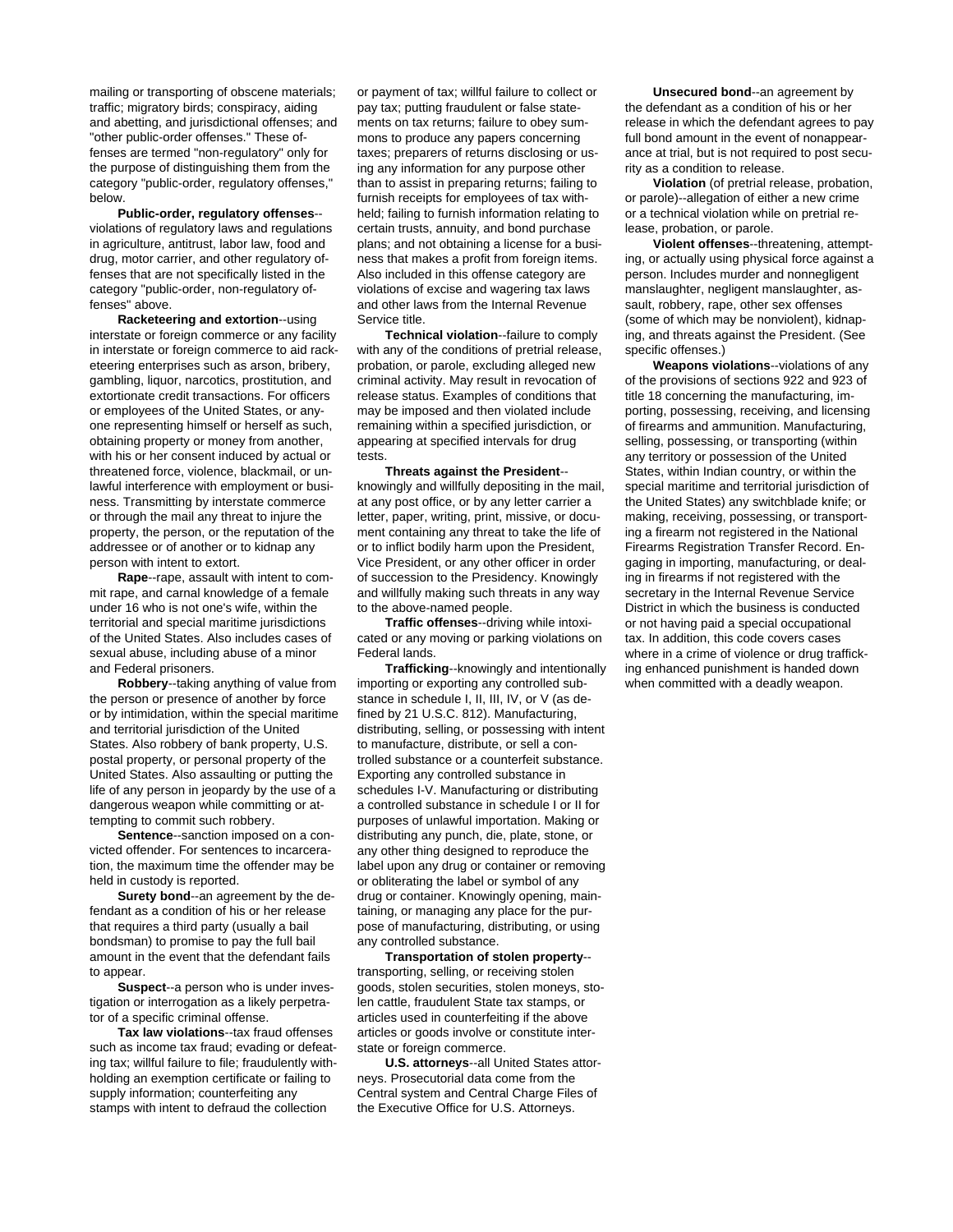mailing or transporting of obscene materials; traffic; migratory birds; conspiracy, aiding and abetting, and jurisdictional offenses; and "other public-order offenses." These offenses are termed "non-regulatory" only for the purpose of distinguishing them from the category "public-order, regulatory offenses," below.

**Public-order, regulatory offenses**--violations of regulatory laws and regulations in agriculture, antitrust, labor law, food and drug, motor carrier, and other regulatory offenses that are not specifically listed in the category "public-order, non-regulatory offenses" above.

**Racketeering and extortion**--using interstate or foreign commerce or any facility in interstate or foreign commerce to aid racketeering enterprises such as arson, bribery, gambling, liquor, narcotics, prostitution, and extortionate credit transactions. For officers or employees of the United States, or anyone representing himself or herself as such, obtaining property or money from another, with his or her consent induced by actual or threatened force, violence, blackmail, or unlawful interference with employment or business. Transmitting by interstate commerce or through the mail any threat to injure the property, the person, or the reputation of the addressee or of another or to kidnap any person with intent to extort.

**Rape**--rape, assault with intent to commit rape, and carnal knowledge of a female under 16 who is not one's wife, within the territorial and special maritime jurisdictions of the United States. Also includes cases of sexual abuse, including abuse of a minor and Federal prisoners.

**Robbery**--taking anything of value from the person or presence of another by force or by intimidation, within the special maritime and territorial jurisdiction of the United States. Also robbery of bank property, U.S. postal property, or personal property of the United States. Also assaulting or putting the life of any person in jeopardy by the use of a dangerous weapon while committing or attempting to commit such robbery.

**Sentence**--sanction imposed on a convicted offender. For sentences to incarceration, the maximum time the offender may be held in custody is reported.

**Surety bond**--an agreement by the defendant as a condition of his or her release that requires a third party (usually a bail bondsman) to promise to pay the full bail amount in the event that the defendant fails to appear.

**Suspect**--a person who is under investigation or interrogation as a likely perpetrator of a specific criminal offense.

**Tax law violations**--tax fraud offenses such as income tax fraud; evading or defeating tax; willful failure to file; fraudulently withholding an exemption certificate or failing to supply information; counterfeiting any stamps with intent to defraud the collection or payment of tax; willful failure to collect or pay tax; putting fraudulent or false statements on tax returns; failure to obey summons to produce any papers concerning taxes; preparers of returns disclosing or using any information for any purpose other than to assist in preparing returns; failing to furnish receipts for employees of tax withheld; failing to furnish information relating to certain trusts, annuity, and bond purchase plans; and not obtaining a license for a business that makes a profit from foreign items. Also included in this offense category are violations of excise and wagering tax laws and other laws from the Internal Revenue Service title.

**Technical violation**--failure to comply with any of the conditions of pretrial release, probation, or parole, excluding alleged new criminal activity. May result in revocation of release status. Examples of conditions that may be imposed and then violated include remaining within a specified jurisdiction, or appearing at specified intervals for drug tests.

**Threats against the President**--knowingly and willfully depositing in the mail, at any post office, or by any letter carrier a letter, paper, writing, print, missive, or document containing any threat to take the life of or to inflict bodily harm upon the President, Vice President, or any other officer in order of succession to the Presidency. Knowingly and willfully making such threats in any way to the above-named people.

**Traffic offenses**--driving while intoxicated or any moving or parking violations on Federal lands.

**Trafficking**--knowingly and intentionally importing or exporting any controlled substance in schedule I, II, III, IV, or V (as defined by 21 U.S.C. 812). Manufacturing, distributing, selling, or possessing with intent to manufacture, distribute, or sell a controlled substance or a counterfeit substance. Exporting any controlled substance in schedules I-V. Manufacturing or distributing a controlled substance in schedule I or II for purposes of unlawful importation. Making or distributing any punch, die, plate, stone, or any other thing designed to reproduce the label upon any drug or container or removing or obliterating the label or symbol of any drug or container. Knowingly opening, maintaining, or managing any place for the purpose of manufacturing, distributing, or using any controlled substance.

**Transportation of stolen property**--transporting, selling, or receiving stolen goods, stolen securities, stolen moneys, stolen cattle, fraudulent State tax stamps, or articles used in counterfeiting if the above articles or goods involve or constitute interstate or foreign commerce.

**U.S. attorneys**--all United States attorneys. Prosecutorial data come from the Central system and Central Charge Files of the Executive Office for U.S. Attorneys.

**Unsecured bond**--an agreement by the defendant as a condition of his or her release in which the defendant agrees to pay full bond amount in the event of nonappearance at trial, but is not required to post security as a condition to release.

**Violation** (of pretrial release, probation, or parole)--allegation of either a new crime or a technical violation while on pretrial release, probation, or parole.

**Violent offenses**--threatening, attempting, or actually using physical force against a person. Includes murder and nonnegligent manslaughter, negligent manslaughter, assault, robbery, rape, other sex offenses (some of which may be nonviolent), kidnaping, and threats against the President. (See specific offenses.)

**Weapons violations**--violations of any of the provisions of sections 922 and 923 of title 18 concerning the manufacturing, importing, possessing, receiving, and licensing of firearms and ammunition. Manufacturing, selling, possessing, or transporting (within any territory or possession of the United States, within Indian country, or within the special maritime and territorial jurisdiction of the United States) any switchblade knife; or making, receiving, possessing, or transporting a firearm not registered in the National Firearms Registration Transfer Record. Engaging in importing, manufacturing, or dealing in firearms if not registered with the secretary in the Internal Revenue Service District in which the business is conducted or not having paid a special occupational tax. In addition, this code covers cases where in a crime of violence or drug trafficking enhanced punishment is handed down when committed with a deadly weapon.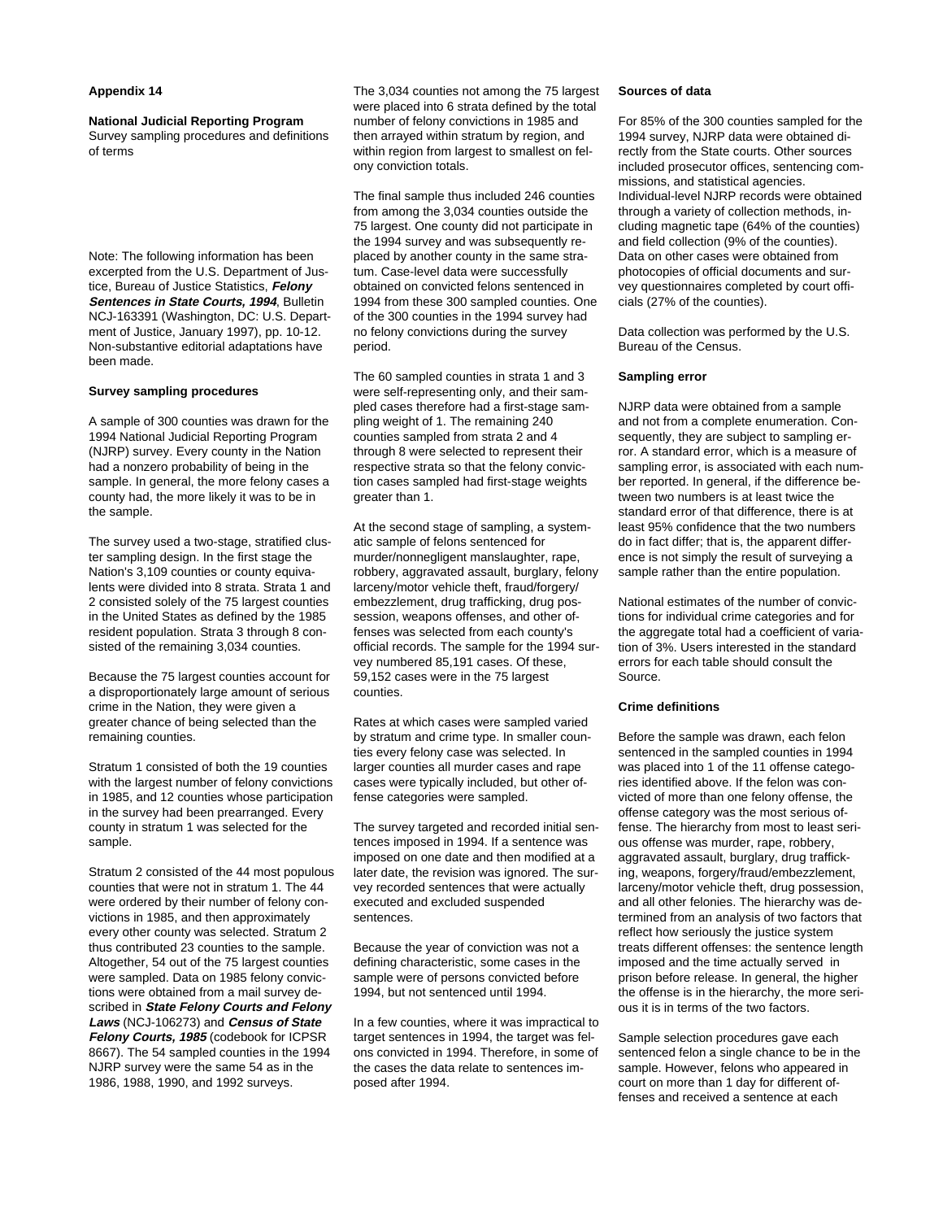# Appendix 14

## National Judicial Reporting Program

Survey sampling procedures and definitions of terms

Note: The following information has been excerpted from the U.S. Department of Justice, Bureau of Justice Statistics, ***Felony Sentences in State Courts, 1994***, Bulletin NCJ-163391 (Washington, DC: U.S. Department of Justice, January 1997), pp. 10-12. Non-substantive editorial adaptations have been made.

### Survey sampling procedures

A sample of 300 counties was drawn for the 1994 National Judicial Reporting Program (NJRP) survey. Every county in the Nation had a nonzero probability of being in the sample. In general, the more felony cases a county had, the more likely it was to be in the sample.

The survey used a two-stage, stratified cluster sampling design. In the first stage the Nation's 3,109 counties or county equivalents were divided into 8 strata. Strata 1 and 2 consisted solely of the 75 largest counties in the United States as defined by the 1985 resident population. Strata 3 through 8 consisted of the remaining 3,034 counties.

Because the 75 largest counties account for a disproportionately large amount of serious crime in the Nation, they were given a greater chance of being selected than the remaining counties.

Stratum 1 consisted of both the 19 counties with the largest number of felony convictions in 1985, and 12 counties whose participation in the survey had been prearranged. Every county in stratum 1 was selected for the sample.

Stratum 2 consisted of the 44 most populous counties that were not in stratum 1. The 44 were ordered by their number of felony convictions in 1985, and then approximately every other county was selected. Stratum 2 thus contributed 23 counties to the sample. Altogether, 54 out of the 75 largest counties were sampled. Data on 1985 felony convictions were obtained from a mail survey described in ***State Felony Courts and Felony Laws*** (NCJ-106273) and ***Census of State Felony Courts, 1985*** (codebook for ICPSR 8667). The 54 sampled counties in the 1994 NJRP survey were the same 54 as in the 1986, 1988, 1990, and 1992 surveys.

The 3,034 counties not among the 75 largest were placed into 6 strata defined by the total number of felony convictions in 1985 and then arrayed within stratum by region, and within region from largest to smallest on felony conviction totals.

The final sample thus included 246 counties from among the 3,034 counties outside the 75 largest. One county did not participate in the 1994 survey and was subsequently replaced by another county in the same stratum. Case-level data were successfully obtained on convicted felons sentenced in 1994 from these 300 sampled counties. One of the 300 counties in the 1994 survey had no felony convictions during the survey period.

The 60 sampled counties in strata 1 and 3 were self-representing only, and their sampled cases therefore had a first-stage sampling weight of 1. The remaining 240 counties sampled from strata 2 and 4 through 8 were selected to represent their respective strata so that the felony conviction cases sampled had first-stage weights greater than 1.

At the second stage of sampling, a systematic sample of felons sentenced for murder/nonnegligent manslaughter, rape, robbery, aggravated assault, burglary, felony larceny/motor vehicle theft, fraud/forgery/embezzlement, drug trafficking, drug possession, weapons offenses, and other offenses was selected from each county's official records. The sample for the 1994 survey numbered 85,191 cases. Of these, 59,152 cases were in the 75 largest counties.

Rates at which cases were sampled varied by stratum and crime type. In smaller counties every felony case was selected. In larger counties all murder cases and rape cases were typically included, but other offense categories were sampled.

The survey targeted and recorded initial sentences imposed in 1994. If a sentence was imposed on one date and then modified at a later date, the revision was ignored. The survey recorded sentences that were actually executed and excluded suspended sentences.

Because the year of conviction was not a defining characteristic, some cases in the sample were of persons convicted before 1994, but not sentenced until 1994.

In a few counties, where it was impractical to target sentences in 1994, the target was felons convicted in 1994. Therefore, in some of the cases the data relate to sentences imposed after 1994.

### Sources of data

For 85% of the 300 counties sampled for the 1994 survey, NJRP data were obtained directly from the State courts. Other sources included prosecutor offices, sentencing commissions, and statistical agencies. Individual-level NJRP records were obtained through a variety of collection methods, including magnetic tape (64% of the counties) and field collection (9% of the counties). Data on other cases were obtained from photocopies of official documents and survey questionnaires completed by court officials (27% of the counties).

Data collection was performed by the U.S. Bureau of the Census.

### Sampling error

NJRP data were obtained from a sample and not from a complete enumeration. Consequently, they are subject to sampling error. A standard error, which is a measure of sampling error, is associated with each number reported. In general, if the difference between two numbers is at least twice the standard error of that difference, there is at least 95% confidence that the two numbers do in fact differ; that is, the apparent difference is not simply the result of surveying a sample rather than the entire population.

National estimates of the number of convictions for individual crime categories and for the aggregate total had a coefficient of variation of 3%. Users interested in the standard errors for each table should consult the Source.

### Crime definitions

Before the sample was drawn, each felon sentenced in the sampled counties in 1994 was placed into 1 of the 11 offense categories identified above. If the felon was convicted of more than one felony offense, the offense category was the most serious offense. The hierarchy from most to least serious offense was murder, rape, robbery, aggravated assault, burglary, drug trafficking, weapons, forgery/fraud/embezzlement, larceny/motor vehicle theft, drug possession, and all other felonies. The hierarchy was determined from an analysis of two factors that reflect how seriously the justice system treats different offenses: the sentence length imposed and the time actually served in prison before release. In general, the higher the offense is in the hierarchy, the more serious it is in terms of the two factors.

Sample selection procedures gave each sentenced felon a single chance to be in the sample. However, felons who appeared in court on more than 1 day for different offenses and received a sentence at each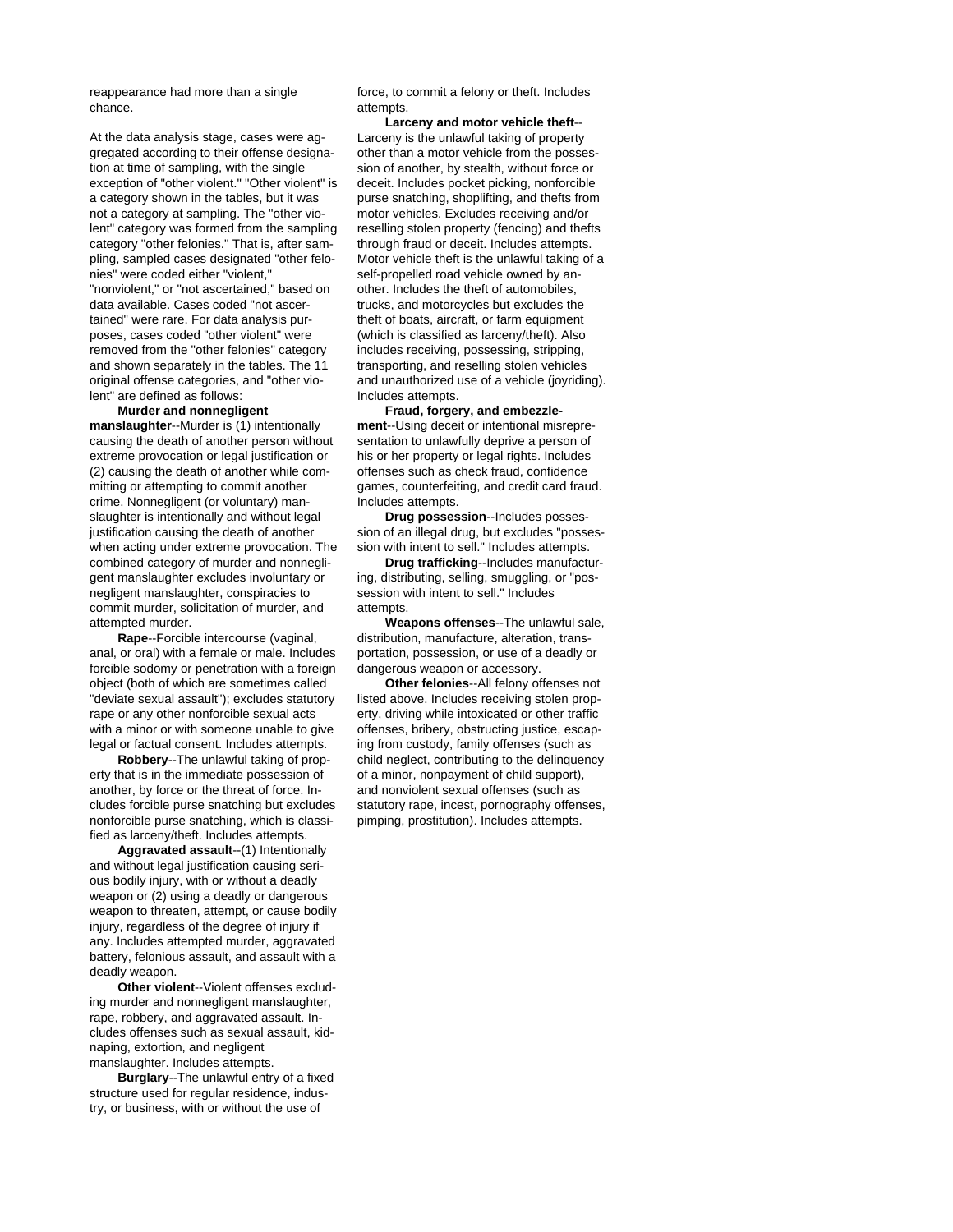reappearance had more than a single chance.

At the data analysis stage, cases were aggregated according to their offense designation at time of sampling, with the single exception of "other violent." "Other violent" is a category shown in the tables, but it was not a category at sampling. The "other violent" category was formed from the sampling category "other felonies." That is, after sampling, sampled cases designated "other felonies" were coded either "violent," "nonviolent," or "not ascertained," based on data available. Cases coded "not ascertained" were rare. For data analysis purposes, cases coded "other violent" were removed from the "other felonies" category and shown separately in the tables. The 11 original offense categories, and "other violent" are defined as follows:

**Murder and nonnegligent manslaughter**--Murder is (1) intentionally causing the death of another person without extreme provocation or legal justification or (2) causing the death of another while committing or attempting to commit another crime. Nonnegligent (or voluntary) manslaughter is intentionally and without legal justification causing the death of another when acting under extreme provocation. The combined category of murder and nonnegligent manslaughter excludes involuntary or negligent manslaughter, conspiracies to commit murder, solicitation of murder, and attempted murder.

**Rape**--Forcible intercourse (vaginal, anal, or oral) with a female or male. Includes forcible sodomy or penetration with a foreign object (both of which are sometimes called "deviate sexual assault"); excludes statutory rape or any other nonforcible sexual acts with a minor or with someone unable to give legal or factual consent. Includes attempts.

**Robbery**--The unlawful taking of property that is in the immediate possession of another, by force or the threat of force. Includes forcible purse snatching but excludes nonforcible purse snatching, which is classified as larceny/theft. Includes attempts.

**Aggravated assault**--(1) Intentionally and without legal justification causing serious bodily injury, with or without a deadly weapon or (2) using a deadly or dangerous weapon to threaten, attempt, or cause bodily injury, regardless of the degree of injury if any. Includes attempted murder, aggravated battery, felonious assault, and assault with a deadly weapon.

**Other violent**--Violent offenses excluding murder and nonnegligent manslaughter, rape, robbery, and aggravated assault. Includes offenses such as sexual assault, kidnaping, extortion, and negligent manslaughter. Includes attempts.

**Burglary**--The unlawful entry of a fixed structure used for regular residence, industry, or business, with or without the use of force, to commit a felony or theft. Includes attempts.

**Larceny and motor vehicle theft**--Larceny is the unlawful taking of property other than a motor vehicle from the possession of another, by stealth, without force or deceit. Includes pocket picking, nonforcible purse snatching, shoplifting, and thefts from motor vehicles. Excludes receiving and/or reselling stolen property (fencing) and thefts through fraud or deceit. Includes attempts. Motor vehicle theft is the unlawful taking of a self-propelled road vehicle owned by another. Includes the theft of automobiles, trucks, and motorcycles but excludes the theft of boats, aircraft, or farm equipment (which is classified as larceny/theft). Also includes receiving, possessing, stripping, transporting, and reselling stolen vehicles and unauthorized use of a vehicle (joyriding). Includes attempts.

**Fraud, forgery, and embezzlement**--Using deceit or intentional misrepresentation to unlawfully deprive a person of his or her property or legal rights. Includes offenses such as check fraud, confidence games, counterfeiting, and credit card fraud. Includes attempts.

**Drug possession**--Includes possession of an illegal drug, but excludes "possession with intent to sell." Includes attempts.

**Drug trafficking**--Includes manufacturing, distributing, selling, smuggling, or "possession with intent to sell." Includes attempts.

**Weapons offenses**--The unlawful sale, distribution, manufacture, alteration, transportation, possession, or use of a deadly or dangerous weapon or accessory.

**Other felonies**--All felony offenses not listed above. Includes receiving stolen property, driving while intoxicated or other traffic offenses, bribery, obstructing justice, escaping from custody, family offenses (such as child neglect, contributing to the delinquency of a minor, nonpayment of child support), and nonviolent sexual offenses (such as statutory rape, incest, pornography offenses, pimping, prostitution). Includes attempts.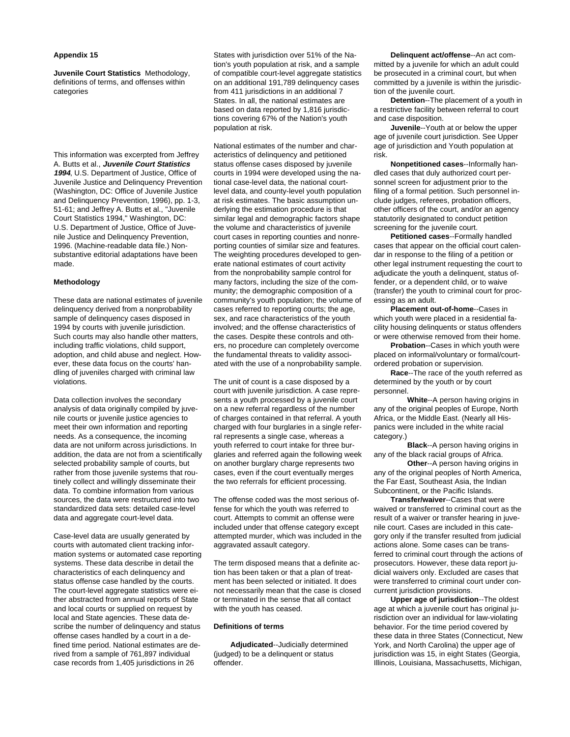## Appendix 15

**Juvenile Court Statistics** Methodology, definitions of terms, and offenses within categories

This information was excerpted from Jeffrey A. Butts et al., ***Juvenile Court Statistics 1994***, U.S. Department of Justice, Office of Juvenile Justice and Delinquency Prevention (Washington, DC: Office of Juvenile Justice and Delinquency Prevention, 1996), pp. 1-3, 51-61; and Jeffrey A. Butts et al., "Juvenile Court Statistics 1994," Washington, DC: U.S. Department of Justice, Office of Juvenile Justice and Delinquency Prevention, 1996. (Machine-readable data file.) Nonsubstantive editorial adaptations have been made.

### Methodology

These data are national estimates of juvenile delinquency derived from a nonprobability sample of delinquency cases disposed in 1994 by courts with juvenile jurisdiction. Such courts may also handle other matters, including traffic violations, child support, adoption, and child abuse and neglect. However, these data focus on the courts' handling of juveniles charged with criminal law violations.

Data collection involves the secondary analysis of data originally compiled by juvenile courts or juvenile justice agencies to meet their own information and reporting needs. As a consequence, the incoming data are not uniform across jurisdictions. In addition, the data are not from a scientifically selected probability sample of courts, but rather from those juvenile systems that routinely collect and willingly disseminate their data. To combine information from various sources, the data were restructured into two standardized data sets: detailed case-level data and aggregate court-level data.

Case-level data are usually generated by courts with automated client tracking information systems or automated case reporting systems. These data describe in detail the characteristics of each delinquency and status offense case handled by the courts. The court-level aggregate statistics were either abstracted from annual reports of State and local courts or supplied on request by local and State agencies. These data describe the number of delinquency and status offense cases handled by a court in a defined time period. National estimates are derived from a sample of 761,897 individual case records from 1,405 jurisdictions in 26 States with jurisdiction over 51% of the Nation's youth population at risk, and a sample of compatible court-level aggregate statistics on an additional 191,789 delinquency cases from 411 jurisdictions in an additional 7 States. In all, the national estimates are based on data reported by 1,816 jurisdictions covering 67% of the Nation's youth population at risk.

National estimates of the number and characteristics of delinquency and petitioned status offense cases disposed by juvenile courts in 1994 were developed using the national case-level data, the national court-level data, and county-level youth population at risk estimates. The basic assumption underlying the estimation procedure is that similar legal and demographic factors shape the volume and characteristics of juvenile court cases in reporting counties and nonreporting counties of similar size and features. The weighting procedures developed to generate national estimates of court activity from the nonprobability sample control for many factors, including the size of the community; the demographic composition of a community's youth population; the volume of cases referred to reporting courts; the age, sex, and race characteristics of the youth involved; and the offense characteristics of the cases. Despite these controls and others, no procedure can completely overcome the fundamental threats to validity associated with the use of a nonprobability sample.

The unit of count is a case disposed by a court with juvenile jurisdiction. A case represents a youth processed by a juvenile court on a new referral regardless of the number of charges contained in that referral. A youth charged with four burglaries in a single referral represents a single case, whereas a youth referred to court intake for three burglaries and referred again the following week on another burglary charge represents two cases, even if the court eventually merges the two referrals for efficient processing.

The offense coded was the most serious offense for which the youth was referred to court. Attempts to commit an offense were included under that offense category except attempted murder, which was included in the aggravated assault category.

The term disposed means that a definite action has been taken or that a plan of treatment has been selected or initiated. It does not necessarily mean that the case is closed or terminated in the sense that all contact with the youth has ceased.

### Definitions of terms

**Adjudicated**--Judicially determined (judged) to be a delinquent or status offender.

**Delinquent act/offense**--An act committed by a juvenile for which an adult could be prosecuted in a criminal court, but when committed by a juvenile is within the jurisdiction of the juvenile court.

**Detention**--The placement of a youth in a restrictive facility between referral to court and case disposition.

**Juvenile**--Youth at or below the upper age of juvenile court jurisdiction. See Upper age of jurisdiction and Youth population at risk.

**Nonpetitioned cases**--Informally handled cases that duly authorized court personnel screen for adjustment prior to the filing of a formal petition. Such personnel include judges, referees, probation officers, other officers of the court, and/or an agency statutorily designated to conduct petition screening for the juvenile court.

**Petitioned cases**--Formally handled cases that appear on the official court calendar in response to the filing of a petition or other legal instrument requesting the court to adjudicate the youth a delinquent, status offender, or a dependent child, or to waive (transfer) the youth to criminal court for processing as an adult.

**Placement out-of-home**--Cases in which youth were placed in a residential facility housing delinquents or status offenders or were otherwise removed from their home.

**Probation**--Cases in which youth were placed on informal/voluntary or formal/court-ordered probation or supervision.

**Race**--The race of the youth referred as determined by the youth or by court personnel.

**White**--A person having origins in any of the original peoples of Europe, North Africa, or the Middle East. (Nearly all Hispanics were included in the white racial category.)

**Black**--A person having origins in any of the black racial groups of Africa.

**Other**--A person having origins in any of the original peoples of North America, the Far East, Southeast Asia, the Indian Subcontinent, or the Pacific Islands.

**Transfer/waiver**--Cases that were waived or transferred to criminal court as the result of a waiver or transfer hearing in juvenile court. Cases are included in this category only if the transfer resulted from judicial actions alone. Some cases can be transferred to criminal court through the actions of prosecutors. However, these data report judicial waivers only. Excluded are cases that were transferred to criminal court under concurrent jurisdiction provisions.

**Upper age of jurisdiction**--The oldest age at which a juvenile court has original jurisdiction over an individual for law-violating behavior. For the time period covered by these data in three States (Connecticut, New York, and North Carolina) the upper age of jurisdiction was 15, in eight States (Georgia, Illinois, Louisiana, Massachusetts, Michigan,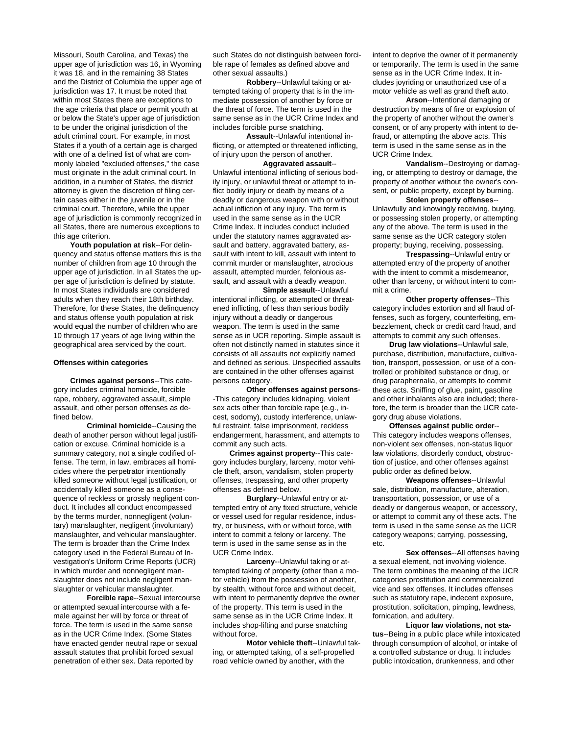Missouri, South Carolina, and Texas) the upper age of jurisdiction was 16, in Wyoming it was 18, and in the remaining 38 States and the District of Columbia the upper age of jurisdiction was 17. It must be noted that within most States there are exceptions to the age criteria that place or permit youth at or below the State's upper age of jurisdiction to be under the original jurisdiction of the adult criminal court. For example, in most States if a youth of a certain age is charged with one of a defined list of what are commonly labeled "excluded offenses," the case must originate in the adult criminal court. In addition, in a number of States, the district attorney is given the discretion of filing certain cases either in the juvenile or in the criminal court. Therefore, while the upper age of jurisdiction is commonly recognized in all States, there are numerous exceptions to this age criterion.

**Youth population at risk**--For delinquency and status offense matters this is the number of children from age 10 through the upper age of jurisdiction. In all States the upper age of jurisdiction is defined by statute. In most States individuals are considered adults when they reach their 18th birthday. Therefore, for these States, the delinquency and status offense youth population at risk would equal the number of children who are 10 through 17 years of age living within the geographical area serviced by the court.

**Offenses within categories**

**Crimes against persons**--This category includes criminal homicide, forcible rape, robbery, aggravated assault, simple assault, and other person offenses as defined below.

**Criminal homicide**--Causing the death of another person without legal justification or excuse. Criminal homicide is a summary category, not a single codified offense. The term, in law, embraces all homicides where the perpetrator intentionally killed someone without legal justification, or accidentally killed someone as a consequence of reckless or grossly negligent conduct. It includes all conduct encompassed by the terms murder, nonnegligent (voluntary) manslaughter, negligent (involuntary) manslaughter, and vehicular manslaughter. The term is broader than the Crime Index category used in the Federal Bureau of Investigation's Uniform Crime Reports (UCR) in which murder and nonnegligent manslaughter does not include negligent manslaughter or vehicular manslaughter.

**Forcible rape**--Sexual intercourse or attempted sexual intercourse with a female against her will by force or threat of force. The term is used in the same sense as in the UCR Crime Index. (Some States have enacted gender neutral rape or sexual assault statutes that prohibit forced sexual penetration of either sex. Data reported by such States do not distinguish between forcible rape of females as defined above and other sexual assaults.)

**Robbery**--Unlawful taking or attempted taking of property that is in the immediate possession of another by force or the threat of force. The term is used in the same sense as in the UCR Crime Index and includes forcible purse snatching.

**Assault**--Unlawful intentional inflicting, or attempted or threatened inflicting, of injury upon the person of another.

**Aggravated assault**--Unlawful intentional inflicting of serious bodily injury, or unlawful threat or attempt to inflict bodily injury or death by means of a deadly or dangerous weapon with or without actual infliction of any injury. The term is used in the same sense as in the UCR Crime Index. It includes conduct included under the statutory names aggravated assault and battery, aggravated battery, assault with intent to kill, assault with intent to commit murder or manslaughter, atrocious assault, attempted murder, felonious assault, and assault with a deadly weapon.

**Simple assault**--Unlawful intentional inflicting, or attempted or threatened inflicting, of less than serious bodily injury without a deadly or dangerous weapon. The term is used in the same sense as in UCR reporting. Simple assault is often not distinctly named in statutes since it consists of all assaults not explicitly named and defined as serious. Unspecified assaults are contained in the other offenses against persons category.

**Other offenses against persons**--This category includes kidnaping, violent sex acts other than forcible rape (e.g., incest, sodomy), custody interference, unlawful restraint, false imprisonment, reckless endangerment, harassment, and attempts to commit any such acts.

**Crimes against property**--This category includes burglary, larceny, motor vehicle theft, arson, vandalism, stolen property offenses, trespassing, and other property offenses as defined below.

**Burglary**--Unlawful entry or attempted entry of any fixed structure, vehicle or vessel used for regular residence, industry, or business, with or without force, with intent to commit a felony or larceny. The term is used in the same sense as in the UCR Crime Index.

**Larceny**--Unlawful taking or attempted taking of property (other than a motor vehicle) from the possession of another, by stealth, without force and without deceit, with intent to permanently deprive the owner of the property. This term is used in the same sense as in the UCR Crime Index. It includes shop-lifting and purse snatching without force.

**Motor vehicle theft**--Unlawful taking, or attempted taking, of a self-propelled road vehicle owned by another, with the intent to deprive the owner of it permanently or temporarily. The term is used in the same sense as in the UCR Crime Index. It includes joyriding or unauthorized use of a motor vehicle as well as grand theft auto.

**Arson**--Intentional damaging or destruction by means of fire or explosion of the property of another without the owner's consent, or of any property with intent to defraud, or attempting the above acts. This term is used in the same sense as in the UCR Crime Index.

**Vandalism**--Destroying or damaging, or attempting to destroy or damage, the property of another without the owner's consent, or public property, except by burning.

**Stolen property offenses**--Unlawfully and knowingly receiving, buying, or possessing stolen property, or attempting any of the above. The term is used in the same sense as the UCR category stolen property; buying, receiving, possessing.

**Trespassing**--Unlawful entry or attempted entry of the property of another with the intent to commit a misdemeanor, other than larceny, or without intent to commit a crime.

**Other property offenses**--This category includes extortion and all fraud offenses, such as forgery, counterfeiting, embezzlement, check or credit card fraud, and attempts to commit any such offenses.

**Drug law violations**--Unlawful sale, purchase, distribution, manufacture, cultivation, transport, possession, or use of a controlled or prohibited substance or drug, or drug paraphernalia, or attempts to commit these acts. Sniffing of glue, paint, gasoline and other inhalants also are included; therefore, the term is broader than the UCR category drug abuse violations.

**Offenses against public order**--This category includes weapons offenses, non-violent sex offenses, non-status liquor law violations, disorderly conduct, obstruction of justice, and other offenses against public order as defined below.

**Weapons offenses**--Unlawful sale, distribution, manufacture, alteration, transportation, possession, or use of a deadly or dangerous weapon, or accessory, or attempt to commit any of these acts. The term is used in the same sense as the UCR category weapons; carrying, possessing, etc.

**Sex offenses**--All offenses having a sexual element, not involving violence. The term combines the meaning of the UCR categories prostitution and commercialized vice and sex offenses. It includes offenses such as statutory rape, indecent exposure, prostitution, solicitation, pimping, lewdness, fornication, and adultery.

**Liquor law violations, not status**--Being in a public place while intoxicated through consumption of alcohol, or intake of a controlled substance or drug. It includes public intoxication, drunkenness, and other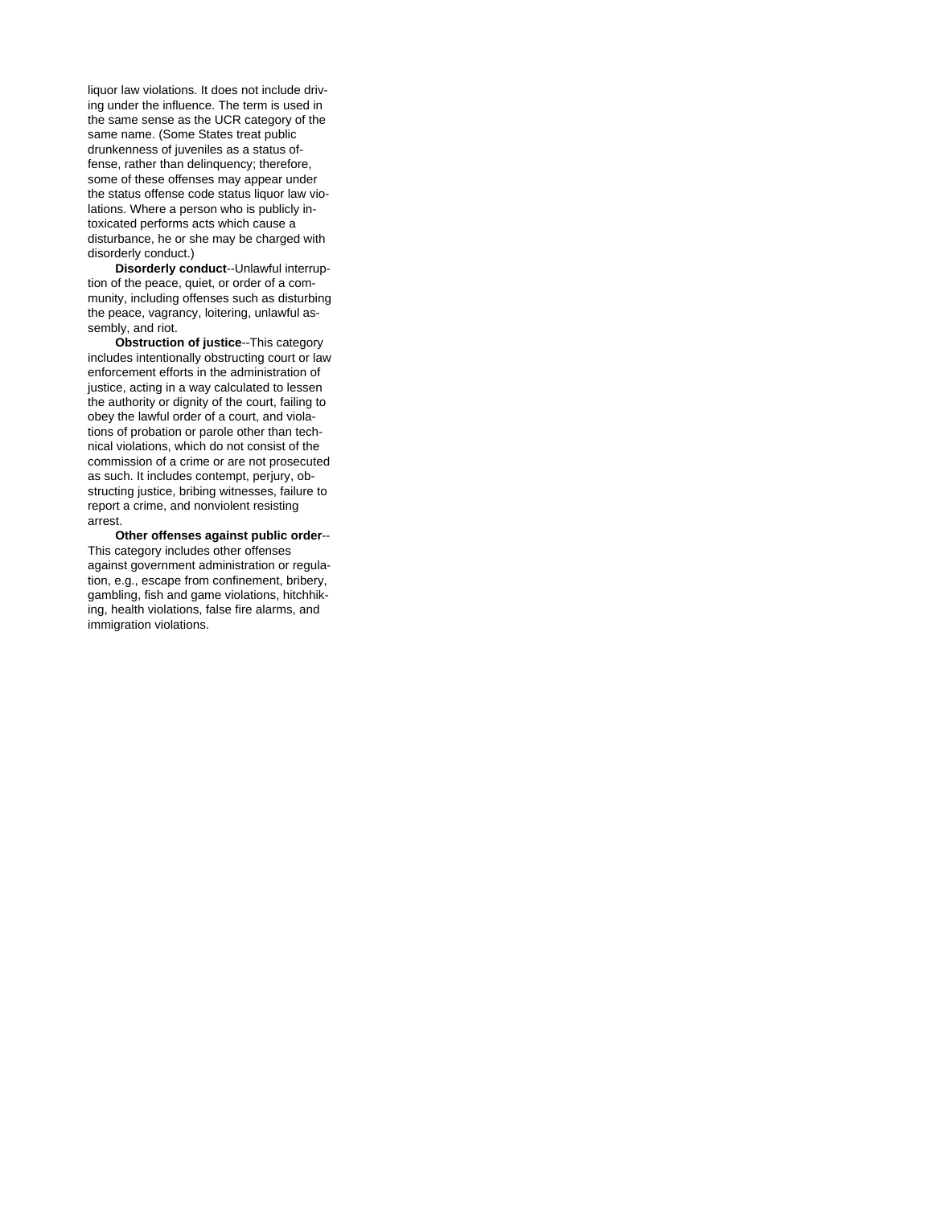liquor law violations. It does not include driving under the influence. The term is used in the same sense as the UCR category of the same name. (Some States treat public drunkenness of juveniles as a status offense, rather than delinquency; therefore, some of these offenses may appear under the status offense code status liquor law violations. Where a person who is publicly intoxicated performs acts which cause a disturbance, he or she may be charged with disorderly conduct.)

**Disorderly conduct**--Unlawful interruption of the peace, quiet, or order of a community, including offenses such as disturbing the peace, vagrancy, loitering, unlawful assembly, and riot.

**Obstruction of justice**--This category includes intentionally obstructing court or law enforcement efforts in the administration of justice, acting in a way calculated to lessen the authority or dignity of the court, failing to obey the lawful order of a court, and violations of probation or parole other than technical violations, which do not consist of the commission of a crime or are not prosecuted as such. It includes contempt, perjury, obstructing justice, bribing witnesses, failure to report a crime, and nonviolent resisting arrest.

**Other offenses against public order**--This category includes other offenses against government administration or regulation, e.g., escape from confinement, bribery, gambling, fish and game violations, hitchhiking, health violations, false fire alarms, and immigration violations.